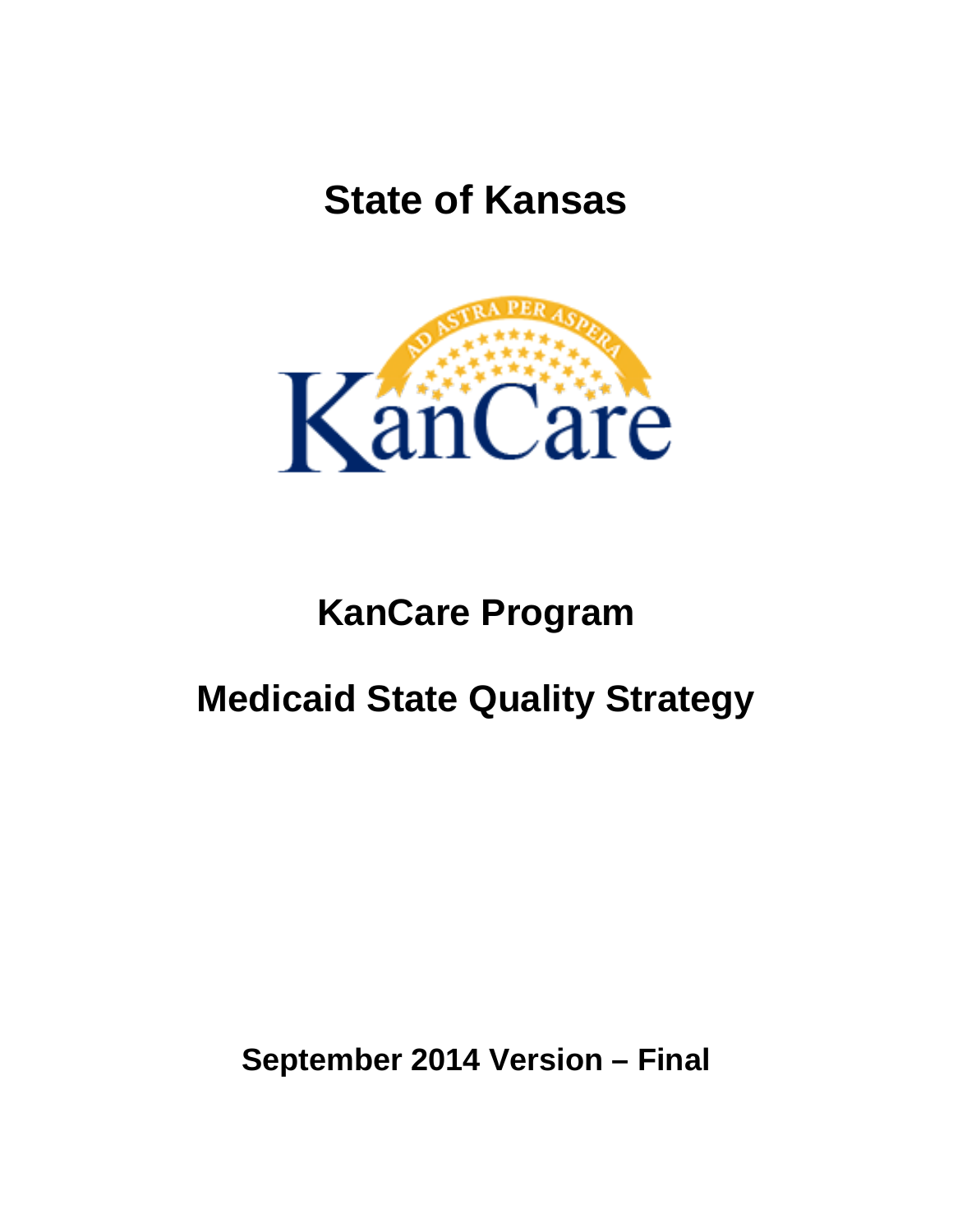# State of Kansas

# KanCare Program

# Medicaid State Quality Strategy

**September 2014 Version – Final**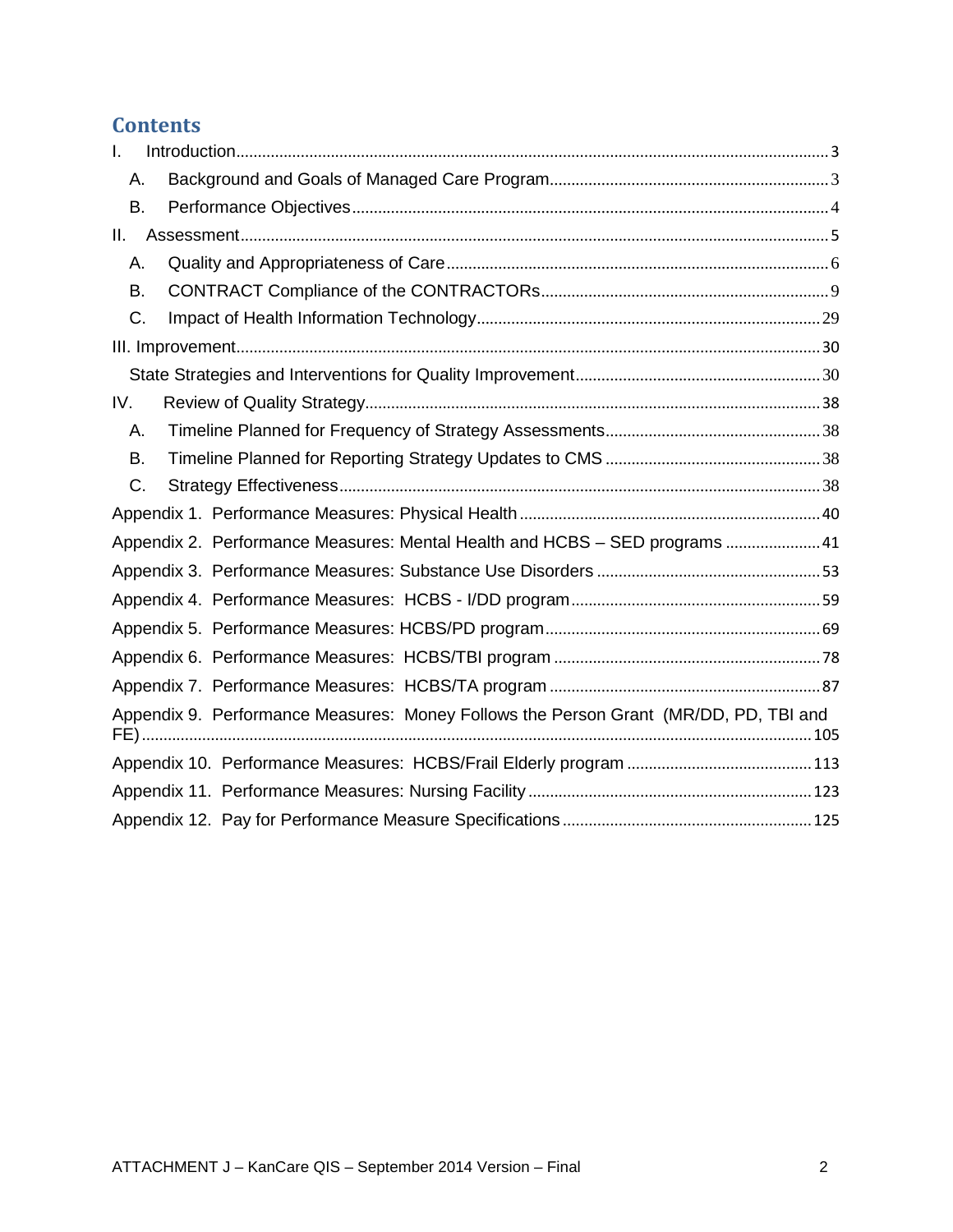## Contents

- I. Introduction ... 3
  - A. Background and Goals of Managed Care Program ... 3
  - B. Performance Objectives ... 4
- II. Assessment ... 5
  - A. Quality and Appropriateness of Care ... 6
  - B. CONTRACT Compliance of the CONTRACTORs ... 9
  - C. Impact of Health Information Technology ... 29
- III. Improvement ... 30
  - State Strategies and Interventions for Quality Improvement ... 30
- IV. Review of Quality Strategy ... 38
  - A. Timeline Planned for Frequency of Strategy Assessments ... 38
  - B. Timeline Planned for Reporting Strategy Updates to CMS ... 38
  - C. Strategy Effectiveness ... 38
- Appendix 1. Performance Measures: Physical Health ... 40
- Appendix 2. Performance Measures: Mental Health and HCBS – SED programs ... 41
- Appendix 3. Performance Measures: Substance Use Disorders ... 53
- Appendix 4. Performance Measures: HCBS - I/DD program ... 59
- Appendix 5. Performance Measures: HCBS/PD program ... 69
- Appendix 6. Performance Measures: HCBS/TBI program ... 78
- Appendix 7. Performance Measures: HCBS/TA program ... 87
- Appendix 9. Performance Measures: Money Follows the Person Grant (MR/DD, PD, TBI and FE) ... 105
- Appendix 10. Performance Measures: HCBS/Frail Elderly program ... 113
- Appendix 11. Performance Measures: Nursing Facility ... 123
- Appendix 12. Pay for Performance Measure Specifications ... 125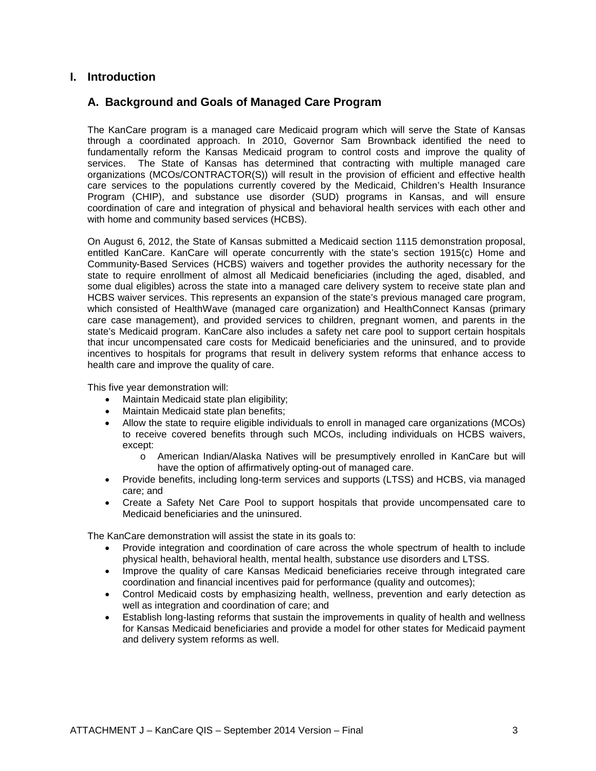# I. Introduction

## A. Background and Goals of Managed Care Program

The KanCare program is a managed care Medicaid program which will serve the State of Kansas through a coordinated approach. In 2010, Governor Sam Brownback identified the need to fundamentally reform the Kansas Medicaid program to control costs and improve the quality of services. The State of Kansas has determined that contracting with multiple managed care organizations (MCOs/CONTRACTOR(S)) will result in the provision of efficient and effective health care services to the populations currently covered by the Medicaid, Children's Health Insurance Program (CHIP), and substance use disorder (SUD) programs in Kansas, and will ensure coordination of care and integration of physical and behavioral health services with each other and with home and community based services (HCBS).

On August 6, 2012, the State of Kansas submitted a Medicaid section 1115 demonstration proposal, entitled KanCare. KanCare will operate concurrently with the state's section 1915(c) Home and Community-Based Services (HCBS) waivers and together provides the authority necessary for the state to require enrollment of almost all Medicaid beneficiaries (including the aged, disabled, and some dual eligibles) across the state into a managed care delivery system to receive state plan and HCBS waiver services. This represents an expansion of the state's previous managed care program, which consisted of HealthWave (managed care organization) and HealthConnect Kansas (primary care case management), and provided services to children, pregnant women, and parents in the state's Medicaid program. KanCare also includes a safety net care pool to support certain hospitals that incur uncompensated care costs for Medicaid beneficiaries and the uninsured, and to provide incentives to hospitals for programs that result in delivery system reforms that enhance access to health care and improve the quality of care.

This five year demonstration will:

- Maintain Medicaid state plan eligibility;
- Maintain Medicaid state plan benefits;
- Allow the state to require eligible individuals to enroll in managed care organizations (MCOs) to receive covered benefits through such MCOs, including individuals on HCBS waivers, except:
    - American Indian/Alaska Natives will be presumptively enrolled in KanCare but will have the option of affirmatively opting-out of managed care.
- Provide benefits, including long-term services and supports (LTSS) and HCBS, via managed care; and
- Create a Safety Net Care Pool to support hospitals that provide uncompensated care to Medicaid beneficiaries and the uninsured.

The KanCare demonstration will assist the state in its goals to:

- Provide integration and coordination of care across the whole spectrum of health to include physical health, behavioral health, mental health, substance use disorders and LTSS.
- Improve the quality of care Kansas Medicaid beneficiaries receive through integrated care coordination and financial incentives paid for performance (quality and outcomes);
- Control Medicaid costs by emphasizing health, wellness, prevention and early detection as well as integration and coordination of care; and
- Establish long-lasting reforms that sustain the improvements in quality of health and wellness for Kansas Medicaid beneficiaries and provide a model for other states for Medicaid payment and delivery system reforms as well.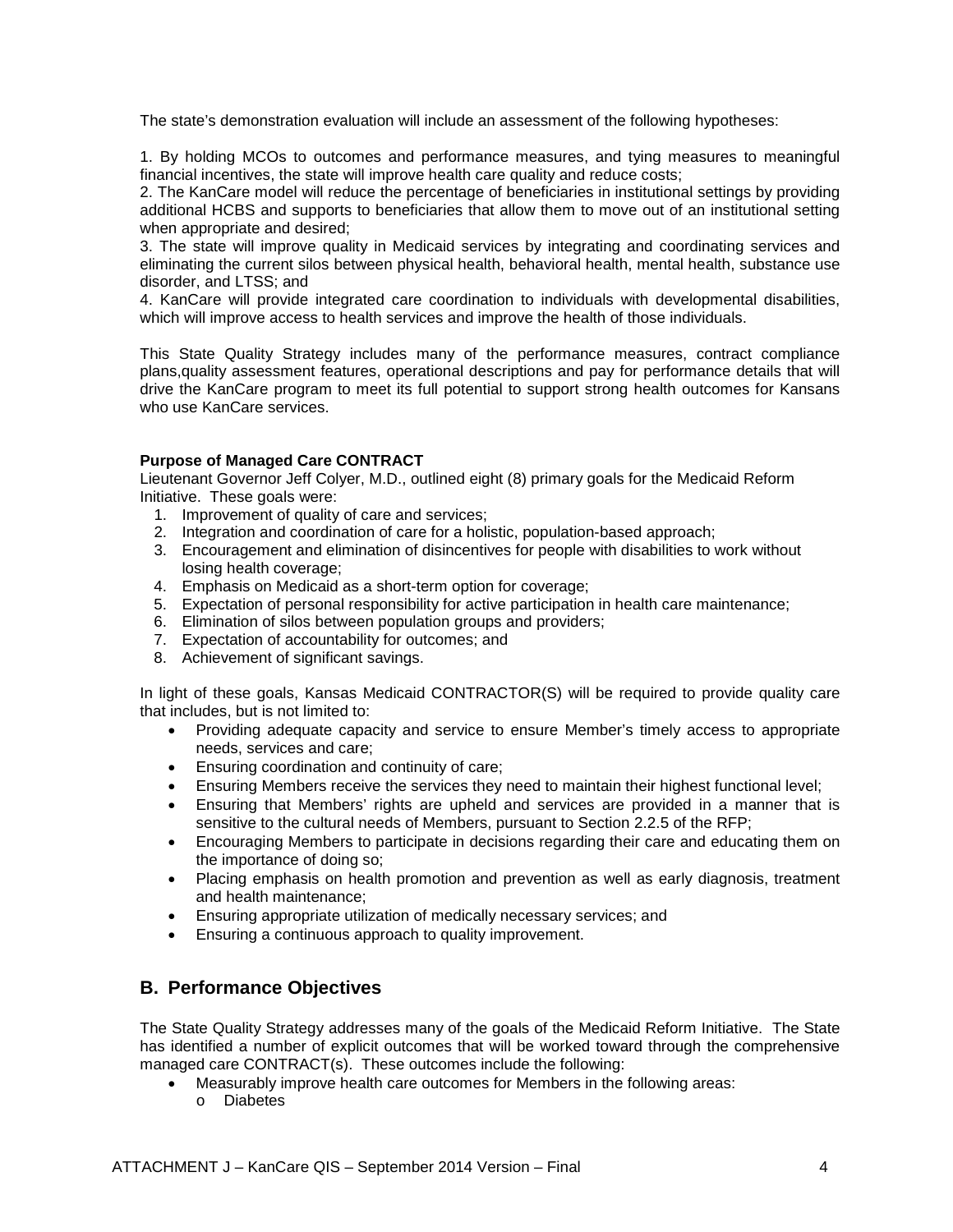The state's demonstration evaluation will include an assessment of the following hypotheses:

1. By holding MCOs to outcomes and performance measures, and tying measures to meaningful financial incentives, the state will improve health care quality and reduce costs;
2. The KanCare model will reduce the percentage of beneficiaries in institutional settings by providing additional HCBS and supports to beneficiaries that allow them to move out of an institutional setting when appropriate and desired;
3. The state will improve quality in Medicaid services by integrating and coordinating services and eliminating the current silos between physical health, behavioral health, mental health, substance use disorder, and LTSS; and
4. KanCare will provide integrated care coordination to individuals with developmental disabilities, which will improve access to health services and improve the health of those individuals.

This State Quality Strategy includes many of the performance measures, contract compliance plans,quality assessment features, operational descriptions and pay for performance details that will drive the KanCare program to meet its full potential to support strong health outcomes for Kansans who use KanCare services.

**Purpose of Managed Care CONTRACT**

Lieutenant Governor Jeff Colyer, M.D., outlined eight (8) primary goals for the Medicaid Reform Initiative. These goals were:

1. Improvement of quality of care and services;
2. Integration and coordination of care for a holistic, population-based approach;
3. Encouragement and elimination of disincentives for people with disabilities to work without losing health coverage;
4. Emphasis on Medicaid as a short-term option for coverage;
5. Expectation of personal responsibility for active participation in health care maintenance;
6. Elimination of silos between population groups and providers;
7. Expectation of accountability for outcomes; and
8. Achievement of significant savings.

In light of these goals, Kansas Medicaid CONTRACTOR(S) will be required to provide quality care that includes, but is not limited to:

- Providing adequate capacity and service to ensure Member's timely access to appropriate needs, services and care;
- Ensuring coordination and continuity of care;
- Ensuring Members receive the services they need to maintain their highest functional level;
- Ensuring that Members' rights are upheld and services are provided in a manner that is sensitive to the cultural needs of Members, pursuant to Section 2.2.5 of the RFP;
- Encouraging Members to participate in decisions regarding their care and educating them on the importance of doing so;
- Placing emphasis on health promotion and prevention as well as early diagnosis, treatment and health maintenance;
- Ensuring appropriate utilization of medically necessary services; and
- Ensuring a continuous approach to quality improvement.

## B. Performance Objectives

The State Quality Strategy addresses many of the goals of the Medicaid Reform Initiative. The State has identified a number of explicit outcomes that will be worked toward through the comprehensive managed care CONTRACT(s). These outcomes include the following:

- Measurably improve health care outcomes for Members in the following areas:
  - Diabetes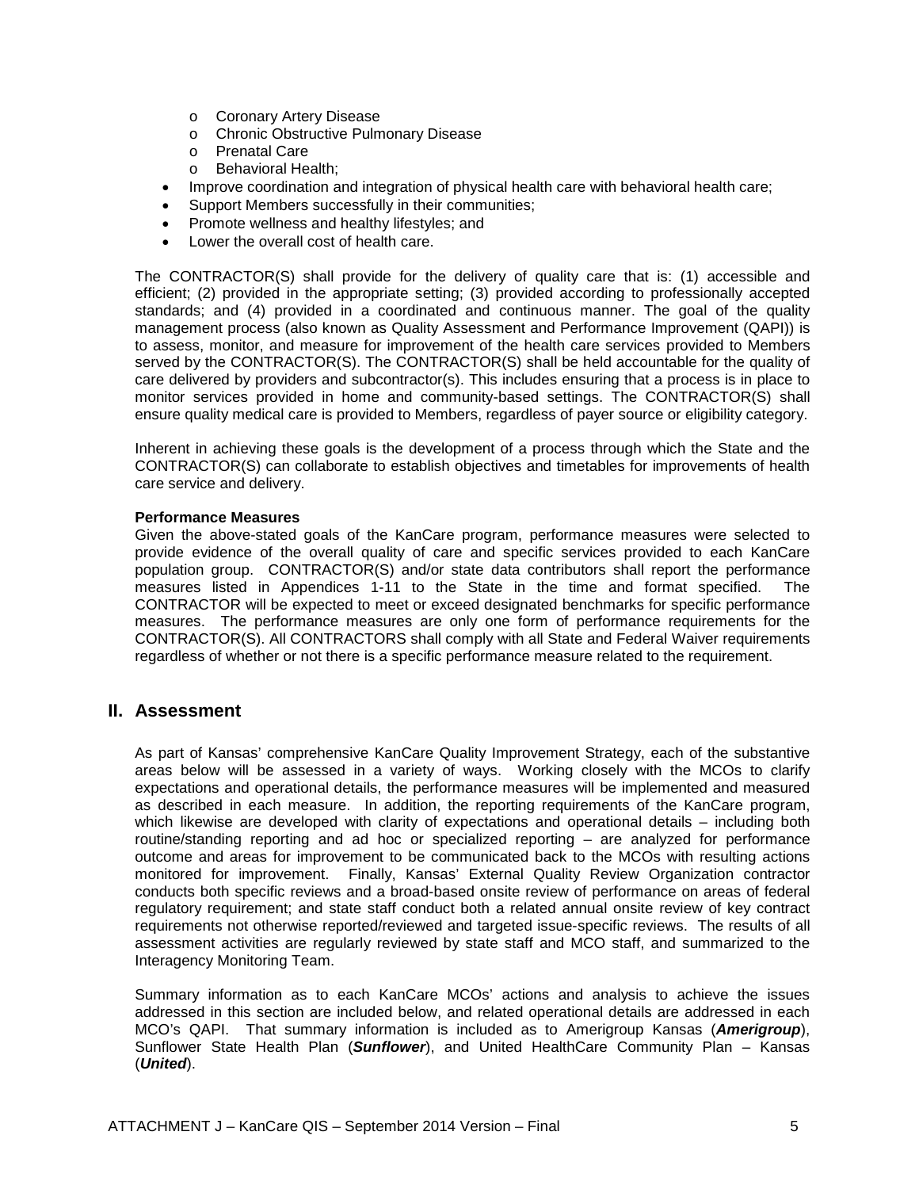- Coronary Artery Disease
    - Chronic Obstructive Pulmonary Disease
    - Prenatal Care
    - Behavioral Health;
- Improve coordination and integration of physical health care with behavioral health care;
- Support Members successfully in their communities;
- Promote wellness and healthy lifestyles; and
- Lower the overall cost of health care.

The CONTRACTOR(S) shall provide for the delivery of quality care that is: (1) accessible and efficient; (2) provided in the appropriate setting; (3) provided according to professionally accepted standards; and (4) provided in a coordinated and continuous manner. The goal of the quality management process (also known as Quality Assessment and Performance Improvement (QAPI)) is to assess, monitor, and measure for improvement of the health care services provided to Members served by the CONTRACTOR(S). The CONTRACTOR(S) shall be held accountable for the quality of care delivered by providers and subcontractor(s). This includes ensuring that a process is in place to monitor services provided in home and community-based settings. The CONTRACTOR(S) shall ensure quality medical care is provided to Members, regardless of payer source or eligibility category.

Inherent in achieving these goals is the development of a process through which the State and the CONTRACTOR(S) can collaborate to establish objectives and timetables for improvements of health care service and delivery.

**Performance Measures**
Given the above-stated goals of the KanCare program, performance measures were selected to provide evidence of the overall quality of care and specific services provided to each KanCare population group. CONTRACTOR(S) and/or state data contributors shall report the performance measures listed in Appendices 1-11 to the State in the time and format specified. The CONTRACTOR will be expected to meet or exceed designated benchmarks for specific performance measures. The performance measures are only one form of performance requirements for the CONTRACTOR(S). All CONTRACTORS shall comply with all State and Federal Waiver requirements regardless of whether or not there is a specific performance measure related to the requirement.

## II. Assessment

As part of Kansas' comprehensive KanCare Quality Improvement Strategy, each of the substantive areas below will be assessed in a variety of ways. Working closely with the MCOs to clarify expectations and operational details, the performance measures will be implemented and measured as described in each measure. In addition, the reporting requirements of the KanCare program, which likewise are developed with clarity of expectations and operational details – including both routine/standing reporting and ad hoc or specialized reporting – are analyzed for performance outcome and areas for improvement to be communicated back to the MCOs with resulting actions monitored for improvement. Finally, Kansas' External Quality Review Organization contractor conducts both specific reviews and a broad-based onsite review of performance on areas of federal regulatory requirement; and state staff conduct both a related annual onsite review of key contract requirements not otherwise reported/reviewed and targeted issue-specific reviews. The results of all assessment activities are regularly reviewed by state staff and MCO staff, and summarized to the Interagency Monitoring Team.

Summary information as to each KanCare MCOs' actions and analysis to achieve the issues addressed in this section are included below, and related operational details are addressed in each MCO's QAPI. That summary information is included as to Amerigroup Kansas (***Amerigroup***), Sunflower State Health Plan (***Sunflower***), and United HealthCare Community Plan – Kansas (***United***).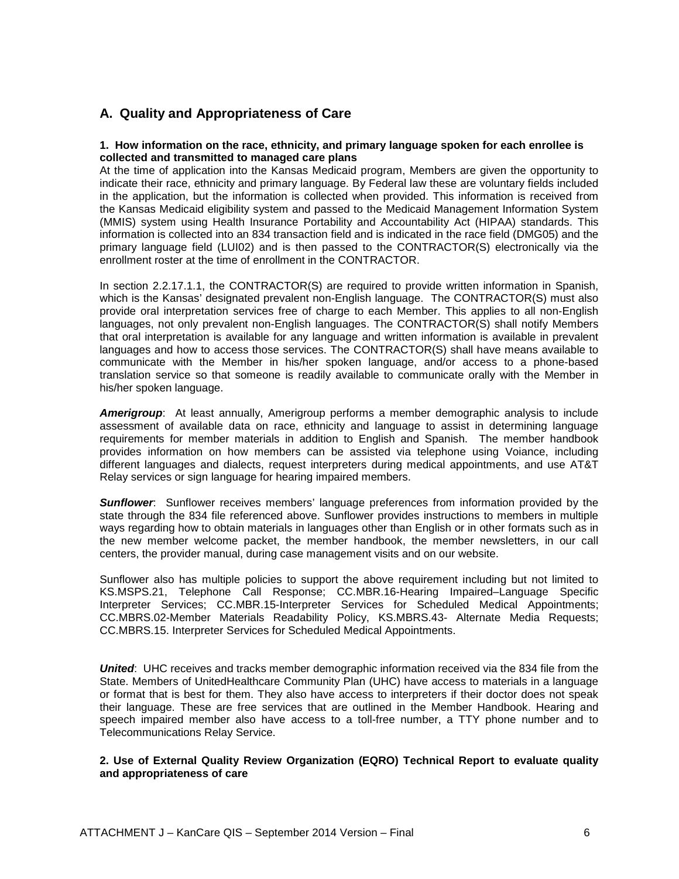## A. Quality and Appropriateness of Care

**1. How information on the race, ethnicity, and primary language spoken for each enrollee is collected and transmitted to managed care plans**

At the time of application into the Kansas Medicaid program, Members are given the opportunity to indicate their race, ethnicity and primary language. By Federal law these are voluntary fields included in the application, but the information is collected when provided. This information is received from the Kansas Medicaid eligibility system and passed to the Medicaid Management Information System (MMIS) system using Health Insurance Portability and Accountability Act (HIPAA) standards. This information is collected into an 834 transaction field and is indicated in the race field (DMG05) and the primary language field (LUI02) and is then passed to the CONTRACTOR(S) electronically via the enrollment roster at the time of enrollment in the CONTRACTOR.

In section 2.2.17.1.1, the CONTRACTOR(S) are required to provide written information in Spanish, which is the Kansas' designated prevalent non-English language. The CONTRACTOR(S) must also provide oral interpretation services free of charge to each Member. This applies to all non-English languages, not only prevalent non-English languages. The CONTRACTOR(S) shall notify Members that oral interpretation is available for any language and written information is available in prevalent languages and how to access those services. The CONTRACTOR(S) shall have means available to communicate with the Member in his/her spoken language, and/or access to a phone-based translation service so that someone is readily available to communicate orally with the Member in his/her spoken language.

***Amerigroup***: At least annually, Amerigroup performs a member demographic analysis to include assessment of available data on race, ethnicity and language to assist in determining language requirements for member materials in addition to English and Spanish. The member handbook provides information on how members can be assisted via telephone using Voiance, including different languages and dialects, request interpreters during medical appointments, and use AT&T Relay services or sign language for hearing impaired members.

***Sunflower***: Sunflower receives members' language preferences from information provided by the state through the 834 file referenced above. Sunflower provides instructions to members in multiple ways regarding how to obtain materials in languages other than English or in other formats such as in the new member welcome packet, the member handbook, the member newsletters, in our call centers, the provider manual, during case management visits and on our website.

Sunflower also has multiple policies to support the above requirement including but not limited to KS.MSPS.21, Telephone Call Response; CC.MBR.16-Hearing Impaired–Language Specific Interpreter Services; CC.MBR.15-Interpreter Services for Scheduled Medical Appointments; CC.MBRS.02-Member Materials Readability Policy, KS.MBRS.43- Alternate Media Requests; CC.MBRS.15. Interpreter Services for Scheduled Medical Appointments.

***United***: UHC receives and tracks member demographic information received via the 834 file from the State. Members of UnitedHealthcare Community Plan (UHC) have access to materials in a language or format that is best for them. They also have access to interpreters if their doctor does not speak their language. These are free services that are outlined in the Member Handbook. Hearing and speech impaired member also have access to a toll-free number, a TTY phone number and to Telecommunications Relay Service.

**2. Use of External Quality Review Organization (EQRO) Technical Report to evaluate quality and appropriateness of care**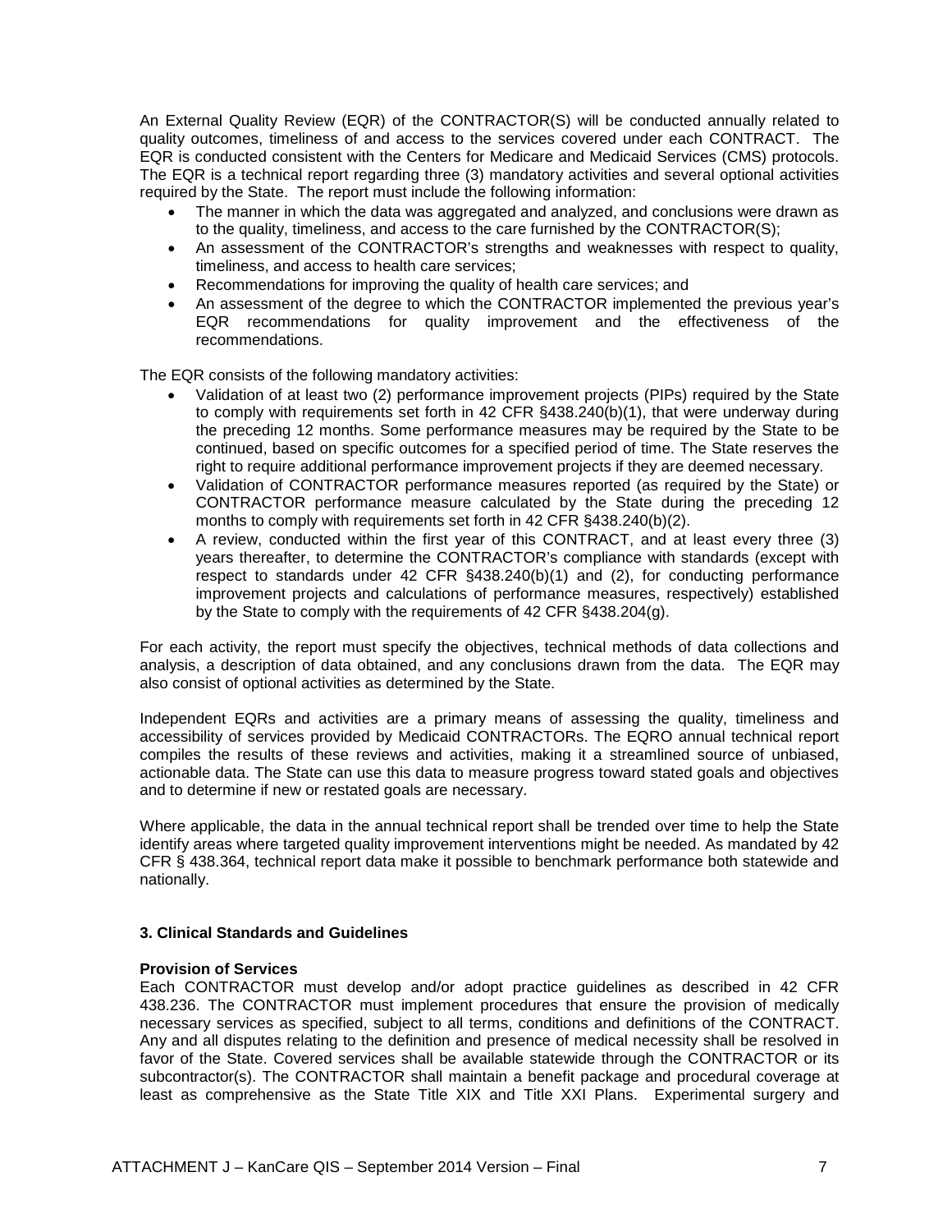An External Quality Review (EQR) of the CONTRACTOR(S) will be conducted annually related to quality outcomes, timeliness of and access to the services covered under each CONTRACT. The EQR is conducted consistent with the Centers for Medicare and Medicaid Services (CMS) protocols. The EQR is a technical report regarding three (3) mandatory activities and several optional activities required by the State. The report must include the following information:

- The manner in which the data was aggregated and analyzed, and conclusions were drawn as to the quality, timeliness, and access to the care furnished by the CONTRACTOR(S);
- An assessment of the CONTRACTOR's strengths and weaknesses with respect to quality, timeliness, and access to health care services;
- Recommendations for improving the quality of health care services; and
- An assessment of the degree to which the CONTRACTOR implemented the previous year's EQR recommendations for quality improvement and the effectiveness of the recommendations.

The EQR consists of the following mandatory activities:

- Validation of at least two (2) performance improvement projects (PIPs) required by the State to comply with requirements set forth in 42 CFR §438.240(b)(1), that were underway during the preceding 12 months. Some performance measures may be required by the State to be continued, based on specific outcomes for a specified period of time. The State reserves the right to require additional performance improvement projects if they are deemed necessary.
- Validation of CONTRACTOR performance measures reported (as required by the State) or CONTRACTOR performance measure calculated by the State during the preceding 12 months to comply with requirements set forth in 42 CFR §438.240(b)(2).
- A review, conducted within the first year of this CONTRACT, and at least every three (3) years thereafter, to determine the CONTRACTOR's compliance with standards (except with respect to standards under 42 CFR §438.240(b)(1) and (2), for conducting performance improvement projects and calculations of performance measures, respectively) established by the State to comply with the requirements of 42 CFR §438.204(g).

For each activity, the report must specify the objectives, technical methods of data collections and analysis, a description of data obtained, and any conclusions drawn from the data. The EQR may also consist of optional activities as determined by the State.

Independent EQRs and activities are a primary means of assessing the quality, timeliness and accessibility of services provided by Medicaid CONTRACTORs. The EQRO annual technical report compiles the results of these reviews and activities, making it a streamlined source of unbiased, actionable data. The State can use this data to measure progress toward stated goals and objectives and to determine if new or restated goals are necessary.

Where applicable, the data in the annual technical report shall be trended over time to help the State identify areas where targeted quality improvement interventions might be needed. As mandated by 42 CFR § 438.364, technical report data make it possible to benchmark performance both statewide and nationally.

### 3. Clinical Standards and Guidelines

**Provision of Services**

Each CONTRACTOR must develop and/or adopt practice guidelines as described in 42 CFR 438.236. The CONTRACTOR must implement procedures that ensure the provision of medically necessary services as specified, subject to all terms, conditions and definitions of the CONTRACT. Any and all disputes relating to the definition and presence of medical necessity shall be resolved in favor of the State. Covered services shall be available statewide through the CONTRACTOR or its subcontractor(s). The CONTRACTOR shall maintain a benefit package and procedural coverage at least as comprehensive as the State Title XIX and Title XXI Plans. Experimental surgery and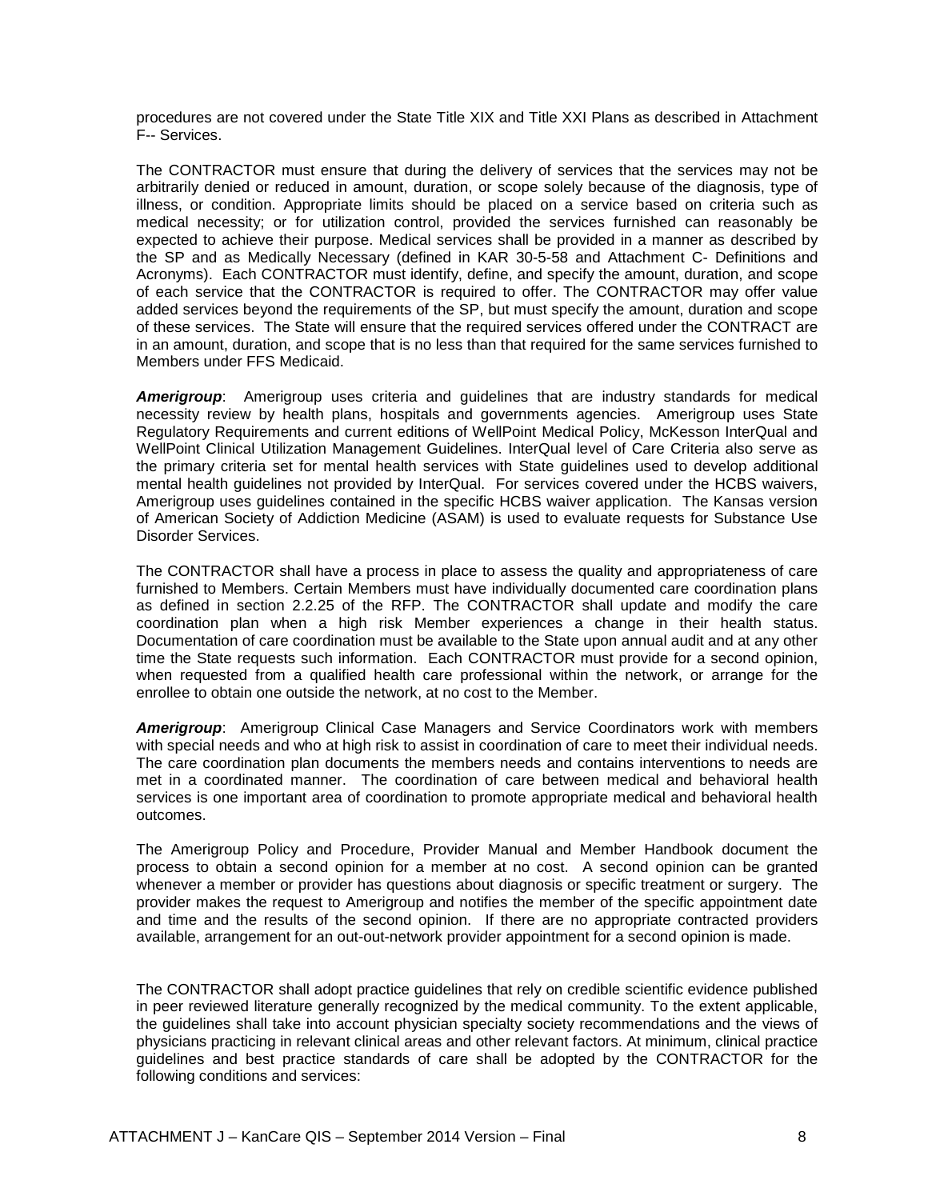procedures are not covered under the State Title XIX and Title XXI Plans as described in Attachment F-- Services.

The CONTRACTOR must ensure that during the delivery of services that the services may not be arbitrarily denied or reduced in amount, duration, or scope solely because of the diagnosis, type of illness, or condition. Appropriate limits should be placed on a service based on criteria such as medical necessity; or for utilization control, provided the services furnished can reasonably be expected to achieve their purpose. Medical services shall be provided in a manner as described by the SP and as Medically Necessary (defined in KAR 30-5-58 and Attachment C- Definitions and Acronyms). Each CONTRACTOR must identify, define, and specify the amount, duration, and scope of each service that the CONTRACTOR is required to offer. The CONTRACTOR may offer value added services beyond the requirements of the SP, but must specify the amount, duration and scope of these services. The State will ensure that the required services offered under the CONTRACT are in an amount, duration, and scope that is no less than that required for the same services furnished to Members under FFS Medicaid.

***Amerigroup***: Amerigroup uses criteria and guidelines that are industry standards for medical necessity review by health plans, hospitals and governments agencies. Amerigroup uses State Regulatory Requirements and current editions of WellPoint Medical Policy, McKesson InterQual and WellPoint Clinical Utilization Management Guidelines. InterQual level of Care Criteria also serve as the primary criteria set for mental health services with State guidelines used to develop additional mental health guidelines not provided by InterQual. For services covered under the HCBS waivers, Amerigroup uses guidelines contained in the specific HCBS waiver application. The Kansas version of American Society of Addiction Medicine (ASAM) is used to evaluate requests for Substance Use Disorder Services.

The CONTRACTOR shall have a process in place to assess the quality and appropriateness of care furnished to Members. Certain Members must have individually documented care coordination plans as defined in section 2.2.25 of the RFP. The CONTRACTOR shall update and modify the care coordination plan when a high risk Member experiences a change in their health status. Documentation of care coordination must be available to the State upon annual audit and at any other time the State requests such information. Each CONTRACTOR must provide for a second opinion, when requested from a qualified health care professional within the network, or arrange for the enrollee to obtain one outside the network, at no cost to the Member.

***Amerigroup***: Amerigroup Clinical Case Managers and Service Coordinators work with members with special needs and who at high risk to assist in coordination of care to meet their individual needs. The care coordination plan documents the members needs and contains interventions to needs are met in a coordinated manner. The coordination of care between medical and behavioral health services is one important area of coordination to promote appropriate medical and behavioral health outcomes.

The Amerigroup Policy and Procedure, Provider Manual and Member Handbook document the process to obtain a second opinion for a member at no cost. A second opinion can be granted whenever a member or provider has questions about diagnosis or specific treatment or surgery. The provider makes the request to Amerigroup and notifies the member of the specific appointment date and time and the results of the second opinion. If there are no appropriate contracted providers available, arrangement for an out-out-network provider appointment for a second opinion is made.

The CONTRACTOR shall adopt practice guidelines that rely on credible scientific evidence published in peer reviewed literature generally recognized by the medical community. To the extent applicable, the guidelines shall take into account physician specialty society recommendations and the views of physicians practicing in relevant clinical areas and other relevant factors. At minimum, clinical practice guidelines and best practice standards of care shall be adopted by the CONTRACTOR for the following conditions and services: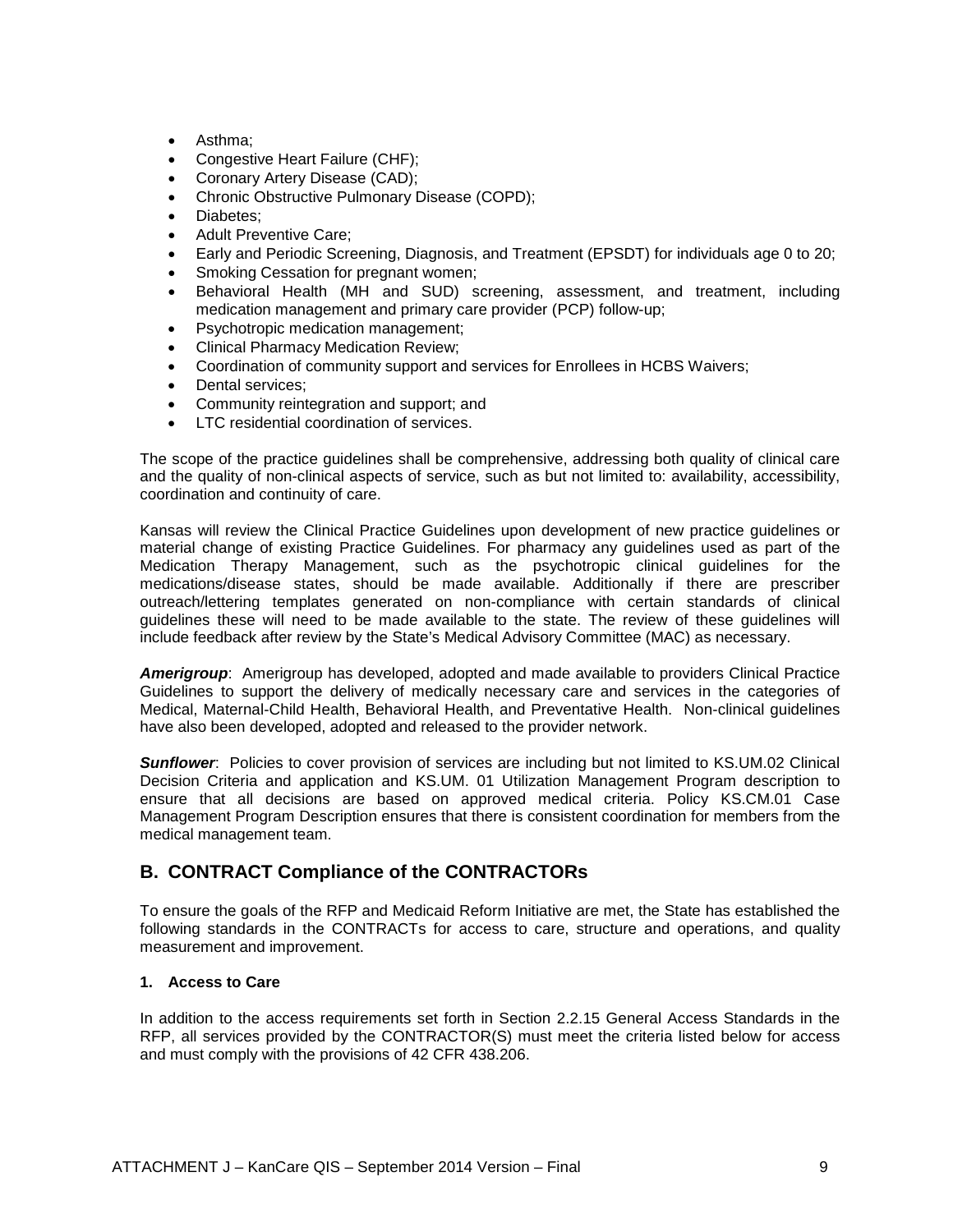- Asthma;
- Congestive Heart Failure (CHF);
- Coronary Artery Disease (CAD);
- Chronic Obstructive Pulmonary Disease (COPD);
- Diabetes;
- Adult Preventive Care;
- Early and Periodic Screening, Diagnosis, and Treatment (EPSDT) for individuals age 0 to 20;
- Smoking Cessation for pregnant women;
- Behavioral Health (MH and SUD) screening, assessment, and treatment, including medication management and primary care provider (PCP) follow-up;
- Psychotropic medication management;
- Clinical Pharmacy Medication Review;
- Coordination of community support and services for Enrollees in HCBS Waivers;
- Dental services;
- Community reintegration and support; and
- LTC residential coordination of services.

The scope of the practice guidelines shall be comprehensive, addressing both quality of clinical care and the quality of non-clinical aspects of service, such as but not limited to: availability, accessibility, coordination and continuity of care.

Kansas will review the Clinical Practice Guidelines upon development of new practice guidelines or material change of existing Practice Guidelines. For pharmacy any guidelines used as part of the Medication Therapy Management, such as the psychotropic clinical guidelines for the medications/disease states, should be made available. Additionally if there are prescriber outreach/lettering templates generated on non-compliance with certain standards of clinical guidelines these will need to be made available to the state. The review of these guidelines will include feedback after review by the State's Medical Advisory Committee (MAC) as necessary.

***Amerigroup***: Amerigroup has developed, adopted and made available to providers Clinical Practice Guidelines to support the delivery of medically necessary care and services in the categories of Medical, Maternal-Child Health, Behavioral Health, and Preventative Health. Non-clinical guidelines have also been developed, adopted and released to the provider network.

***Sunflower***: Policies to cover provision of services are including but not limited to KS.UM.02 Clinical Decision Criteria and application and KS.UM. 01 Utilization Management Program description to ensure that all decisions are based on approved medical criteria. Policy KS.CM.01 Case Management Program Description ensures that there is consistent coordination for members from the medical management team.

## B. CONTRACT Compliance of the CONTRACTORs

To ensure the goals of the RFP and Medicaid Reform Initiative are met, the State has established the following standards in the CONTRACTs for access to care, structure and operations, and quality measurement and improvement.

### 1. Access to Care

In addition to the access requirements set forth in Section 2.2.15 General Access Standards in the RFP, all services provided by the CONTRACTOR(S) must meet the criteria listed below for access and must comply with the provisions of 42 CFR 438.206.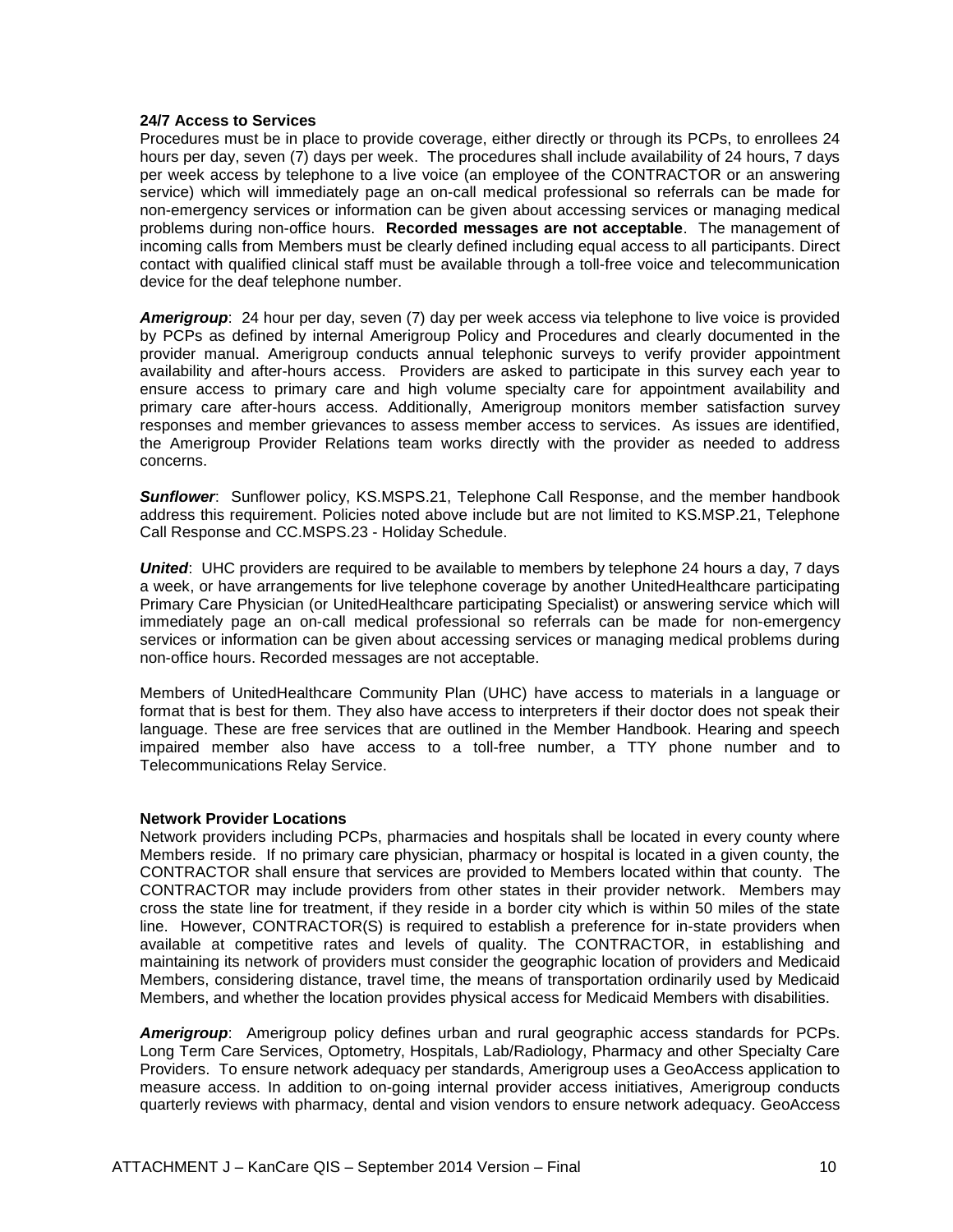**24/7 Access to Services**
Procedures must be in place to provide coverage, either directly or through its PCPs, to enrollees 24 hours per day, seven (7) days per week. The procedures shall include availability of 24 hours, 7 days per week access by telephone to a live voice (an employee of the CONTRACTOR or an answering service) which will immediately page an on-call medical professional so referrals can be made for non-emergency services or information can be given about accessing services or managing medical problems during non-office hours. **Recorded messages are not acceptable**. The management of incoming calls from Members must be clearly defined including equal access to all participants. Direct contact with qualified clinical staff must be available through a toll-free voice and telecommunication device for the deaf telephone number.

***Amerigroup***: 24 hour per day, seven (7) day per week access via telephone to live voice is provided by PCPs as defined by internal Amerigroup Policy and Procedures and clearly documented in the provider manual. Amerigroup conducts annual telephonic surveys to verify provider appointment availability and after-hours access. Providers are asked to participate in this survey each year to ensure access to primary care and high volume specialty care for appointment availability and primary care after-hours access. Additionally, Amerigroup monitors member satisfaction survey responses and member grievances to assess member access to services. As issues are identified, the Amerigroup Provider Relations team works directly with the provider as needed to address concerns.

***Sunflower***: Sunflower policy, KS.MSPS.21, Telephone Call Response, and the member handbook address this requirement. Policies noted above include but are not limited to KS.MSP.21, Telephone Call Response and CC.MSPS.23 - Holiday Schedule.

***United***: UHC providers are required to be available to members by telephone 24 hours a day, 7 days a week, or have arrangements for live telephone coverage by another UnitedHealthcare participating Primary Care Physician (or UnitedHealthcare participating Specialist) or answering service which will immediately page an on-call medical professional so referrals can be made for non-emergency services or information can be given about accessing services or managing medical problems during non-office hours. Recorded messages are not acceptable.

Members of UnitedHealthcare Community Plan (UHC) have access to materials in a language or format that is best for them. They also have access to interpreters if their doctor does not speak their language. These are free services that are outlined in the Member Handbook. Hearing and speech impaired member also have access to a toll-free number, a TTY phone number and to Telecommunications Relay Service.

**Network Provider Locations**
Network providers including PCPs, pharmacies and hospitals shall be located in every county where Members reside. If no primary care physician, pharmacy or hospital is located in a given county, the CONTRACTOR shall ensure that services are provided to Members located within that county. The CONTRACTOR may include providers from other states in their provider network. Members may cross the state line for treatment, if they reside in a border city which is within 50 miles of the state line. However, CONTRACTOR(S) is required to establish a preference for in-state providers when available at competitive rates and levels of quality. The CONTRACTOR, in establishing and maintaining its network of providers must consider the geographic location of providers and Medicaid Members, considering distance, travel time, the means of transportation ordinarily used by Medicaid Members, and whether the location provides physical access for Medicaid Members with disabilities.

***Amerigroup***: Amerigroup policy defines urban and rural geographic access standards for PCPs. Long Term Care Services, Optometry, Hospitals, Lab/Radiology, Pharmacy and other Specialty Care Providers. To ensure network adequacy per standards, Amerigroup uses a GeoAccess application to measure access. In addition to on-going internal provider access initiatives, Amerigroup conducts quarterly reviews with pharmacy, dental and vision vendors to ensure network adequacy. GeoAccess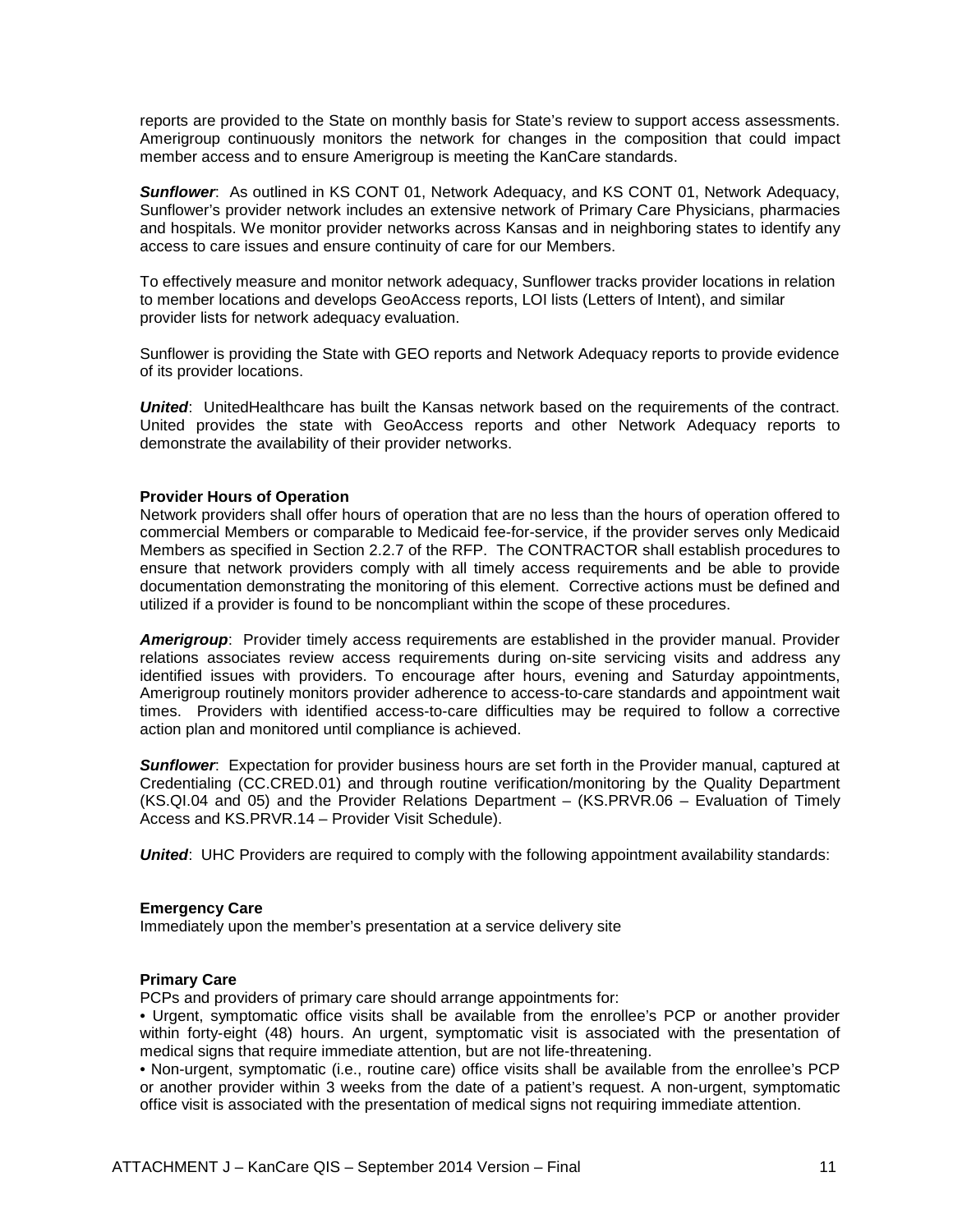reports are provided to the State on monthly basis for State's review to support access assessments. Amerigroup continuously monitors the network for changes in the composition that could impact member access and to ensure Amerigroup is meeting the KanCare standards.

***Sunflower***: As outlined in KS CONT 01, Network Adequacy, and KS CONT 01, Network Adequacy, Sunflower's provider network includes an extensive network of Primary Care Physicians, pharmacies and hospitals. We monitor provider networks across Kansas and in neighboring states to identify any access to care issues and ensure continuity of care for our Members.

To effectively measure and monitor network adequacy, Sunflower tracks provider locations in relation to member locations and develops GeoAccess reports, LOI lists (Letters of Intent), and similar provider lists for network adequacy evaluation.

Sunflower is providing the State with GEO reports and Network Adequacy reports to provide evidence of its provider locations.

***United***: UnitedHealthcare has built the Kansas network based on the requirements of the contract. United provides the state with GeoAccess reports and other Network Adequacy reports to demonstrate the availability of their provider networks.

**Provider Hours of Operation**

Network providers shall offer hours of operation that are no less than the hours of operation offered to commercial Members or comparable to Medicaid fee-for-service, if the provider serves only Medicaid Members as specified in Section 2.2.7 of the RFP. The CONTRACTOR shall establish procedures to ensure that network providers comply with all timely access requirements and be able to provide documentation demonstrating the monitoring of this element. Corrective actions must be defined and utilized if a provider is found to be noncompliant within the scope of these procedures.

***Amerigroup***: Provider timely access requirements are established in the provider manual. Provider relations associates review access requirements during on-site servicing visits and address any identified issues with providers. To encourage after hours, evening and Saturday appointments, Amerigroup routinely monitors provider adherence to access-to-care standards and appointment wait times. Providers with identified access-to-care difficulties may be required to follow a corrective action plan and monitored until compliance is achieved.

***Sunflower***: Expectation for provider business hours are set forth in the Provider manual, captured at Credentialing (CC.CRED.01) and through routine verification/monitoring by the Quality Department (KS.QI.04 and 05) and the Provider Relations Department – (KS.PRVR.06 – Evaluation of Timely Access and KS.PRVR.14 – Provider Visit Schedule).

***United***: UHC Providers are required to comply with the following appointment availability standards:

**Emergency Care**

Immediately upon the member's presentation at a service delivery site

**Primary Care**

PCPs and providers of primary care should arrange appointments for:

• Urgent, symptomatic office visits shall be available from the enrollee's PCP or another provider within forty-eight (48) hours. An urgent, symptomatic visit is associated with the presentation of medical signs that require immediate attention, but are not life-threatening.

• Non-urgent, symptomatic (i.e., routine care) office visits shall be available from the enrollee's PCP or another provider within 3 weeks from the date of a patient's request. A non-urgent, symptomatic office visit is associated with the presentation of medical signs not requiring immediate attention.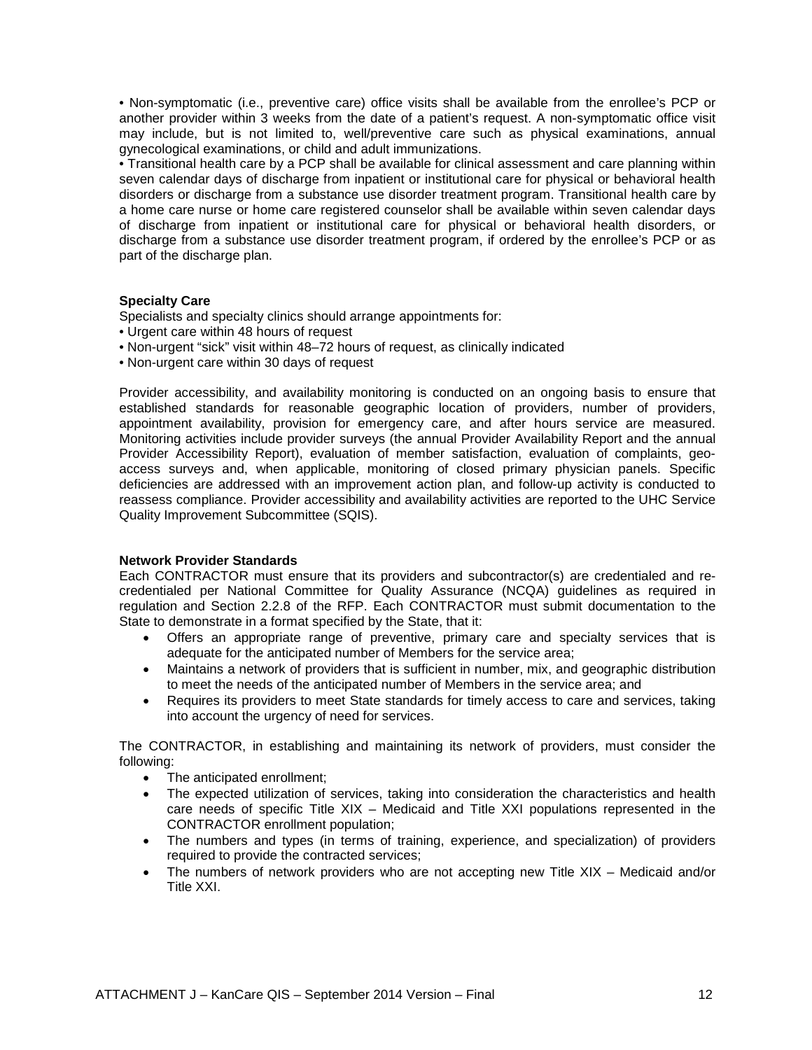• Non-symptomatic (i.e., preventive care) office visits shall be available from the enrollee's PCP or another provider within 3 weeks from the date of a patient's request. A non-symptomatic office visit may include, but is not limited to, well/preventive care such as physical examinations, annual gynecological examinations, or child and adult immunizations.

• Transitional health care by a PCP shall be available for clinical assessment and care planning within seven calendar days of discharge from inpatient or institutional care for physical or behavioral health disorders or discharge from a substance use disorder treatment program. Transitional health care by a home care nurse or home care registered counselor shall be available within seven calendar days of discharge from inpatient or institutional care for physical or behavioral health disorders, or discharge from a substance use disorder treatment program, if ordered by the enrollee's PCP or as part of the discharge plan.

**Specialty Care**

Specialists and specialty clinics should arrange appointments for:

• Urgent care within 48 hours of request

• Non-urgent "sick" visit within 48–72 hours of request, as clinically indicated

• Non-urgent care within 30 days of request

Provider accessibility, and availability monitoring is conducted on an ongoing basis to ensure that established standards for reasonable geographic location of providers, number of providers, appointment availability, provision for emergency care, and after hours service are measured. Monitoring activities include provider surveys (the annual Provider Availability Report and the annual Provider Accessibility Report), evaluation of member satisfaction, evaluation of complaints, geo-access surveys and, when applicable, monitoring of closed primary physician panels. Specific deficiencies are addressed with an improvement action plan, and follow-up activity is conducted to reassess compliance. Provider accessibility and availability activities are reported to the UHC Service Quality Improvement Subcommittee (SQIS).

**Network Provider Standards**

Each CONTRACTOR must ensure that its providers and subcontractor(s) are credentialed and re-credentialed per National Committee for Quality Assurance (NCQA) guidelines as required in regulation and Section 2.2.8 of the RFP. Each CONTRACTOR must submit documentation to the State to demonstrate in a format specified by the State, that it:

- Offers an appropriate range of preventive, primary care and specialty services that is adequate for the anticipated number of Members for the service area;
- Maintains a network of providers that is sufficient in number, mix, and geographic distribution to meet the needs of the anticipated number of Members in the service area; and
- Requires its providers to meet State standards for timely access to care and services, taking into account the urgency of need for services.

The CONTRACTOR, in establishing and maintaining its network of providers, must consider the following:

- The anticipated enrollment;
- The expected utilization of services, taking into consideration the characteristics and health care needs of specific Title XIX – Medicaid and Title XXI populations represented in the CONTRACTOR enrollment population;
- The numbers and types (in terms of training, experience, and specialization) of providers required to provide the contracted services;
- The numbers of network providers who are not accepting new Title XIX – Medicaid and/or Title XXI.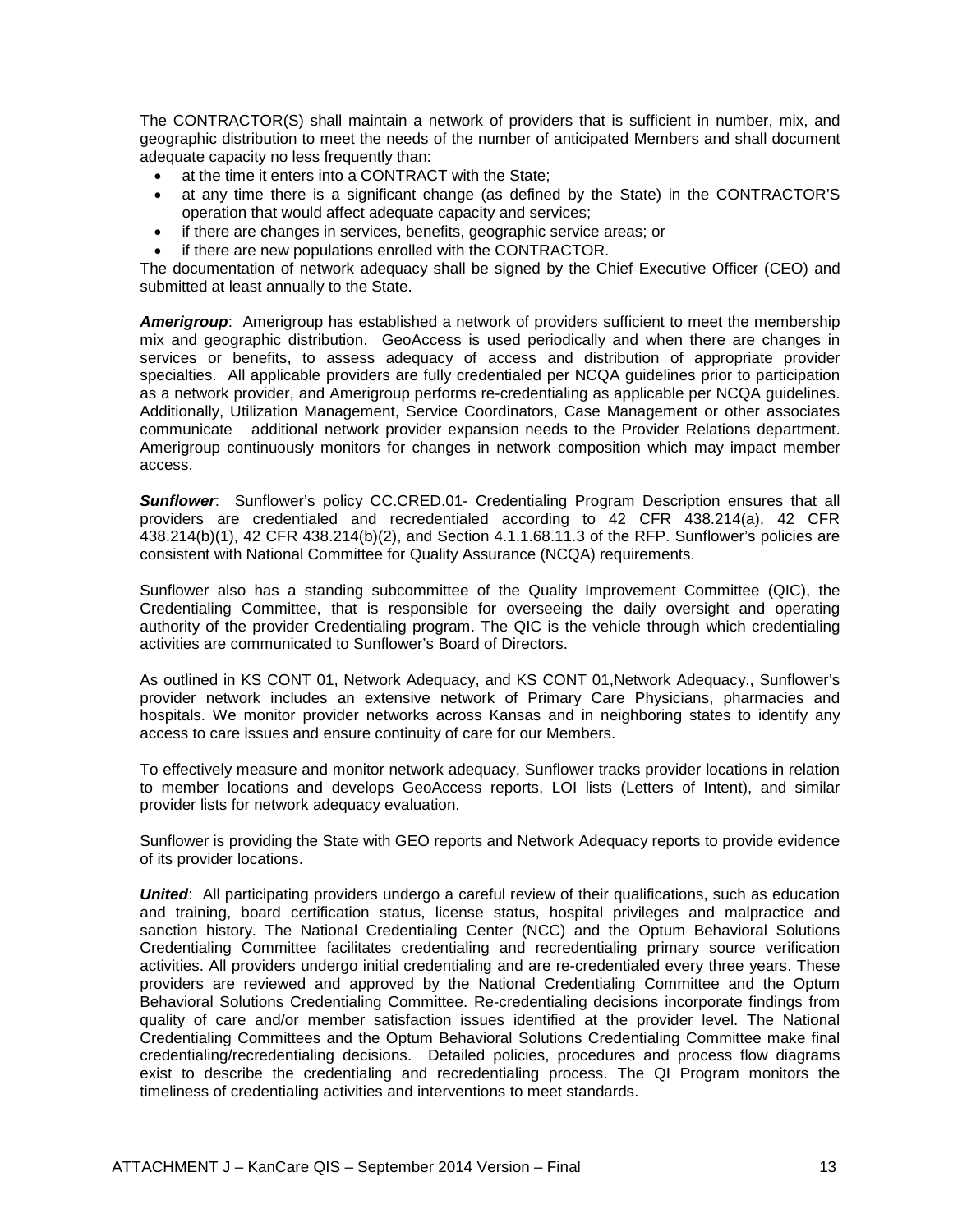The CONTRACTOR(S) shall maintain a network of providers that is sufficient in number, mix, and geographic distribution to meet the needs of the number of anticipated Members and shall document adequate capacity no less frequently than:

- at the time it enters into a CONTRACT with the State;
- at any time there is a significant change (as defined by the State) in the CONTRACTOR'S operation that would affect adequate capacity and services;
- if there are changes in services, benefits, geographic service areas; or
- if there are new populations enrolled with the CONTRACTOR.

The documentation of network adequacy shall be signed by the Chief Executive Officer (CEO) and submitted at least annually to the State.

***Amerigroup***: Amerigroup has established a network of providers sufficient to meet the membership mix and geographic distribution. GeoAccess is used periodically and when there are changes in services or benefits, to assess adequacy of access and distribution of appropriate provider specialties. All applicable providers are fully credentialed per NCQA guidelines prior to participation as a network provider, and Amerigroup performs re-credentialing as applicable per NCQA guidelines. Additionally, Utilization Management, Service Coordinators, Case Management or other associates communicate additional network provider expansion needs to the Provider Relations department. Amerigroup continuously monitors for changes in network composition which may impact member access.

***Sunflower***: Sunflower's policy CC.CRED.01- Credentialing Program Description ensures that all providers are credentialed and recredentialed according to 42 CFR 438.214(a), 42 CFR 438.214(b)(1), 42 CFR 438.214(b)(2), and Section 4.1.1.68.11.3 of the RFP. Sunflower's policies are consistent with National Committee for Quality Assurance (NCQA) requirements.

Sunflower also has a standing subcommittee of the Quality Improvement Committee (QIC), the Credentialing Committee, that is responsible for overseeing the daily oversight and operating authority of the provider Credentialing program. The QIC is the vehicle through which credentialing activities are communicated to Sunflower's Board of Directors.

As outlined in KS CONT 01, Network Adequacy, and KS CONT 01,Network Adequacy., Sunflower's provider network includes an extensive network of Primary Care Physicians, pharmacies and hospitals. We monitor provider networks across Kansas and in neighboring states to identify any access to care issues and ensure continuity of care for our Members.

To effectively measure and monitor network adequacy, Sunflower tracks provider locations in relation to member locations and develops GeoAccess reports, LOI lists (Letters of Intent), and similar provider lists for network adequacy evaluation.

Sunflower is providing the State with GEO reports and Network Adequacy reports to provide evidence of its provider locations.

***United***: All participating providers undergo a careful review of their qualifications, such as education and training, board certification status, license status, hospital privileges and malpractice and sanction history. The National Credentialing Center (NCC) and the Optum Behavioral Solutions Credentialing Committee facilitates credentialing and recredentialing primary source verification activities. All providers undergo initial credentialing and are re-credentialed every three years. These providers are reviewed and approved by the National Credentialing Committee and the Optum Behavioral Solutions Credentialing Committee. Re-credentialing decisions incorporate findings from quality of care and/or member satisfaction issues identified at the provider level. The National Credentialing Committees and the Optum Behavioral Solutions Credentialing Committee make final credentialing/recredentialing decisions. Detailed policies, procedures and process flow diagrams exist to describe the credentialing and recredentialing process. The QI Program monitors the timeliness of credentialing activities and interventions to meet standards.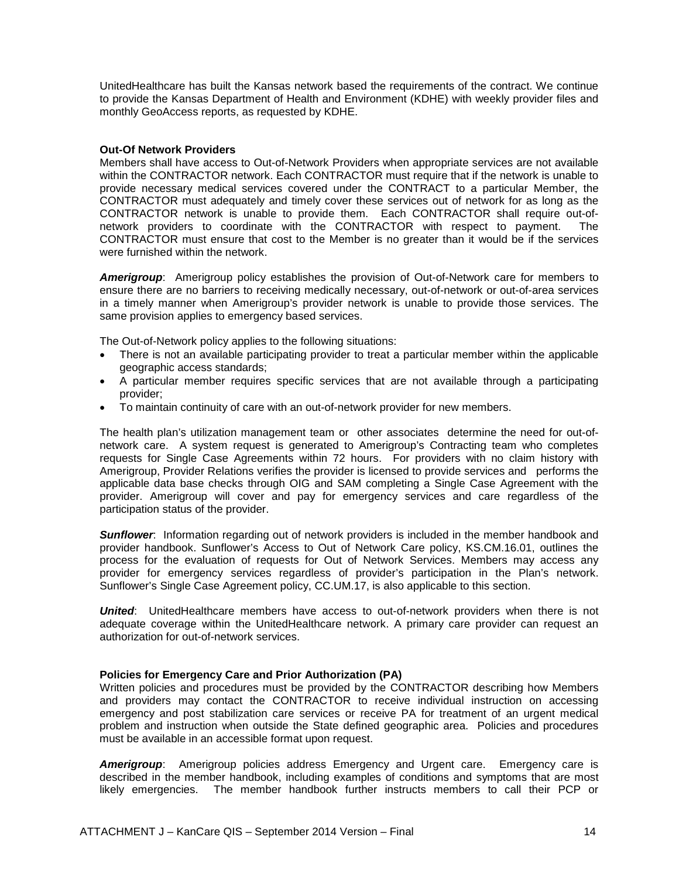UnitedHealthcare has built the Kansas network based the requirements of the contract. We continue to provide the Kansas Department of Health and Environment (KDHE) with weekly provider files and monthly GeoAccess reports, as requested by KDHE.

**Out-Of Network Providers**

Members shall have access to Out-of-Network Providers when appropriate services are not available within the CONTRACTOR network. Each CONTRACTOR must require that if the network is unable to provide necessary medical services covered under the CONTRACT to a particular Member, the CONTRACTOR must adequately and timely cover these services out of network for as long as the CONTRACTOR network is unable to provide them. Each CONTRACTOR shall require out-of-network providers to coordinate with the CONTRACTOR with respect to payment. The CONTRACTOR must ensure that cost to the Member is no greater than it would be if the services were furnished within the network.

***Amerigroup***: Amerigroup policy establishes the provision of Out-of-Network care for members to ensure there are no barriers to receiving medically necessary, out-of-network or out-of-area services in a timely manner when Amerigroup's provider network is unable to provide those services. The same provision applies to emergency based services.

The Out-of-Network policy applies to the following situations:

- There is not an available participating provider to treat a particular member within the applicable geographic access standards;
- A particular member requires specific services that are not available through a participating provider;
- To maintain continuity of care with an out-of-network provider for new members.

The health plan's utilization management team or other associates determine the need for out-of-network care. A system request is generated to Amerigroup's Contracting team who completes requests for Single Case Agreements within 72 hours. For providers with no claim history with Amerigroup, Provider Relations verifies the provider is licensed to provide services and performs the applicable data base checks through OIG and SAM completing a Single Case Agreement with the provider. Amerigroup will cover and pay for emergency services and care regardless of the participation status of the provider.

***Sunflower***: Information regarding out of network providers is included in the member handbook and provider handbook. Sunflower's Access to Out of Network Care policy, KS.CM.16.01, outlines the process for the evaluation of requests for Out of Network Services. Members may access any provider for emergency services regardless of provider's participation in the Plan's network. Sunflower's Single Case Agreement policy, CC.UM.17, is also applicable to this section.

***United***: UnitedHealthcare members have access to out-of-network providers when there is not adequate coverage within the UnitedHealthcare network. A primary care provider can request an authorization for out-of-network services.

**Policies for Emergency Care and Prior Authorization (PA)**

Written policies and procedures must be provided by the CONTRACTOR describing how Members and providers may contact the CONTRACTOR to receive individual instruction on accessing emergency and post stabilization care services or receive PA for treatment of an urgent medical problem and instruction when outside the State defined geographic area. Policies and procedures must be available in an accessible format upon request.

***Amerigroup***: Amerigroup policies address Emergency and Urgent care. Emergency care is described in the member handbook, including examples of conditions and symptoms that are most likely emergencies. The member handbook further instructs members to call their PCP or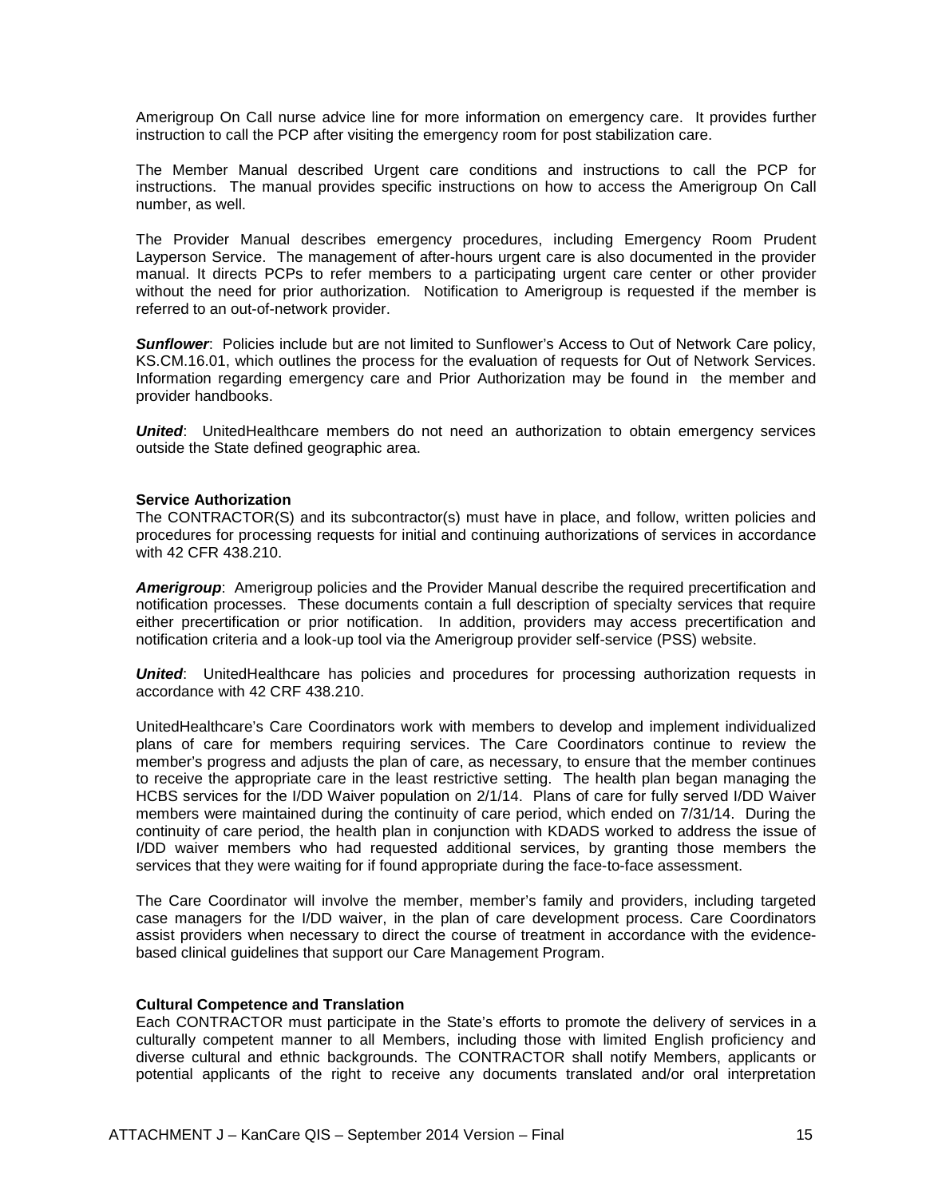Amerigroup On Call nurse advice line for more information on emergency care. It provides further instruction to call the PCP after visiting the emergency room for post stabilization care.

The Member Manual described Urgent care conditions and instructions to call the PCP for instructions. The manual provides specific instructions on how to access the Amerigroup On Call number, as well.

The Provider Manual describes emergency procedures, including Emergency Room Prudent Layperson Service. The management of after-hours urgent care is also documented in the provider manual. It directs PCPs to refer members to a participating urgent care center or other provider without the need for prior authorization. Notification to Amerigroup is requested if the member is referred to an out-of-network provider.

***Sunflower***: Policies include but are not limited to Sunflower's Access to Out of Network Care policy, KS.CM.16.01, which outlines the process for the evaluation of requests for Out of Network Services. Information regarding emergency care and Prior Authorization may be found in the member and provider handbooks.

***United***: UnitedHealthcare members do not need an authorization to obtain emergency services outside the State defined geographic area.

**Service Authorization**

The CONTRACTOR(S) and its subcontractor(s) must have in place, and follow, written policies and procedures for processing requests for initial and continuing authorizations of services in accordance with 42 CFR 438.210.

***Amerigroup***: Amerigroup policies and the Provider Manual describe the required precertification and notification processes. These documents contain a full description of specialty services that require either precertification or prior notification. In addition, providers may access precertification and notification criteria and a look-up tool via the Amerigroup provider self-service (PSS) website.

***United***: UnitedHealthcare has policies and procedures for processing authorization requests in accordance with 42 CRF 438.210.

UnitedHealthcare's Care Coordinators work with members to develop and implement individualized plans of care for members requiring services. The Care Coordinators continue to review the member's progress and adjusts the plan of care, as necessary, to ensure that the member continues to receive the appropriate care in the least restrictive setting. The health plan began managing the HCBS services for the I/DD Waiver population on 2/1/14. Plans of care for fully served I/DD Waiver members were maintained during the continuity of care period, which ended on 7/31/14. During the continuity of care period, the health plan in conjunction with KDADS worked to address the issue of I/DD waiver members who had requested additional services, by granting those members the services that they were waiting for if found appropriate during the face-to-face assessment.

The Care Coordinator will involve the member, member's family and providers, including targeted case managers for the I/DD waiver, in the plan of care development process. Care Coordinators assist providers when necessary to direct the course of treatment in accordance with the evidence-based clinical guidelines that support our Care Management Program.

**Cultural Competence and Translation**

Each CONTRACTOR must participate in the State's efforts to promote the delivery of services in a culturally competent manner to all Members, including those with limited English proficiency and diverse cultural and ethnic backgrounds. The CONTRACTOR shall notify Members, applicants or potential applicants of the right to receive any documents translated and/or oral interpretation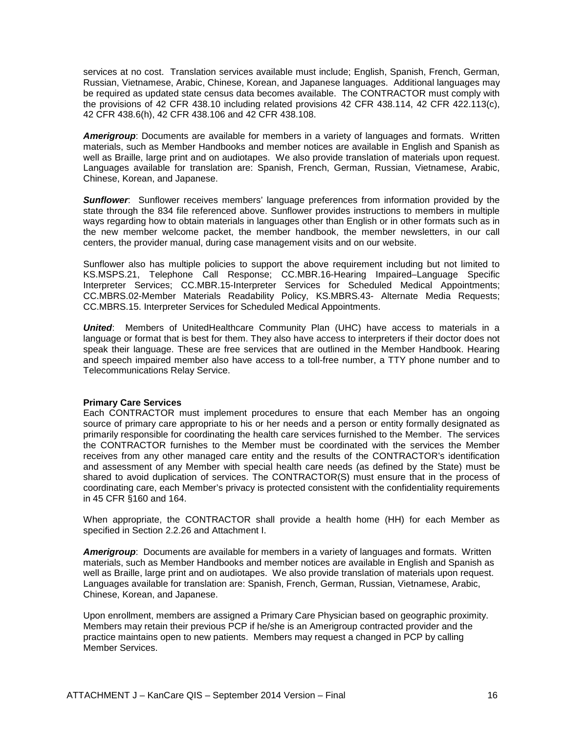services at no cost. Translation services available must include; English, Spanish, French, German, Russian, Vietnamese, Arabic, Chinese, Korean, and Japanese languages. Additional languages may be required as updated state census data becomes available. The CONTRACTOR must comply with the provisions of 42 CFR 438.10 including related provisions 42 CFR 438.114, 42 CFR 422.113(c), 42 CFR 438.6(h), 42 CFR 438.106 and 42 CFR 438.108.

***Amerigroup***: Documents are available for members in a variety of languages and formats. Written materials, such as Member Handbooks and member notices are available in English and Spanish as well as Braille, large print and on audiotapes. We also provide translation of materials upon request. Languages available for translation are: Spanish, French, German, Russian, Vietnamese, Arabic, Chinese, Korean, and Japanese.

***Sunflower***: Sunflower receives members' language preferences from information provided by the state through the 834 file referenced above. Sunflower provides instructions to members in multiple ways regarding how to obtain materials in languages other than English or in other formats such as in the new member welcome packet, the member handbook, the member newsletters, in our call centers, the provider manual, during case management visits and on our website.

Sunflower also has multiple policies to support the above requirement including but not limited to KS.MSPS.21, Telephone Call Response; CC.MBR.16-Hearing Impaired–Language Specific Interpreter Services; CC.MBR.15-Interpreter Services for Scheduled Medical Appointments; CC.MBRS.02-Member Materials Readability Policy, KS.MBRS.43- Alternate Media Requests; CC.MBRS.15. Interpreter Services for Scheduled Medical Appointments.

***United***: Members of UnitedHealthcare Community Plan (UHC) have access to materials in a language or format that is best for them. They also have access to interpreters if their doctor does not speak their language. These are free services that are outlined in the Member Handbook. Hearing and speech impaired member also have access to a toll-free number, a TTY phone number and to Telecommunications Relay Service.

**Primary Care Services**

Each CONTRACTOR must implement procedures to ensure that each Member has an ongoing source of primary care appropriate to his or her needs and a person or entity formally designated as primarily responsible for coordinating the health care services furnished to the Member. The services the CONTRACTOR furnishes to the Member must be coordinated with the services the Member receives from any other managed care entity and the results of the CONTRACTOR's identification and assessment of any Member with special health care needs (as defined by the State) must be shared to avoid duplication of services. The CONTRACTOR(S) must ensure that in the process of coordinating care, each Member's privacy is protected consistent with the confidentiality requirements in 45 CFR §160 and 164.

When appropriate, the CONTRACTOR shall provide a health home (HH) for each Member as specified in Section 2.2.26 and Attachment I.

***Amerigroup***: Documents are available for members in a variety of languages and formats. Written materials, such as Member Handbooks and member notices are available in English and Spanish as well as Braille, large print and on audiotapes. We also provide translation of materials upon request. Languages available for translation are: Spanish, French, German, Russian, Vietnamese, Arabic, Chinese, Korean, and Japanese.

Upon enrollment, members are assigned a Primary Care Physician based on geographic proximity. Members may retain their previous PCP if he/she is an Amerigroup contracted provider and the practice maintains open to new patients. Members may request a changed in PCP by calling Member Services.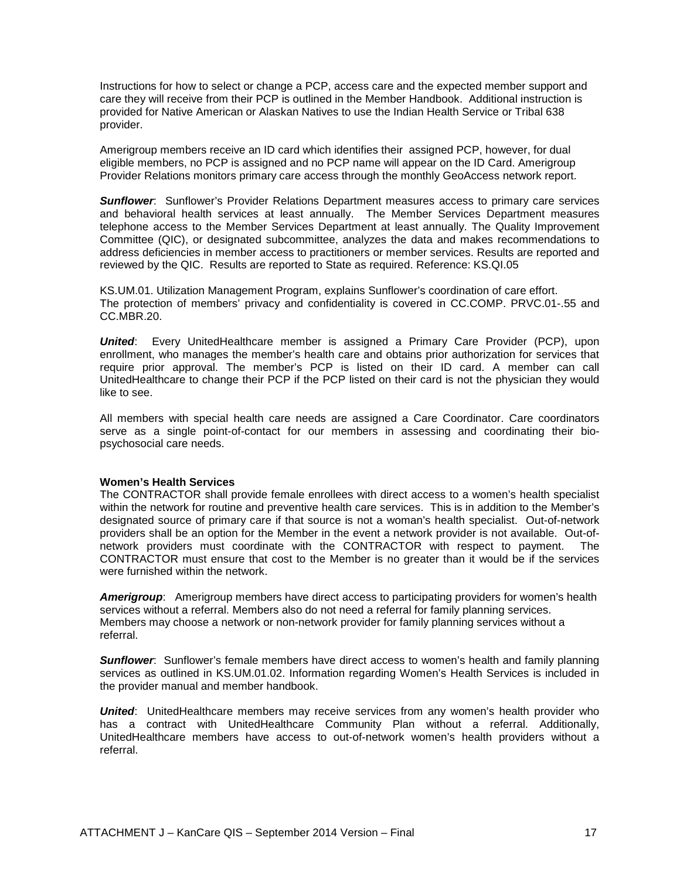Instructions for how to select or change a PCP, access care and the expected member support and care they will receive from their PCP is outlined in the Member Handbook. Additional instruction is provided for Native American or Alaskan Natives to use the Indian Health Service or Tribal 638 provider.

Amerigroup members receive an ID card which identifies their assigned PCP, however, for dual eligible members, no PCP is assigned and no PCP name will appear on the ID Card. Amerigroup Provider Relations monitors primary care access through the monthly GeoAccess network report.

***Sunflower***: Sunflower's Provider Relations Department measures access to primary care services and behavioral health services at least annually. The Member Services Department measures telephone access to the Member Services Department at least annually. The Quality Improvement Committee (QIC), or designated subcommittee, analyzes the data and makes recommendations to address deficiencies in member access to practitioners or member services. Results are reported and reviewed by the QIC. Results are reported to State as required. Reference: KS.QI.05

KS.UM.01. Utilization Management Program, explains Sunflower's coordination of care effort. The protection of members' privacy and confidentiality is covered in CC.COMP. PRVC.01-.55 and CC.MBR.20.

***United***: Every UnitedHealthcare member is assigned a Primary Care Provider (PCP), upon enrollment, who manages the member's health care and obtains prior authorization for services that require prior approval. The member's PCP is listed on their ID card. A member can call UnitedHealthcare to change their PCP if the PCP listed on their card is not the physician they would like to see.

All members with special health care needs are assigned a Care Coordinator. Care coordinators serve as a single point-of-contact for our members in assessing and coordinating their bio-psychosocial care needs.

**Women's Health Services**

The CONTRACTOR shall provide female enrollees with direct access to a women's health specialist within the network for routine and preventive health care services. This is in addition to the Member's designated source of primary care if that source is not a woman's health specialist. Out-of-network providers shall be an option for the Member in the event a network provider is not available. Out-of-network providers must coordinate with the CONTRACTOR with respect to payment. The CONTRACTOR must ensure that cost to the Member is no greater than it would be if the services were furnished within the network.

***Amerigroup***: Amerigroup members have direct access to participating providers for women's health services without a referral. Members also do not need a referral for family planning services. Members may choose a network or non-network provider for family planning services without a referral.

***Sunflower***: Sunflower's female members have direct access to women's health and family planning services as outlined in KS.UM.01.02. Information regarding Women's Health Services is included in the provider manual and member handbook.

***United***: UnitedHealthcare members may receive services from any women's health provider who has a contract with UnitedHealthcare Community Plan without a referral. Additionally, UnitedHealthcare members have access to out-of-network women's health providers without a referral.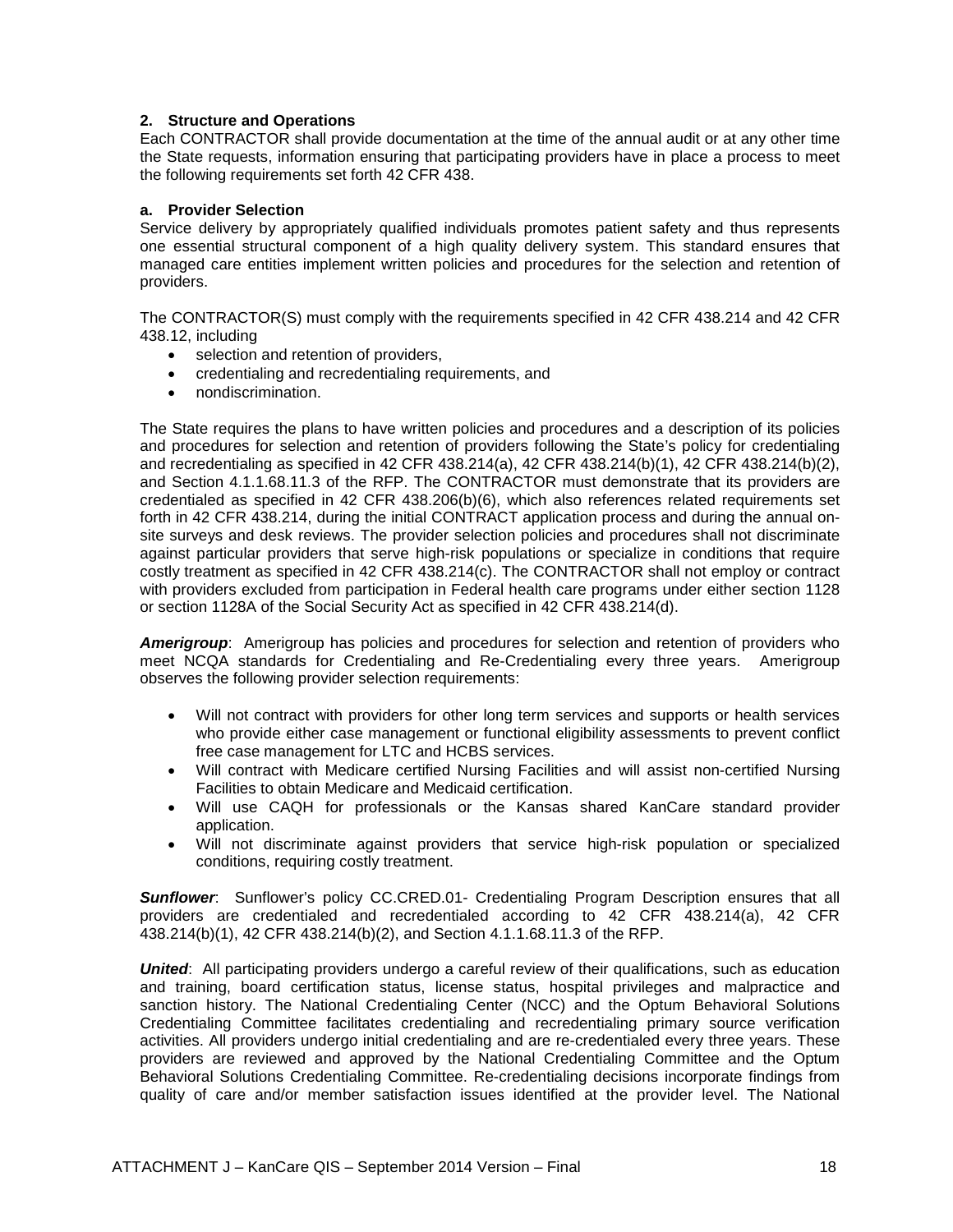## 2. Structure and Operations

Each CONTRACTOR shall provide documentation at the time of the annual audit or at any other time the State requests, information ensuring that participating providers have in place a process to meet the following requirements set forth 42 CFR 438.

### a. Provider Selection

Service delivery by appropriately qualified individuals promotes patient safety and thus represents one essential structural component of a high quality delivery system. This standard ensures that managed care entities implement written policies and procedures for the selection and retention of providers.

The CONTRACTOR(S) must comply with the requirements specified in 42 CFR 438.214 and 42 CFR 438.12, including

- selection and retention of providers,
- credentialing and recredentialing requirements, and
- nondiscrimination.

The State requires the plans to have written policies and procedures and a description of its policies and procedures for selection and retention of providers following the State's policy for credentialing and recredentialing as specified in 42 CFR 438.214(a), 42 CFR 438.214(b)(1), 42 CFR 438.214(b)(2), and Section 4.1.1.68.11.3 of the RFP. The CONTRACTOR must demonstrate that its providers are credentialed as specified in 42 CFR 438.206(b)(6), which also references related requirements set forth in 42 CFR 438.214, during the initial CONTRACT application process and during the annual on-site surveys and desk reviews. The provider selection policies and procedures shall not discriminate against particular providers that serve high-risk populations or specialize in conditions that require costly treatment as specified in 42 CFR 438.214(c). The CONTRACTOR shall not employ or contract with providers excluded from participation in Federal health care programs under either section 1128 or section 1128A of the Social Security Act as specified in 42 CFR 438.214(d).

***Amerigroup***: Amerigroup has policies and procedures for selection and retention of providers who meet NCQA standards for Credentialing and Re-Credentialing every three years. Amerigroup observes the following provider selection requirements:

- Will not contract with providers for other long term services and supports or health services who provide either case management or functional eligibility assessments to prevent conflict free case management for LTC and HCBS services.
- Will contract with Medicare certified Nursing Facilities and will assist non-certified Nursing Facilities to obtain Medicare and Medicaid certification.
- Will use CAQH for professionals or the Kansas shared KanCare standard provider application.
- Will not discriminate against providers that service high-risk population or specialized conditions, requiring costly treatment.

***Sunflower***: Sunflower's policy CC.CRED.01- Credentialing Program Description ensures that all providers are credentialed and recredentialed according to 42 CFR 438.214(a), 42 CFR 438.214(b)(1), 42 CFR 438.214(b)(2), and Section 4.1.1.68.11.3 of the RFP.

***United***: All participating providers undergo a careful review of their qualifications, such as education and training, board certification status, license status, hospital privileges and malpractice and sanction history. The National Credentialing Center (NCC) and the Optum Behavioral Solutions Credentialing Committee facilitates credentialing and recredentialing primary source verification activities. All providers undergo initial credentialing and are re-credentialed every three years. These providers are reviewed and approved by the National Credentialing Committee and the Optum Behavioral Solutions Credentialing Committee. Re-credentialing decisions incorporate findings from quality of care and/or member satisfaction issues identified at the provider level. The National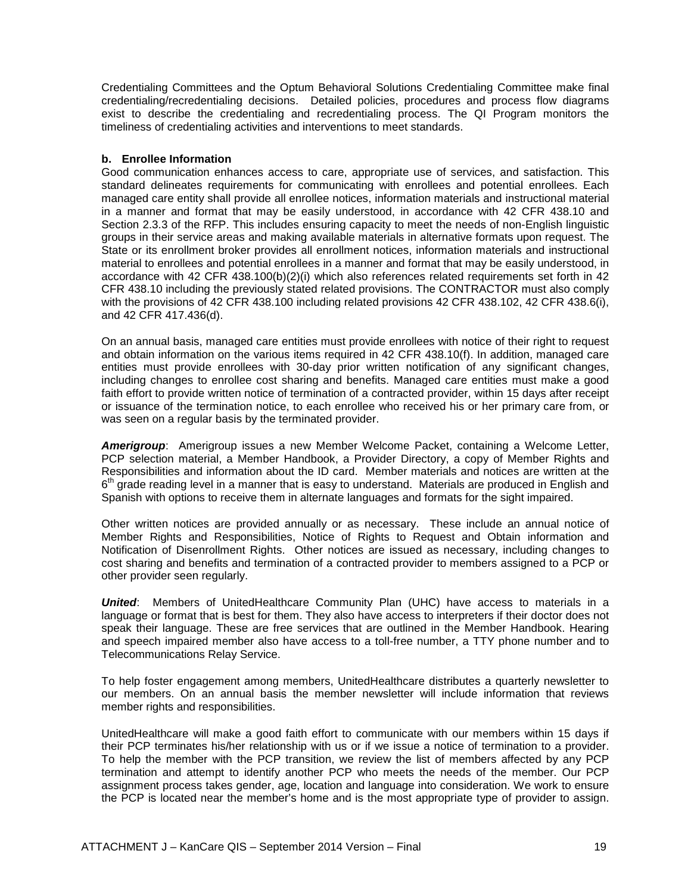Credentialing Committees and the Optum Behavioral Solutions Credentialing Committee make final credentialing/recredentialing decisions. Detailed policies, procedures and process flow diagrams exist to describe the credentialing and recredentialing process. The QI Program monitors the timeliness of credentialing activities and interventions to meet standards.

**b. Enrollee Information**

Good communication enhances access to care, appropriate use of services, and satisfaction. This standard delineates requirements for communicating with enrollees and potential enrollees. Each managed care entity shall provide all enrollee notices, information materials and instructional material in a manner and format that may be easily understood, in accordance with 42 CFR 438.10 and Section 2.3.3 of the RFP. This includes ensuring capacity to meet the needs of non-English linguistic groups in their service areas and making available materials in alternative formats upon request. The State or its enrollment broker provides all enrollment notices, information materials and instructional material to enrollees and potential enrollees in a manner and format that may be easily understood, in accordance with 42 CFR 438.100(b)(2)(i) which also references related requirements set forth in 42 CFR 438.10 including the previously stated related provisions. The CONTRACTOR must also comply with the provisions of 42 CFR 438.100 including related provisions 42 CFR 438.102, 42 CFR 438.6(i), and 42 CFR 417.436(d).

On an annual basis, managed care entities must provide enrollees with notice of their right to request and obtain information on the various items required in 42 CFR 438.10(f). In addition, managed care entities must provide enrollees with 30-day prior written notification of any significant changes, including changes to enrollee cost sharing and benefits. Managed care entities must make a good faith effort to provide written notice of termination of a contracted provider, within 15 days after receipt or issuance of the termination notice, to each enrollee who received his or her primary care from, or was seen on a regular basis by the terminated provider.

***Amerigroup***: Amerigroup issues a new Member Welcome Packet, containing a Welcome Letter, PCP selection material, a Member Handbook, a Provider Directory, a copy of Member Rights and Responsibilities and information about the ID card. Member materials and notices are written at the 6th grade reading level in a manner that is easy to understand. Materials are produced in English and Spanish with options to receive them in alternate languages and formats for the sight impaired.

Other written notices are provided annually or as necessary. These include an annual notice of Member Rights and Responsibilities, Notice of Rights to Request and Obtain information and Notification of Disenrollment Rights. Other notices are issued as necessary, including changes to cost sharing and benefits and termination of a contracted provider to members assigned to a PCP or other provider seen regularly.

***United***: Members of UnitedHealthcare Community Plan (UHC) have access to materials in a language or format that is best for them. They also have access to interpreters if their doctor does not speak their language. These are free services that are outlined in the Member Handbook. Hearing and speech impaired member also have access to a toll-free number, a TTY phone number and to Telecommunications Relay Service.

To help foster engagement among members, UnitedHealthcare distributes a quarterly newsletter to our members. On an annual basis the member newsletter will include information that reviews member rights and responsibilities.

UnitedHealthcare will make a good faith effort to communicate with our members within 15 days if their PCP terminates his/her relationship with us or if we issue a notice of termination to a provider. To help the member with the PCP transition, we review the list of members affected by any PCP termination and attempt to identify another PCP who meets the needs of the member. Our PCP assignment process takes gender, age, location and language into consideration. We work to ensure the PCP is located near the member's home and is the most appropriate type of provider to assign.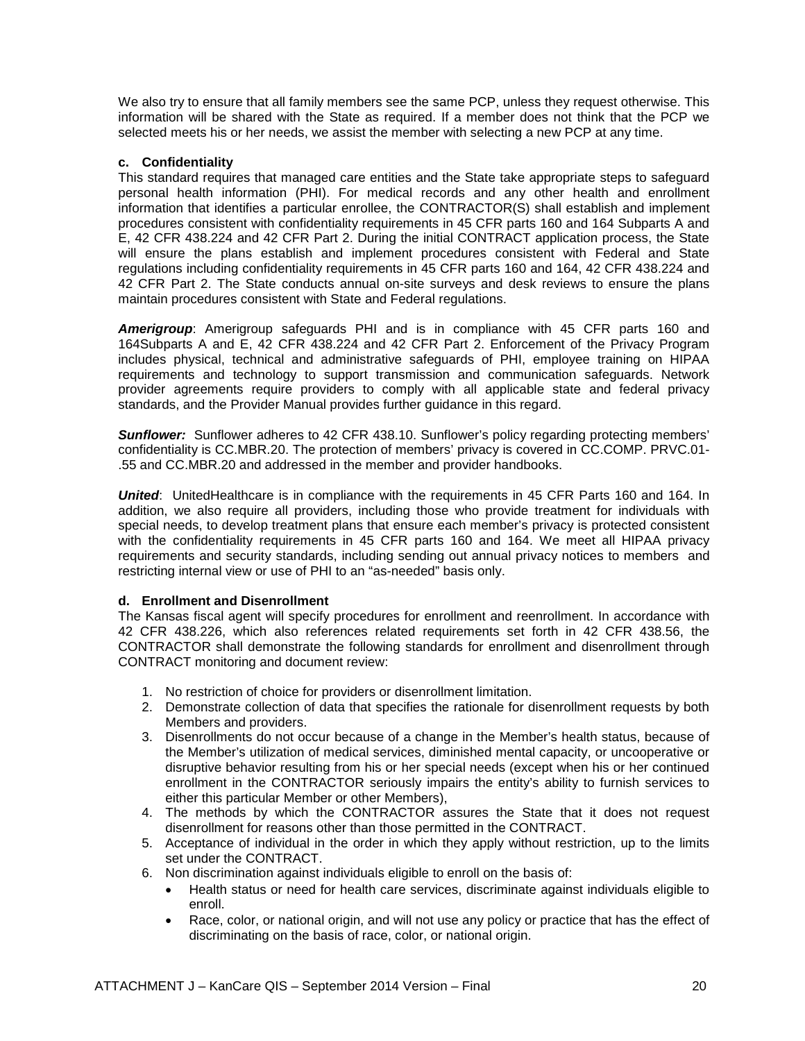We also try to ensure that all family members see the same PCP, unless they request otherwise. This information will be shared with the State as required. If a member does not think that the PCP we selected meets his or her needs, we assist the member with selecting a new PCP at any time.

**c. Confidentiality**

This standard requires that managed care entities and the State take appropriate steps to safeguard personal health information (PHI). For medical records and any other health and enrollment information that identifies a particular enrollee, the CONTRACTOR(S) shall establish and implement procedures consistent with confidentiality requirements in 45 CFR parts 160 and 164 Subparts A and E, 42 CFR 438.224 and 42 CFR Part 2. During the initial CONTRACT application process, the State will ensure the plans establish and implement procedures consistent with Federal and State regulations including confidentiality requirements in 45 CFR parts 160 and 164, 42 CFR 438.224 and 42 CFR Part 2. The State conducts annual on-site surveys and desk reviews to ensure the plans maintain procedures consistent with State and Federal regulations.

***Amerigroup***: Amerigroup safeguards PHI and is in compliance with 45 CFR parts 160 and 164Subparts A and E, 42 CFR 438.224 and 42 CFR Part 2. Enforcement of the Privacy Program includes physical, technical and administrative safeguards of PHI, employee training on HIPAA requirements and technology to support transmission and communication safeguards. Network provider agreements require providers to comply with all applicable state and federal privacy standards, and the Provider Manual provides further guidance in this regard.

***Sunflower:*** Sunflower adheres to 42 CFR 438.10. Sunflower's policy regarding protecting members' confidentiality is CC.MBR.20. The protection of members' privacy is covered in CC.COMP. PRVC.01-.55 and CC.MBR.20 and addressed in the member and provider handbooks.

***United***: UnitedHealthcare is in compliance with the requirements in 45 CFR Parts 160 and 164. In addition, we also require all providers, including those who provide treatment for individuals with special needs, to develop treatment plans that ensure each member's privacy is protected consistent with the confidentiality requirements in 45 CFR parts 160 and 164. We meet all HIPAA privacy requirements and security standards, including sending out annual privacy notices to members and restricting internal view or use of PHI to an "as-needed" basis only.

**d. Enrollment and Disenrollment**

The Kansas fiscal agent will specify procedures for enrollment and reenrollment. In accordance with 42 CFR 438.226, which also references related requirements set forth in 42 CFR 438.56, the CONTRACTOR shall demonstrate the following standards for enrollment and disenrollment through CONTRACT monitoring and document review:

1. No restriction of choice for providers or disenrollment limitation.
2. Demonstrate collection of data that specifies the rationale for disenrollment requests by both Members and providers.
3. Disenrollments do not occur because of a change in the Member's health status, because of the Member's utilization of medical services, diminished mental capacity, or uncooperative or disruptive behavior resulting from his or her special needs (except when his or her continued enrollment in the CONTRACTOR seriously impairs the entity's ability to furnish services to either this particular Member or other Members),
4. The methods by which the CONTRACTOR assures the State that it does not request disenrollment for reasons other than those permitted in the CONTRACT.
5. Acceptance of individual in the order in which they apply without restriction, up to the limits set under the CONTRACT.
6. Non discrimination against individuals eligible to enroll on the basis of:
   - Health status or need for health care services, discriminate against individuals eligible to enroll.
   - Race, color, or national origin, and will not use any policy or practice that has the effect of discriminating on the basis of race, color, or national origin.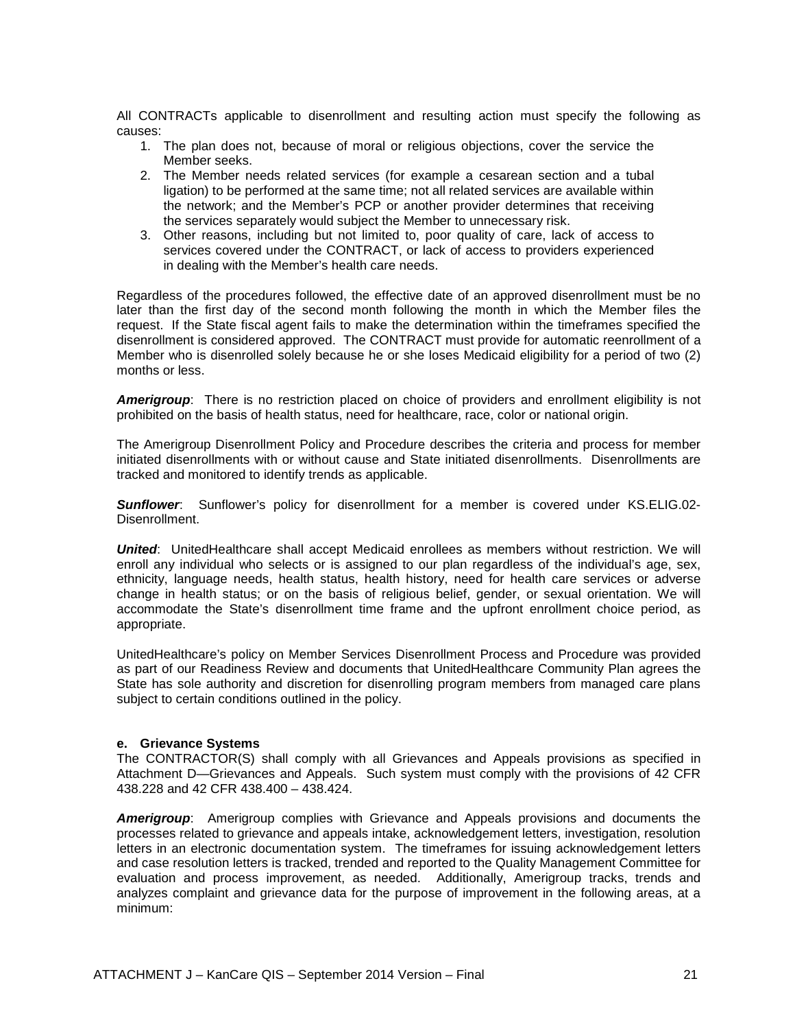All CONTRACTs applicable to disenrollment and resulting action must specify the following as causes:

1. The plan does not, because of moral or religious objections, cover the service the Member seeks.
2. The Member needs related services (for example a cesarean section and a tubal ligation) to be performed at the same time; not all related services are available within the network; and the Member's PCP or another provider determines that receiving the services separately would subject the Member to unnecessary risk.
3. Other reasons, including but not limited to, poor quality of care, lack of access to services covered under the CONTRACT, or lack of access to providers experienced in dealing with the Member's health care needs.

Regardless of the procedures followed, the effective date of an approved disenrollment must be no later than the first day of the second month following the month in which the Member files the request. If the State fiscal agent fails to make the determination within the timeframes specified the disenrollment is considered approved. The CONTRACT must provide for automatic reenrollment of a Member who is disenrolled solely because he or she loses Medicaid eligibility for a period of two (2) months or less.

***Amerigroup***: There is no restriction placed on choice of providers and enrollment eligibility is not prohibited on the basis of health status, need for healthcare, race, color or national origin.

The Amerigroup Disenrollment Policy and Procedure describes the criteria and process for member initiated disenrollments with or without cause and State initiated disenrollments. Disenrollments are tracked and monitored to identify trends as applicable.

***Sunflower***: Sunflower's policy for disenrollment for a member is covered under KS.ELIG.02-Disenrollment.

***United***: UnitedHealthcare shall accept Medicaid enrollees as members without restriction. We will enroll any individual who selects or is assigned to our plan regardless of the individual's age, sex, ethnicity, language needs, health status, health history, need for health care services or adverse change in health status; or on the basis of religious belief, gender, or sexual orientation. We will accommodate the State's disenrollment time frame and the upfront enrollment choice period, as appropriate.

UnitedHealthcare's policy on Member Services Disenrollment Process and Procedure was provided as part of our Readiness Review and documents that UnitedHealthcare Community Plan agrees the State has sole authority and discretion for disenrolling program members from managed care plans subject to certain conditions outlined in the policy.

**e. Grievance Systems**

The CONTRACTOR(S) shall comply with all Grievances and Appeals provisions as specified in Attachment D—Grievances and Appeals. Such system must comply with the provisions of 42 CFR 438.228 and 42 CFR 438.400 – 438.424.

***Amerigroup***: Amerigroup complies with Grievance and Appeals provisions and documents the processes related to grievance and appeals intake, acknowledgement letters, investigation, resolution letters in an electronic documentation system. The timeframes for issuing acknowledgement letters and case resolution letters is tracked, trended and reported to the Quality Management Committee for evaluation and process improvement, as needed. Additionally, Amerigroup tracks, trends and analyzes complaint and grievance data for the purpose of improvement in the following areas, at a minimum: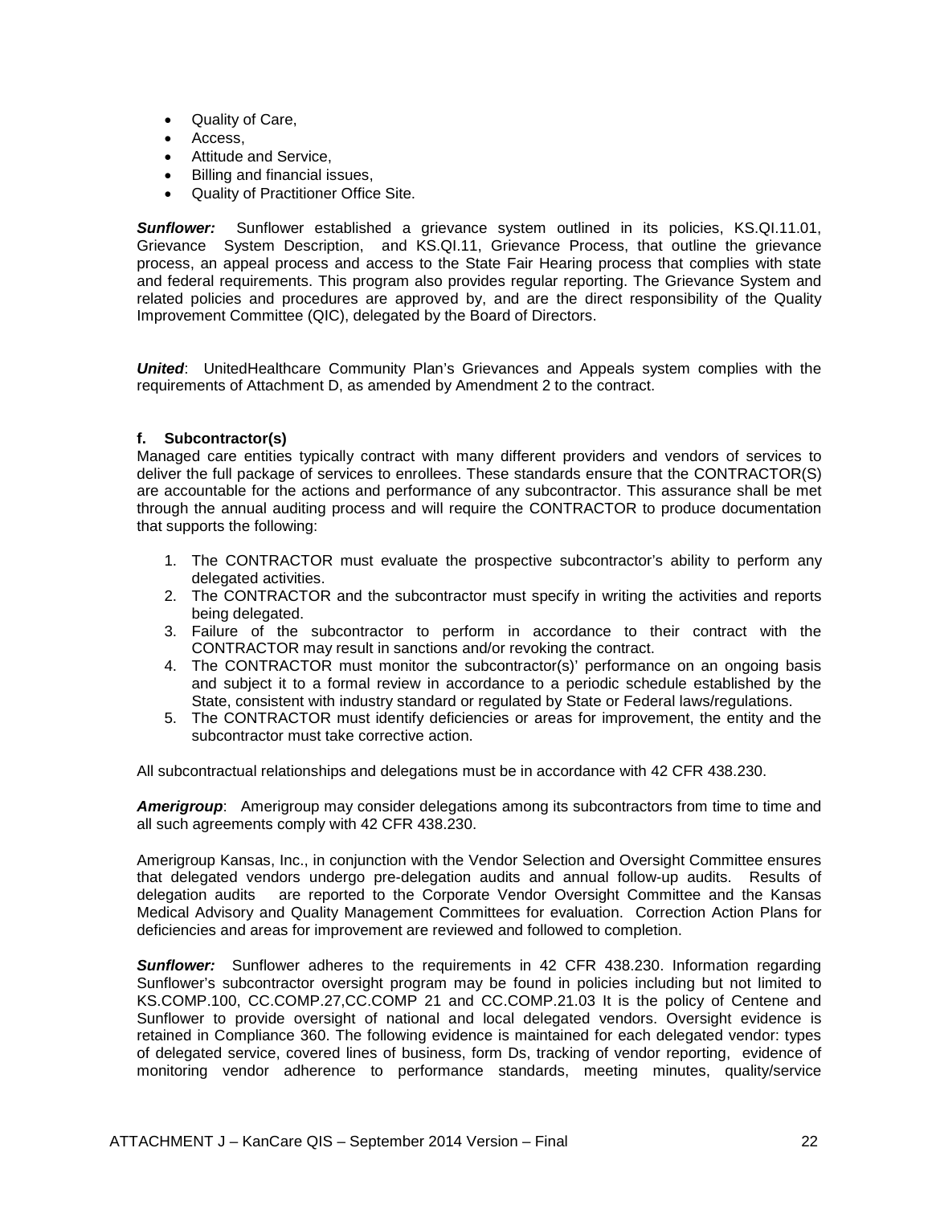- Quality of Care,
- Access,
- Attitude and Service,
- Billing and financial issues,
- Quality of Practitioner Office Site.

***Sunflower:*** Sunflower established a grievance system outlined in its policies, KS.QI.11.01, Grievance System Description, and KS.QI.11, Grievance Process, that outline the grievance process, an appeal process and access to the State Fair Hearing process that complies with state and federal requirements. This program also provides regular reporting. The Grievance System and related policies and procedures are approved by, and are the direct responsibility of the Quality Improvement Committee (QIC), delegated by the Board of Directors.

***United***: UnitedHealthcare Community Plan's Grievances and Appeals system complies with the requirements of Attachment D, as amended by Amendment 2 to the contract.

**f. Subcontractor(s)**

Managed care entities typically contract with many different providers and vendors of services to deliver the full package of services to enrollees. These standards ensure that the CONTRACTOR(S) are accountable for the actions and performance of any subcontractor. This assurance shall be met through the annual auditing process and will require the CONTRACTOR to produce documentation that supports the following:

1. The CONTRACTOR must evaluate the prospective subcontractor's ability to perform any delegated activities.
2. The CONTRACTOR and the subcontractor must specify in writing the activities and reports being delegated.
3. Failure of the subcontractor to perform in accordance to their contract with the CONTRACTOR may result in sanctions and/or revoking the contract.
4. The CONTRACTOR must monitor the subcontractor(s)' performance on an ongoing basis and subject it to a formal review in accordance to a periodic schedule established by the State, consistent with industry standard or regulated by State or Federal laws/regulations.
5. The CONTRACTOR must identify deficiencies or areas for improvement, the entity and the subcontractor must take corrective action.

All subcontractual relationships and delegations must be in accordance with 42 CFR 438.230.

***Amerigroup***: Amerigroup may consider delegations among its subcontractors from time to time and all such agreements comply with 42 CFR 438.230.

Amerigroup Kansas, Inc., in conjunction with the Vendor Selection and Oversight Committee ensures that delegated vendors undergo pre-delegation audits and annual follow-up audits. Results of delegation audits are reported to the Corporate Vendor Oversight Committee and the Kansas Medical Advisory and Quality Management Committees for evaluation. Correction Action Plans for deficiencies and areas for improvement are reviewed and followed to completion.

***Sunflower:*** Sunflower adheres to the requirements in 42 CFR 438.230. Information regarding Sunflower's subcontractor oversight program may be found in policies including but not limited to KS.COMP.100, CC.COMP.27,CC.COMP 21 and CC.COMP.21.03 It is the policy of Centene and Sunflower to provide oversight of national and local delegated vendors. Oversight evidence is retained in Compliance 360. The following evidence is maintained for each delegated vendor: types of delegated service, covered lines of business, form Ds, tracking of vendor reporting, evidence of monitoring vendor adherence to performance standards, meeting minutes, quality/service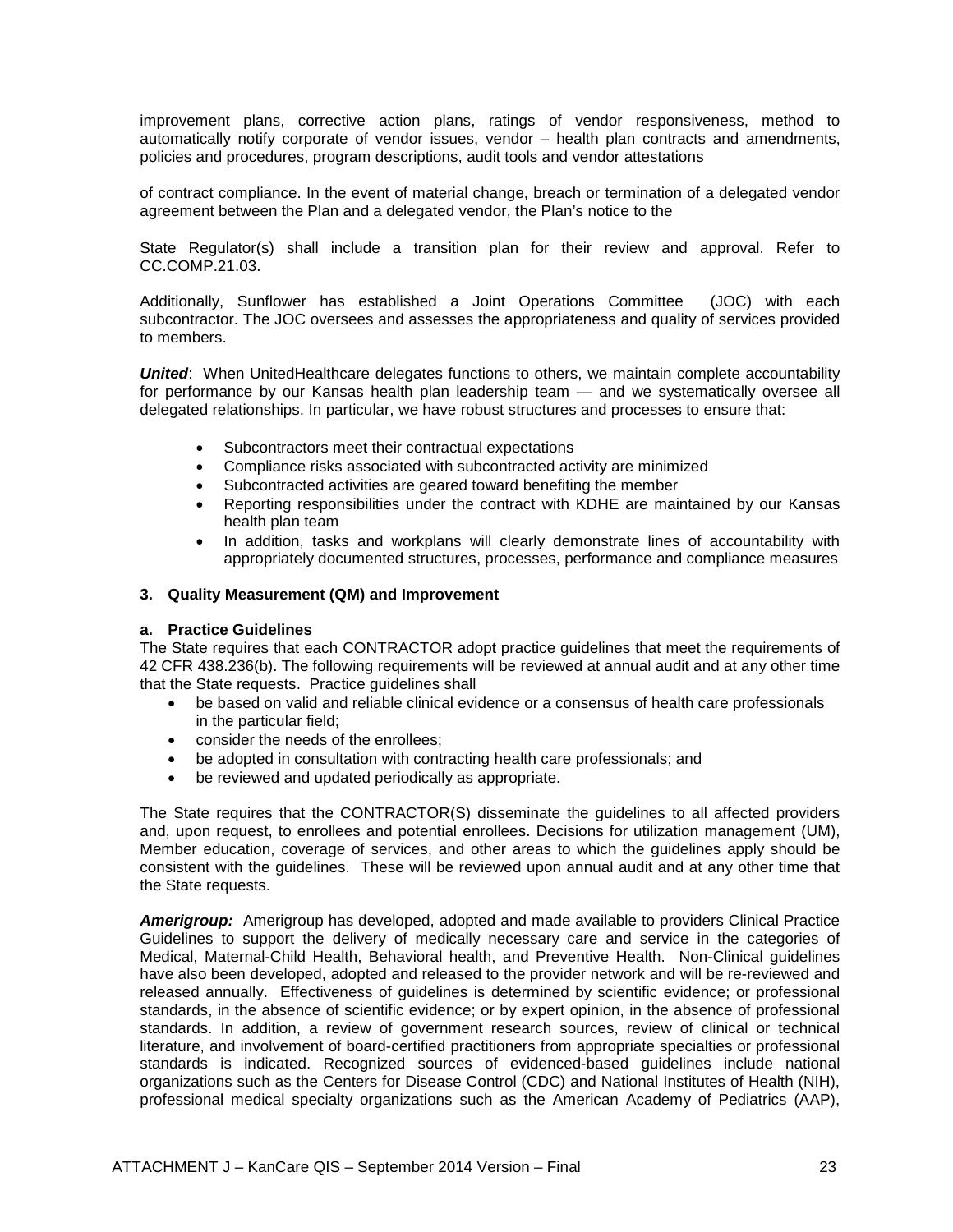improvement plans, corrective action plans, ratings of vendor responsiveness, method to automatically notify corporate of vendor issues, vendor – health plan contracts and amendments, policies and procedures, program descriptions, audit tools and vendor attestations

of contract compliance. In the event of material change, breach or termination of a delegated vendor agreement between the Plan and a delegated vendor, the Plan's notice to the

State Regulator(s) shall include a transition plan for their review and approval. Refer to CC.COMP.21.03.

Additionally, Sunflower has established a Joint Operations Committee (JOC) with each subcontractor. The JOC oversees and assesses the appropriateness and quality of services provided to members.

***United***: When UnitedHealthcare delegates functions to others, we maintain complete accountability for performance by our Kansas health plan leadership team — and we systematically oversee all delegated relationships. In particular, we have robust structures and processes to ensure that:

- Subcontractors meet their contractual expectations
- Compliance risks associated with subcontracted activity are minimized
- Subcontracted activities are geared toward benefiting the member
- Reporting responsibilities under the contract with KDHE are maintained by our Kansas health plan team
- In addition, tasks and workplans will clearly demonstrate lines of accountability with appropriately documented structures, processes, performance and compliance measures

### 3. Quality Measurement (QM) and Improvement

#### a. Practice Guidelines

The State requires that each CONTRACTOR adopt practice guidelines that meet the requirements of 42 CFR 438.236(b). The following requirements will be reviewed at annual audit and at any other time that the State requests. Practice guidelines shall

- be based on valid and reliable clinical evidence or a consensus of health care professionals in the particular field;
- consider the needs of the enrollees;
- be adopted in consultation with contracting health care professionals; and
- be reviewed and updated periodically as appropriate.

The State requires that the CONTRACTOR(S) disseminate the guidelines to all affected providers and, upon request, to enrollees and potential enrollees. Decisions for utilization management (UM), Member education, coverage of services, and other areas to which the guidelines apply should be consistent with the guidelines. These will be reviewed upon annual audit and at any other time that the State requests.

***Amerigroup:*** Amerigroup has developed, adopted and made available to providers Clinical Practice Guidelines to support the delivery of medically necessary care and service in the categories of Medical, Maternal-Child Health, Behavioral health, and Preventive Health. Non-Clinical guidelines have also been developed, adopted and released to the provider network and will be re-reviewed and released annually. Effectiveness of guidelines is determined by scientific evidence; or professional standards, in the absence of scientific evidence; or by expert opinion, in the absence of professional standards. In addition, a review of government research sources, review of clinical or technical literature, and involvement of board-certified practitioners from appropriate specialties or professional standards is indicated. Recognized sources of evidenced-based guidelines include national organizations such as the Centers for Disease Control (CDC) and National Institutes of Health (NIH), professional medical specialty organizations such as the American Academy of Pediatrics (AAP),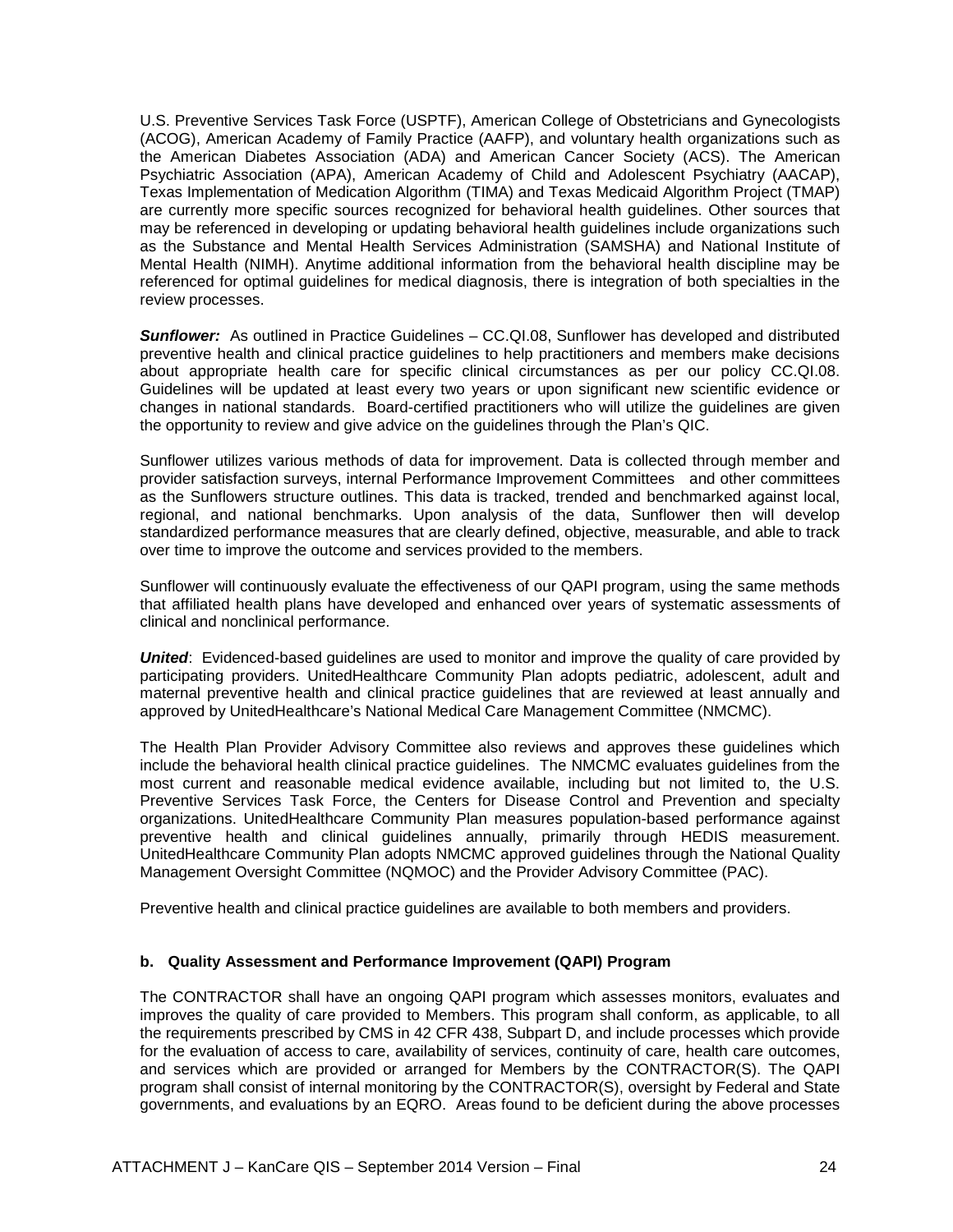U.S. Preventive Services Task Force (USPTF), American College of Obstetricians and Gynecologists (ACOG), American Academy of Family Practice (AAFP), and voluntary health organizations such as the American Diabetes Association (ADA) and American Cancer Society (ACS). The American Psychiatric Association (APA), American Academy of Child and Adolescent Psychiatry (AACAP), Texas Implementation of Medication Algorithm (TIMA) and Texas Medicaid Algorithm Project (TMAP) are currently more specific sources recognized for behavioral health guidelines. Other sources that may be referenced in developing or updating behavioral health guidelines include organizations such as the Substance and Mental Health Services Administration (SAMSHA) and National Institute of Mental Health (NIMH). Anytime additional information from the behavioral health discipline may be referenced for optimal guidelines for medical diagnosis, there is integration of both specialties in the review processes.

***Sunflower:*** As outlined in Practice Guidelines – CC.QI.08, Sunflower has developed and distributed preventive health and clinical practice guidelines to help practitioners and members make decisions about appropriate health care for specific clinical circumstances as per our policy CC.QI.08. Guidelines will be updated at least every two years or upon significant new scientific evidence or changes in national standards. Board-certified practitioners who will utilize the guidelines are given the opportunity to review and give advice on the guidelines through the Plan's QIC.

Sunflower utilizes various methods of data for improvement. Data is collected through member and provider satisfaction surveys, internal Performance Improvement Committees and other committees as the Sunflowers structure outlines. This data is tracked, trended and benchmarked against local, regional, and national benchmarks. Upon analysis of the data, Sunflower then will develop standardized performance measures that are clearly defined, objective, measurable, and able to track over time to improve the outcome and services provided to the members.

Sunflower will continuously evaluate the effectiveness of our QAPI program, using the same methods that affiliated health plans have developed and enhanced over years of systematic assessments of clinical and nonclinical performance.

***United***: Evidenced-based guidelines are used to monitor and improve the quality of care provided by participating providers. UnitedHealthcare Community Plan adopts pediatric, adolescent, adult and maternal preventive health and clinical practice guidelines that are reviewed at least annually and approved by UnitedHealthcare's National Medical Care Management Committee (NMCMC).

The Health Plan Provider Advisory Committee also reviews and approves these guidelines which include the behavioral health clinical practice guidelines. The NMCMC evaluates guidelines from the most current and reasonable medical evidence available, including but not limited to, the U.S. Preventive Services Task Force, the Centers for Disease Control and Prevention and specialty organizations. UnitedHealthcare Community Plan measures population-based performance against preventive health and clinical guidelines annually, primarily through HEDIS measurement. UnitedHealthcare Community Plan adopts NMCMC approved guidelines through the National Quality Management Oversight Committee (NQMOC) and the Provider Advisory Committee (PAC).

Preventive health and clinical practice guidelines are available to both members and providers.

**b. Quality Assessment and Performance Improvement (QAPI) Program**

The CONTRACTOR shall have an ongoing QAPI program which assesses monitors, evaluates and improves the quality of care provided to Members. This program shall conform, as applicable, to all the requirements prescribed by CMS in 42 CFR 438, Subpart D, and include processes which provide for the evaluation of access to care, availability of services, continuity of care, health care outcomes, and services which are provided or arranged for Members by the CONTRACTOR(S). The QAPI program shall consist of internal monitoring by the CONTRACTOR(S), oversight by Federal and State governments, and evaluations by an EQRO. Areas found to be deficient during the above processes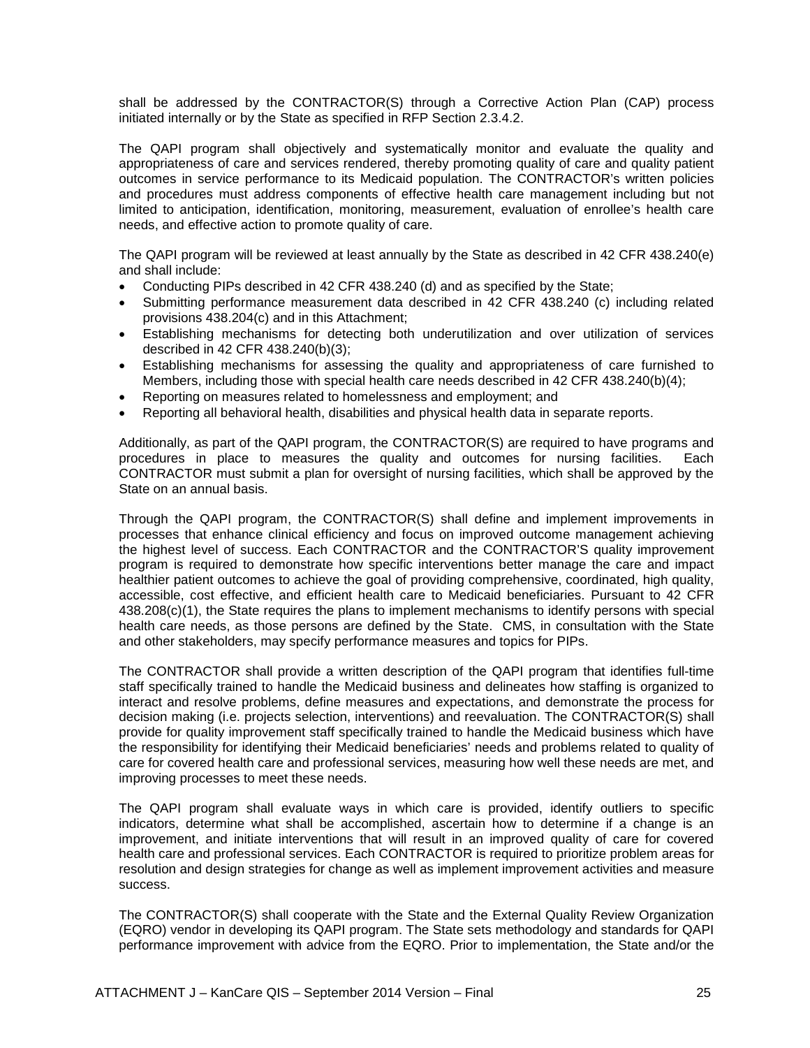shall be addressed by the CONTRACTOR(S) through a Corrective Action Plan (CAP) process initiated internally or by the State as specified in RFP Section 2.3.4.2.

The QAPI program shall objectively and systematically monitor and evaluate the quality and appropriateness of care and services rendered, thereby promoting quality of care and quality patient outcomes in service performance to its Medicaid population. The CONTRACTOR's written policies and procedures must address components of effective health care management including but not limited to anticipation, identification, monitoring, measurement, evaluation of enrollee's health care needs, and effective action to promote quality of care.

The QAPI program will be reviewed at least annually by the State as described in 42 CFR 438.240(e) and shall include:

- Conducting PIPs described in 42 CFR 438.240 (d) and as specified by the State;
- Submitting performance measurement data described in 42 CFR 438.240 (c) including related provisions 438.204(c) and in this Attachment;
- Establishing mechanisms for detecting both underutilization and over utilization of services described in 42 CFR 438.240(b)(3);
- Establishing mechanisms for assessing the quality and appropriateness of care furnished to Members, including those with special health care needs described in 42 CFR 438.240(b)(4);
- Reporting on measures related to homelessness and employment; and
- Reporting all behavioral health, disabilities and physical health data in separate reports.

Additionally, as part of the QAPI program, the CONTRACTOR(S) are required to have programs and procedures in place to measures the quality and outcomes for nursing facilities. Each CONTRACTOR must submit a plan for oversight of nursing facilities, which shall be approved by the State on an annual basis.

Through the QAPI program, the CONTRACTOR(S) shall define and implement improvements in processes that enhance clinical efficiency and focus on improved outcome management achieving the highest level of success. Each CONTRACTOR and the CONTRACTOR'S quality improvement program is required to demonstrate how specific interventions better manage the care and impact healthier patient outcomes to achieve the goal of providing comprehensive, coordinated, high quality, accessible, cost effective, and efficient health care to Medicaid beneficiaries. Pursuant to 42 CFR 438.208(c)(1), the State requires the plans to implement mechanisms to identify persons with special health care needs, as those persons are defined by the State. CMS, in consultation with the State and other stakeholders, may specify performance measures and topics for PIPs.

The CONTRACTOR shall provide a written description of the QAPI program that identifies full-time staff specifically trained to handle the Medicaid business and delineates how staffing is organized to interact and resolve problems, define measures and expectations, and demonstrate the process for decision making (i.e. projects selection, interventions) and reevaluation. The CONTRACTOR(S) shall provide for quality improvement staff specifically trained to handle the Medicaid business which have the responsibility for identifying their Medicaid beneficiaries' needs and problems related to quality of care for covered health care and professional services, measuring how well these needs are met, and improving processes to meet these needs.

The QAPI program shall evaluate ways in which care is provided, identify outliers to specific indicators, determine what shall be accomplished, ascertain how to determine if a change is an improvement, and initiate interventions that will result in an improved quality of care for covered health care and professional services. Each CONTRACTOR is required to prioritize problem areas for resolution and design strategies for change as well as implement improvement activities and measure success.

The CONTRACTOR(S) shall cooperate with the State and the External Quality Review Organization (EQRO) vendor in developing its QAPI program. The State sets methodology and standards for QAPI performance improvement with advice from the EQRO. Prior to implementation, the State and/or the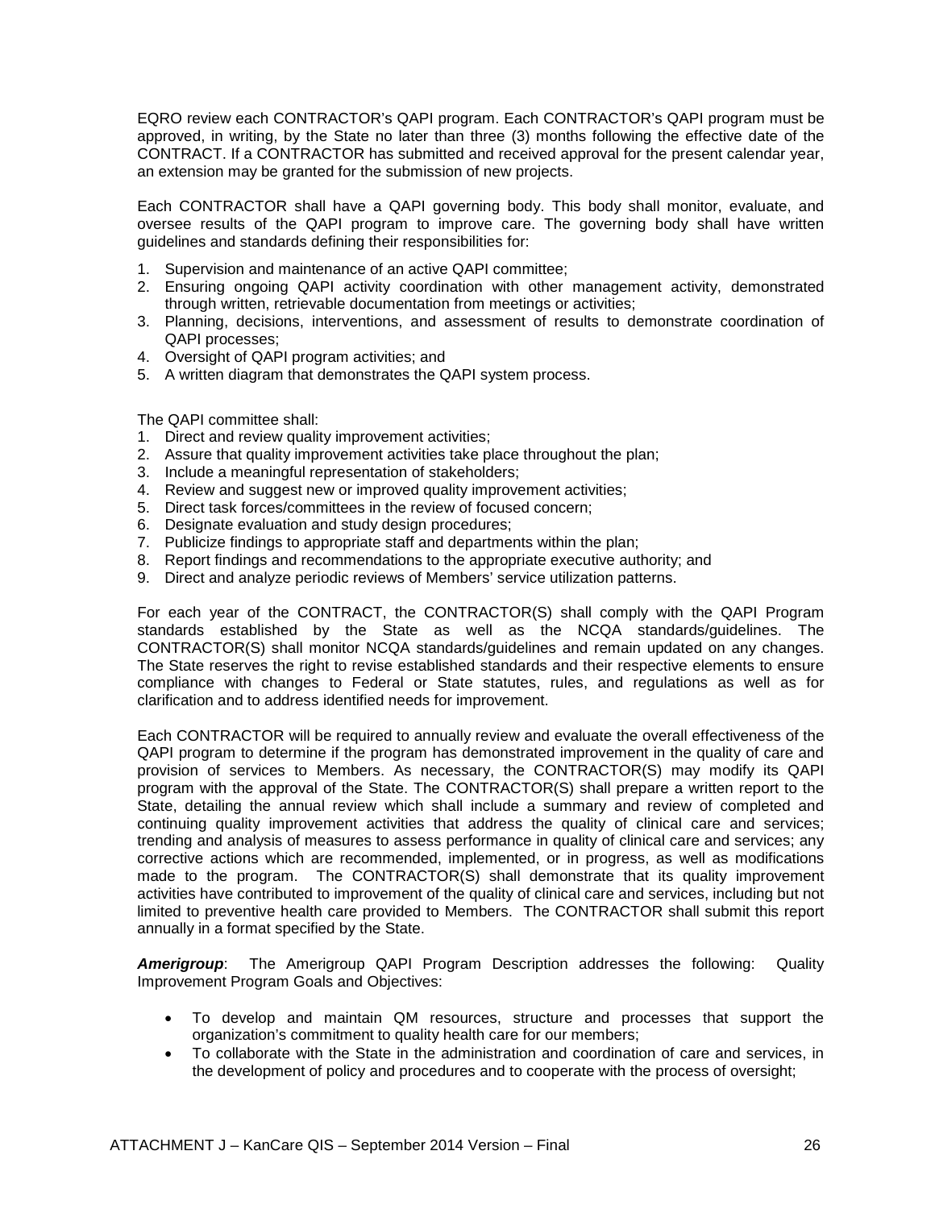EQRO review each CONTRACTOR's QAPI program. Each CONTRACTOR's QAPI program must be approved, in writing, by the State no later than three (3) months following the effective date of the CONTRACT. If a CONTRACTOR has submitted and received approval for the present calendar year, an extension may be granted for the submission of new projects.

Each CONTRACTOR shall have a QAPI governing body. This body shall monitor, evaluate, and oversee results of the QAPI program to improve care. The governing body shall have written guidelines and standards defining their responsibilities for:

1. Supervision and maintenance of an active QAPI committee;
2. Ensuring ongoing QAPI activity coordination with other management activity, demonstrated through written, retrievable documentation from meetings or activities;
3. Planning, decisions, interventions, and assessment of results to demonstrate coordination of QAPI processes;
4. Oversight of QAPI program activities; and
5. A written diagram that demonstrates the QAPI system process.

The QAPI committee shall:

1. Direct and review quality improvement activities;
2. Assure that quality improvement activities take place throughout the plan;
3. Include a meaningful representation of stakeholders;
4. Review and suggest new or improved quality improvement activities;
5. Direct task forces/committees in the review of focused concern;
6. Designate evaluation and study design procedures;
7. Publicize findings to appropriate staff and departments within the plan;
8. Report findings and recommendations to the appropriate executive authority; and
9. Direct and analyze periodic reviews of Members' service utilization patterns.

For each year of the CONTRACT, the CONTRACTOR(S) shall comply with the QAPI Program standards established by the State as well as the NCQA standards/guidelines. The CONTRACTOR(S) shall monitor NCQA standards/guidelines and remain updated on any changes. The State reserves the right to revise established standards and their respective elements to ensure compliance with changes to Federal or State statutes, rules, and regulations as well as for clarification and to address identified needs for improvement.

Each CONTRACTOR will be required to annually review and evaluate the overall effectiveness of the QAPI program to determine if the program has demonstrated improvement in the quality of care and provision of services to Members. As necessary, the CONTRACTOR(S) may modify its QAPI program with the approval of the State. The CONTRACTOR(S) shall prepare a written report to the State, detailing the annual review which shall include a summary and review of completed and continuing quality improvement activities that address the quality of clinical care and services; trending and analysis of measures to assess performance in quality of clinical care and services; any corrective actions which are recommended, implemented, or in progress, as well as modifications made to the program. The CONTRACTOR(S) shall demonstrate that its quality improvement activities have contributed to improvement of the quality of clinical care and services, including but not limited to preventive health care provided to Members. The CONTRACTOR shall submit this report annually in a format specified by the State.

***Amerigroup***: The Amerigroup QAPI Program Description addresses the following: Quality Improvement Program Goals and Objectives:

- To develop and maintain QM resources, structure and processes that support the organization's commitment to quality health care for our members;
- To collaborate with the State in the administration and coordination of care and services, in the development of policy and procedures and to cooperate with the process of oversight;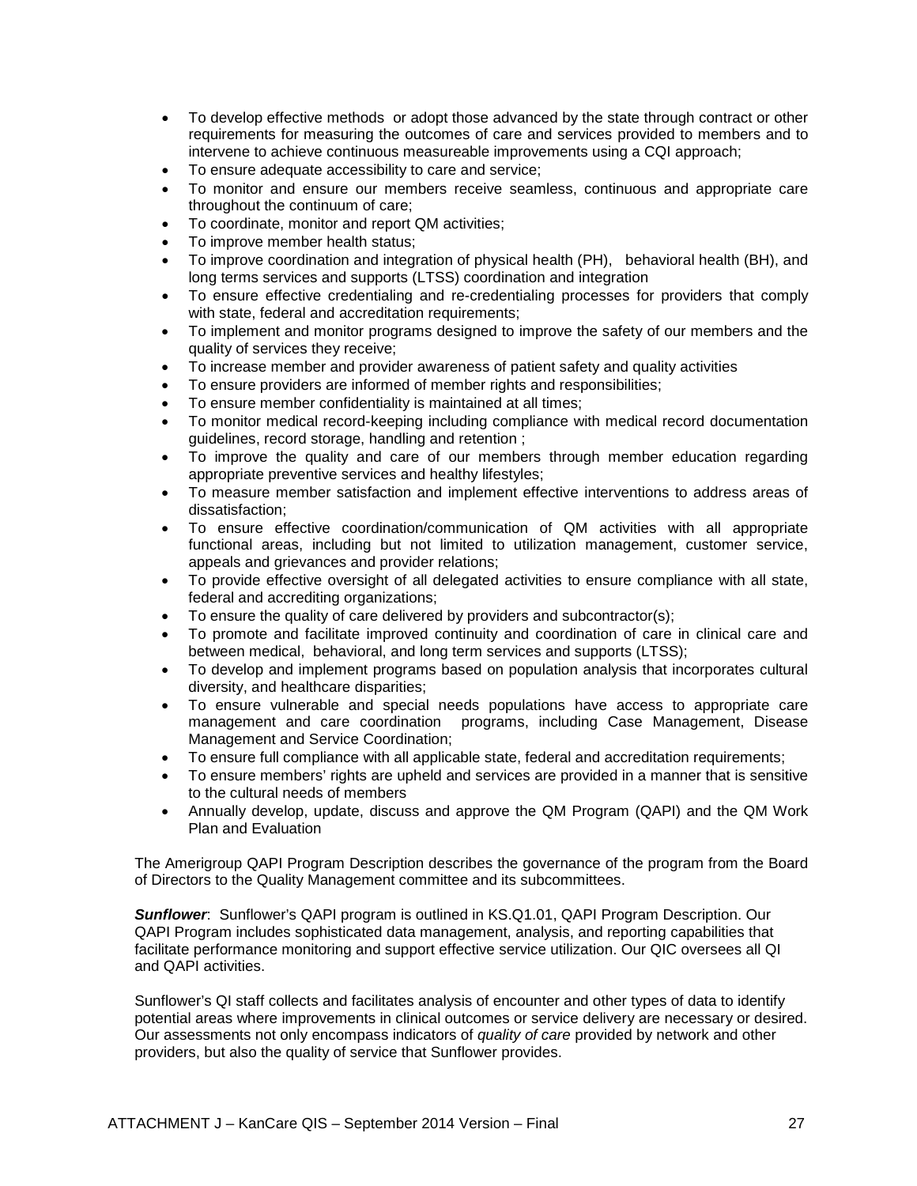- To develop effective methods or adopt those advanced by the state through contract or other requirements for measuring the outcomes of care and services provided to members and to intervene to achieve continuous measureable improvements using a CQI approach;
- To ensure adequate accessibility to care and service;
- To monitor and ensure our members receive seamless, continuous and appropriate care throughout the continuum of care;
- To coordinate, monitor and report QM activities;
- To improve member health status;
- To improve coordination and integration of physical health (PH), behavioral health (BH), and long terms services and supports (LTSS) coordination and integration
- To ensure effective credentialing and re-credentialing processes for providers that comply with state, federal and accreditation requirements;
- To implement and monitor programs designed to improve the safety of our members and the quality of services they receive;
- To increase member and provider awareness of patient safety and quality activities
- To ensure providers are informed of member rights and responsibilities;
- To ensure member confidentiality is maintained at all times;
- To monitor medical record-keeping including compliance with medical record documentation guidelines, record storage, handling and retention ;
- To improve the quality and care of our members through member education regarding appropriate preventive services and healthy lifestyles;
- To measure member satisfaction and implement effective interventions to address areas of dissatisfaction;
- To ensure effective coordination/communication of QM activities with all appropriate functional areas, including but not limited to utilization management, customer service, appeals and grievances and provider relations;
- To provide effective oversight of all delegated activities to ensure compliance with all state, federal and accrediting organizations;
- To ensure the quality of care delivered by providers and subcontractor(s);
- To promote and facilitate improved continuity and coordination of care in clinical care and between medical, behavioral, and long term services and supports (LTSS);
- To develop and implement programs based on population analysis that incorporates cultural diversity, and healthcare disparities;
- To ensure vulnerable and special needs populations have access to appropriate care management and care coordination programs, including Case Management, Disease Management and Service Coordination;
- To ensure full compliance with all applicable state, federal and accreditation requirements;
- To ensure members' rights are upheld and services are provided in a manner that is sensitive to the cultural needs of members
- Annually develop, update, discuss and approve the QM Program (QAPI) and the QM Work Plan and Evaluation

The Amerigroup QAPI Program Description describes the governance of the program from the Board of Directors to the Quality Management committee and its subcommittees.

***Sunflower***: Sunflower's QAPI program is outlined in KS.Q1.01, QAPI Program Description. Our QAPI Program includes sophisticated data management, analysis, and reporting capabilities that facilitate performance monitoring and support effective service utilization. Our QIC oversees all QI and QAPI activities.

Sunflower's QI staff collects and facilitates analysis of encounter and other types of data to identify potential areas where improvements in clinical outcomes or service delivery are necessary or desired. Our assessments not only encompass indicators of *quality of care* provided by network and other providers, but also the quality of service that Sunflower provides.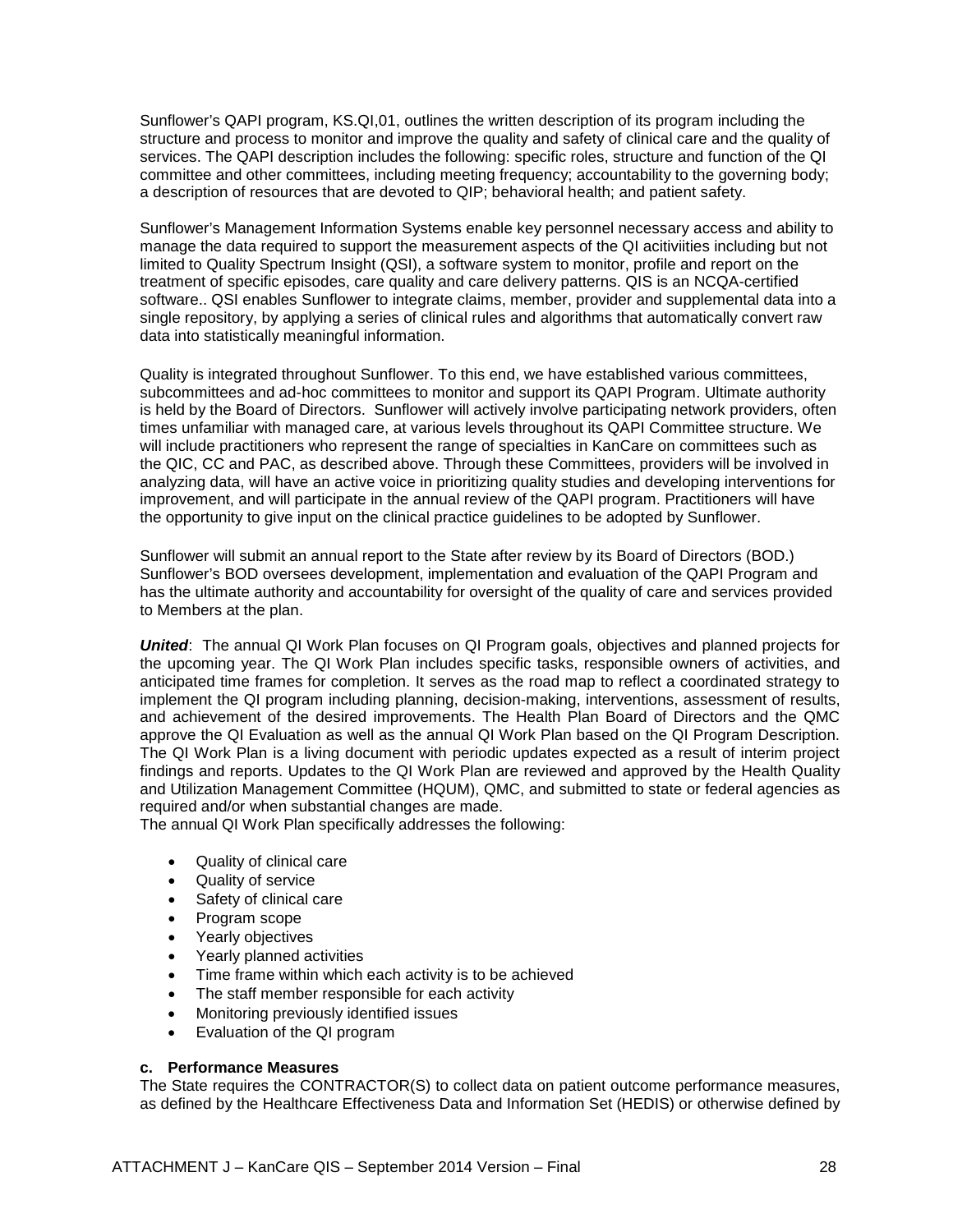Sunflower's QAPI program, KS.QI,01, outlines the written description of its program including the structure and process to monitor and improve the quality and safety of clinical care and the quality of services. The QAPI description includes the following: specific roles, structure and function of the QI committee and other committees, including meeting frequency; accountability to the governing body; a description of resources that are devoted to QIP; behavioral health; and patient safety.

Sunflower's Management Information Systems enable key personnel necessary access and ability to manage the data required to support the measurement aspects of the QI acitiviities including but not limited to Quality Spectrum Insight (QSI), a software system to monitor, profile and report on the treatment of specific episodes, care quality and care delivery patterns. QIS is an NCQA-certified software.. QSI enables Sunflower to integrate claims, member, provider and supplemental data into a single repository, by applying a series of clinical rules and algorithms that automatically convert raw data into statistically meaningful information.

Quality is integrated throughout Sunflower. To this end, we have established various committees, subcommittees and ad-hoc committees to monitor and support its QAPI Program. Ultimate authority is held by the Board of Directors. Sunflower will actively involve participating network providers, often times unfamiliar with managed care, at various levels throughout its QAPI Committee structure. We will include practitioners who represent the range of specialties in KanCare on committees such as the QIC, CC and PAC, as described above. Through these Committees, providers will be involved in analyzing data, will have an active voice in prioritizing quality studies and developing interventions for improvement, and will participate in the annual review of the QAPI program. Practitioners will have the opportunity to give input on the clinical practice guidelines to be adopted by Sunflower.

Sunflower will submit an annual report to the State after review by its Board of Directors (BOD.) Sunflower's BOD oversees development, implementation and evaluation of the QAPI Program and has the ultimate authority and accountability for oversight of the quality of care and services provided to Members at the plan.

***United***: The annual QI Work Plan focuses on QI Program goals, objectives and planned projects for the upcoming year. The QI Work Plan includes specific tasks, responsible owners of activities, and anticipated time frames for completion. It serves as the road map to reflect a coordinated strategy to implement the QI program including planning, decision-making, interventions, assessment of results, and achievement of the desired improvements. The Health Plan Board of Directors and the QMC approve the QI Evaluation as well as the annual QI Work Plan based on the QI Program Description. The QI Work Plan is a living document with periodic updates expected as a result of interim project findings and reports. Updates to the QI Work Plan are reviewed and approved by the Health Quality and Utilization Management Committee (HQUM), QMC, and submitted to state or federal agencies as required and/or when substantial changes are made.
The annual QI Work Plan specifically addresses the following:

- Quality of clinical care
- Quality of service
- Safety of clinical care
- Program scope
- Yearly objectives
- Yearly planned activities
- Time frame within which each activity is to be achieved
- The staff member responsible for each activity
- Monitoring previously identified issues
- Evaluation of the QI program

**c. Performance Measures**

The State requires the CONTRACTOR(S) to collect data on patient outcome performance measures, as defined by the Healthcare Effectiveness Data and Information Set (HEDIS) or otherwise defined by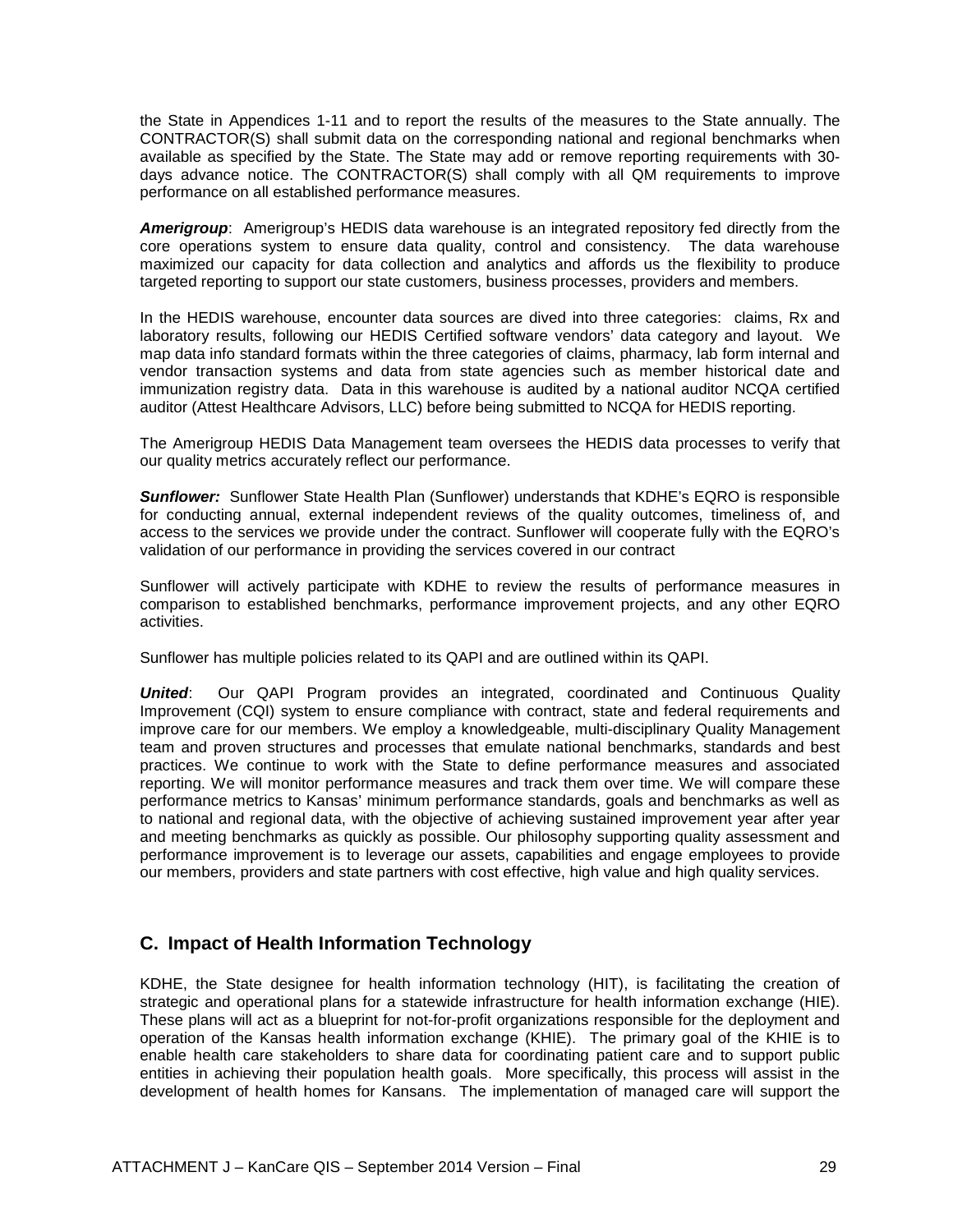the State in Appendices 1-11 and to report the results of the measures to the State annually. The CONTRACTOR(S) shall submit data on the corresponding national and regional benchmarks when available as specified by the State. The State may add or remove reporting requirements with 30-days advance notice. The CONTRACTOR(S) shall comply with all QM requirements to improve performance on all established performance measures.

***Amerigroup***: Amerigroup's HEDIS data warehouse is an integrated repository fed directly from the core operations system to ensure data quality, control and consistency. The data warehouse maximized our capacity for data collection and analytics and affords us the flexibility to produce targeted reporting to support our state customers, business processes, providers and members.

In the HEDIS warehouse, encounter data sources are dived into three categories: claims, Rx and laboratory results, following our HEDIS Certified software vendors' data category and layout. We map data info standard formats within the three categories of claims, pharmacy, lab form internal and vendor transaction systems and data from state agencies such as member historical date and immunization registry data. Data in this warehouse is audited by a national auditor NCQA certified auditor (Attest Healthcare Advisors, LLC) before being submitted to NCQA for HEDIS reporting.

The Amerigroup HEDIS Data Management team oversees the HEDIS data processes to verify that our quality metrics accurately reflect our performance.

***Sunflower:*** Sunflower State Health Plan (Sunflower) understands that KDHE's EQRO is responsible for conducting annual, external independent reviews of the quality outcomes, timeliness of, and access to the services we provide under the contract. Sunflower will cooperate fully with the EQRO's validation of our performance in providing the services covered in our contract

Sunflower will actively participate with KDHE to review the results of performance measures in comparison to established benchmarks, performance improvement projects, and any other EQRO activities.

Sunflower has multiple policies related to its QAPI and are outlined within its QAPI.

***United***: Our QAPI Program provides an integrated, coordinated and Continuous Quality Improvement (CQI) system to ensure compliance with contract, state and federal requirements and improve care for our members. We employ a knowledgeable, multi-disciplinary Quality Management team and proven structures and processes that emulate national benchmarks, standards and best practices. We continue to work with the State to define performance measures and associated reporting. We will monitor performance measures and track them over time. We will compare these performance metrics to Kansas' minimum performance standards, goals and benchmarks as well as to national and regional data, with the objective of achieving sustained improvement year after year and meeting benchmarks as quickly as possible. Our philosophy supporting quality assessment and performance improvement is to leverage our assets, capabilities and engage employees to provide our members, providers and state partners with cost effective, high value and high quality services.

## C. Impact of Health Information Technology

KDHE, the State designee for health information technology (HIT), is facilitating the creation of strategic and operational plans for a statewide infrastructure for health information exchange (HIE). These plans will act as a blueprint for not-for-profit organizations responsible for the deployment and operation of the Kansas health information exchange (KHIE). The primary goal of the KHIE is to enable health care stakeholders to share data for coordinating patient care and to support public entities in achieving their population health goals. More specifically, this process will assist in the development of health homes for Kansans. The implementation of managed care will support the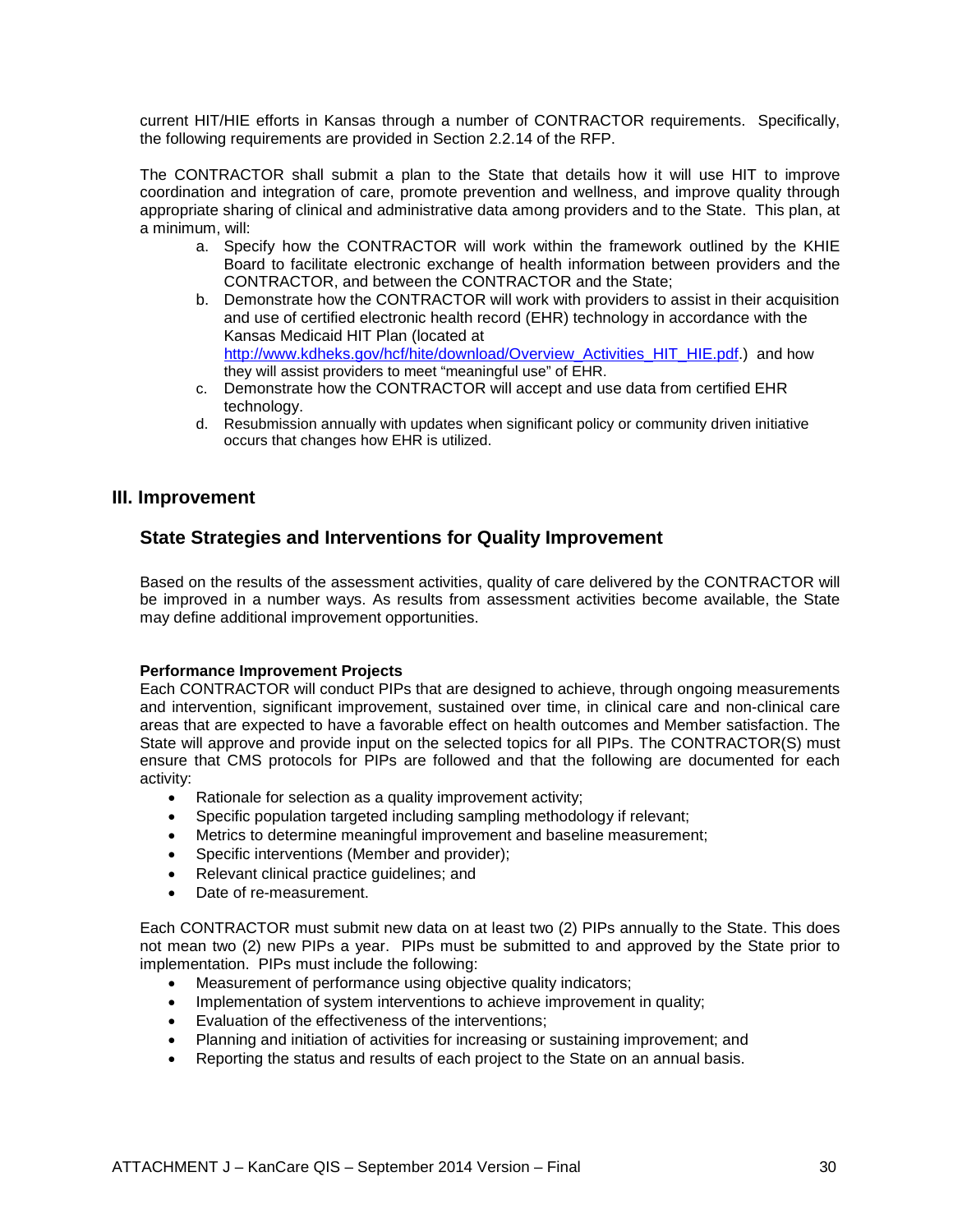current HIT/HIE efforts in Kansas through a number of CONTRACTOR requirements. Specifically, the following requirements are provided in Section 2.2.14 of the RFP.

The CONTRACTOR shall submit a plan to the State that details how it will use HIT to improve coordination and integration of care, promote prevention and wellness, and improve quality through appropriate sharing of clinical and administrative data among providers and to the State. This plan, at a minimum, will:

a. Specify how the CONTRACTOR will work within the framework outlined by the KHIE Board to facilitate electronic exchange of health information between providers and the CONTRACTOR, and between the CONTRACTOR and the State;
b. Demonstrate how the CONTRACTOR will work with providers to assist in their acquisition and use of certified electronic health record (EHR) technology in accordance with the Kansas Medicaid HIT Plan (located at http://www.kdheks.gov/hcf/hite/download/Overview_Activities_HIT_HIE.pdf.) and how they will assist providers to meet "meaningful use" of EHR.
c. Demonstrate how the CONTRACTOR will accept and use data from certified EHR technology.
d. Resubmission annually with updates when significant policy or community driven initiative occurs that changes how EHR is utilized.

## III. Improvement

### State Strategies and Interventions for Quality Improvement

Based on the results of the assessment activities, quality of care delivered by the CONTRACTOR will be improved in a number ways. As results from assessment activities become available, the State may define additional improvement opportunities.

**Performance Improvement Projects**

Each CONTRACTOR will conduct PIPs that are designed to achieve, through ongoing measurements and intervention, significant improvement, sustained over time, in clinical care and non-clinical care areas that are expected to have a favorable effect on health outcomes and Member satisfaction. The State will approve and provide input on the selected topics for all PIPs. The CONTRACTOR(S) must ensure that CMS protocols for PIPs are followed and that the following are documented for each activity:

- Rationale for selection as a quality improvement activity;
- Specific population targeted including sampling methodology if relevant;
- Metrics to determine meaningful improvement and baseline measurement;
- Specific interventions (Member and provider);
- Relevant clinical practice guidelines; and
- Date of re-measurement.

Each CONTRACTOR must submit new data on at least two (2) PIPs annually to the State. This does not mean two (2) new PIPs a year. PIPs must be submitted to and approved by the State prior to implementation. PIPs must include the following:

- Measurement of performance using objective quality indicators;
- Implementation of system interventions to achieve improvement in quality;
- Evaluation of the effectiveness of the interventions;
- Planning and initiation of activities for increasing or sustaining improvement; and
- Reporting the status and results of each project to the State on an annual basis.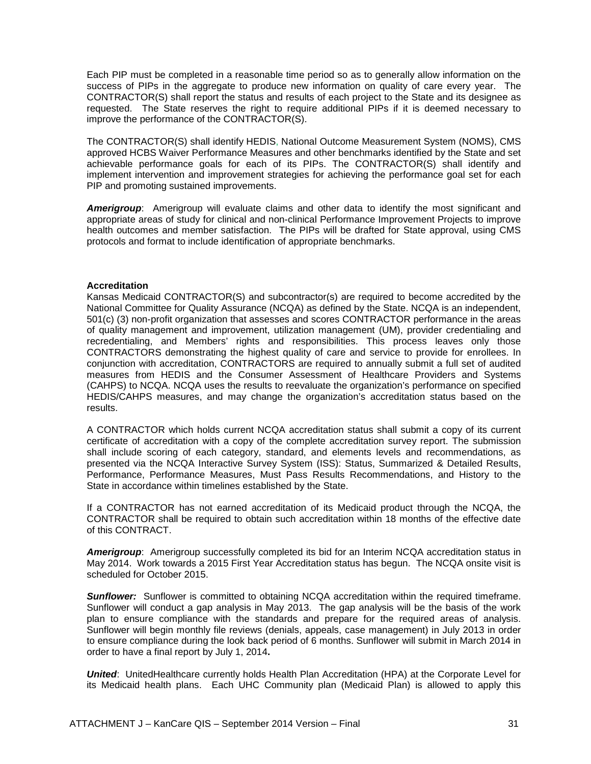Each PIP must be completed in a reasonable time period so as to generally allow information on the success of PIPs in the aggregate to produce new information on quality of care every year. The CONTRACTOR(S) shall report the status and results of each project to the State and its designee as requested. The State reserves the right to require additional PIPs if it is deemed necessary to improve the performance of the CONTRACTOR(S).

The CONTRACTOR(S) shall identify HEDIS, National Outcome Measurement System (NOMS), CMS approved HCBS Waiver Performance Measures and other benchmarks identified by the State and set achievable performance goals for each of its PIPs. The CONTRACTOR(S) shall identify and implement intervention and improvement strategies for achieving the performance goal set for each PIP and promoting sustained improvements.

***Amerigroup***: Amerigroup will evaluate claims and other data to identify the most significant and appropriate areas of study for clinical and non-clinical Performance Improvement Projects to improve health outcomes and member satisfaction. The PIPs will be drafted for State approval, using CMS protocols and format to include identification of appropriate benchmarks.

**Accreditation**

Kansas Medicaid CONTRACTOR(S) and subcontractor(s) are required to become accredited by the National Committee for Quality Assurance (NCQA) as defined by the State. NCQA is an independent, 501(c) (3) non-profit organization that assesses and scores CONTRACTOR performance in the areas of quality management and improvement, utilization management (UM), provider credentialing and recredentialing, and Members' rights and responsibilities. This process leaves only those CONTRACTORS demonstrating the highest quality of care and service to provide for enrollees. In conjunction with accreditation, CONTRACTORS are required to annually submit a full set of audited measures from HEDIS and the Consumer Assessment of Healthcare Providers and Systems (CAHPS) to NCQA. NCQA uses the results to reevaluate the organization's performance on specified HEDIS/CAHPS measures, and may change the organization's accreditation status based on the results.

A CONTRACTOR which holds current NCQA accreditation status shall submit a copy of its current certificate of accreditation with a copy of the complete accreditation survey report. The submission shall include scoring of each category, standard, and elements levels and recommendations, as presented via the NCQA Interactive Survey System (ISS): Status, Summarized & Detailed Results, Performance, Performance Measures, Must Pass Results Recommendations, and History to the State in accordance within timelines established by the State.

If a CONTRACTOR has not earned accreditation of its Medicaid product through the NCQA, the CONTRACTOR shall be required to obtain such accreditation within 18 months of the effective date of this CONTRACT.

***Amerigroup***: Amerigroup successfully completed its bid for an Interim NCQA accreditation status in May 2014. Work towards a 2015 First Year Accreditation status has begun. The NCQA onsite visit is scheduled for October 2015.

***Sunflower:*** Sunflower is committed to obtaining NCQA accreditation within the required timeframe. Sunflower will conduct a gap analysis in May 2013. The gap analysis will be the basis of the work plan to ensure compliance with the standards and prepare for the required areas of analysis. Sunflower will begin monthly file reviews (denials, appeals, case management) in July 2013 in order to ensure compliance during the look back period of 6 months. Sunflower will submit in March 2014 in order to have a final report by July 1, 2014**.**

***United***: UnitedHealthcare currently holds Health Plan Accreditation (HPA) at the Corporate Level for its Medicaid health plans. Each UHC Community plan (Medicaid Plan) is allowed to apply this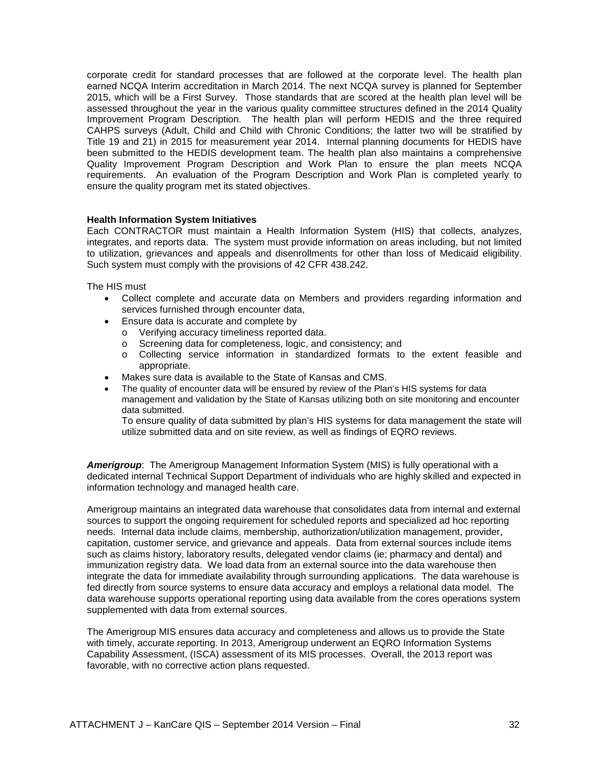corporate credit for standard processes that are followed at the corporate level. The health plan earned NCQA Interim accreditation in March 2014. The next NCQA survey is planned for September 2015, which will be a First Survey. Those standards that are scored at the health plan level will be assessed throughout the year in the various quality committee structures defined in the 2014 Quality Improvement Program Description. The health plan will perform HEDIS and the three required CAHPS surveys (Adult, Child and Child with Chronic Conditions; the latter two will be stratified by Title 19 and 21) in 2015 for measurement year 2014. Internal planning documents for HEDIS have been submitted to the HEDIS development team. The health plan also maintains a comprehensive Quality Improvement Program Description and Work Plan to ensure the plan meets NCQA requirements. An evaluation of the Program Description and Work Plan is completed yearly to ensure the quality program met its stated objectives.

**Health Information System Initiatives**

Each CONTRACTOR must maintain a Health Information System (HIS) that collects, analyzes, integrates, and reports data. The system must provide information on areas including, but not limited to utilization, grievances and appeals and disenrollments for other than loss of Medicaid eligibility. Such system must comply with the provisions of 42 CFR 438.242.

The HIS must

- Collect complete and accurate data on Members and providers regarding information and services furnished through encounter data,
- Ensure data is accurate and complete by
  - Verifying accuracy timeliness reported data.
  - Screening data for completeness, logic, and consistency; and
  - Collecting service information in standardized formats to the extent feasible and appropriate.
- Makes sure data is available to the State of Kansas and CMS.
- The quality of encounter data will be ensured by review of the Plan's HIS systems for data management and validation by the State of Kansas utilizing both on site monitoring and encounter data submitted.

  To ensure quality of data submitted by plan's HIS systems for data management the state will utilize submitted data and on site review, as well as findings of EQRO reviews.

***Amerigroup***: The Amerigroup Management Information System (MIS) is fully operational with a dedicated internal Technical Support Department of individuals who are highly skilled and expected in information technology and managed health care.

Amerigroup maintains an integrated data warehouse that consolidates data from internal and external sources to support the ongoing requirement for scheduled reports and specialized ad hoc reporting needs. Internal data include claims, membership, authorization/utilization management, provider, capitation, customer service, and grievance and appeals. Data from external sources include items such as claims history, laboratory results, delegated vendor claims (ie; pharmacy and dental) and immunization registry data. We load data from an external source into the data warehouse then integrate the data for immediate availability through surrounding applications. The data warehouse is fed directly from source systems to ensure data accuracy and employs a relational data model. The data warehouse supports operational reporting using data available from the cores operations system supplemented with data from external sources.

The Amerigroup MIS ensures data accuracy and completeness and allows us to provide the State with timely, accurate reporting. In 2013, Amerigroup underwent an EQRO Information Systems Capability Assessment, (ISCA) assessment of its MIS processes. Overall, the 2013 report was favorable, with no corrective action plans requested.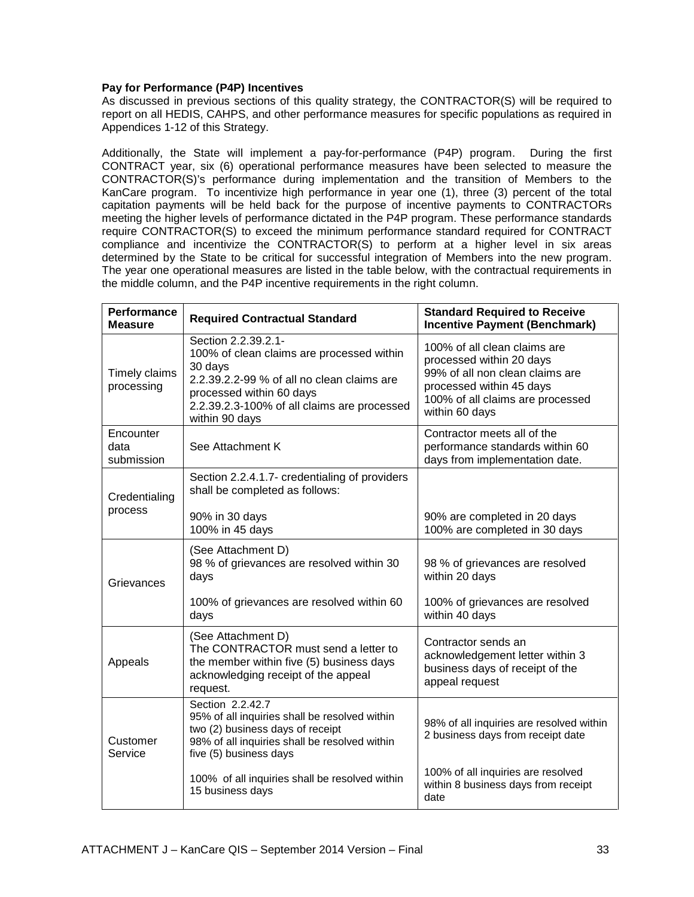**Pay for Performance (P4P) Incentives**

As discussed in previous sections of this quality strategy, the CONTRACTOR(S) will be required to report on all HEDIS, CAHPS, and other performance measures for specific populations as required in Appendices 1-12 of this Strategy.

Additionally, the State will implement a pay-for-performance (P4P) program. During the first CONTRACT year, six (6) operational performance measures have been selected to measure the CONTRACTOR(S)'s performance during implementation and the transition of Members to the KanCare program. To incentivize high performance in year one (1), three (3) percent of the total capitation payments will be held back for the purpose of incentive payments to CONTRACTORs meeting the higher levels of performance dictated in the P4P program. These performance standards require CONTRACTOR(S) to exceed the minimum performance standard required for CONTRACT compliance and incentivize the CONTRACTOR(S) to perform at a higher level in six areas determined by the State to be critical for successful integration of Members into the new program. The year one operational measures are listed in the table below, with the contractual requirements in the middle column, and the P4P incentive requirements in the right column.

| Performance Measure | Required Contractual Standard | Standard Required to Receive Incentive Payment (Benchmark) |
|---|---|---|
| Timely claims processing | Section 2.2.39.2.1- 100% of clean claims are processed within 30 days<br>2.2.39.2.2-99 % of all no clean claims are processed within 60 days<br>2.2.39.2.3-100% of all claims are processed within 90 days | 100% of all clean claims are processed within 20 days<br>99% of all non clean claims are processed within 45 days<br>100% of all claims are processed within 60 days |
| Encounter data submission | See Attachment K | Contractor meets all of the performance standards within 60 days from implementation date. |
| Credentialing process | Section 2.2.4.1.7- credentialing of providers shall be completed as follows:<br><br>90% in 30 days<br>100% in 45 days | 90% are completed in 20 days<br>100% are completed in 30 days |
| Grievances | (See Attachment D)<br>98 % of grievances are resolved within 30 days<br><br>100% of grievances are resolved within 60 days | 98 % of grievances are resolved within 20 days<br><br>100% of grievances are resolved within 40 days |
| Appeals | (See Attachment D)<br>The CONTRACTOR must send a letter to the member within five (5) business days acknowledging receipt of the appeal request. | Contractor sends an acknowledgement letter within 3 business days of receipt of the appeal request |
| Customer Service | Section 2.2.42.7<br>95% of all inquiries shall be resolved within two (2) business days of receipt<br>98% of all inquiries shall be resolved within five (5) business days<br><br>100% of all inquiries shall be resolved within 15 business days | 98% of all inquiries are resolved within 2 business days from receipt date<br><br>100% of all inquiries are resolved within 8 business days from receipt date |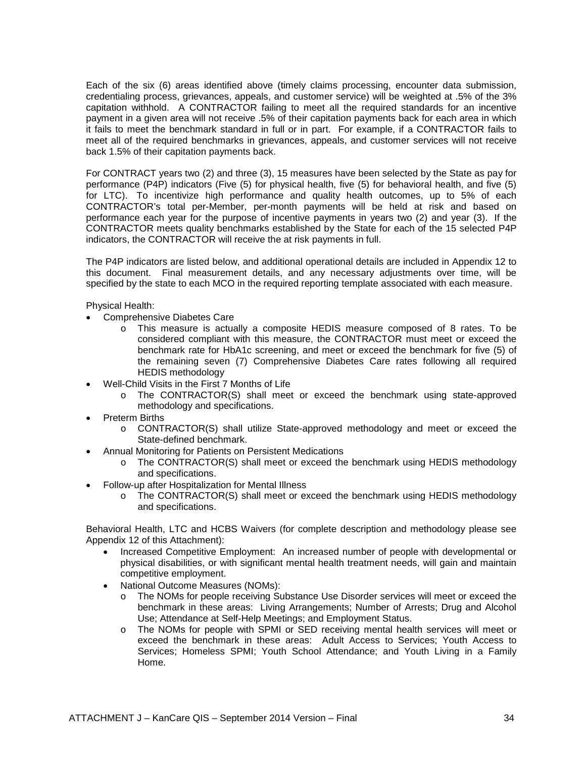Each of the six (6) areas identified above (timely claims processing, encounter data submission, credentialing process, grievances, appeals, and customer service) will be weighted at .5% of the 3% capitation withhold. A CONTRACTOR failing to meet all the required standards for an incentive payment in a given area will not receive .5% of their capitation payments back for each area in which it fails to meet the benchmark standard in full or in part. For example, if a CONTRACTOR fails to meet all of the required benchmarks in grievances, appeals, and customer services will not receive back 1.5% of their capitation payments back.

For CONTRACT years two (2) and three (3), 15 measures have been selected by the State as pay for performance (P4P) indicators (Five (5) for physical health, five (5) for behavioral health, and five (5) for LTC). To incentivize high performance and quality health outcomes, up to 5% of each CONTRACTOR's total per-Member, per-month payments will be held at risk and based on performance each year for the purpose of incentive payments in years two (2) and year (3). If the CONTRACTOR meets quality benchmarks established by the State for each of the 15 selected P4P indicators, the CONTRACTOR will receive the at risk payments in full.

The P4P indicators are listed below, and additional operational details are included in Appendix 12 to this document. Final measurement details, and any necessary adjustments over time, will be specified by the state to each MCO in the required reporting template associated with each measure.

Physical Health:

- Comprehensive Diabetes Care
  - This measure is actually a composite HEDIS measure composed of 8 rates. To be considered compliant with this measure, the CONTRACTOR must meet or exceed the benchmark rate for HbA1c screening, and meet or exceed the benchmark for five (5) of the remaining seven (7) Comprehensive Diabetes Care rates following all required HEDIS methodology
- Well-Child Visits in the First 7 Months of Life
  - The CONTRACTOR(S) shall meet or exceed the benchmark using state-approved methodology and specifications.
- Preterm Births
  - CONTRACTOR(S) shall utilize State-approved methodology and meet or exceed the State-defined benchmark.
- Annual Monitoring for Patients on Persistent Medications
  - The CONTRACTOR(S) shall meet or exceed the benchmark using HEDIS methodology and specifications.
- Follow-up after Hospitalization for Mental Illness
  - The CONTRACTOR(S) shall meet or exceed the benchmark using HEDIS methodology and specifications.

Behavioral Health, LTC and HCBS Waivers (for complete description and methodology please see Appendix 12 of this Attachment):

- Increased Competitive Employment: An increased number of people with developmental or physical disabilities, or with significant mental health treatment needs, will gain and maintain competitive employment.
- National Outcome Measures (NOMs):
  - The NOMs for people receiving Substance Use Disorder services will meet or exceed the benchmark in these areas: Living Arrangements; Number of Arrests; Drug and Alcohol Use; Attendance at Self-Help Meetings; and Employment Status.
  - The NOMs for people with SPMI or SED receiving mental health services will meet or exceed the benchmark in these areas: Adult Access to Services; Youth Access to Services; Homeless SPMI; Youth School Attendance; and Youth Living in a Family Home.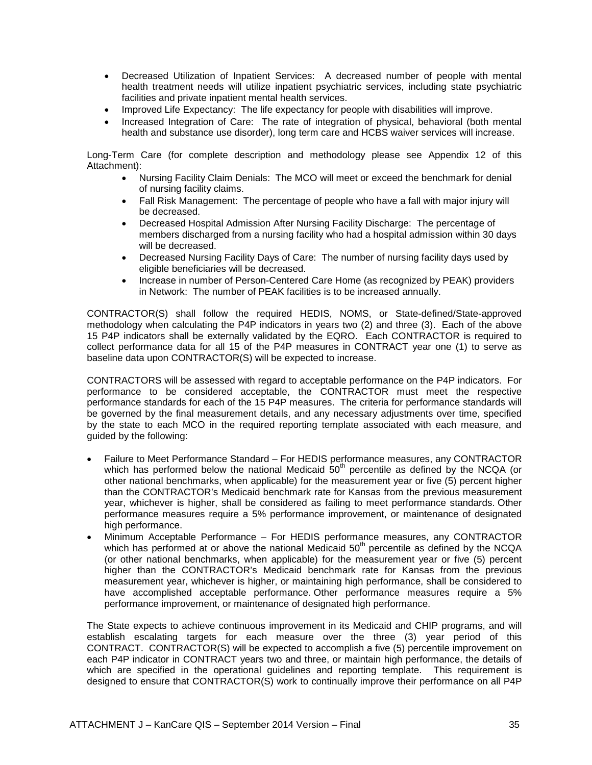- Decreased Utilization of Inpatient Services: A decreased number of people with mental health treatment needs will utilize inpatient psychiatric services, including state psychiatric facilities and private inpatient mental health services.
- Improved Life Expectancy: The life expectancy for people with disabilities will improve.
- Increased Integration of Care: The rate of integration of physical, behavioral (both mental health and substance use disorder), long term care and HCBS waiver services will increase.

Long-Term Care (for complete description and methodology please see Appendix 12 of this Attachment):

- Nursing Facility Claim Denials: The MCO will meet or exceed the benchmark for denial of nursing facility claims.
- Fall Risk Management: The percentage of people who have a fall with major injury will be decreased.
- Decreased Hospital Admission After Nursing Facility Discharge: The percentage of members discharged from a nursing facility who had a hospital admission within 30 days will be decreased.
- Decreased Nursing Facility Days of Care: The number of nursing facility days used by eligible beneficiaries will be decreased.
- Increase in number of Person-Centered Care Home (as recognized by PEAK) providers in Network: The number of PEAK facilities is to be increased annually.

CONTRACTOR(S) shall follow the required HEDIS, NOMS, or State-defined/State-approved methodology when calculating the P4P indicators in years two (2) and three (3). Each of the above 15 P4P indicators shall be externally validated by the EQRO. Each CONTRACTOR is required to collect performance data for all 15 of the P4P measures in CONTRACT year one (1) to serve as baseline data upon CONTRACTOR(S) will be expected to increase.

CONTRACTORS will be assessed with regard to acceptable performance on the P4P indicators. For performance to be considered acceptable, the CONTRACTOR must meet the respective performance standards for each of the 15 P4P measures. The criteria for performance standards will be governed by the final measurement details, and any necessary adjustments over time, specified by the state to each MCO in the required reporting template associated with each measure, and guided by the following:

- Failure to Meet Performance Standard – For HEDIS performance measures, any CONTRACTOR which has performed below the national Medicaid 50th percentile as defined by the NCQA (or other national benchmarks, when applicable) for the measurement year or five (5) percent higher than the CONTRACTOR's Medicaid benchmark rate for Kansas from the previous measurement year, whichever is higher, shall be considered as failing to meet performance standards. Other performance measures require a 5% performance improvement, or maintenance of designated high performance.
- Minimum Acceptable Performance – For HEDIS performance measures, any CONTRACTOR which has performed at or above the national Medicaid 50th percentile as defined by the NCQA (or other national benchmarks, when applicable) for the measurement year or five (5) percent higher than the CONTRACTOR's Medicaid benchmark rate for Kansas from the previous measurement year, whichever is higher, or maintaining high performance, shall be considered to have accomplished acceptable performance. Other performance measures require a 5% performance improvement, or maintenance of designated high performance.

The State expects to achieve continuous improvement in its Medicaid and CHIP programs, and will establish escalating targets for each measure over the three (3) year period of this CONTRACT. CONTRACTOR(S) will be expected to accomplish a five (5) percentile improvement on each P4P indicator in CONTRACT years two and three, or maintain high performance, the details of which are specified in the operational guidelines and reporting template. This requirement is designed to ensure that CONTRACTOR(S) work to continually improve their performance on all P4P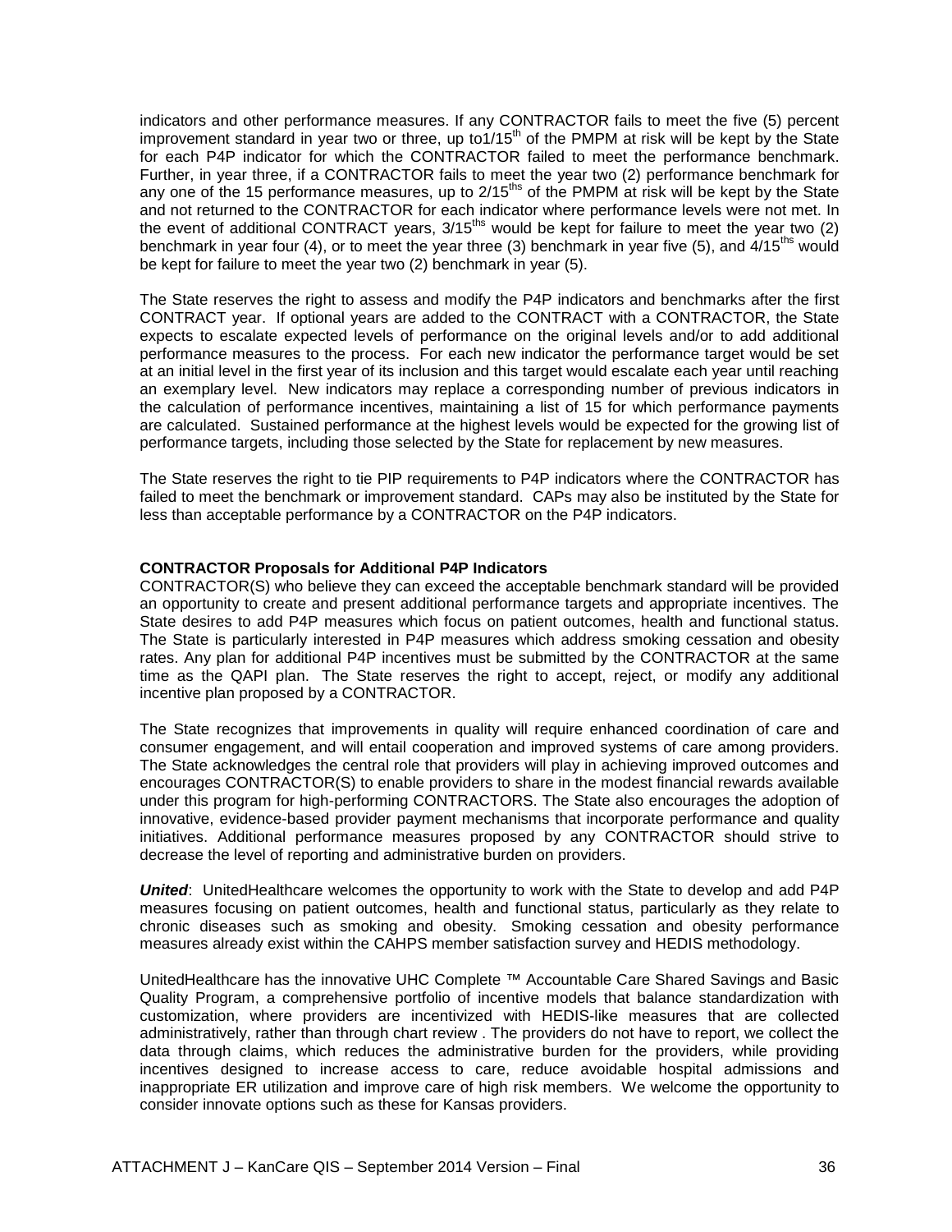indicators and other performance measures. If any CONTRACTOR fails to meet the five (5) percent improvement standard in year two or three, up to1/15$^{th}$ of the PMPM at risk will be kept by the State for each P4P indicator for which the CONTRACTOR failed to meet the performance benchmark. Further, in year three, if a CONTRACTOR fails to meet the year two (2) performance benchmark for any one of the 15 performance measures, up to 2/15$^{ths}$ of the PMPM at risk will be kept by the State and not returned to the CONTRACTOR for each indicator where performance levels were not met. In the event of additional CONTRACT years, 3/15$^{ths}$ would be kept for failure to meet the year two (2) benchmark in year four (4), or to meet the year three (3) benchmark in year five (5), and 4/15$^{ths}$ would be kept for failure to meet the year two (2) benchmark in year (5).

The State reserves the right to assess and modify the P4P indicators and benchmarks after the first CONTRACT year. If optional years are added to the CONTRACT with a CONTRACTOR, the State expects to escalate expected levels of performance on the original levels and/or to add additional performance measures to the process. For each new indicator the performance target would be set at an initial level in the first year of its inclusion and this target would escalate each year until reaching an exemplary level. New indicators may replace a corresponding number of previous indicators in the calculation of performance incentives, maintaining a list of 15 for which performance payments are calculated. Sustained performance at the highest levels would be expected for the growing list of performance targets, including those selected by the State for replacement by new measures.

The State reserves the right to tie PIP requirements to P4P indicators where the CONTRACTOR has failed to meet the benchmark or improvement standard. CAPs may also be instituted by the State for less than acceptable performance by a CONTRACTOR on the P4P indicators.

**CONTRACTOR Proposals for Additional P4P Indicators**

CONTRACTOR(S) who believe they can exceed the acceptable benchmark standard will be provided an opportunity to create and present additional performance targets and appropriate incentives. The State desires to add P4P measures which focus on patient outcomes, health and functional status. The State is particularly interested in P4P measures which address smoking cessation and obesity rates. Any plan for additional P4P incentives must be submitted by the CONTRACTOR at the same time as the QAPI plan. The State reserves the right to accept, reject, or modify any additional incentive plan proposed by a CONTRACTOR.

The State recognizes that improvements in quality will require enhanced coordination of care and consumer engagement, and will entail cooperation and improved systems of care among providers. The State acknowledges the central role that providers will play in achieving improved outcomes and encourages CONTRACTOR(S) to enable providers to share in the modest financial rewards available under this program for high-performing CONTRACTORS. The State also encourages the adoption of innovative, evidence-based provider payment mechanisms that incorporate performance and quality initiatives. Additional performance measures proposed by any CONTRACTOR should strive to decrease the level of reporting and administrative burden on providers.

***United***: UnitedHealthcare welcomes the opportunity to work with the State to develop and add P4P measures focusing on patient outcomes, health and functional status, particularly as they relate to chronic diseases such as smoking and obesity. Smoking cessation and obesity performance measures already exist within the CAHPS member satisfaction survey and HEDIS methodology.

UnitedHealthcare has the innovative UHC Complete ™ Accountable Care Shared Savings and Basic Quality Program, a comprehensive portfolio of incentive models that balance standardization with customization, where providers are incentivized with HEDIS-like measures that are collected administratively, rather than through chart review . The providers do not have to report, we collect the data through claims, which reduces the administrative burden for the providers, while providing incentives designed to increase access to care, reduce avoidable hospital admissions and inappropriate ER utilization and improve care of high risk members. We welcome the opportunity to consider innovate options such as these for Kansas providers.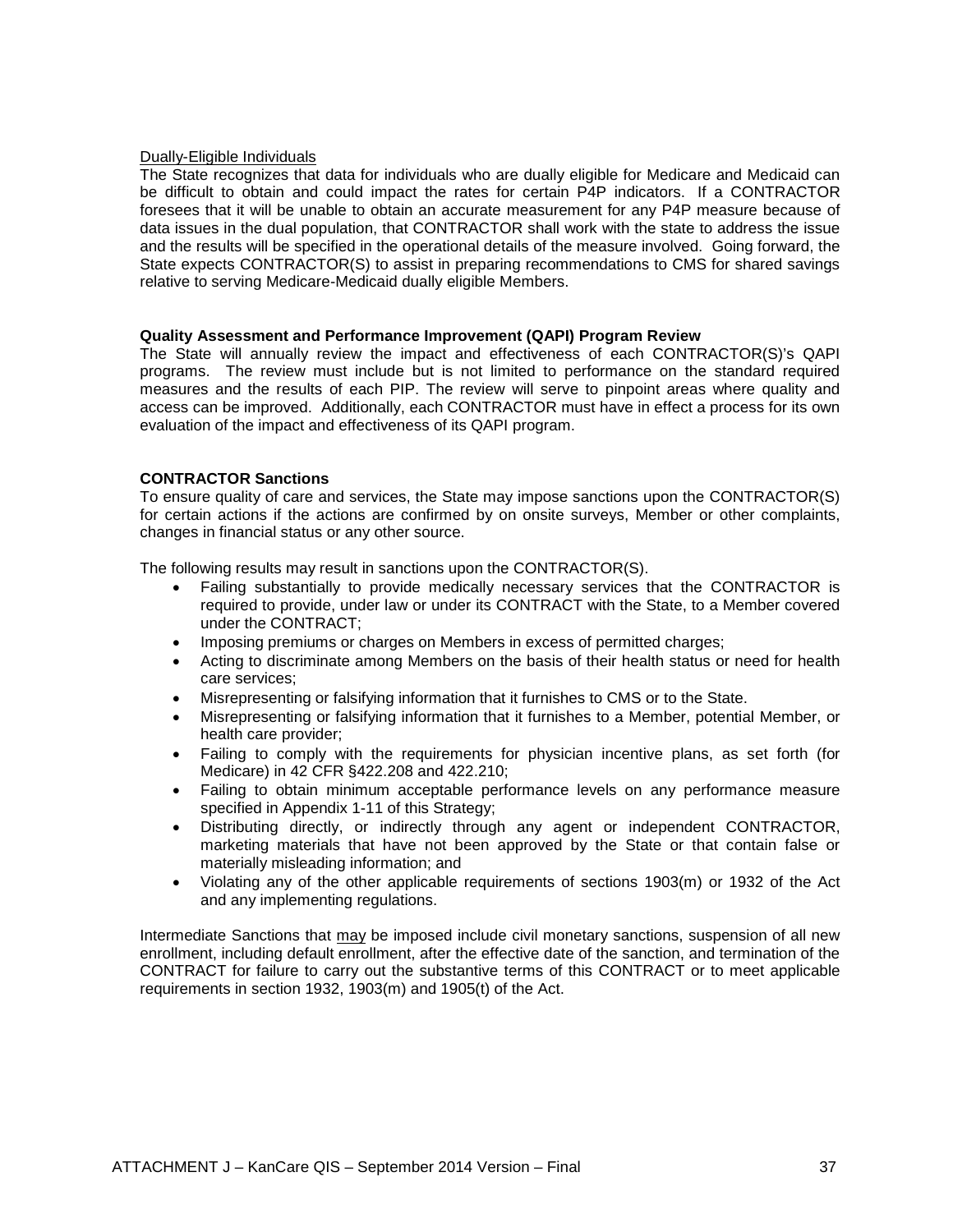<u>Dually-Eligible Individuals</u>
The State recognizes that data for individuals who are dually eligible for Medicare and Medicaid can be difficult to obtain and could impact the rates for certain P4P indicators. If a CONTRACTOR foresees that it will be unable to obtain an accurate measurement for any P4P measure because of data issues in the dual population, that CONTRACTOR shall work with the state to address the issue and the results will be specified in the operational details of the measure involved. Going forward, the State expects CONTRACTOR(S) to assist in preparing recommendations to CMS for shared savings relative to serving Medicare-Medicaid dually eligible Members.

**Quality Assessment and Performance Improvement (QAPI) Program Review**
The State will annually review the impact and effectiveness of each CONTRACTOR(S)'s QAPI programs. The review must include but is not limited to performance on the standard required measures and the results of each PIP. The review will serve to pinpoint areas where quality and access can be improved. Additionally, each CONTRACTOR must have in effect a process for its own evaluation of the impact and effectiveness of its QAPI program.

**CONTRACTOR Sanctions**
To ensure quality of care and services, the State may impose sanctions upon the CONTRACTOR(S) for certain actions if the actions are confirmed by on onsite surveys, Member or other complaints, changes in financial status or any other source.

The following results may result in sanctions upon the CONTRACTOR(S).

- Failing substantially to provide medically necessary services that the CONTRACTOR is required to provide, under law or under its CONTRACT with the State, to a Member covered under the CONTRACT;
- Imposing premiums or charges on Members in excess of permitted charges;
- Acting to discriminate among Members on the basis of their health status or need for health care services;
- Misrepresenting or falsifying information that it furnishes to CMS or to the State.
- Misrepresenting or falsifying information that it furnishes to a Member, potential Member, or health care provider;
- Failing to comply with the requirements for physician incentive plans, as set forth (for Medicare) in 42 CFR §422.208 and 422.210;
- Failing to obtain minimum acceptable performance levels on any performance measure specified in Appendix 1-11 of this Strategy;
- Distributing directly, or indirectly through any agent or independent CONTRACTOR, marketing materials that have not been approved by the State or that contain false or materially misleading information; and
- Violating any of the other applicable requirements of sections 1903(m) or 1932 of the Act and any implementing regulations.

Intermediate Sanctions that <u>may</u> be imposed include civil monetary sanctions, suspension of all new enrollment, including default enrollment, after the effective date of the sanction, and termination of the CONTRACT for failure to carry out the substantive terms of this CONTRACT or to meet applicable requirements in section 1932, 1903(m) and 1905(t) of the Act.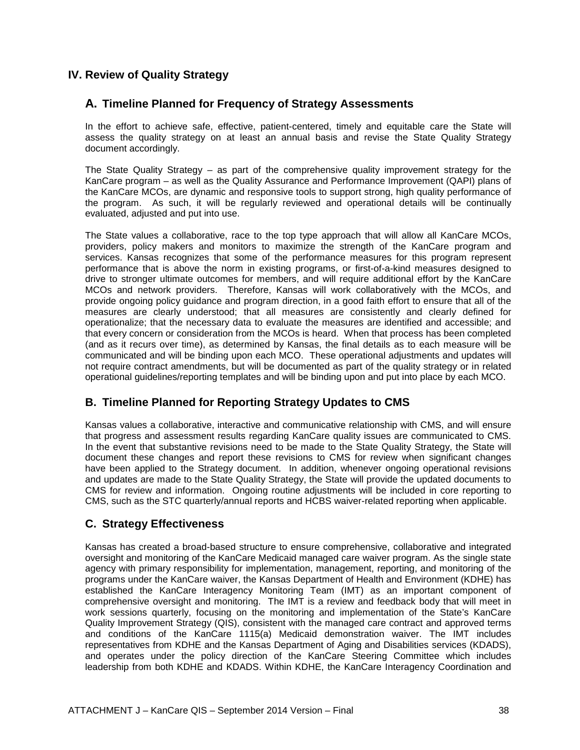# IV. Review of Quality Strategy

## A. Timeline Planned for Frequency of Strategy Assessments

In the effort to achieve safe, effective, patient-centered, timely and equitable care the State will assess the quality strategy on at least an annual basis and revise the State Quality Strategy document accordingly.

The State Quality Strategy – as part of the comprehensive quality improvement strategy for the KanCare program – as well as the Quality Assurance and Performance Improvement (QAPI) plans of the KanCare MCOs, are dynamic and responsive tools to support strong, high quality performance of the program. As such, it will be regularly reviewed and operational details will be continually evaluated, adjusted and put into use.

The State values a collaborative, race to the top type approach that will allow all KanCare MCOs, providers, policy makers and monitors to maximize the strength of the KanCare program and services. Kansas recognizes that some of the performance measures for this program represent performance that is above the norm in existing programs, or first-of-a-kind measures designed to drive to stronger ultimate outcomes for members, and will require additional effort by the KanCare MCOs and network providers. Therefore, Kansas will work collaboratively with the MCOs, and provide ongoing policy guidance and program direction, in a good faith effort to ensure that all of the measures are clearly understood; that all measures are consistently and clearly defined for operationalize; that the necessary data to evaluate the measures are identified and accessible; and that every concern or consideration from the MCOs is heard. When that process has been completed (and as it recurs over time), as determined by Kansas, the final details as to each measure will be communicated and will be binding upon each MCO. These operational adjustments and updates will not require contract amendments, but will be documented as part of the quality strategy or in related operational guidelines/reporting templates and will be binding upon and put into place by each MCO.

## B. Timeline Planned for Reporting Strategy Updates to CMS

Kansas values a collaborative, interactive and communicative relationship with CMS, and will ensure that progress and assessment results regarding KanCare quality issues are communicated to CMS. In the event that substantive revisions need to be made to the State Quality Strategy, the State will document these changes and report these revisions to CMS for review when significant changes have been applied to the Strategy document. In addition, whenever ongoing operational revisions and updates are made to the State Quality Strategy, the State will provide the updated documents to CMS for review and information. Ongoing routine adjustments will be included in core reporting to CMS, such as the STC quarterly/annual reports and HCBS waiver-related reporting when applicable.

## C. Strategy Effectiveness

Kansas has created a broad-based structure to ensure comprehensive, collaborative and integrated oversight and monitoring of the KanCare Medicaid managed care waiver program. As the single state agency with primary responsibility for implementation, management, reporting, and monitoring of the programs under the KanCare waiver, the Kansas Department of Health and Environment (KDHE) has established the KanCare Interagency Monitoring Team (IMT) as an important component of comprehensive oversight and monitoring. The IMT is a review and feedback body that will meet in work sessions quarterly, focusing on the monitoring and implementation of the State's KanCare Quality Improvement Strategy (QIS), consistent with the managed care contract and approved terms and conditions of the KanCare 1115(a) Medicaid demonstration waiver. The IMT includes representatives from KDHE and the Kansas Department of Aging and Disabilities services (KDADS), and operates under the policy direction of the KanCare Steering Committee which includes leadership from both KDHE and KDADS. Within KDHE, the KanCare Interagency Coordination and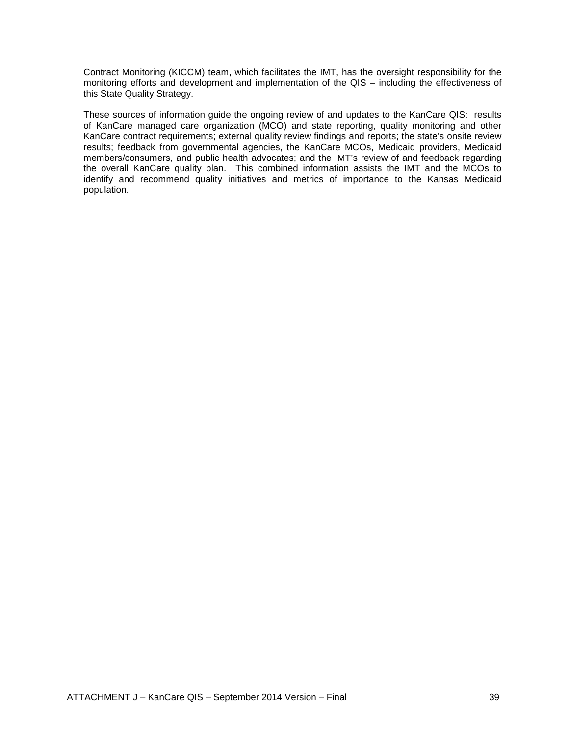Contract Monitoring (KICCM) team, which facilitates the IMT, has the oversight responsibility for the monitoring efforts and development and implementation of the QIS – including the effectiveness of this State Quality Strategy.

These sources of information guide the ongoing review of and updates to the KanCare QIS: results of KanCare managed care organization (MCO) and state reporting, quality monitoring and other KanCare contract requirements; external quality review findings and reports; the state's onsite review results; feedback from governmental agencies, the KanCare MCOs, Medicaid providers, Medicaid members/consumers, and public health advocates; and the IMT's review of and feedback regarding the overall KanCare quality plan. This combined information assists the IMT and the MCOs to identify and recommend quality initiatives and metrics of importance to the Kansas Medicaid population.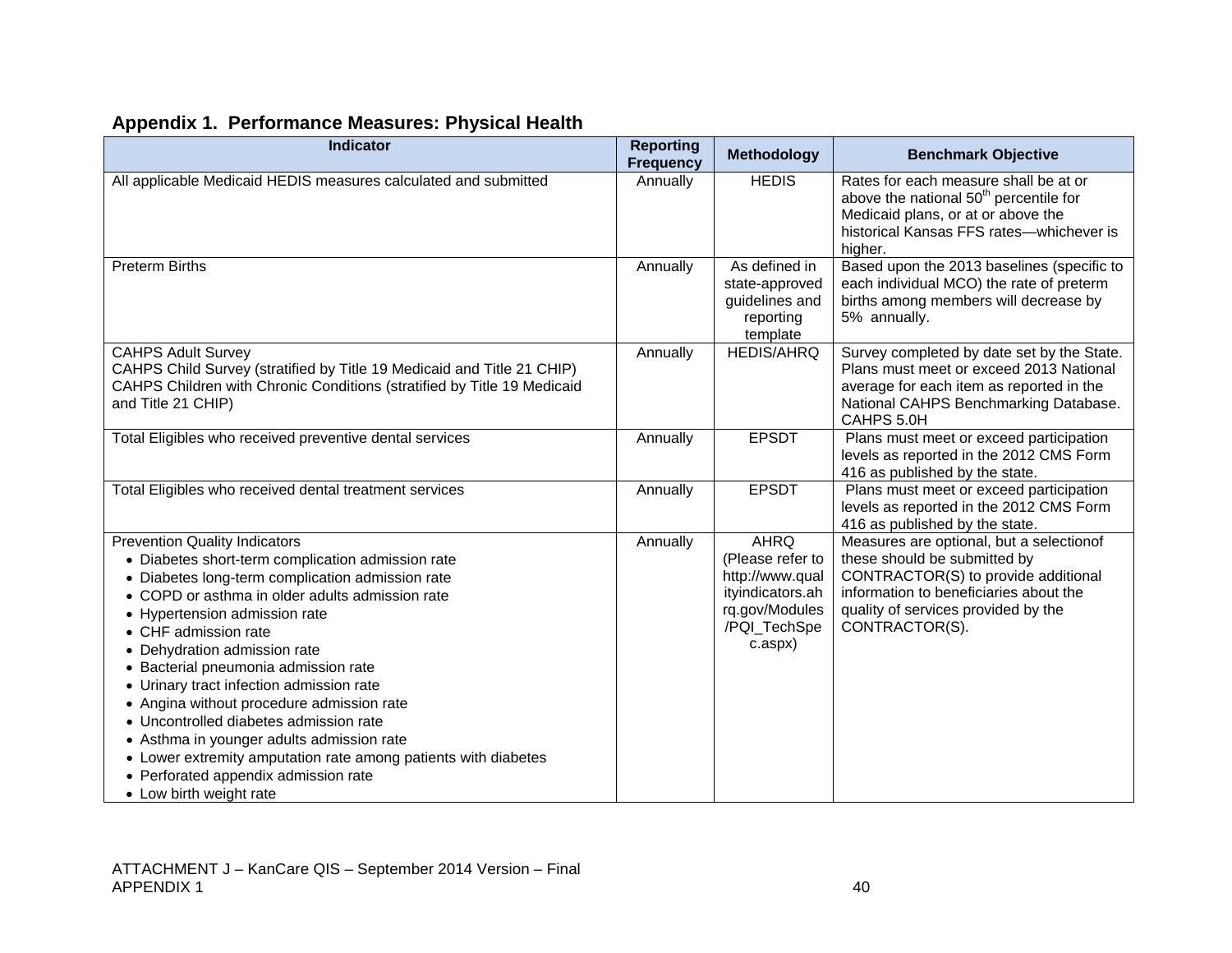## Appendix 1. Performance Measures: Physical Health

| Indicator | Reporting Frequency | Methodology | Benchmark Objective |
|---|---|---|---|
| All applicable Medicaid HEDIS measures calculated and submitted | Annually | HEDIS | Rates for each measure shall be at or above the national 50th percentile for Medicaid plans, or at or above the historical Kansas FFS rates—whichever is higher. |
| Preterm Births | Annually | As defined in state-approved guidelines and reporting template | Based upon the 2013 baselines (specific to each individual MCO) the rate of preterm births among members will decrease by 5% annually. |
| CAHPS Adult Survey<br>CAHPS Child Survey (stratified by Title 19 Medicaid and Title 21 CHIP)<br>CAHPS Children with Chronic Conditions (stratified by Title 19 Medicaid and Title 21 CHIP) | Annually | HEDIS/AHRQ | Survey completed by date set by the State. Plans must meet or exceed 2013 National average for each item as reported in the National CAHPS Benchmarking Database. CAHPS 5.0H |
| Total Eligibles who received preventive dental services | Annually | EPSDT | Plans must meet or exceed participation levels as reported in the 2012 CMS Form 416 as published by the state. |
| Total Eligibles who received dental treatment services | Annually | EPSDT | Plans must meet or exceed participation levels as reported in the 2012 CMS Form 416 as published by the state. |
| Prevention Quality Indicators<br>• Diabetes short-term complication admission rate<br>• Diabetes long-term complication admission rate<br>• COPD or asthma in older adults admission rate<br>• Hypertension admission rate<br>• CHF admission rate<br>• Dehydration admission rate<br>• Bacterial pneumonia admission rate<br>• Urinary tract infection admission rate<br>• Angina without procedure admission rate<br>• Uncontrolled diabetes admission rate<br>• Asthma in younger adults admission rate<br>• Lower extremity amputation rate among patients with diabetes<br>• Perforated appendix admission rate<br>• Low birth weight rate | Annually | AHRQ (Please refer to http://www.qualityindicators.ahrq.gov/Modules/PQI_TechSpec.aspx) | Measures are optional, but a selectionof these should be submitted by CONTRACTOR(S) to provide additional information to beneficiaries about the quality of services provided by the CONTRACTOR(S). |

ATTACHMENT J – KanCare QIS – September 2014 Version – Final
APPENDIX 1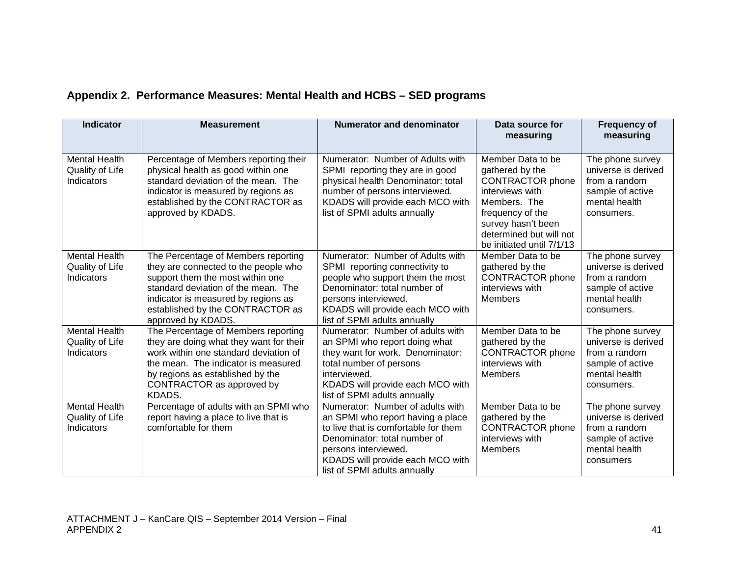## Appendix 2. Performance Measures: Mental Health and HCBS – SED programs

| Indicator | Measurement | Numerator and denominator | Data source for measuring | Frequency of measuring |
|---|---|---|---|---|
| Mental Health Quality of Life Indicators | Percentage of Members reporting their physical health as good within one standard deviation of the mean. The indicator is measured by regions as established by the CONTRACTOR as approved by KDADS. | Numerator: Number of Adults with SPMI reporting they are in good physical health Denominator: total number of persons interviewed. KDADS will provide each MCO with list of SPMI adults annually | Member Data to be gathered by the CONTRACTOR phone interviews with Members. The frequency of the survey hasn't been determined but will not be initiated until 7/1/13 | The phone survey universe is derived from a random sample of active mental health consumers. |
| Mental Health Quality of Life Indicators | The Percentage of Members reporting they are connected to the people who support them the most within one standard deviation of the mean. The indicator is measured by regions as established by the CONTRACTOR as approved by KDADS. | Numerator: Number of Adults with SPMI reporting connectivity to people who support them the most Denominator: total number of persons interviewed. KDADS will provide each MCO with list of SPMI adults annually | Member Data to be gathered by the CONTRACTOR phone interviews with Members | The phone survey universe is derived from a random sample of active mental health consumers. |
| Mental Health Quality of Life Indicators | The Percentage of Members reporting they are doing what they want for their work within one standard deviation of the mean. The indicator is measured by regions as established by the CONTRACTOR as approved by KDADS. | Numerator: Number of adults with an SPMI who report doing what they want for work. Denominator: total number of persons interviewed. KDADS will provide each MCO with list of SPMI adults annually | Member Data to be gathered by the CONTRACTOR phone interviews with Members | The phone survey universe is derived from a random sample of active mental health consumers. |
| Mental Health Quality of Life Indicators | Percentage of adults with an SPMI who report having a place to live that is comfortable for them | Numerator: Number of adults with an SPMI who report having a place to live that is comfortable for them Denominator: total number of persons interviewed. KDADS will provide each MCO with list of SPMI adults annually | Member Data to be gathered by the CONTRACTOR phone interviews with Members | The phone survey universe is derived from a random sample of active mental health consumers |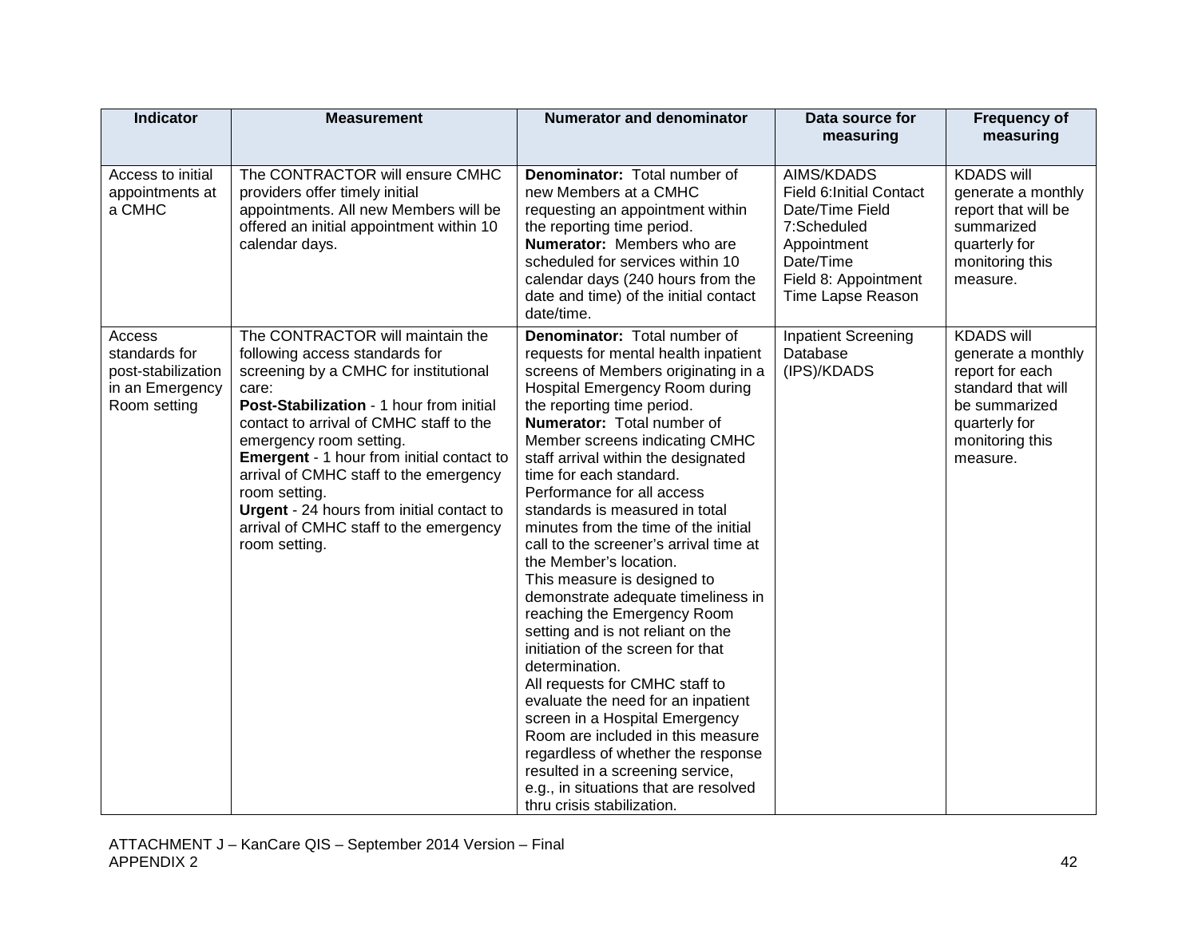| Indicator | Measurement | Numerator and denominator | Data source for measuring | Frequency of measuring |
|---|---|---|---|---|
| Access to initial appointments at a CMHC | The CONTRACTOR will ensure CMHC providers offer timely initial appointments. All new Members will be offered an initial appointment within 10 calendar days. | **Denominator:** Total number of new Members at a CMHC requesting an appointment within the reporting time period.<br>**Numerator:** Members who are scheduled for services within 10 calendar days (240 hours from the date and time) of the initial contact date/time. | AIMS/KDADS<br>Field 6:Initial Contact Date/Time Field 7:Scheduled Appointment Date/Time<br>Field 8: Appointment Time Lapse Reason | KDADS will generate a monthly report that will be summarized quarterly for monitoring this measure. |
| Access standards for post-stabilization in an Emergency Room setting | The CONTRACTOR will maintain the following access standards for screening by a CMHC for institutional care:<br>**Post-Stabilization** - 1 hour from initial contact to arrival of CMHC staff to the emergency room setting.<br>**Emergent** - 1 hour from initial contact to arrival of CMHC staff to the emergency room setting.<br>**Urgent** - 24 hours from initial contact to arrival of CMHC staff to the emergency room setting. | **Denominator:** Total number of requests for mental health inpatient screens of Members originating in a Hospital Emergency Room during the reporting time period.<br>**Numerator:** Total number of Member screens indicating CMHC staff arrival within the designated time for each standard.<br>Performance for all access standards is measured in total minutes from the time of the initial call to the screener's arrival time at the Member's location.<br>This measure is designed to demonstrate adequate timeliness in reaching the Emergency Room setting and is not reliant on the initiation of the screen for that determination.<br>All requests for CMHC staff to evaluate the need for an inpatient screen in a Hospital Emergency Room are included in this measure regardless of whether the response resulted in a screening service, e.g., in situations that are resolved thru crisis stabilization. | Inpatient Screening Database (IPS)/KDADS | KDADS will generate a monthly report for each standard that will be summarized quarterly for monitoring this measure. |

ATTACHMENT J – KanCare QIS – September 2014 Version – Final
APPENDIX 2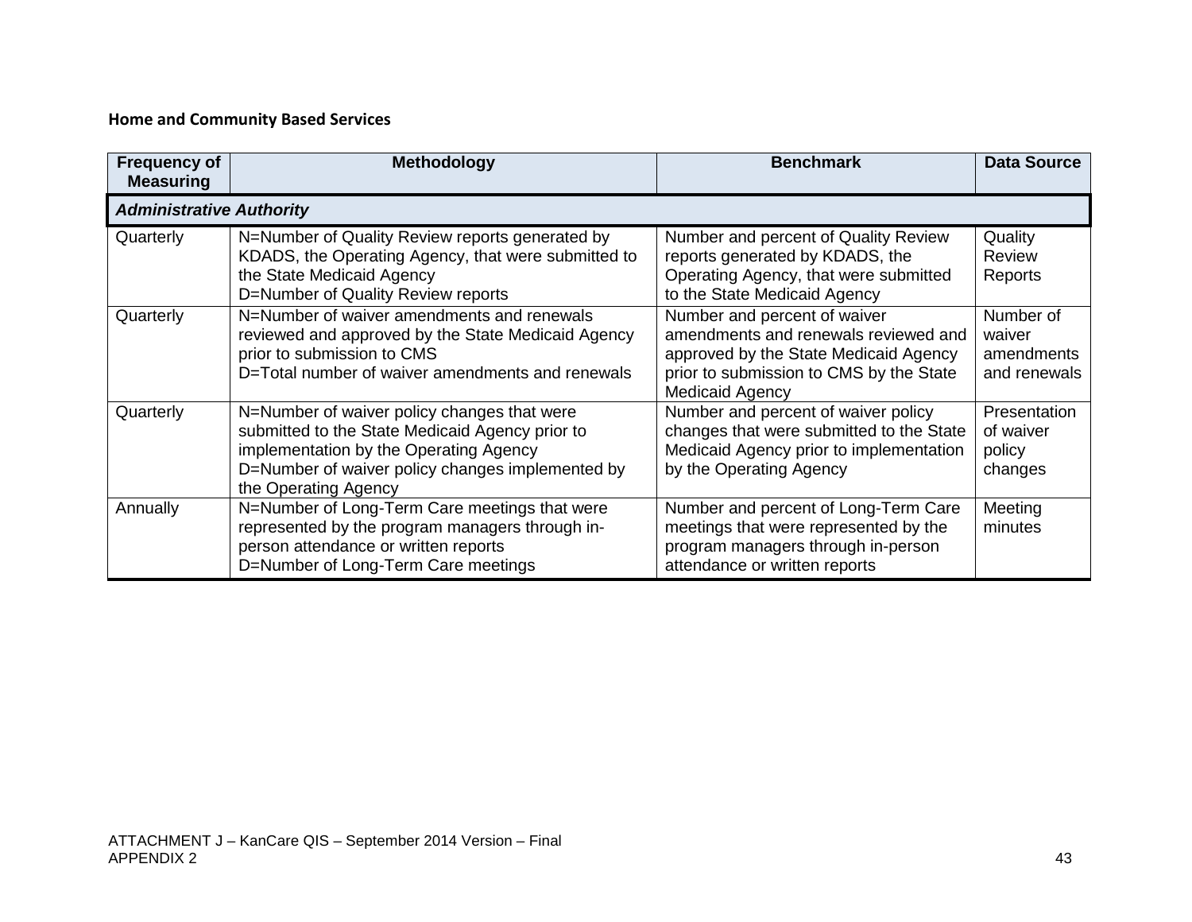**Home and Community Based Services**

| Frequency of Measuring | Methodology | Benchmark | Data Source |
|---|---|---|---|
| ***Administrative Authority*** | | | |
| Quarterly | N=Number of Quality Review reports generated by KDADS, the Operating Agency, that were submitted to the State Medicaid Agency<br>D=Number of Quality Review reports | Number and percent of Quality Review reports generated by KDADS, the Operating Agency, that were submitted to the State Medicaid Agency | Quality Review Reports |
| Quarterly | N=Number of waiver amendments and renewals reviewed and approved by the State Medicaid Agency prior to submission to CMS<br>D=Total number of waiver amendments and renewals | Number and percent of waiver amendments and renewals reviewed and approved by the State Medicaid Agency prior to submission to CMS by the State Medicaid Agency | Number of waiver amendments and renewals |
| Quarterly | N=Number of waiver policy changes that were submitted to the State Medicaid Agency prior to implementation by the Operating Agency<br>D=Number of waiver policy changes implemented by the Operating Agency | Number and percent of waiver policy changes that were submitted to the State Medicaid Agency prior to implementation by the Operating Agency | Presentation of waiver policy changes |
| Annually | N=Number of Long-Term Care meetings that were represented by the program managers through in-person attendance or written reports<br>D=Number of Long-Term Care meetings | Number and percent of Long-Term Care meetings that were represented by the program managers through in-person attendance or written reports | Meeting minutes |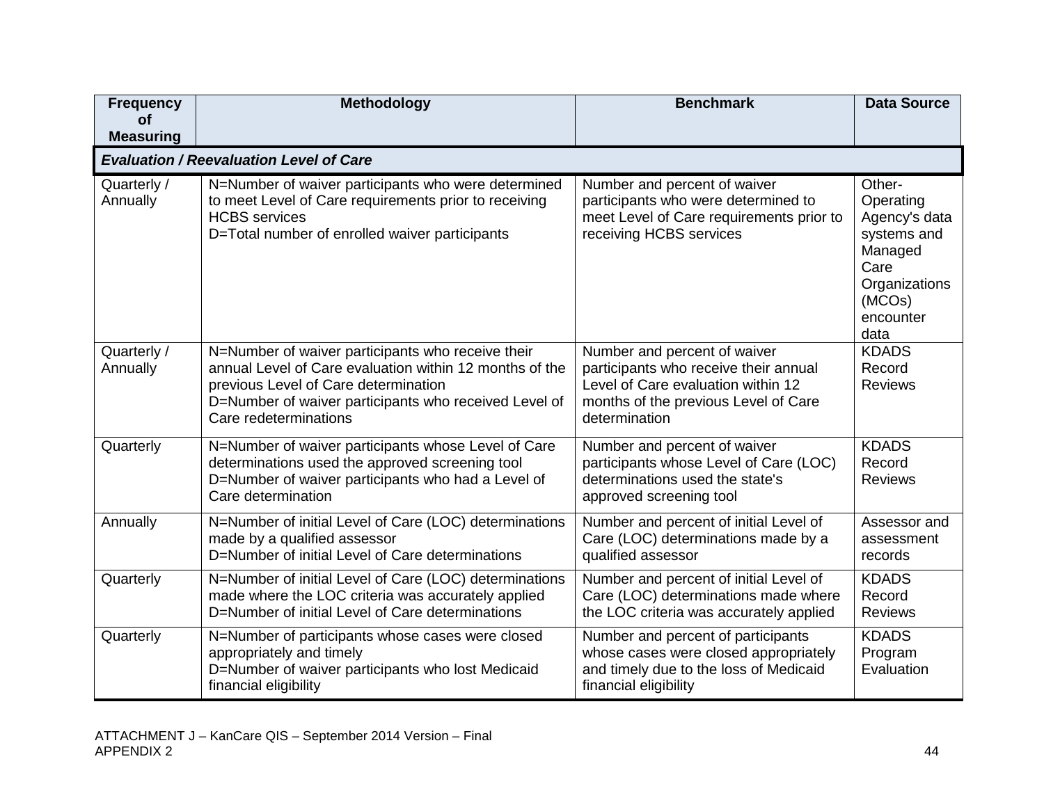| Frequency of Measuring | Methodology | Benchmark | Data Source |
|---|---|---|---|
| ***Evaluation / Reevaluation Level of Care*** | | | |
| Quarterly / Annually | N=Number of waiver participants who were determined to meet Level of Care requirements prior to receiving HCBS services<br>D=Total number of enrolled waiver participants | Number and percent of waiver participants who were determined to meet Level of Care requirements prior to receiving HCBS services | Other- Operating Agency's data systems and Managed Care Organizations (MCOs) encounter data |
| Quarterly / Annually | N=Number of waiver participants who receive their annual Level of Care evaluation within 12 months of the previous Level of Care determination<br>D=Number of waiver participants who received Level of Care redeterminations | Number and percent of waiver participants who receive their annual Level of Care evaluation within 12 months of the previous Level of Care determination | KDADS Record Reviews |
| Quarterly | N=Number of waiver participants whose Level of Care determinations used the approved screening tool<br>D=Number of waiver participants who had a Level of Care determination | Number and percent of waiver participants whose Level of Care (LOC) determinations used the state's approved screening tool | KDADS Record Reviews |
| Annually | N=Number of initial Level of Care (LOC) determinations made by a qualified assessor<br>D=Number of initial Level of Care determinations | Number and percent of initial Level of Care (LOC) determinations made by a qualified assessor | Assessor and assessment records |
| Quarterly | N=Number of initial Level of Care (LOC) determinations made where the LOC criteria was accurately applied<br>D=Number of initial Level of Care determinations | Number and percent of initial Level of Care (LOC) determinations made where the LOC criteria was accurately applied | KDADS Record Reviews |
| Quarterly | N=Number of participants whose cases were closed appropriately and timely<br>D=Number of waiver participants who lost Medicaid financial eligibility | Number and percent of participants whose cases were closed appropriately and timely due to the loss of Medicaid financial eligibility | KDADS Program Evaluation |

ATTACHMENT J – KanCare QIS – September 2014 Version – Final
APPENDIX 2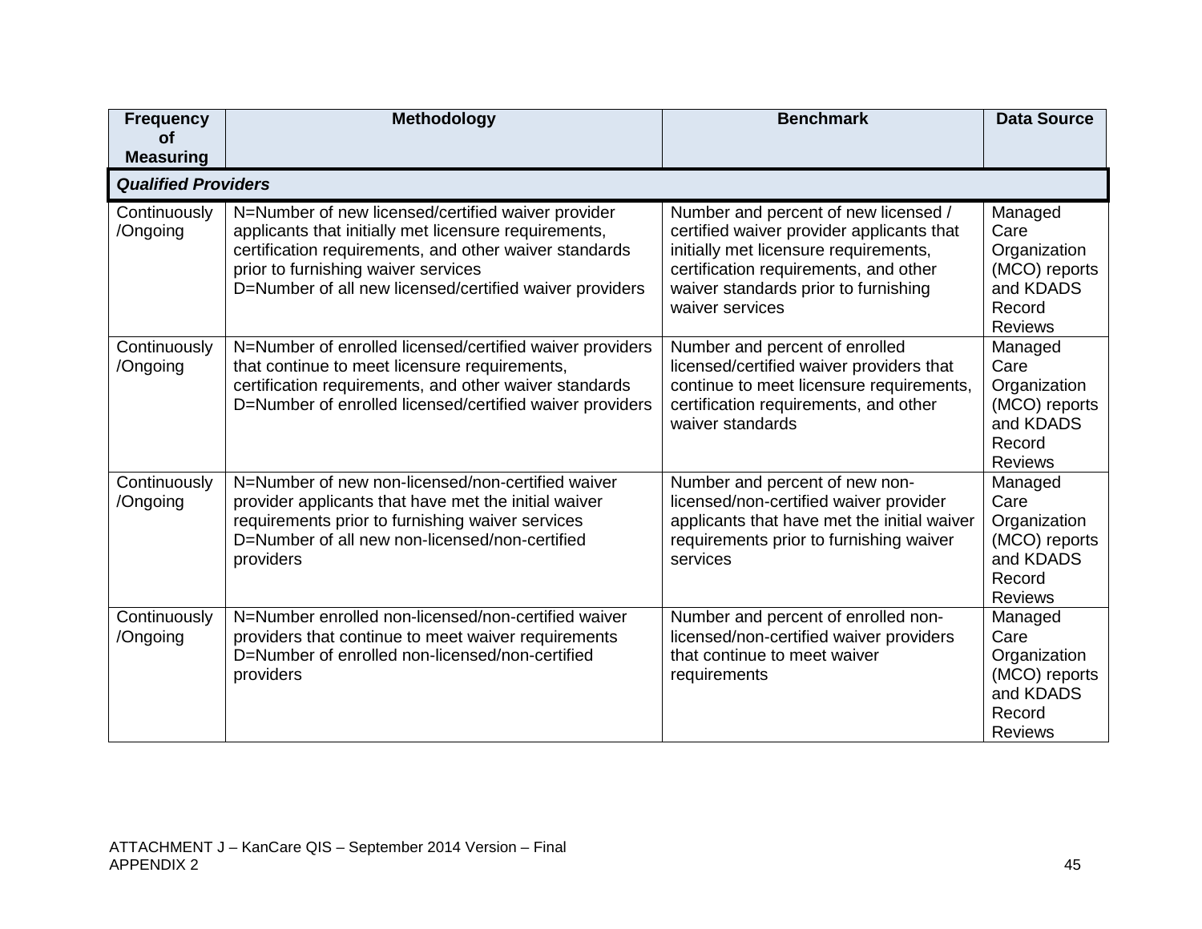| Frequency of Measuring | Methodology | Benchmark | Data Source |
|---|---|---|---|
| ***Qualified Providers*** | | | |
| Continuously /Ongoing | N=Number of new licensed/certified waiver provider applicants that initially met licensure requirements, certification requirements, and other waiver standards prior to furnishing waiver services<br>D=Number of all new licensed/certified waiver providers | Number and percent of new licensed / certified waiver provider applicants that initially met licensure requirements, certification requirements, and other waiver standards prior to furnishing waiver services | Managed Care Organization (MCO) reports and KDADS Record Reviews |
| Continuously /Ongoing | N=Number of enrolled licensed/certified waiver providers that continue to meet licensure requirements, certification requirements, and other waiver standards<br>D=Number of enrolled licensed/certified waiver providers | Number and percent of enrolled licensed/certified waiver providers that continue to meet licensure requirements, certification requirements, and other waiver standards | Managed Care Organization (MCO) reports and KDADS Record Reviews |
| Continuously /Ongoing | N=Number of new non-licensed/non-certified waiver provider applicants that have met the initial waiver requirements prior to furnishing waiver services<br>D=Number of all new non-licensed/non-certified providers | Number and percent of new non-licensed/non-certified waiver provider applicants that have met the initial waiver requirements prior to furnishing waiver services | Managed Care Organization (MCO) reports and KDADS Record Reviews |
| Continuously /Ongoing | N=Number enrolled non-licensed/non-certified waiver providers that continue to meet waiver requirements<br>D=Number of enrolled non-licensed/non-certified providers | Number and percent of enrolled non-licensed/non-certified waiver providers that continue to meet waiver requirements | Managed Care Organization (MCO) reports and KDADS Record Reviews |

ATTACHMENT J – KanCare QIS – September 2014 Version – Final
APPENDIX 2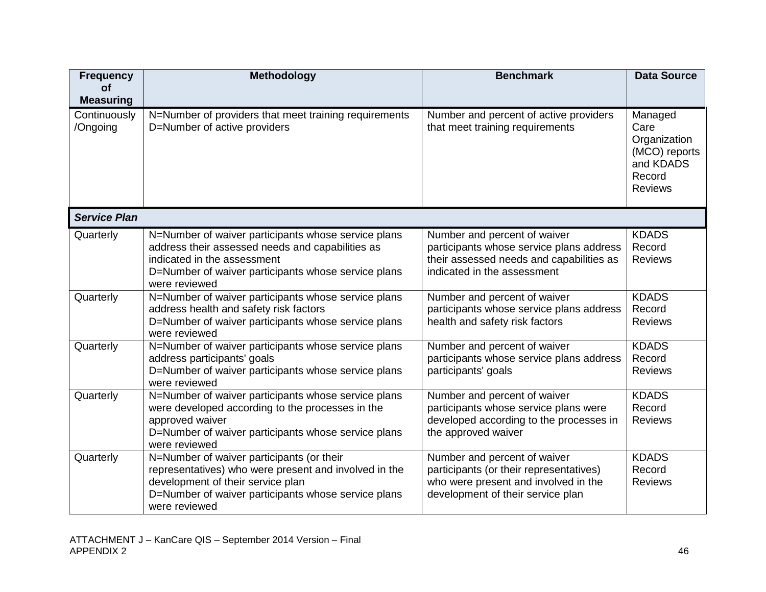| Frequency of Measuring | Methodology | Benchmark | Data Source |
|---|---|---|---|
| Continuously /Ongoing | N=Number of providers that meet training requirements<br>D=Number of active providers | Number and percent of active providers that meet training requirements | Managed Care Organization (MCO) reports and KDADS Record Reviews |
| ***Service Plan*** | | | |
| Quarterly | N=Number of waiver participants whose service plans address their assessed needs and capabilities as indicated in the assessment<br>D=Number of waiver participants whose service plans were reviewed | Number and percent of waiver participants whose service plans address their assessed needs and capabilities as indicated in the assessment | KDADS Record Reviews |
| Quarterly | N=Number of waiver participants whose service plans address health and safety risk factors<br>D=Number of waiver participants whose service plans were reviewed | Number and percent of waiver participants whose service plans address health and safety risk factors | KDADS Record Reviews |
| Quarterly | N=Number of waiver participants whose service plans address participants' goals<br>D=Number of waiver participants whose service plans were reviewed | Number and percent of waiver participants whose service plans address participants' goals | KDADS Record Reviews |
| Quarterly | N=Number of waiver participants whose service plans were developed according to the processes in the approved waiver<br>D=Number of waiver participants whose service plans were reviewed | Number and percent of waiver participants whose service plans were developed according to the processes in the approved waiver | KDADS Record Reviews |
| Quarterly | N=Number of waiver participants (or their representatives) who were present and involved in the development of their service plan<br>D=Number of waiver participants whose service plans were reviewed | Number and percent of waiver participants (or their representatives) who were present and involved in the development of their service plan | KDADS Record Reviews |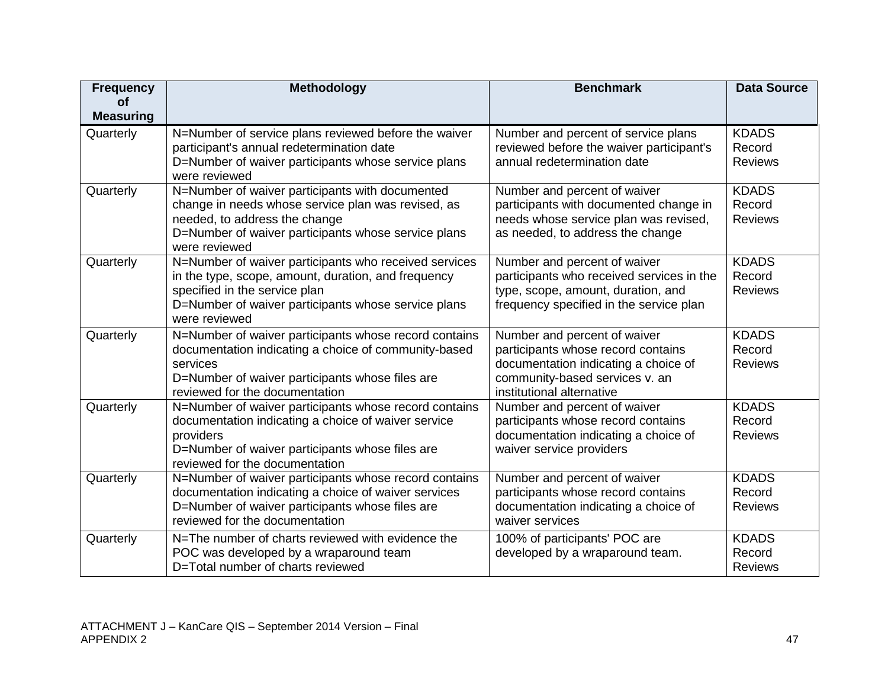| Frequency of Measuring | Methodology | Benchmark | Data Source |
|---|---|---|---|
| Quarterly | N=Number of service plans reviewed before the waiver participant's annual redetermination date<br>D=Number of waiver participants whose service plans were reviewed | Number and percent of service plans reviewed before the waiver participant's annual redetermination date | KDADS Record Reviews |
| Quarterly | N=Number of waiver participants with documented change in needs whose service plan was revised, as needed, to address the change<br>D=Number of waiver participants whose service plans were reviewed | Number and percent of waiver participants with documented change in needs whose service plan was revised, as needed, to address the change | KDADS Record Reviews |
| Quarterly | N=Number of waiver participants who received services in the type, scope, amount, duration, and frequency specified in the service plan<br>D=Number of waiver participants whose service plans were reviewed | Number and percent of waiver participants who received services in the type, scope, amount, duration, and frequency specified in the service plan | KDADS Record Reviews |
| Quarterly | N=Number of waiver participants whose record contains documentation indicating a choice of community-based services<br>D=Number of waiver participants whose files are reviewed for the documentation | Number and percent of waiver participants whose record contains documentation indicating a choice of community-based services v. an institutional alternative | KDADS Record Reviews |
| Quarterly | N=Number of waiver participants whose record contains documentation indicating a choice of waiver service providers<br>D=Number of waiver participants whose files are reviewed for the documentation | Number and percent of waiver participants whose record contains documentation indicating a choice of waiver service providers | KDADS Record Reviews |
| Quarterly | N=Number of waiver participants whose record contains documentation indicating a choice of waiver services<br>D=Number of waiver participants whose files are reviewed for the documentation | Number and percent of waiver participants whose record contains documentation indicating a choice of waiver services | KDADS Record Reviews |
| Quarterly | N=The number of charts reviewed with evidence the POC was developed by a wraparound team<br>D=Total number of charts reviewed | 100% of participants' POC are developed by a wraparound team. | KDADS Record Reviews |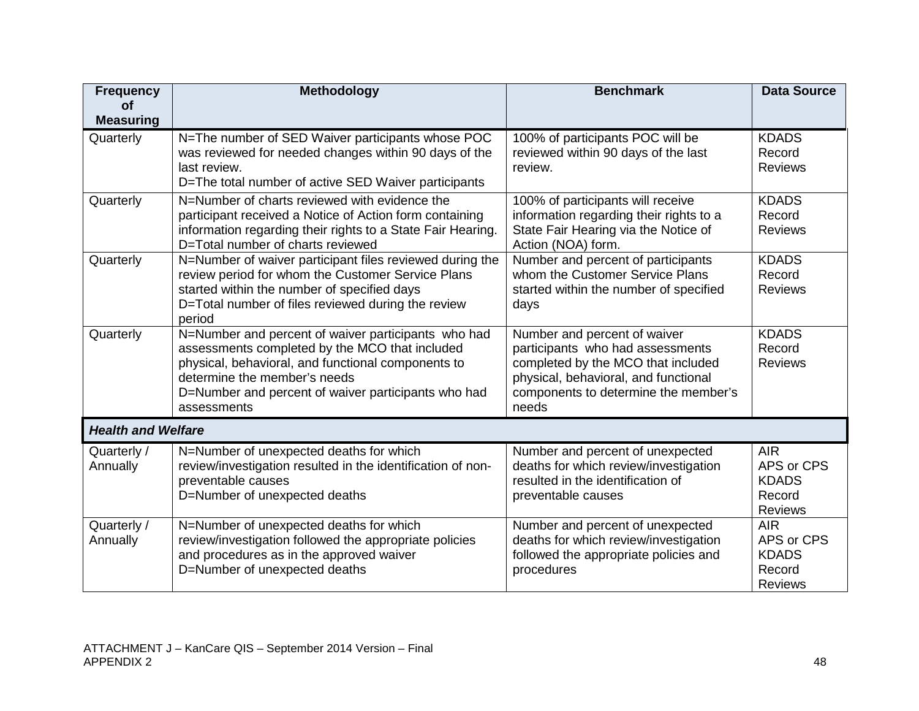| Frequency of Measuring | Methodology | Benchmark | Data Source |
|---|---|---|---|
| Quarterly | N=The number of SED Waiver participants whose POC was reviewed for needed changes within 90 days of the last review.<br>D=The total number of active SED Waiver participants | 100% of participants POC will be reviewed within 90 days of the last review. | KDADS Record Reviews |
| Quarterly | N=Number of charts reviewed with evidence the participant received a Notice of Action form containing information regarding their rights to a State Fair Hearing.<br>D=Total number of charts reviewed | 100% of participants will receive information regarding their rights to a State Fair Hearing via the Notice of Action (NOA) form. | KDADS Record Reviews |
| Quarterly | N=Number of waiver participant files reviewed during the review period for whom the Customer Service Plans started within the number of specified days<br>D=Total number of files reviewed during the review period | Number and percent of participants whom the Customer Service Plans started within the number of specified days | KDADS Record Reviews |
| Quarterly | N=Number and percent of waiver participants who had assessments completed by the MCO that included physical, behavioral, and functional components to determine the member's needs<br>D=Number and percent of waiver participants who had assessments | Number and percent of waiver participants who had assessments completed by the MCO that included physical, behavioral, and functional components to determine the member's needs | KDADS Record Reviews |
| ***Health and Welfare*** | | | |
| Quarterly / Annually | N=Number of unexpected deaths for which review/investigation resulted in the identification of non-preventable causes<br>D=Number of unexpected deaths | Number and percent of unexpected deaths for which review/investigation resulted in the identification of preventable causes | AIR<br>APS or CPS<br>KDADS Record Reviews |
| Quarterly / Annually | N=Number of unexpected deaths for which review/investigation followed the appropriate policies and procedures as in the approved waiver<br>D=Number of unexpected deaths | Number and percent of unexpected deaths for which review/investigation followed the appropriate policies and procedures | AIR<br>APS or CPS<br>KDADS Record Reviews |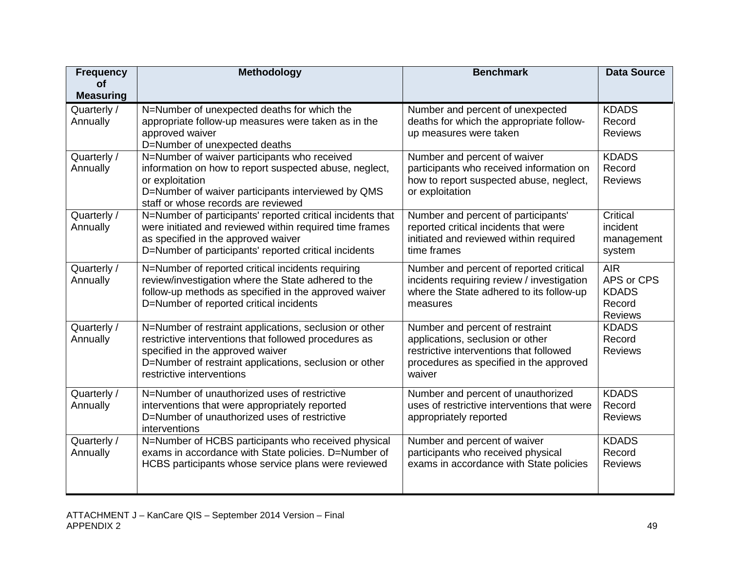| Frequency of Measuring | Methodology | Benchmark | Data Source |
|---|---|---|---|
| Quarterly / Annually | N=Number of unexpected deaths for which the appropriate follow-up measures were taken as in the approved waiver<br>D=Number of unexpected deaths | Number and percent of unexpected deaths for which the appropriate follow-up measures were taken | KDADS Record Reviews |
| Quarterly / Annually | N=Number of waiver participants who received information on how to report suspected abuse, neglect, or exploitation<br>D=Number of waiver participants interviewed by QMS staff or whose records are reviewed | Number and percent of waiver participants who received information on how to report suspected abuse, neglect, or exploitation | KDADS Record Reviews |
| Quarterly / Annually | N=Number of participants' reported critical incidents that were initiated and reviewed within required time frames as specified in the approved waiver<br>D=Number of participants' reported critical incidents | Number and percent of participants' reported critical incidents that were initiated and reviewed within required time frames | Critical incident management system |
| Quarterly / Annually | N=Number of reported critical incidents requiring review/investigation where the State adhered to the follow-up methods as specified in the approved waiver<br>D=Number of reported critical incidents | Number and percent of reported critical incidents requiring review / investigation where the State adhered to its follow-up measures | AIR<br>APS or CPS<br>KDADS Record Reviews |
| Quarterly / Annually | N=Number of restraint applications, seclusion or other restrictive interventions that followed procedures as specified in the approved waiver<br>D=Number of restraint applications, seclusion or other restrictive interventions | Number and percent of restraint applications, seclusion or other restrictive interventions that followed procedures as specified in the approved waiver | KDADS Record Reviews |
| Quarterly / Annually | N=Number of unauthorized uses of restrictive interventions that were appropriately reported<br>D=Number of unauthorized uses of restrictive interventions | Number and percent of unauthorized uses of restrictive interventions that were appropriately reported | KDADS Record Reviews |
| Quarterly / Annually | N=Number of HCBS participants who received physical exams in accordance with State policies. D=Number of HCBS participants whose service plans were reviewed | Number and percent of waiver participants who received physical exams in accordance with State policies | KDADS Record Reviews |

ATTACHMENT J – KanCare QIS – September 2014 Version – Final
APPENDIX 2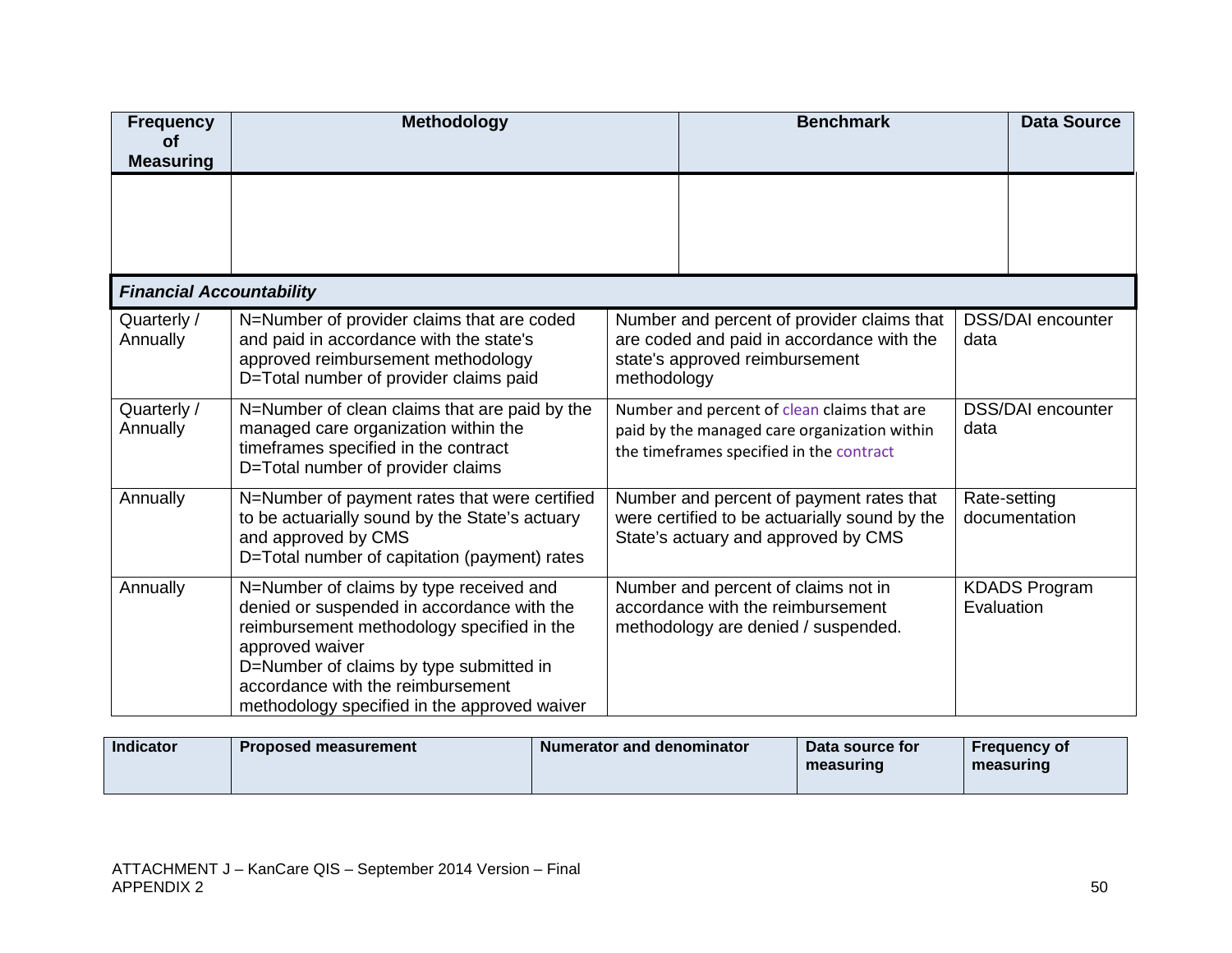| Frequency of Measuring | Methodology | Benchmark | Data Source |
|---|---|---|---|
| | | | |
| ***Financial Accountability*** | | | |
| Quarterly / Annually | N=Number of provider claims that are coded and paid in accordance with the state's approved reimbursement methodology<br>D=Total number of provider claims paid | Number and percent of provider claims that are coded and paid in accordance with the state's approved reimbursement methodology | DSS/DAI encounter data |
| Quarterly / Annually | N=Number of clean claims that are paid by the managed care organization within the timeframes specified in the contract<br>D=Total number of provider claims | Number and percent of clean claims that are paid by the managed care organization within the timeframes specified in the contract | DSS/DAI encounter data |
| Annually | N=Number of payment rates that were certified to be actuarially sound by the State's actuary and approved by CMS<br>D=Total number of capitation (payment) rates | Number and percent of payment rates that were certified to be actuarially sound by the State's actuary and approved by CMS | Rate-setting documentation |
| Annually | N=Number of claims by type received and denied or suspended in accordance with the reimbursement methodology specified in the approved waiver<br>D=Number of claims by type submitted in accordance with the reimbursement methodology specified in the approved waiver | Number and percent of claims not in accordance with the reimbursement methodology are denied / suspended. | KDADS Program Evaluation |

| Indicator | Proposed measurement | Numerator and denominator | Data source for measuring | Frequency of measuring |
|---|---|---|---|---|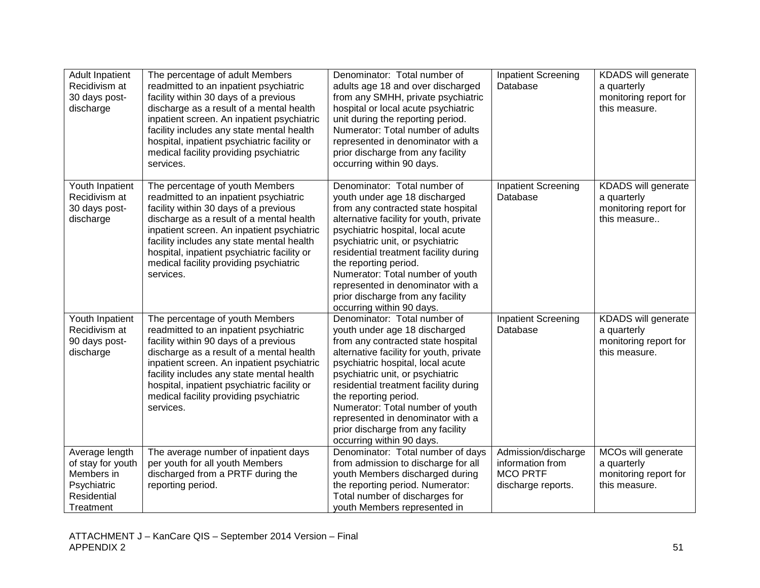| Adult Inpatient Recidivism at 30 days post-discharge | The percentage of adult Members readmitted to an inpatient psychiatric facility within 30 days of a previous discharge as a result of a mental health inpatient screen. An inpatient psychiatric facility includes any state mental health hospital, inpatient psychiatric facility or medical facility providing psychiatric services. | Denominator: Total number of adults age 18 and over discharged from any SMHH, private psychiatric hospital or local acute psychiatric unit during the reporting period. Numerator: Total number of adults represented in denominator with a prior discharge from any facility occurring within 90 days. | Inpatient Screening Database | KDADS will generate a quarterly monitoring report for this measure. |
|---|---|---|---|---|
| Youth Inpatient Recidivism at 30 days post-discharge | The percentage of youth Members readmitted to an inpatient psychiatric facility within 30 days of a previous discharge as a result of a mental health inpatient screen. An inpatient psychiatric facility includes any state mental health hospital, inpatient psychiatric facility or medical facility providing psychiatric services. | Denominator: Total number of youth under age 18 discharged from any contracted state hospital alternative facility for youth, private psychiatric hospital, local acute psychiatric unit, or psychiatric residential treatment facility during the reporting period. Numerator: Total number of youth represented in denominator with a prior discharge from any facility occurring within 90 days. | Inpatient Screening Database | KDADS will generate a quarterly monitoring report for this measure.. |
| Youth Inpatient Recidivism at 90 days post-discharge | The percentage of youth Members readmitted to an inpatient psychiatric facility within 90 days of a previous discharge as a result of a mental health inpatient screen. An inpatient psychiatric facility includes any state mental health hospital, inpatient psychiatric facility or medical facility providing psychiatric services. | Denominator: Total number of youth under age 18 discharged from any contracted state hospital alternative facility for youth, private psychiatric hospital, local acute psychiatric unit, or psychiatric residential treatment facility during the reporting period. Numerator: Total number of youth represented in denominator with a prior discharge from any facility occurring within 90 days. | Inpatient Screening Database | KDADS will generate a quarterly monitoring report for this measure. |
| Average length of stay for youth Members in Psychiatric Residential Treatment | The average number of inpatient days per youth for all youth Members discharged from a PRTF during the reporting period. | Denominator: Total number of days from admission to discharge for all youth Members discharged during the reporting period. Numerator: Total number of discharges for youth Members represented in | Admission/discharge information from MCO PRTF discharge reports. | MCOs will generate a quarterly monitoring report for this measure. |

ATTACHMENT J – KanCare QIS – September 2014 Version – Final
APPENDIX 2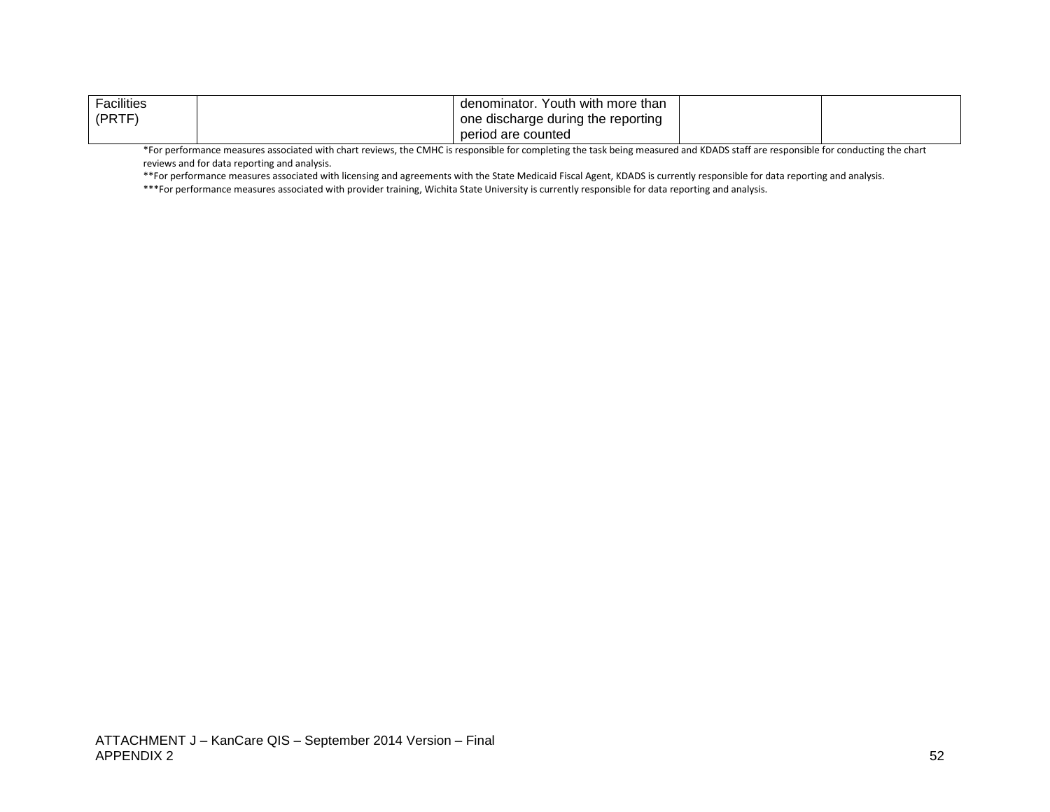| | | | | |
|---|---|---|---|---|
| Facilities (PRTF) | | denominator. Youth with more than one discharge during the reporting period are counted | | |

*For performance measures associated with chart reviews, the CMHC is responsible for completing the task being measured and KDADS staff are responsible for conducting the chart reviews and for data reporting and analysis.

**For performance measures associated with licensing and agreements with the State Medicaid Fiscal Agent, KDADS is currently responsible for data reporting and analysis.

***For performance measures associated with provider training, Wichita State University is currently responsible for data reporting and analysis.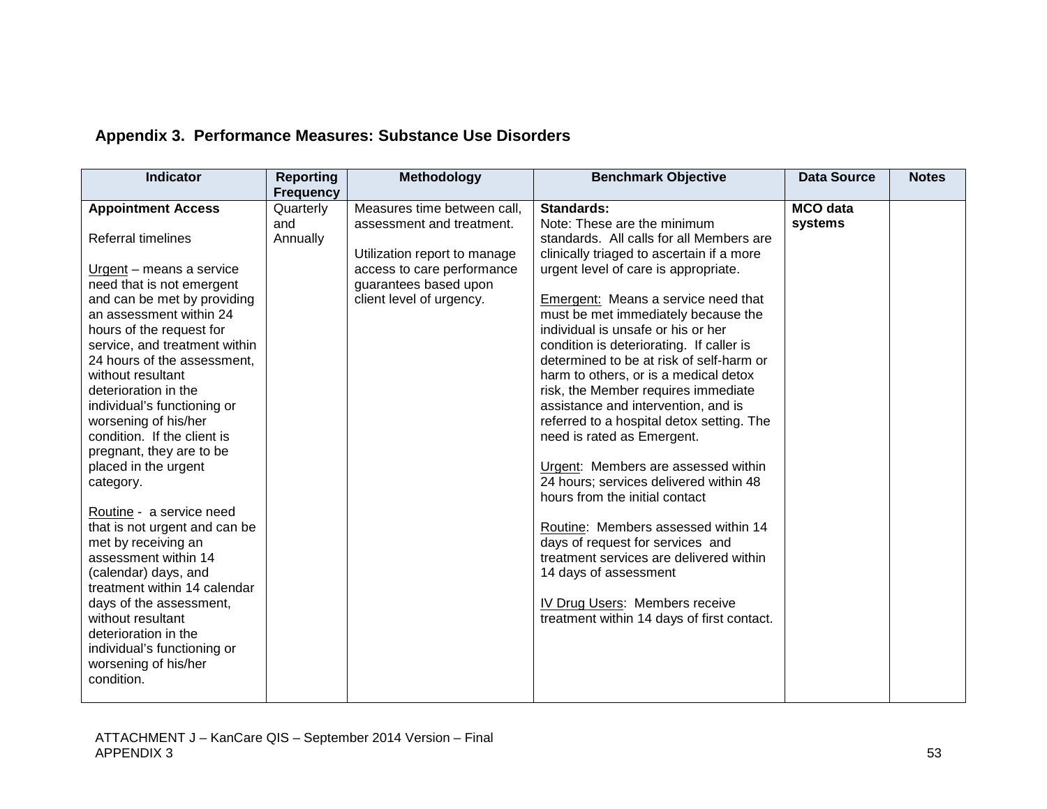## Appendix 3.  Performance Measures: Substance Use Disorders

| Indicator | Reporting Frequency | Methodology | Benchmark Objective | Data Source | Notes |
|---|---|---|---|---|---|
| **Appointment Access**<br><br>Referral timelines<br><br>Urgent – means a service need that is not emergent and can be met by providing an assessment within 24 hours of the request for service, and treatment within 24 hours of the assessment, without resultant deterioration in the individual's functioning or worsening of his/her condition.  If the client is pregnant, they are to be placed in the urgent category.<br><br>Routine -  a service need that is not urgent and can be met by receiving an assessment within 14 (calendar) days, and treatment within 14 calendar days of the assessment, without resultant deterioration in the individual's functioning or worsening of his/her condition. | Quarterly and Annually | Measures time between call, assessment and treatment.<br><br>Utilization report to manage access to care performance guarantees based upon client level of urgency. | **Standards:**<br>Note: These are the minimum standards.  All calls for all Members are clinically triaged to ascertain if a more urgent level of care is appropriate.<br><br>Emergent:  Means a service need that must be met immediately because the individual is unsafe or his or her condition is deteriorating.  If caller is determined to be at risk of self-harm or harm to others, or is a medical detox risk, the Member requires immediate assistance and intervention, and is referred to a hospital detox setting. The need is rated as Emergent.<br><br>Urgent:  Members are assessed within 24 hours; services delivered within 48 hours from the initial contact<br><br>Routine:  Members assessed within 14 days of request for services  and treatment services are delivered within 14 days of assessment<br><br>IV Drug Users:  Members receive treatment within 14 days of first contact. | **MCO data systems** | |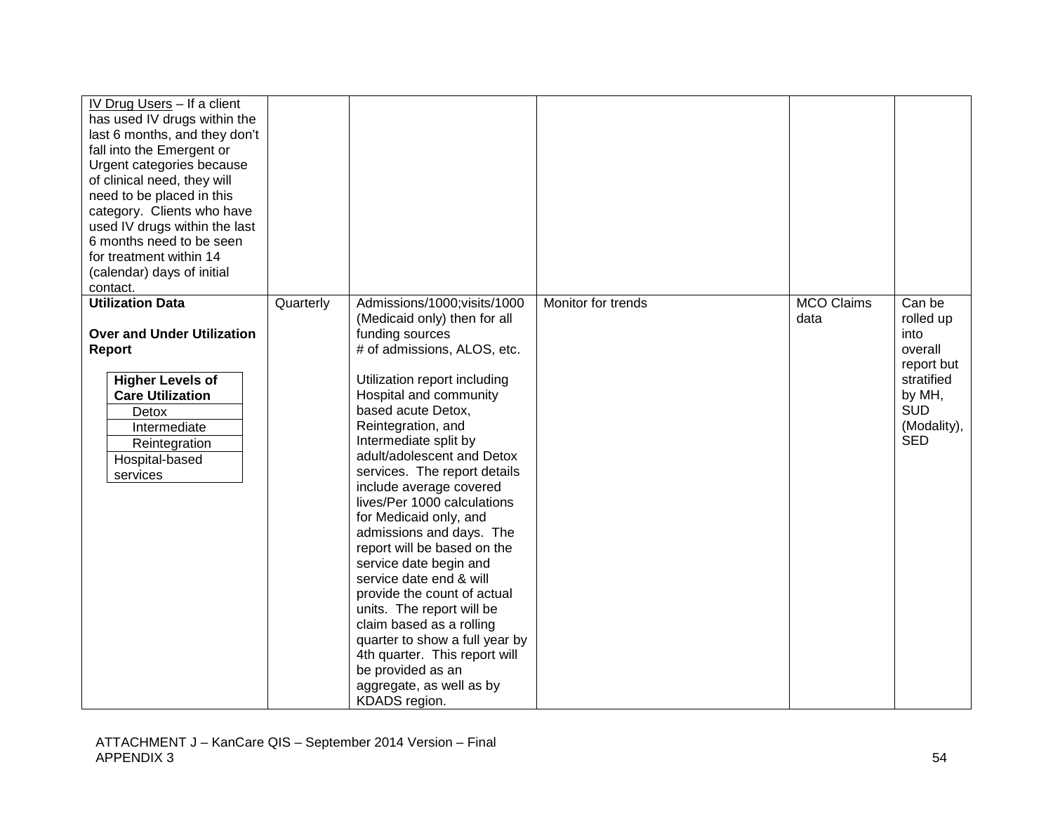| | | | | | |
|---|---|---|---|---|---|
| IV Drug Users – If a client has used IV drugs within the last 6 months, and they don't fall into the Emergent or Urgent categories because of clinical need, they will need to be placed in this category. Clients who have used IV drugs within the last 6 months need to be seen for treatment within 14 (calendar) days of initial contact. | | | | | |
| **Utilization Data**<br><br>**Over and Under Utilization Report**<br><br>**Higher Levels of Care Utilization**<br>Detox<br>Intermediate<br>Reintegration<br>Hospital-based services | Quarterly | Admissions/1000;visits/1000 (Medicaid only) then for all funding sources<br># of admissions, ALOS, etc.<br><br>Utilization report including Hospital and community based acute Detox, Reintegration, and Intermediate split by adult/adolescent and Detox services. The report details include average covered lives/Per 1000 calculations for Medicaid only, and admissions and days. The report will be based on the service date begin and service date end & will provide the count of actual units. The report will be claim based as a rolling quarter to show a full year by 4th quarter. This report will be provided as an aggregate, as well as by KDADS region. | Monitor for trends | MCO Claims data | Can be rolled up into overall report but stratified by MH, SUD (Modality), SED |

ATTACHMENT J – KanCare QIS – September 2014 Version – Final
APPENDIX 3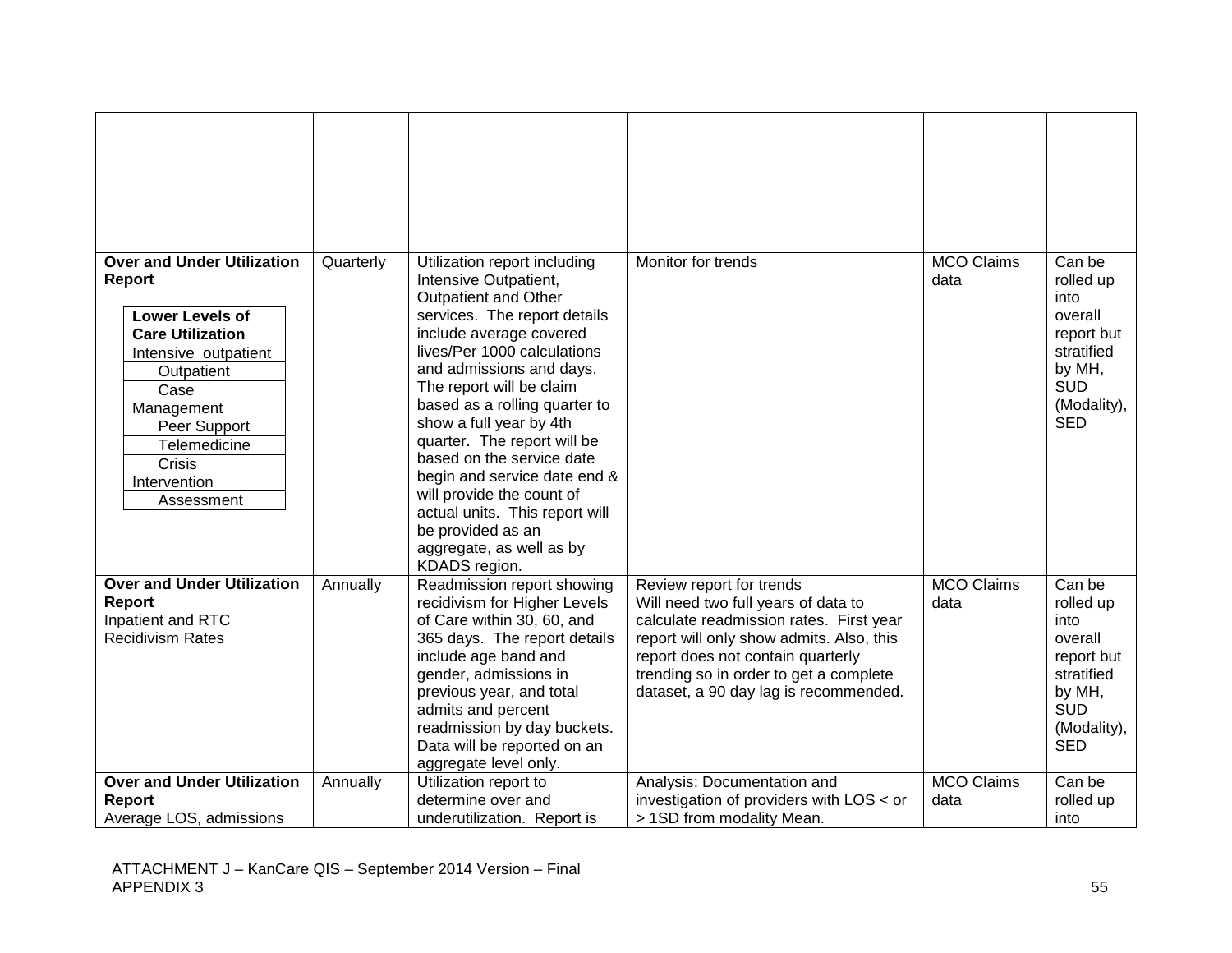| | | | | | |
|---|---|---|---|---|---|
| | | | | | |
| **Over and Under Utilization Report**<br><br>**Lower Levels of Care Utilization**<br>Intensive outpatient<br>Outpatient<br>Case Management<br>Peer Support<br>Telemedicine<br>Crisis Intervention<br>Assessment | Quarterly | Utilization report including Intensive Outpatient, Outpatient and Other services. The report details include average covered lives/Per 1000 calculations and admissions and days. The report will be claim based as a rolling quarter to show a full year by 4th quarter. The report will be based on the service date begin and service date end & will provide the count of actual units. This report will be provided as an aggregate, as well as by KDADS region. | Monitor for trends | MCO Claims data | Can be rolled up into overall report but stratified by MH, SUD (Modality), SED |
| **Over and Under Utilization Report**<br>Inpatient and RTC Recidivism Rates | Annually | Readmission report showing recidivism for Higher Levels of Care within 30, 60, and 365 days. The report details include age band and gender, admissions in previous year, and total admits and percent readmission by day buckets. Data will be reported on an aggregate level only. | Review report for trends<br>Will need two full years of data to calculate readmission rates. First year report will only show admits. Also, this report does not contain quarterly trending so in order to get a complete dataset, a 90 day lag is recommended. | MCO Claims data | Can be rolled up into overall report but stratified by MH, SUD (Modality), SED |
| **Over and Under Utilization Report**<br>Average LOS, admissions | Annually | Utilization report to determine over and underutilization. Report is | Analysis: Documentation and investigation of providers with LOS < or > 1SD from modality Mean. | MCO Claims data | Can be rolled up into |

ATTACHMENT J – KanCare QIS – September 2014 Version – Final
APPENDIX 3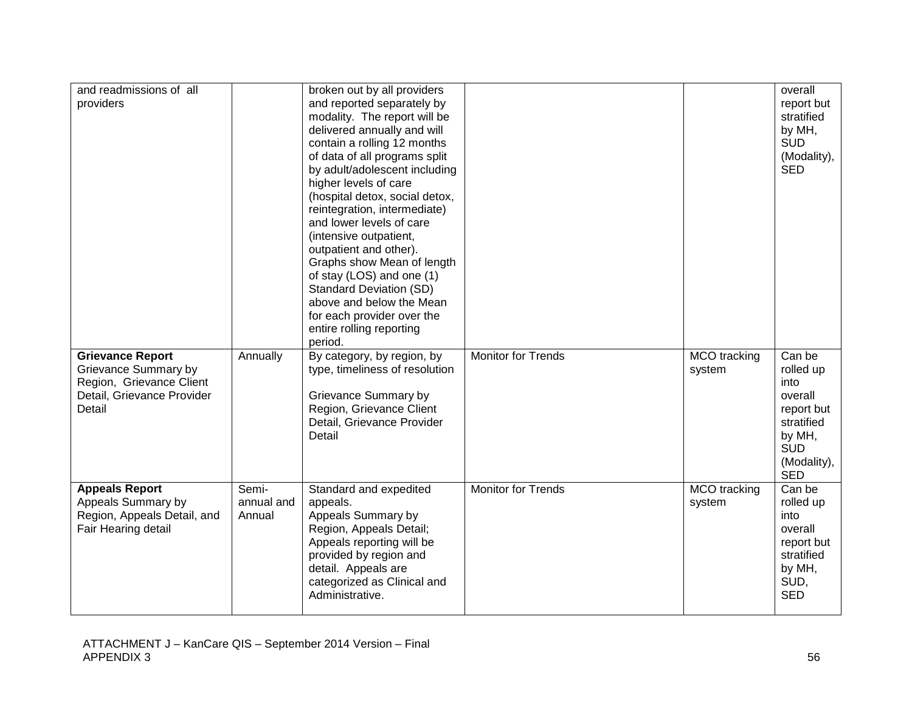| | | | | | |
|---|---|---|---|---|---|
| and readmissions of all providers | | broken out by all providers and reported separately by modality. The report will be delivered annually and will contain a rolling 12 months of data of all programs split by adult/adolescent including higher levels of care (hospital detox, social detox, reintegration, intermediate) and lower levels of care (intensive outpatient, outpatient and other). Graphs show Mean of length of stay (LOS) and one (1) Standard Deviation (SD) above and below the Mean for each provider over the entire rolling reporting period. | | | overall report but stratified by MH, SUD (Modality), SED |
| **Grievance Report** Grievance Summary by Region, Grievance Client Detail, Grievance Provider Detail | Annually | By category, by region, by type, timeliness of resolution<br><br>Grievance Summary by Region, Grievance Client Detail, Grievance Provider Detail | Monitor for Trends | MCO tracking system | Can be rolled up into overall report but stratified by MH, SUD (Modality), SED |
| **Appeals Report** Appeals Summary by Region, Appeals Detail, and Fair Hearing detail | Semi-annual and Annual | Standard and expedited appeals.<br>Appeals Summary by Region, Appeals Detail; Appeals reporting will be provided by region and detail. Appeals are categorized as Clinical and Administrative. | Monitor for Trends | MCO tracking system | Can be rolled up into overall report but stratified by MH, SUD, SED |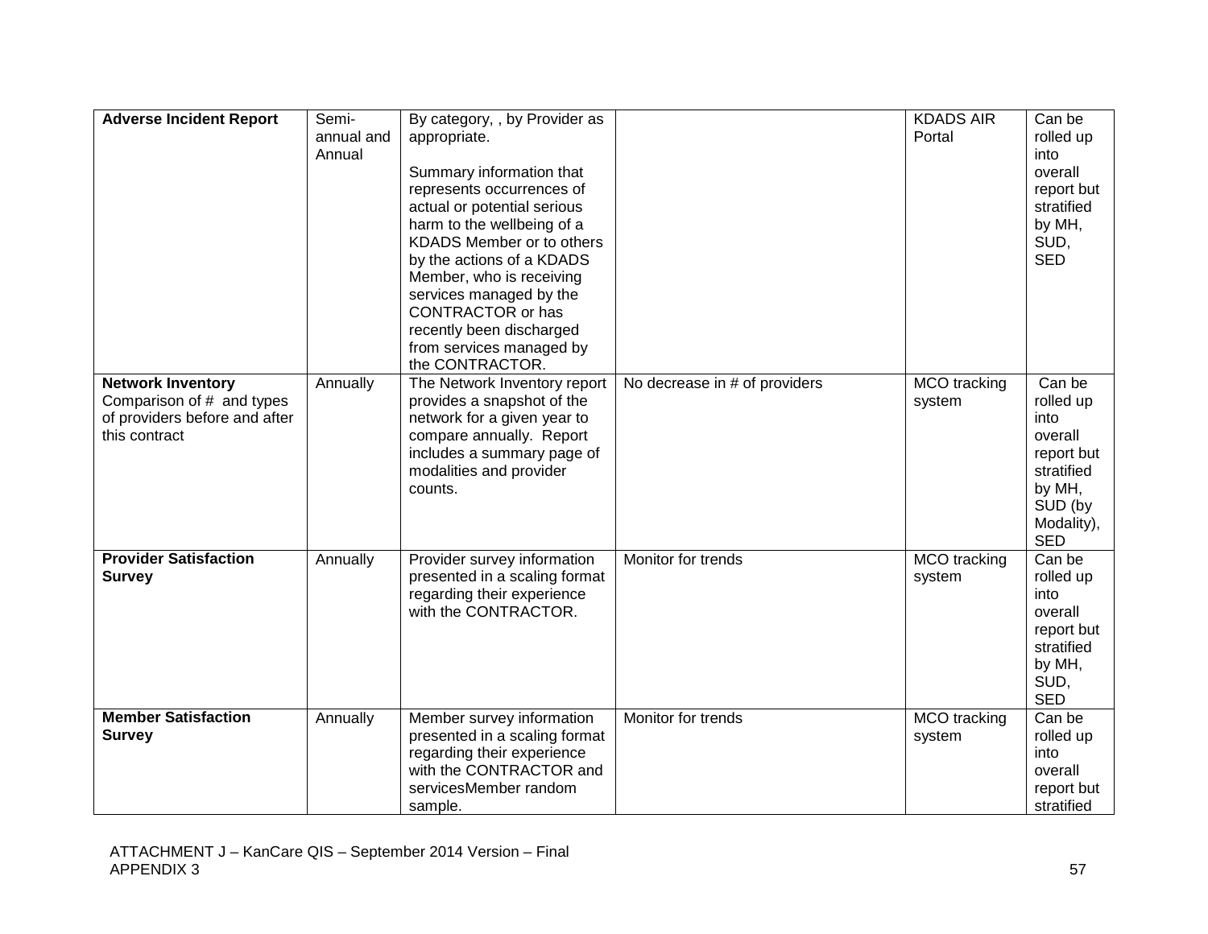| **Adverse Incident Report** | Semi-annual and Annual | By category, , by Provider as appropriate.<br><br>Summary information that represents occurrences of actual or potential serious harm to the wellbeing of a KDADS Member or to others by the actions of a KDADS Member, who is receiving services managed by the CONTRACTOR or has recently been discharged from services managed by the CONTRACTOR. | | KDADS AIR Portal | Can be rolled up into overall report but stratified by MH, SUD, SED |
|---|---|---|---|---|---|
| **Network Inventory**<br>Comparison of # and types of providers before and after this contract | Annually | The Network Inventory report provides a snapshot of the network for a given year to compare annually. Report includes a summary page of modalities and provider counts. | No decrease in # of providers | MCO tracking system | Can be rolled up into overall report but stratified by MH, SUD (by Modality), SED |
| **Provider Satisfaction Survey** | Annually | Provider survey information presented in a scaling format regarding their experience with the CONTRACTOR. | Monitor for trends | MCO tracking system | Can be rolled up into overall report but stratified by MH, SUD, SED |
| **Member Satisfaction Survey** | Annually | Member survey information presented in a scaling format regarding their experience with the CONTRACTOR and servicesMember random sample. | Monitor for trends | MCO tracking system | Can be rolled up into overall report but stratified |

ATTACHMENT J – KanCare QIS – September 2014 Version – Final
APPENDIX 3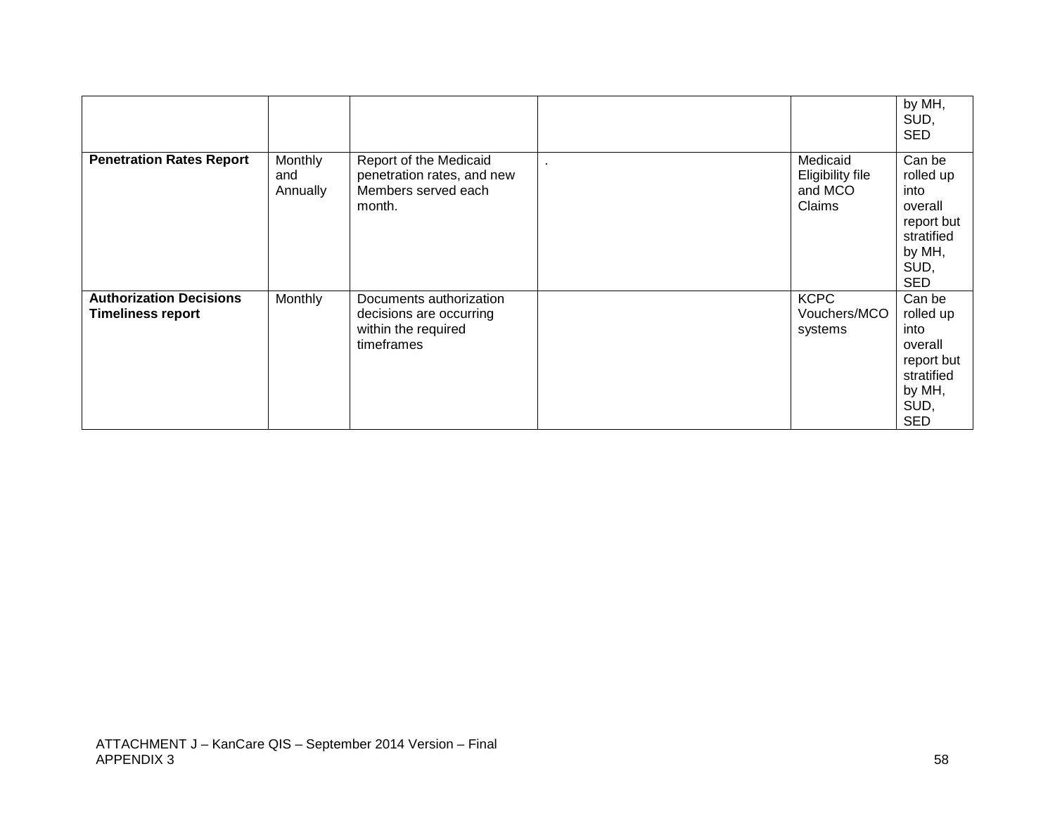| | | | | | |
|---|---|---|---|---|---|
| | | | | | by MH, SUD, SED |
| **Penetration Rates Report** | Monthly and Annually | Report of the Medicaid penetration rates, and new Members served each month. | . | Medicaid Eligibility file and MCO Claims | Can be rolled up into overall report but stratified by MH, SUD, SED |
| **Authorization Decisions Timeliness report** | Monthly | Documents authorization decisions are occurring within the required timeframes | | KCPC Vouchers/MCO systems | Can be rolled up into overall report but stratified by MH, SUD, SED |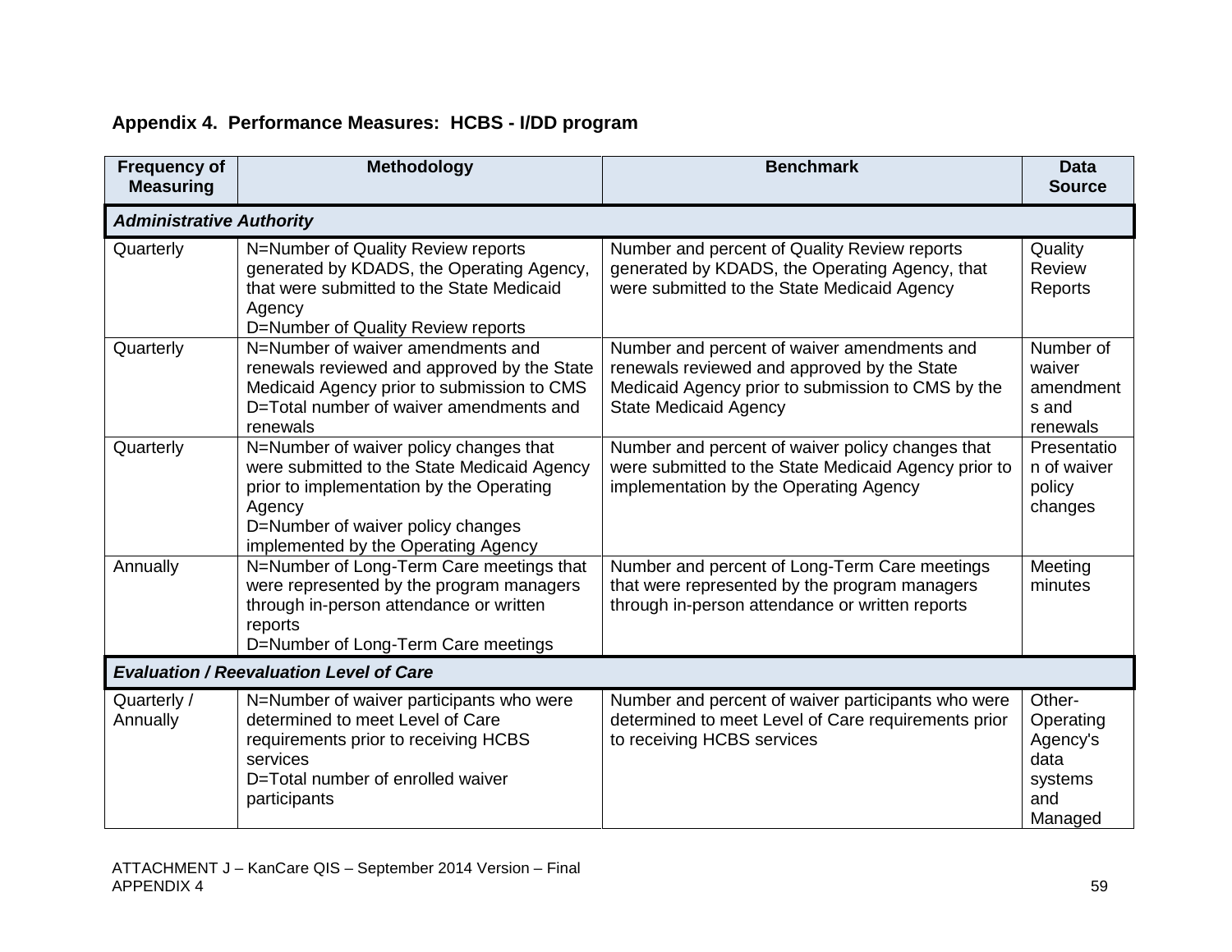## Appendix 4. Performance Measures: HCBS - I/DD program

| Frequency of Measuring | Methodology | Benchmark | Data Source |
|---|---|---|---|
| ***Administrative Authority*** | | | |
| Quarterly | N=Number of Quality Review reports generated by KDADS, the Operating Agency, that were submitted to the State Medicaid Agency<br>D=Number of Quality Review reports | Number and percent of Quality Review reports generated by KDADS, the Operating Agency, that were submitted to the State Medicaid Agency | Quality Review Reports |
| Quarterly | N=Number of waiver amendments and renewals reviewed and approved by the State Medicaid Agency prior to submission to CMS<br>D=Total number of waiver amendments and renewals | Number and percent of waiver amendments and renewals reviewed and approved by the State Medicaid Agency prior to submission to CMS by the State Medicaid Agency | Number of waiver amendments and renewals |
| Quarterly | N=Number of waiver policy changes that were submitted to the State Medicaid Agency prior to implementation by the Operating Agency<br>D=Number of waiver policy changes implemented by the Operating Agency | Number and percent of waiver policy changes that were submitted to the State Medicaid Agency prior to implementation by the Operating Agency | Presentation of waiver policy changes |
| Annually | N=Number of Long-Term Care meetings that were represented by the program managers through in-person attendance or written reports<br>D=Number of Long-Term Care meetings | Number and percent of Long-Term Care meetings that were represented by the program managers through in-person attendance or written reports | Meeting minutes |
| ***Evaluation / Reevaluation Level of Care*** | | | |
| Quarterly / Annually | N=Number of waiver participants who were determined to meet Level of Care requirements prior to receiving HCBS services<br>D=Total number of enrolled waiver participants | Number and percent of waiver participants who were determined to meet Level of Care requirements prior to receiving HCBS services | Other-Operating Agency's data systems and Managed |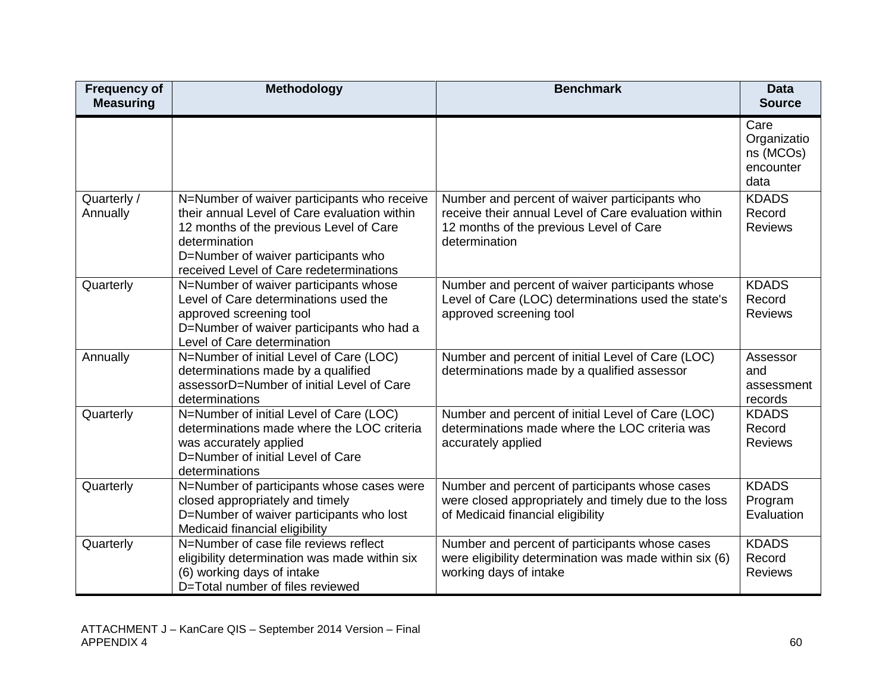| Frequency of Measuring | Methodology | Benchmark | Data Source |
|---|---|---|---|
| | | | Care Organizations (MCOs) encounter data |
| Quarterly / Annually | N=Number of waiver participants who receive their annual Level of Care evaluation within 12 months of the previous Level of Care determination<br>D=Number of waiver participants who received Level of Care redeterminations | Number and percent of waiver participants who receive their annual Level of Care evaluation within 12 months of the previous Level of Care determination | KDADS Record Reviews |
| Quarterly | N=Number of waiver participants whose Level of Care determinations used the approved screening tool<br>D=Number of waiver participants who had a Level of Care determination | Number and percent of waiver participants whose Level of Care (LOC) determinations used the state's approved screening tool | KDADS Record Reviews |
| Annually | N=Number of initial Level of Care (LOC) determinations made by a qualified assessorD=Number of initial Level of Care determinations | Number and percent of initial Level of Care (LOC) determinations made by a qualified assessor | Assessor and assessment records |
| Quarterly | N=Number of initial Level of Care (LOC) determinations made where the LOC criteria was accurately applied<br>D=Number of initial Level of Care determinations | Number and percent of initial Level of Care (LOC) determinations made where the LOC criteria was accurately applied | KDADS Record Reviews |
| Quarterly | N=Number of participants whose cases were closed appropriately and timely<br>D=Number of waiver participants who lost Medicaid financial eligibility | Number and percent of participants whose cases were closed appropriately and timely due to the loss of Medicaid financial eligibility | KDADS Program Evaluation |
| Quarterly | N=Number of case file reviews reflect eligibility determination was made within six (6) working days of intake<br>D=Total number of files reviewed | Number and percent of participants whose cases were eligibility determination was made within six (6) working days of intake | KDADS Record Reviews |

ATTACHMENT J – KanCare QIS – September 2014 Version – Final
APPENDIX 4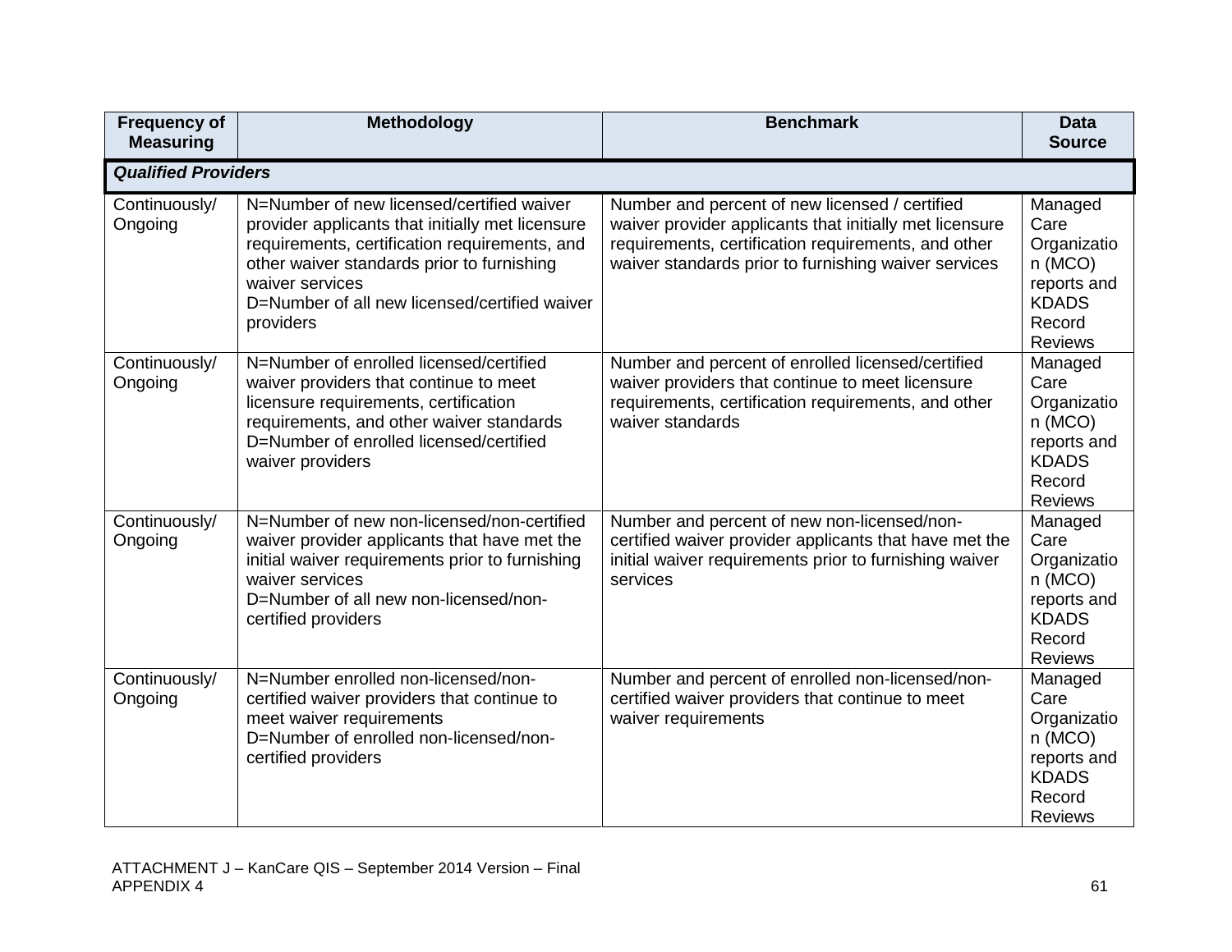| Frequency of Measuring | Methodology | Benchmark | Data Source |
|---|---|---|---|
| ***Qualified Providers*** | | | |
| Continuously/ Ongoing | N=Number of new licensed/certified waiver provider applicants that initially met licensure requirements, certification requirements, and other waiver standards prior to furnishing waiver services<br>D=Number of all new licensed/certified waiver providers | Number and percent of new licensed / certified waiver provider applicants that initially met licensure requirements, certification requirements, and other waiver standards prior to furnishing waiver services | Managed Care Organization (MCO) reports and KDADS Record Reviews |
| Continuously/ Ongoing | N=Number of enrolled licensed/certified waiver providers that continue to meet licensure requirements, certification requirements, and other waiver standards<br>D=Number of enrolled licensed/certified waiver providers | Number and percent of enrolled licensed/certified waiver providers that continue to meet licensure requirements, certification requirements, and other waiver standards | Managed Care Organization (MCO) reports and KDADS Record Reviews |
| Continuously/ Ongoing | N=Number of new non-licensed/non-certified waiver provider applicants that have met the initial waiver requirements prior to furnishing waiver services<br>D=Number of all new non-licensed/non-certified providers | Number and percent of new non-licensed/non-certified waiver provider applicants that have met the initial waiver requirements prior to furnishing waiver services | Managed Care Organization (MCO) reports and KDADS Record Reviews |
| Continuously/ Ongoing | N=Number enrolled non-licensed/non-certified waiver providers that continue to meet waiver requirements<br>D=Number of enrolled non-licensed/non-certified providers | Number and percent of enrolled non-licensed/non-certified waiver providers that continue to meet waiver requirements | Managed Care Organization (MCO) reports and KDADS Record Reviews |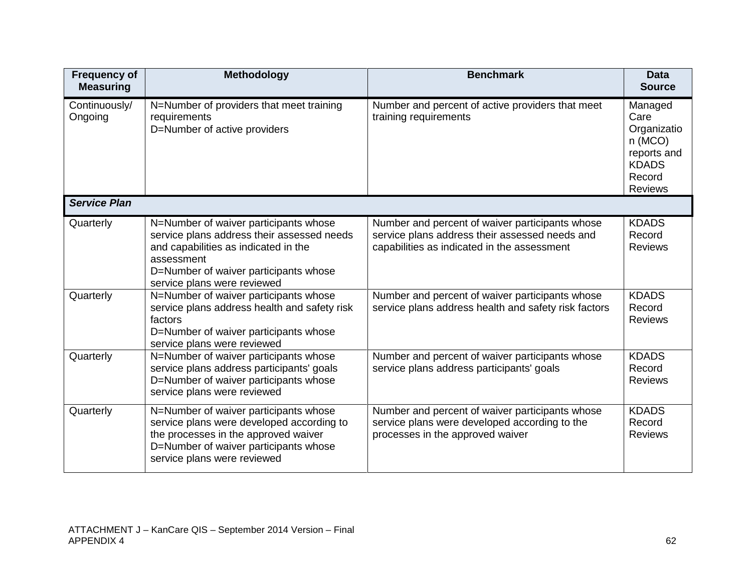| Frequency of Measuring | Methodology | Benchmark | Data Source |
|---|---|---|---|
| Continuously/ Ongoing | N=Number of providers that meet training requirements<br>D=Number of active providers | Number and percent of active providers that meet training requirements | Managed Care Organization (MCO) reports and KDADS Record Reviews |
| ***Service Plan*** | | | |
| Quarterly | N=Number of waiver participants whose service plans address their assessed needs and capabilities as indicated in the assessment<br>D=Number of waiver participants whose service plans were reviewed | Number and percent of waiver participants whose service plans address their assessed needs and capabilities as indicated in the assessment | KDADS Record Reviews |
| Quarterly | N=Number of waiver participants whose service plans address health and safety risk factors<br>D=Number of waiver participants whose service plans were reviewed | Number and percent of waiver participants whose service plans address health and safety risk factors | KDADS Record Reviews |
| Quarterly | N=Number of waiver participants whose service plans address participants' goals<br>D=Number of waiver participants whose service plans were reviewed | Number and percent of waiver participants whose service plans address participants' goals | KDADS Record Reviews |
| Quarterly | N=Number of waiver participants whose service plans were developed according to the processes in the approved waiver<br>D=Number of waiver participants whose service plans were reviewed | Number and percent of waiver participants whose service plans were developed according to the processes in the approved waiver | KDADS Record Reviews |

ATTACHMENT J – KanCare QIS – September 2014 Version – Final
APPENDIX 4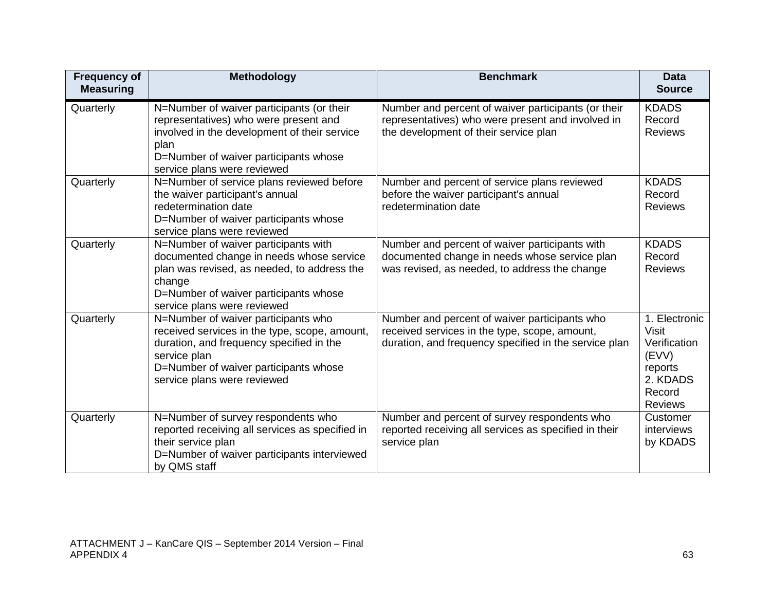| Frequency of Measuring | Methodology | Benchmark | Data Source |
|---|---|---|---|
| Quarterly | N=Number of waiver participants (or their representatives) who were present and involved in the development of their service plan<br>D=Number of waiver participants whose service plans were reviewed | Number and percent of waiver participants (or their representatives) who were present and involved in the development of their service plan | KDADS Record Reviews |
| Quarterly | N=Number of service plans reviewed before the waiver participant's annual redetermination date<br>D=Number of waiver participants whose service plans were reviewed | Number and percent of service plans reviewed before the waiver participant's annual redetermination date | KDADS Record Reviews |
| Quarterly | N=Number of waiver participants with documented change in needs whose service plan was revised, as needed, to address the change<br>D=Number of waiver participants whose service plans were reviewed | Number and percent of waiver participants with documented change in needs whose service plan was revised, as needed, to address the change | KDADS Record Reviews |
| Quarterly | N=Number of waiver participants who received services in the type, scope, amount, duration, and frequency specified in the service plan<br>D=Number of waiver participants whose service plans were reviewed | Number and percent of waiver participants who received services in the type, scope, amount, duration, and frequency specified in the service plan | 1. Electronic Visit Verification (EVV) reports<br>2. KDADS Record Reviews |
| Quarterly | N=Number of survey respondents who reported receiving all services as specified in their service plan<br>D=Number of waiver participants interviewed by QMS staff | Number and percent of survey respondents who reported receiving all services as specified in their service plan | Customer interviews by KDADS |

ATTACHMENT J – KanCare QIS – September 2014 Version – Final
APPENDIX 4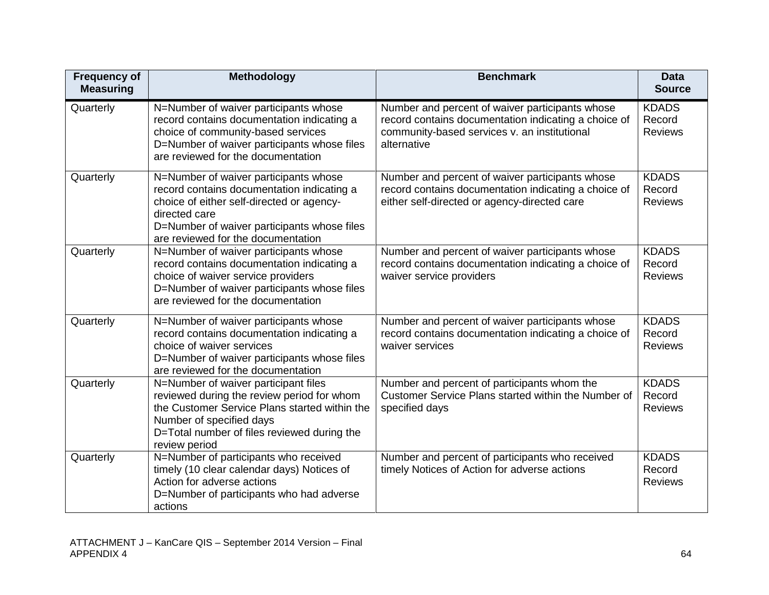| Frequency of Measuring | Methodology | Benchmark | Data Source |
|---|---|---|---|
| Quarterly | N=Number of waiver participants whose record contains documentation indicating a choice of community-based services<br>D=Number of waiver participants whose files are reviewed for the documentation | Number and percent of waiver participants whose record contains documentation indicating a choice of community-based services v. an institutional alternative | KDADS Record Reviews |
| Quarterly | N=Number of waiver participants whose record contains documentation indicating a choice of either self-directed or agency-directed care<br>D=Number of waiver participants whose files are reviewed for the documentation | Number and percent of waiver participants whose record contains documentation indicating a choice of either self-directed or agency-directed care | KDADS Record Reviews |
| Quarterly | N=Number of waiver participants whose record contains documentation indicating a choice of waiver service providers<br>D=Number of waiver participants whose files are reviewed for the documentation | Number and percent of waiver participants whose record contains documentation indicating a choice of waiver service providers | KDADS Record Reviews |
| Quarterly | N=Number of waiver participants whose record contains documentation indicating a choice of waiver services<br>D=Number of waiver participants whose files are reviewed for the documentation | Number and percent of waiver participants whose record contains documentation indicating a choice of waiver services | KDADS Record Reviews |
| Quarterly | N=Number of waiver participant files reviewed during the review period for whom the Customer Service Plans started within the Number of specified days<br>D=Total number of files reviewed during the review period | Number and percent of participants whom the Customer Service Plans started within the Number of specified days | KDADS Record Reviews |
| Quarterly | N=Number of participants who received timely (10 clear calendar days) Notices of Action for adverse actions<br>D=Number of participants who had adverse actions | Number and percent of participants who received timely Notices of Action for adverse actions | KDADS Record Reviews |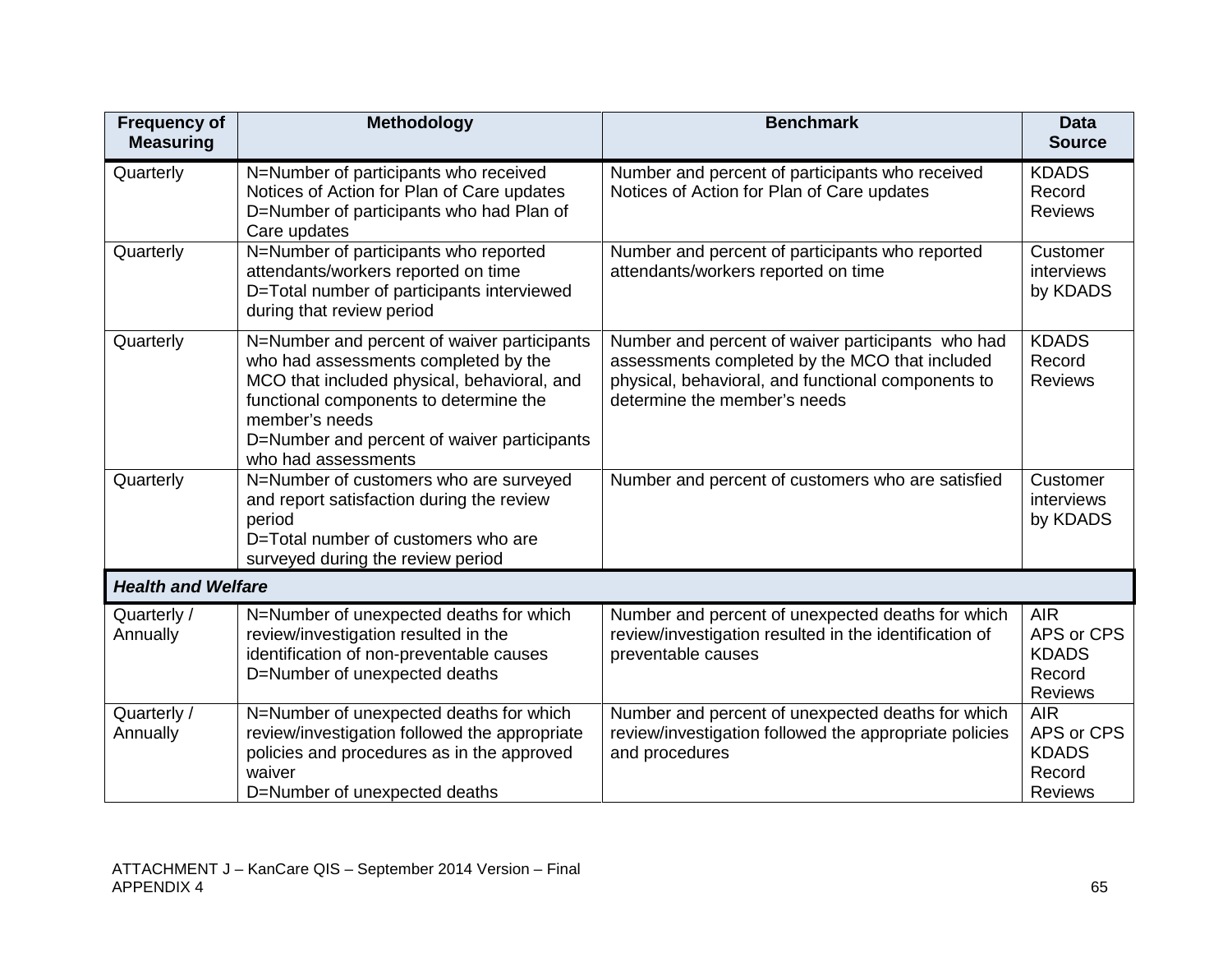| Frequency of Measuring | Methodology | Benchmark | Data Source |
|---|---|---|---|
| Quarterly | N=Number of participants who received Notices of Action for Plan of Care updates<br>D=Number of participants who had Plan of Care updates | Number and percent of participants who received Notices of Action for Plan of Care updates | KDADS Record Reviews |
| Quarterly | N=Number of participants who reported attendants/workers reported on time<br>D=Total number of participants interviewed during that review period | Number and percent of participants who reported attendants/workers reported on time | Customer interviews by KDADS |
| Quarterly | N=Number and percent of waiver participants who had assessments completed by the MCO that included physical, behavioral, and functional components to determine the member's needs<br>D=Number and percent of waiver participants who had assessments | Number and percent of waiver participants who had assessments completed by the MCO that included physical, behavioral, and functional components to determine the member's needs | KDADS Record Reviews |
| Quarterly | N=Number of customers who are surveyed and report satisfaction during the review period<br>D=Total number of customers who are surveyed during the review period | Number and percent of customers who are satisfied | Customer interviews by KDADS |
| ***Health and Welfare*** | | | |
| Quarterly / Annually | N=Number of unexpected deaths for which review/investigation resulted in the identification of non-preventable causes<br>D=Number of unexpected deaths | Number and percent of unexpected deaths for which review/investigation resulted in the identification of preventable causes | AIR<br>APS or CPS<br>KDADS Record Reviews |
| Quarterly / Annually | N=Number of unexpected deaths for which review/investigation followed the appropriate policies and procedures as in the approved waiver<br>D=Number of unexpected deaths | Number and percent of unexpected deaths for which review/investigation followed the appropriate policies and procedures | AIR<br>APS or CPS<br>KDADS Record Reviews |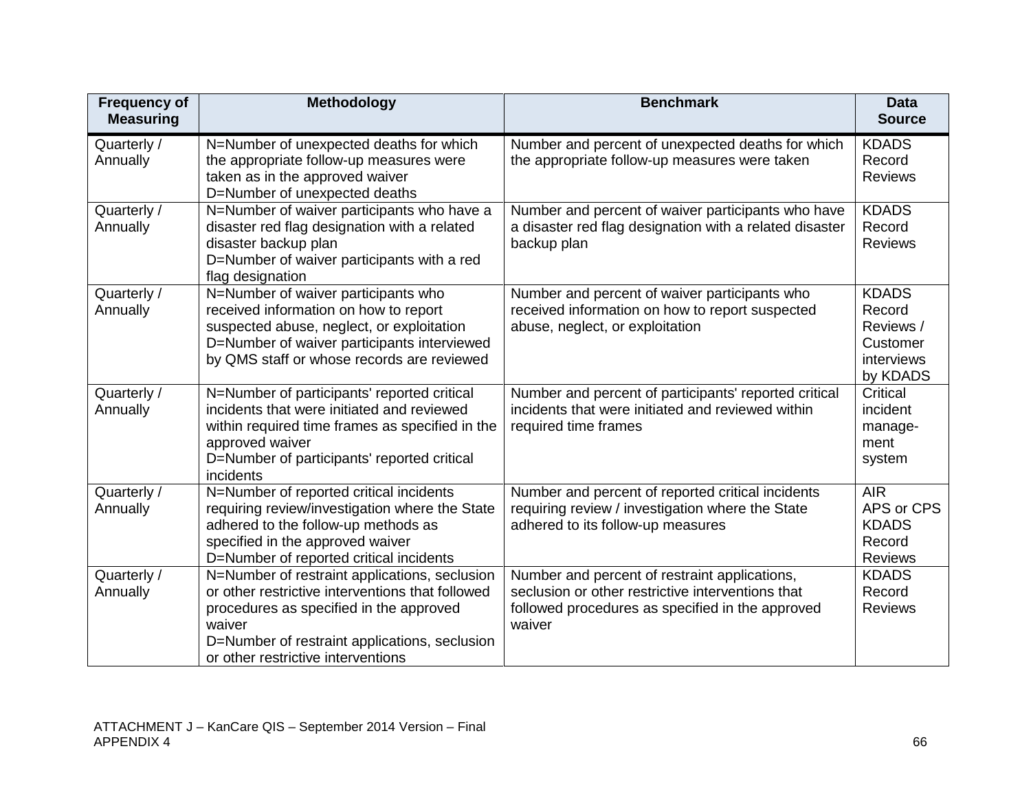| Frequency of Measuring | Methodology | Benchmark | Data Source |
|---|---|---|---|
| Quarterly / Annually | N=Number of unexpected deaths for which the appropriate follow-up measures were taken as in the approved waiver<br>D=Number of unexpected deaths | Number and percent of unexpected deaths for which the appropriate follow-up measures were taken | KDADS Record Reviews |
| Quarterly / Annually | N=Number of waiver participants who have a disaster red flag designation with a related disaster backup plan<br>D=Number of waiver participants with a red flag designation | Number and percent of waiver participants who have a disaster red flag designation with a related disaster backup plan | KDADS Record Reviews |
| Quarterly / Annually | N=Number of waiver participants who received information on how to report suspected abuse, neglect, or exploitation<br>D=Number of waiver participants interviewed by QMS staff or whose records are reviewed | Number and percent of waiver participants who received information on how to report suspected abuse, neglect, or exploitation | KDADS Record Reviews / Customer interviews by KDADS |
| Quarterly / Annually | N=Number of participants' reported critical incidents that were initiated and reviewed within required time frames as specified in the approved waiver<br>D=Number of participants' reported critical incidents | Number and percent of participants' reported critical incidents that were initiated and reviewed within required time frames | Critical incident manage-ment system |
| Quarterly / Annually | N=Number of reported critical incidents requiring review/investigation where the State adhered to the follow-up methods as specified in the approved waiver<br>D=Number of reported critical incidents | Number and percent of reported critical incidents requiring review / investigation where the State adhered to its follow-up measures | AIR<br>APS or CPS<br>KDADS Record Reviews |
| Quarterly / Annually | N=Number of restraint applications, seclusion or other restrictive interventions that followed procedures as specified in the approved waiver<br>D=Number of restraint applications, seclusion or other restrictive interventions | Number and percent of restraint applications, seclusion or other restrictive interventions that followed procedures as specified in the approved waiver | KDADS Record Reviews |

ATTACHMENT J – KanCare QIS – September 2014 Version – Final
APPENDIX 4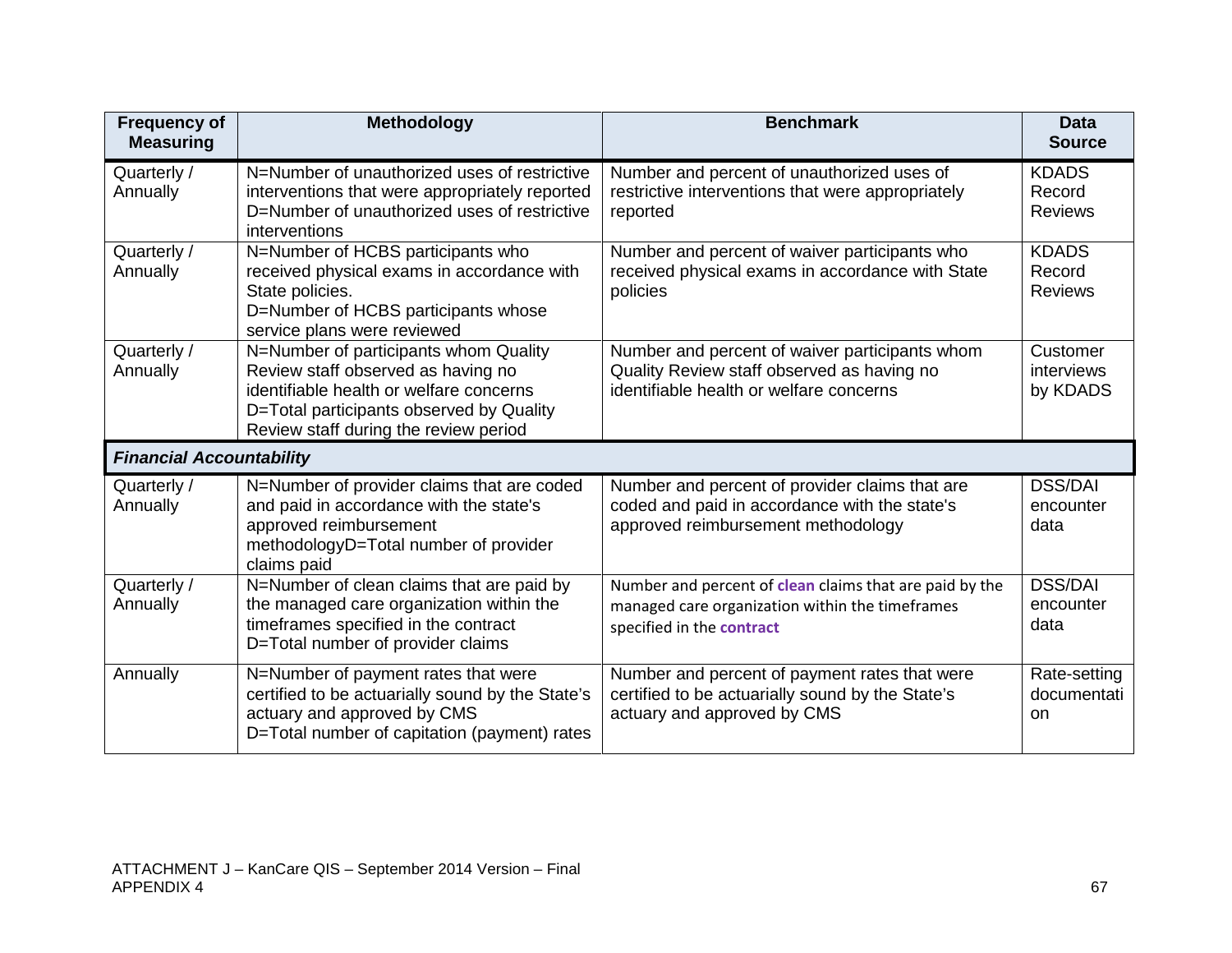| Frequency of Measuring | Methodology | Benchmark | Data Source |
|---|---|---|---|
| Quarterly / Annually | N=Number of unauthorized uses of restrictive interventions that were appropriately reported<br>D=Number of unauthorized uses of restrictive interventions | Number and percent of unauthorized uses of restrictive interventions that were appropriately reported | KDADS Record Reviews |
| Quarterly / Annually | N=Number of HCBS participants who received physical exams in accordance with State policies.<br>D=Number of HCBS participants whose service plans were reviewed | Number and percent of waiver participants who received physical exams in accordance with State policies | KDADS Record Reviews |
| Quarterly / Annually | N=Number of participants whom Quality Review staff observed as having no identifiable health or welfare concerns<br>D=Total participants observed by Quality Review staff during the review period | Number and percent of waiver participants whom Quality Review staff observed as having no identifiable health or welfare concerns | Customer interviews by KDADS |
| ***Financial Accountability*** | | | |
| Quarterly / Annually | N=Number of provider claims that are coded and paid in accordance with the state's approved reimbursement methodologyD=Total number of provider claims paid | Number and percent of provider claims that are coded and paid in accordance with the state's approved reimbursement methodology | DSS/DAI encounter data |
| Quarterly / Annually | N=Number of clean claims that are paid by the managed care organization within the timeframes specified in the contract<br>D=Total number of provider claims | Number and percent of **clean** claims that are paid by the managed care organization within the timeframes specified in the **contract** | DSS/DAI encounter data |
| Annually | N=Number of payment rates that were certified to be actuarially sound by the State's actuary and approved by CMS<br>D=Total number of capitation (payment) rates | Number and percent of payment rates that were certified to be actuarially sound by the State's actuary and approved by CMS | Rate-setting documentation |

ATTACHMENT J – KanCare QIS – September 2014 Version – Final
APPENDIX 4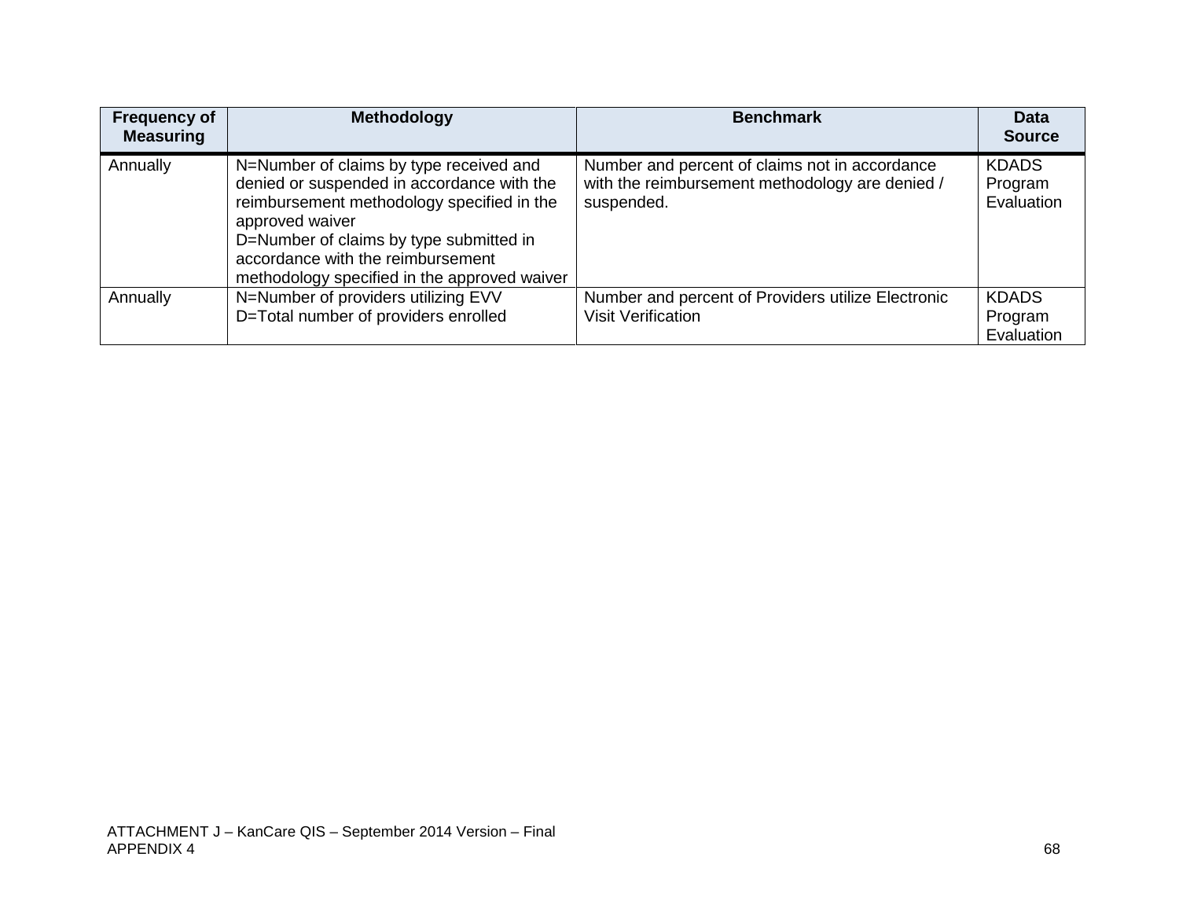| Frequency of Measuring | Methodology | Benchmark | Data Source |
|---|---|---|---|
| Annually | N=Number of claims by type received and denied or suspended in accordance with the reimbursement methodology specified in the approved waiver<br>D=Number of claims by type submitted in accordance with the reimbursement methodology specified in the approved waiver | Number and percent of claims not in accordance with the reimbursement methodology are denied / suspended. | KDADS Program Evaluation |
| Annually | N=Number of providers utilizing EVV<br>D=Total number of providers enrolled | Number and percent of Providers utilize Electronic Visit Verification | KDADS Program Evaluation |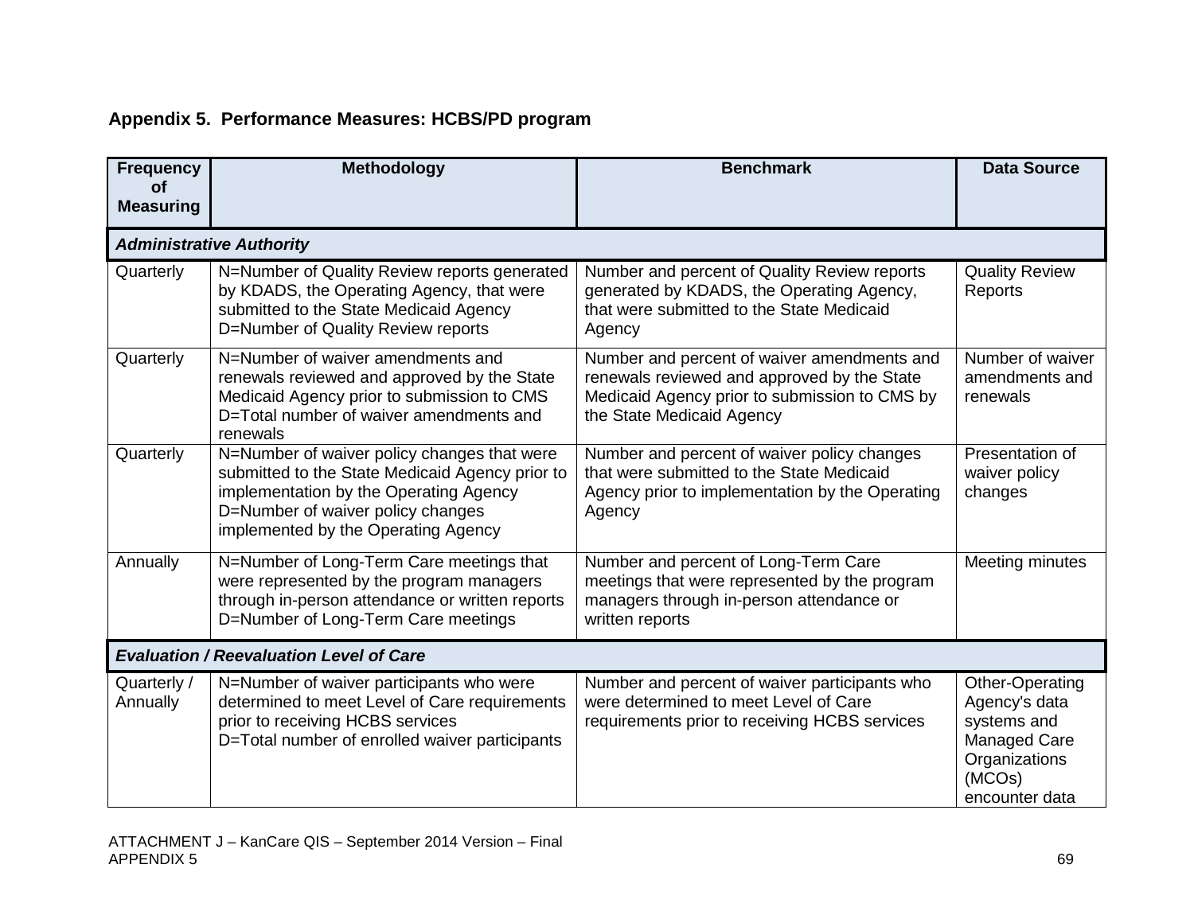## Appendix 5. Performance Measures: HCBS/PD program

| Frequency of Measuring | Methodology | Benchmark | Data Source |
|---|---|---|---|
| ***Administrative Authority*** | | | |
| Quarterly | N=Number of Quality Review reports generated by KDADS, the Operating Agency, that were submitted to the State Medicaid Agency<br>D=Number of Quality Review reports | Number and percent of Quality Review reports generated by KDADS, the Operating Agency, that were submitted to the State Medicaid Agency | Quality Review Reports |
| Quarterly | N=Number of waiver amendments and renewals reviewed and approved by the State Medicaid Agency prior to submission to CMS<br>D=Total number of waiver amendments and renewals | Number and percent of waiver amendments and renewals reviewed and approved by the State Medicaid Agency prior to submission to CMS by the State Medicaid Agency | Number of waiver amendments and renewals |
| Quarterly | N=Number of waiver policy changes that were submitted to the State Medicaid Agency prior to implementation by the Operating Agency<br>D=Number of waiver policy changes implemented by the Operating Agency | Number and percent of waiver policy changes that were submitted to the State Medicaid Agency prior to implementation by the Operating Agency | Presentation of waiver policy changes |
| Annually | N=Number of Long-Term Care meetings that were represented by the program managers through in-person attendance or written reports<br>D=Number of Long-Term Care meetings | Number and percent of Long-Term Care meetings that were represented by the program managers through in-person attendance or written reports | Meeting minutes |
| ***Evaluation / Reevaluation Level of Care*** | | | |
| Quarterly / Annually | N=Number of waiver participants who were determined to meet Level of Care requirements prior to receiving HCBS services<br>D=Total number of enrolled waiver participants | Number and percent of waiver participants who were determined to meet Level of Care requirements prior to receiving HCBS services | Other-Operating Agency's data systems and Managed Care Organizations (MCOs) encounter data |

ATTACHMENT J – KanCare QIS – September 2014 Version – Final
APPENDIX 5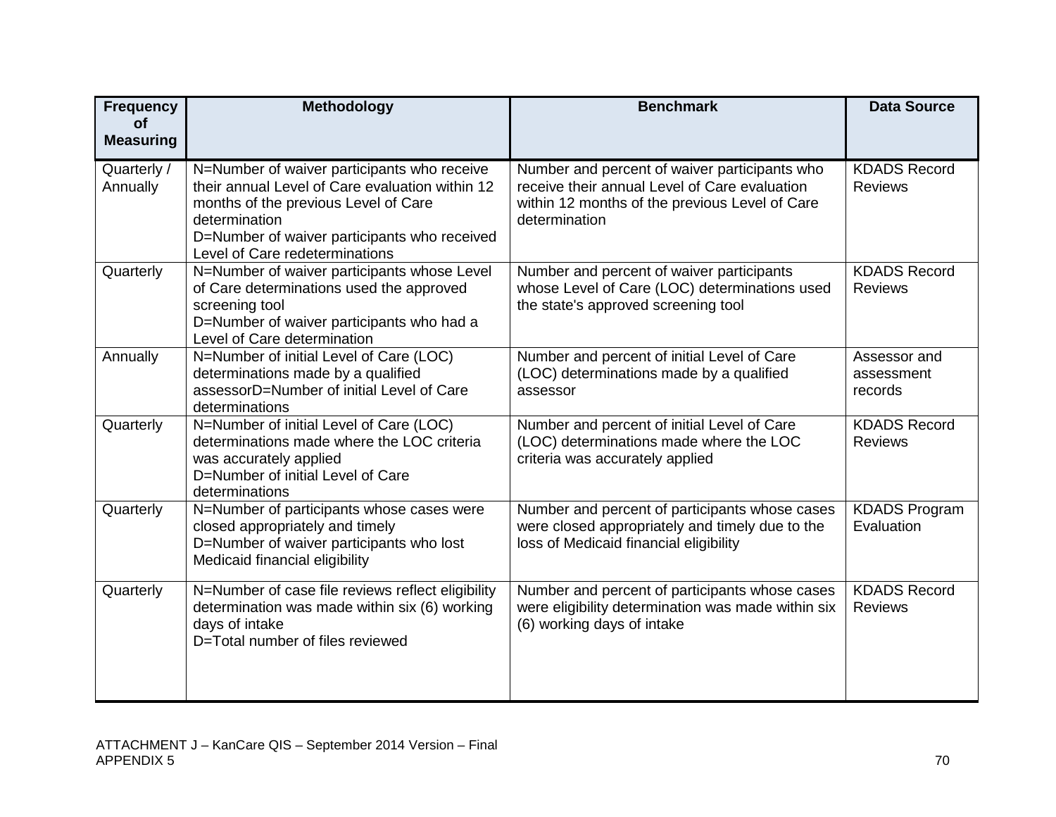| Frequency of Measuring | Methodology | Benchmark | Data Source |
|---|---|---|---|
| Quarterly / Annually | N=Number of waiver participants who receive their annual Level of Care evaluation within 12 months of the previous Level of Care determination<br>D=Number of waiver participants who received Level of Care redeterminations | Number and percent of waiver participants who receive their annual Level of Care evaluation within 12 months of the previous Level of Care determination | KDADS Record Reviews |
| Quarterly | N=Number of waiver participants whose Level of Care determinations used the approved screening tool<br>D=Number of waiver participants who had a Level of Care determination | Number and percent of waiver participants whose Level of Care (LOC) determinations used the state's approved screening tool | KDADS Record Reviews |
| Annually | N=Number of initial Level of Care (LOC) determinations made by a qualified assessorD=Number of initial Level of Care determinations | Number and percent of initial Level of Care (LOC) determinations made by a qualified assessor | Assessor and assessment records |
| Quarterly | N=Number of initial Level of Care (LOC) determinations made where the LOC criteria was accurately applied<br>D=Number of initial Level of Care determinations | Number and percent of initial Level of Care (LOC) determinations made where the LOC criteria was accurately applied | KDADS Record Reviews |
| Quarterly | N=Number of participants whose cases were closed appropriately and timely<br>D=Number of waiver participants who lost Medicaid financial eligibility | Number and percent of participants whose cases were closed appropriately and timely due to the loss of Medicaid financial eligibility | KDADS Program Evaluation |
| Quarterly | N=Number of case file reviews reflect eligibility determination was made within six (6) working days of intake<br>D=Total number of files reviewed | Number and percent of participants whose cases were eligibility determination was made within six (6) working days of intake | KDADS Record Reviews |

ATTACHMENT J – KanCare QIS – September 2014 Version – Final
APPENDIX 5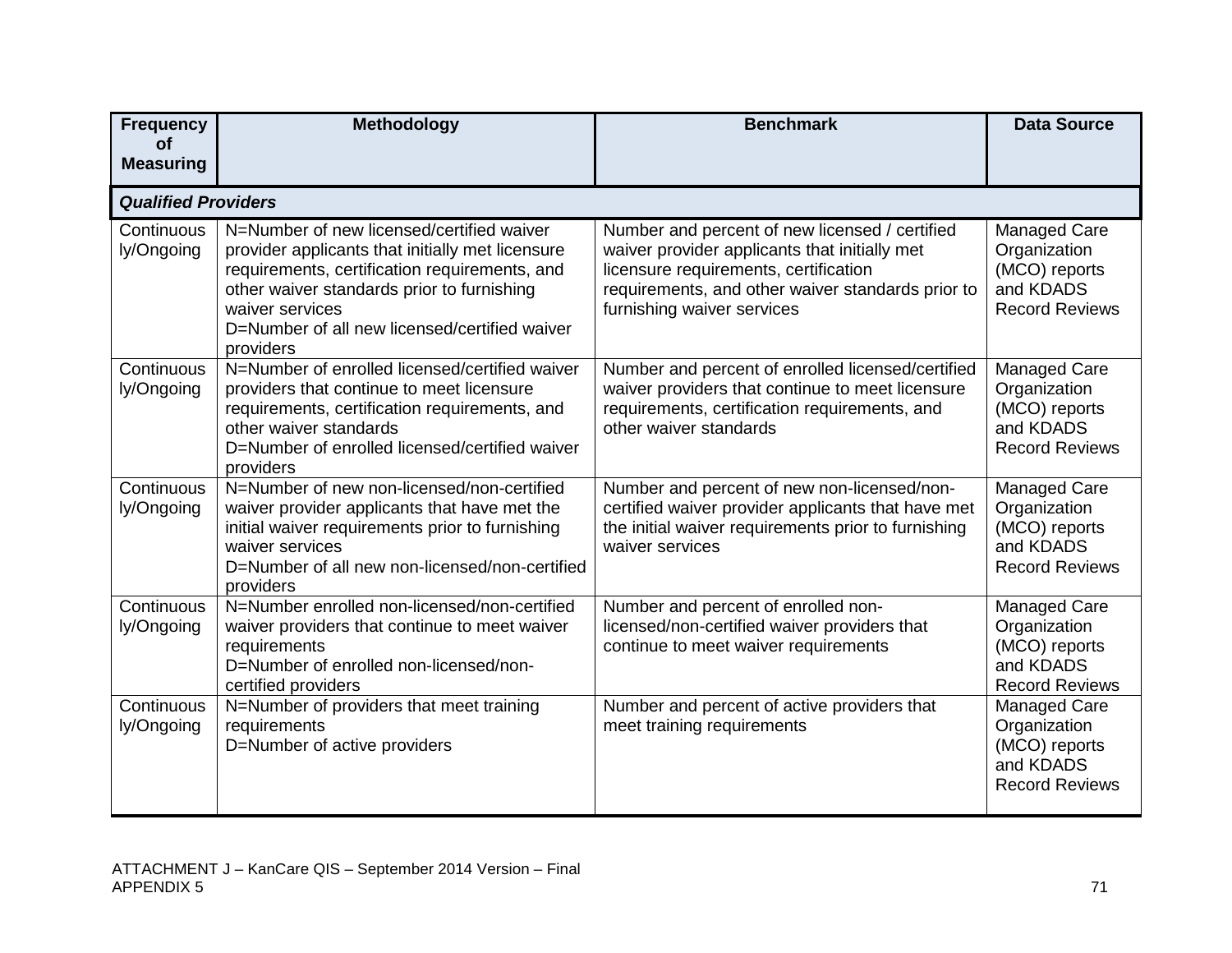| Frequency of Measuring | Methodology | Benchmark | Data Source |
|---|---|---|---|
| ***Qualified Providers*** | | | |
| Continuously/Ongoing | N=Number of new licensed/certified waiver provider applicants that initially met licensure requirements, certification requirements, and other waiver standards prior to furnishing waiver services<br>D=Number of all new licensed/certified waiver providers | Number and percent of new licensed / certified waiver provider applicants that initially met licensure requirements, certification requirements, and other waiver standards prior to furnishing waiver services | Managed Care Organization (MCO) reports and KDADS Record Reviews |
| Continuously/Ongoing | N=Number of enrolled licensed/certified waiver providers that continue to meet licensure requirements, certification requirements, and other waiver standards<br>D=Number of enrolled licensed/certified waiver providers | Number and percent of enrolled licensed/certified waiver providers that continue to meet licensure requirements, certification requirements, and other waiver standards | Managed Care Organization (MCO) reports and KDADS Record Reviews |
| Continuously/Ongoing | N=Number of new non-licensed/non-certified waiver provider applicants that have met the initial waiver requirements prior to furnishing waiver services<br>D=Number of all new non-licensed/non-certified providers | Number and percent of new non-licensed/non-certified waiver provider applicants that have met the initial waiver requirements prior to furnishing waiver services | Managed Care Organization (MCO) reports and KDADS Record Reviews |
| Continuously/Ongoing | N=Number enrolled non-licensed/non-certified waiver providers that continue to meet waiver requirements<br>D=Number of enrolled non-licensed/non-certified providers | Number and percent of enrolled non-licensed/non-certified waiver providers that continue to meet waiver requirements | Managed Care Organization (MCO) reports and KDADS Record Reviews |
| Continuously/Ongoing | N=Number of providers that meet training requirements<br>D=Number of active providers | Number and percent of active providers that meet training requirements | Managed Care Organization (MCO) reports and KDADS Record Reviews |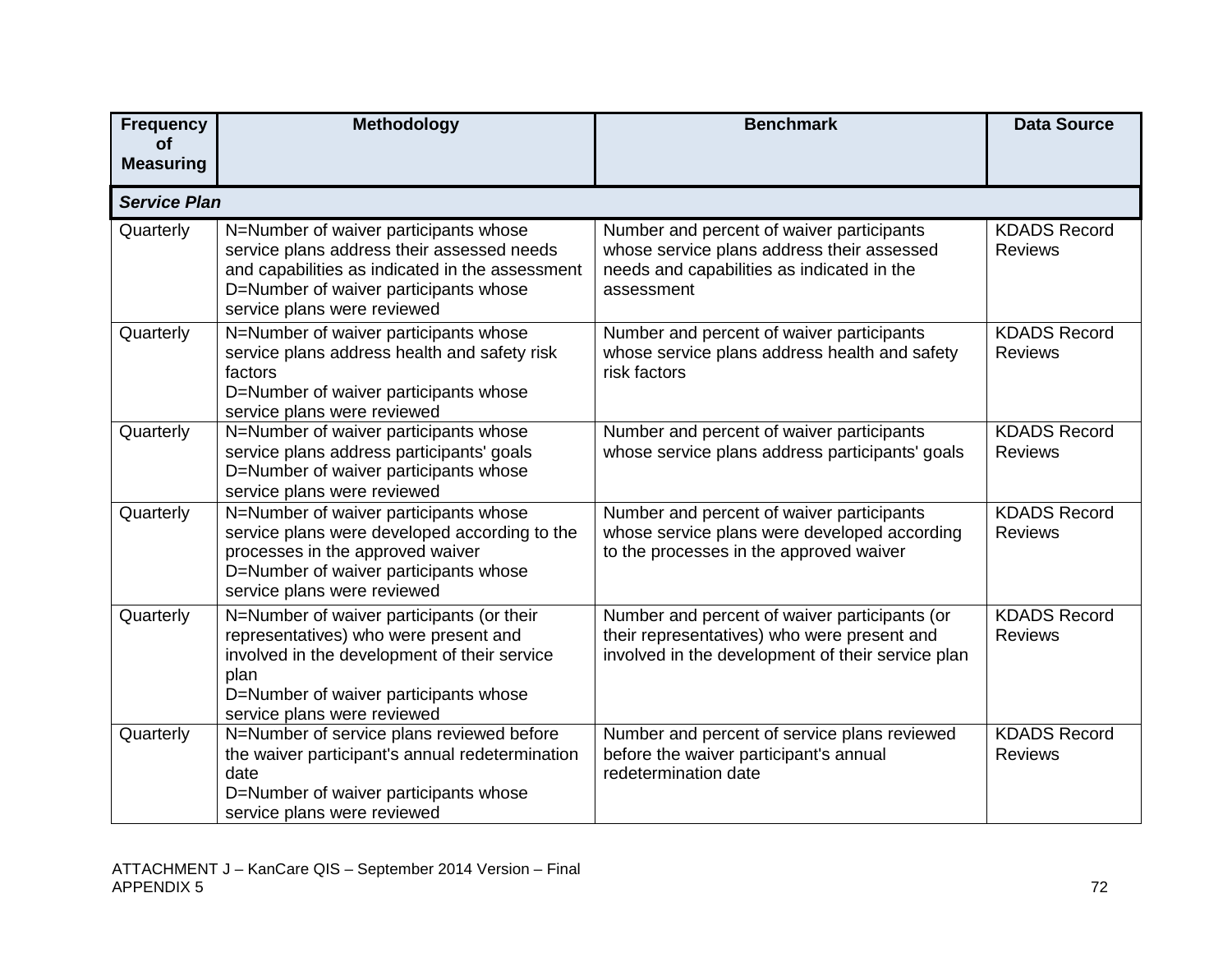| Frequency of Measuring | Methodology | Benchmark | Data Source |
|---|---|---|---|
| ***Service Plan*** | | | |
| Quarterly | N=Number of waiver participants whose service plans address their assessed needs and capabilities as indicated in the assessment D=Number of waiver participants whose service plans were reviewed | Number and percent of waiver participants whose service plans address their assessed needs and capabilities as indicated in the assessment | KDADS Record Reviews |
| Quarterly | N=Number of waiver participants whose service plans address health and safety risk factors D=Number of waiver participants whose service plans were reviewed | Number and percent of waiver participants whose service plans address health and safety risk factors | KDADS Record Reviews |
| Quarterly | N=Number of waiver participants whose service plans address participants' goals D=Number of waiver participants whose service plans were reviewed | Number and percent of waiver participants whose service plans address participants' goals | KDADS Record Reviews |
| Quarterly | N=Number of waiver participants whose service plans were developed according to the processes in the approved waiver D=Number of waiver participants whose service plans were reviewed | Number and percent of waiver participants whose service plans were developed according to the processes in the approved waiver | KDADS Record Reviews |
| Quarterly | N=Number of waiver participants (or their representatives) who were present and involved in the development of their service plan D=Number of waiver participants whose service plans were reviewed | Number and percent of waiver participants (or their representatives) who were present and involved in the development of their service plan | KDADS Record Reviews |
| Quarterly | N=Number of service plans reviewed before the waiver participant's annual redetermination date D=Number of waiver participants whose service plans were reviewed | Number and percent of service plans reviewed before the waiver participant's annual redetermination date | KDADS Record Reviews |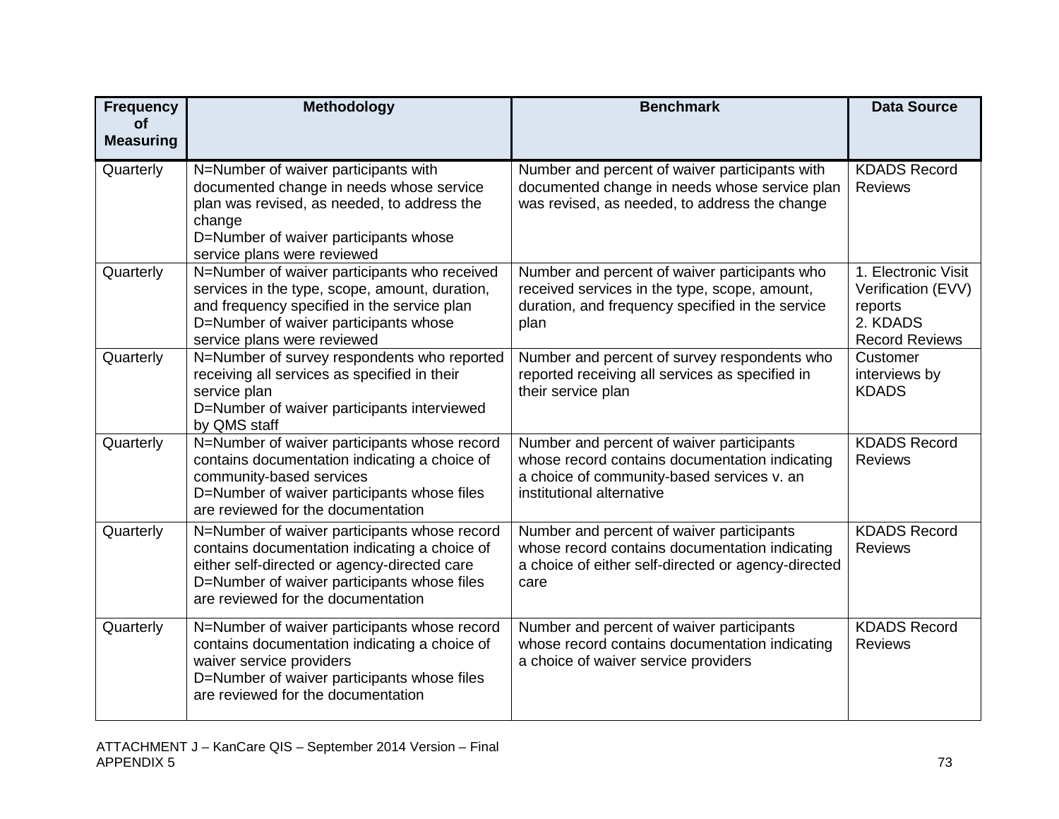| Frequency of Measuring | Methodology | Benchmark | Data Source |
|---|---|---|---|
| Quarterly | N=Number of waiver participants with documented change in needs whose service plan was revised, as needed, to address the change<br>D=Number of waiver participants whose service plans were reviewed | Number and percent of waiver participants with documented change in needs whose service plan was revised, as needed, to address the change | KDADS Record Reviews |
| Quarterly | N=Number of waiver participants who received services in the type, scope, amount, duration, and frequency specified in the service plan<br>D=Number of waiver participants whose service plans were reviewed | Number and percent of waiver participants who received services in the type, scope, amount, duration, and frequency specified in the service plan | 1. Electronic Visit Verification (EVV) reports<br>2. KDADS Record Reviews |
| Quarterly | N=Number of survey respondents who reported receiving all services as specified in their service plan<br>D=Number of waiver participants interviewed by QMS staff | Number and percent of survey respondents who reported receiving all services as specified in their service plan | Customer interviews by KDADS |
| Quarterly | N=Number of waiver participants whose record contains documentation indicating a choice of community-based services<br>D=Number of waiver participants whose files are reviewed for the documentation | Number and percent of waiver participants whose record contains documentation indicating a choice of community-based services v. an institutional alternative | KDADS Record Reviews |
| Quarterly | N=Number of waiver participants whose record contains documentation indicating a choice of either self-directed or agency-directed care<br>D=Number of waiver participants whose files are reviewed for the documentation | Number and percent of waiver participants whose record contains documentation indicating a choice of either self-directed or agency-directed care | KDADS Record Reviews |
| Quarterly | N=Number of waiver participants whose record contains documentation indicating a choice of waiver service providers<br>D=Number of waiver participants whose files are reviewed for the documentation | Number and percent of waiver participants whose record contains documentation indicating a choice of waiver service providers | KDADS Record Reviews |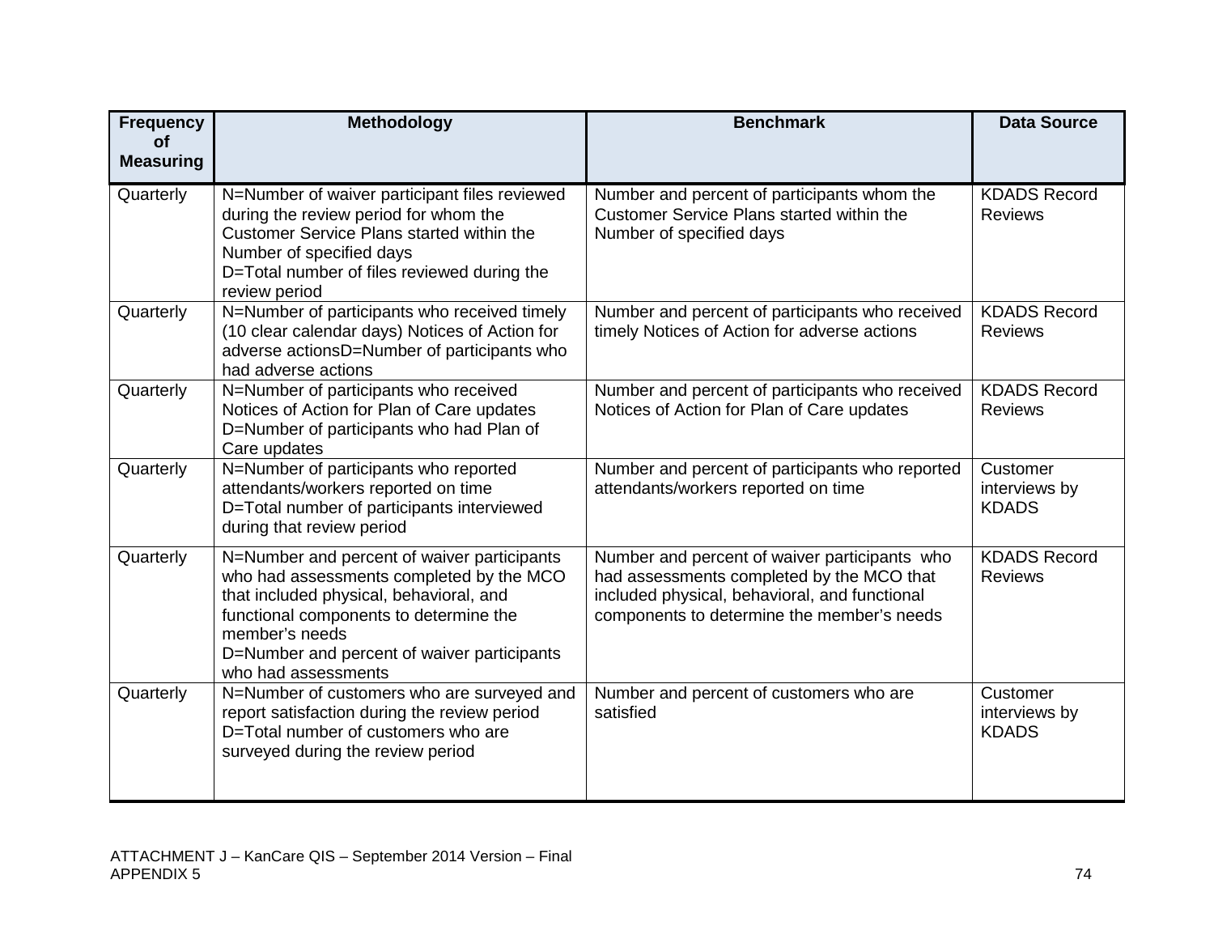| Frequency of Measuring | Methodology | Benchmark | Data Source |
|---|---|---|---|
| Quarterly | N=Number of waiver participant files reviewed during the review period for whom the Customer Service Plans started within the Number of specified days<br>D=Total number of files reviewed during the review period | Number and percent of participants whom the Customer Service Plans started within the Number of specified days | KDADS Record Reviews |
| Quarterly | N=Number of participants who received timely (10 clear calendar days) Notices of Action for adverse actionsD=Number of participants who had adverse actions | Number and percent of participants who received timely Notices of Action for adverse actions | KDADS Record Reviews |
| Quarterly | N=Number of participants who received Notices of Action for Plan of Care updates<br>D=Number of participants who had Plan of Care updates | Number and percent of participants who received Notices of Action for Plan of Care updates | KDADS Record Reviews |
| Quarterly | N=Number of participants who reported attendants/workers reported on time<br>D=Total number of participants interviewed during that review period | Number and percent of participants who reported attendants/workers reported on time | Customer interviews by KDADS |
| Quarterly | N=Number and percent of waiver participants who had assessments completed by the MCO that included physical, behavioral, and functional components to determine the member's needs<br>D=Number and percent of waiver participants who had assessments | Number and percent of waiver participants who had assessments completed by the MCO that included physical, behavioral, and functional components to determine the member's needs | KDADS Record Reviews |
| Quarterly | N=Number of customers who are surveyed and report satisfaction during the review period<br>D=Total number of customers who are surveyed during the review period | Number and percent of customers who are satisfied | Customer interviews by KDADS |

ATTACHMENT J – KanCare QIS – September 2014 Version – Final
APPENDIX 5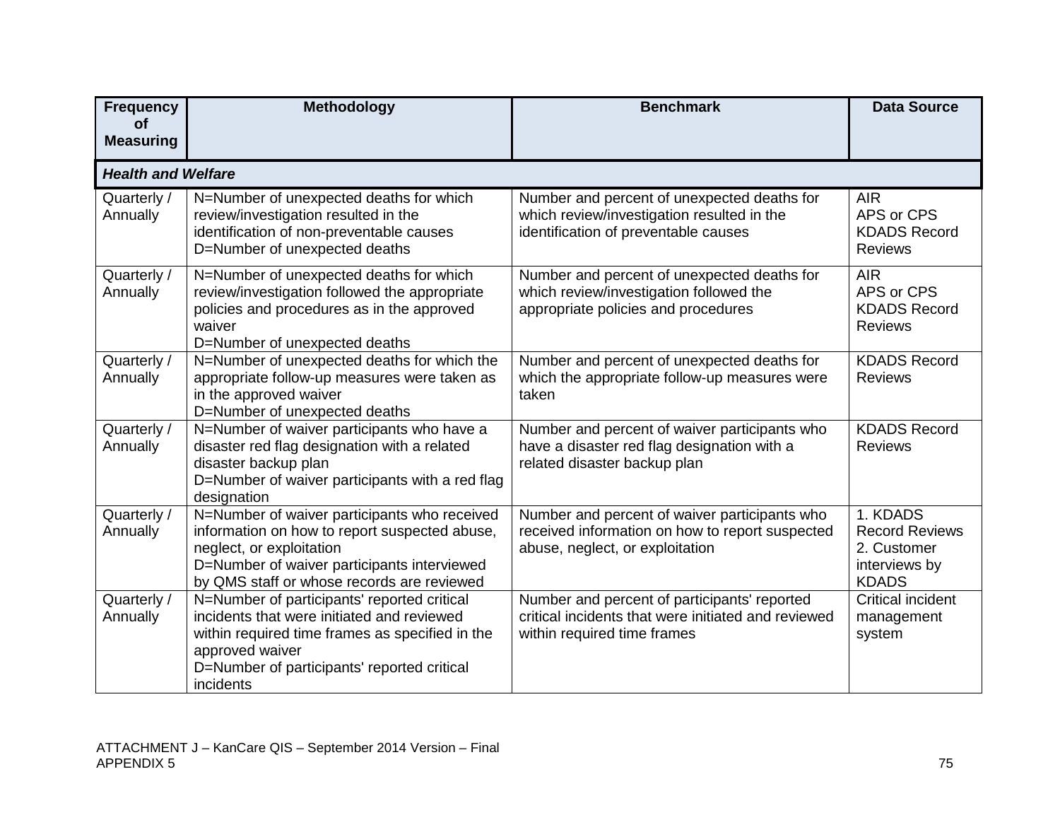| Frequency of Measuring | Methodology | Benchmark | Data Source |
|---|---|---|---|
| ***Health and Welfare*** | | | |
| Quarterly / Annually | N=Number of unexpected deaths for which review/investigation resulted in the identification of non-preventable causes<br>D=Number of unexpected deaths | Number and percent of unexpected deaths for which review/investigation resulted in the identification of preventable causes | AIR<br>APS or CPS<br>KDADS Record Reviews |
| Quarterly / Annually | N=Number of unexpected deaths for which review/investigation followed the appropriate policies and procedures as in the approved waiver<br>D=Number of unexpected deaths | Number and percent of unexpected deaths for which review/investigation followed the appropriate policies and procedures | AIR<br>APS or CPS<br>KDADS Record Reviews |
| Quarterly / Annually | N=Number of unexpected deaths for which the appropriate follow-up measures were taken as in the approved waiver<br>D=Number of unexpected deaths | Number and percent of unexpected deaths for which the appropriate follow-up measures were taken | KDADS Record Reviews |
| Quarterly / Annually | N=Number of waiver participants who have a disaster red flag designation with a related disaster backup plan<br>D=Number of waiver participants with a red flag designation | Number and percent of waiver participants who have a disaster red flag designation with a related disaster backup plan | KDADS Record Reviews |
| Quarterly / Annually | N=Number of waiver participants who received information on how to report suspected abuse, neglect, or exploitation<br>D=Number of waiver participants interviewed by QMS staff or whose records are reviewed | Number and percent of waiver participants who received information on how to report suspected abuse, neglect, or exploitation | 1. KDADS Record Reviews<br>2. Customer interviews by KDADS |
| Quarterly / Annually | N=Number of participants' reported critical incidents that were initiated and reviewed within required time frames as specified in the approved waiver<br>D=Number of participants' reported critical incidents | Number and percent of participants' reported critical incidents that were initiated and reviewed within required time frames | Critical incident management system |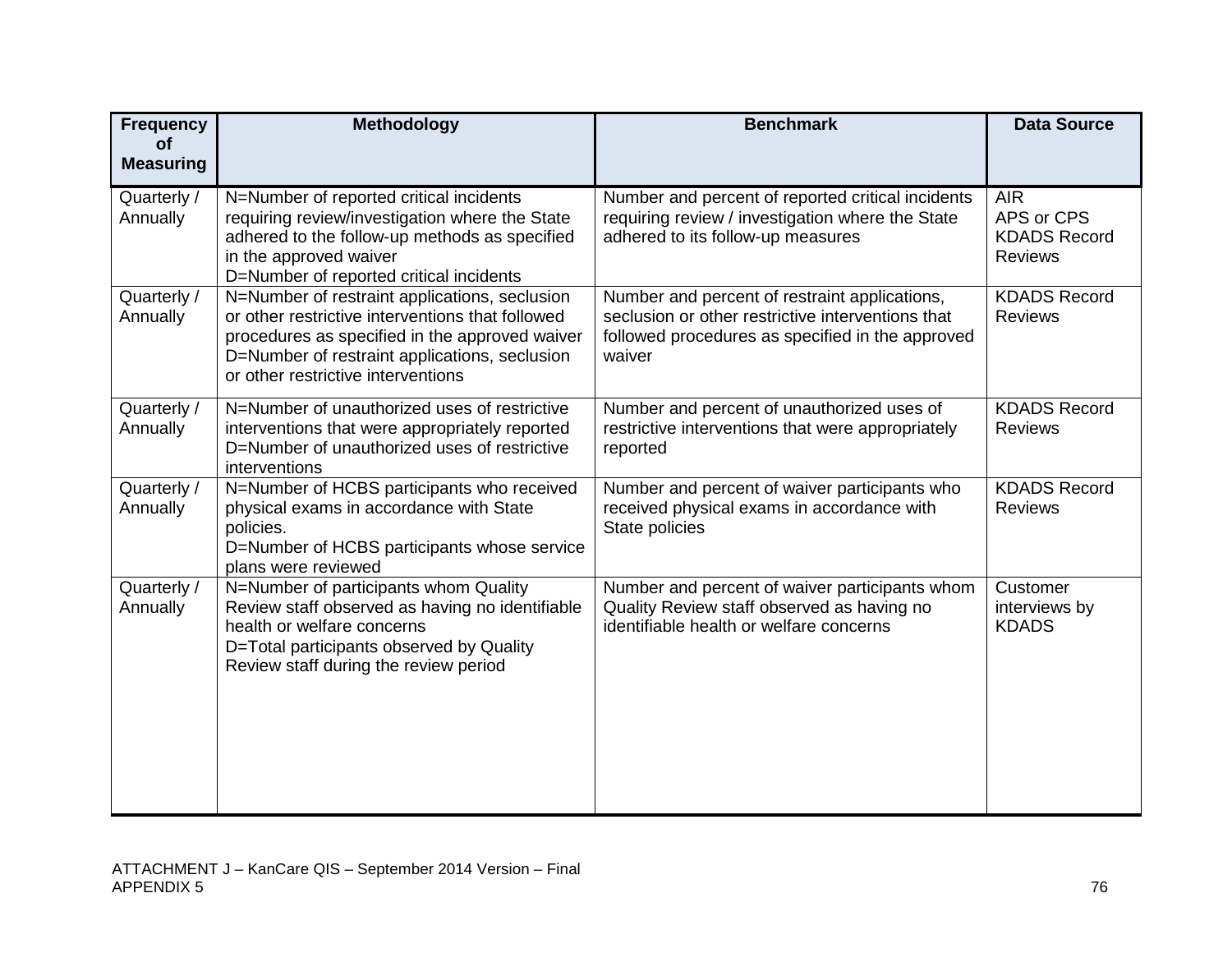| Frequency of Measuring | Methodology | Benchmark | Data Source |
|---|---|---|---|
| Quarterly / Annually | N=Number of reported critical incidents requiring review/investigation where the State adhered to the follow-up methods as specified in the approved waiver<br>D=Number of reported critical incidents | Number and percent of reported critical incidents requiring review / investigation where the State adhered to its follow-up measures | AIR<br>APS or CPS<br>KDADS Record Reviews |
| Quarterly / Annually | N=Number of restraint applications, seclusion or other restrictive interventions that followed procedures as specified in the approved waiver<br>D=Number of restraint applications, seclusion or other restrictive interventions | Number and percent of restraint applications, seclusion or other restrictive interventions that followed procedures as specified in the approved waiver | KDADS Record Reviews |
| Quarterly / Annually | N=Number of unauthorized uses of restrictive interventions that were appropriately reported<br>D=Number of unauthorized uses of restrictive interventions | Number and percent of unauthorized uses of restrictive interventions that were appropriately reported | KDADS Record Reviews |
| Quarterly / Annually | N=Number of HCBS participants who received physical exams in accordance with State policies.<br>D=Number of HCBS participants whose service plans were reviewed | Number and percent of waiver participants who received physical exams in accordance with State policies | KDADS Record Reviews |
| Quarterly / Annually | N=Number of participants whom Quality Review staff observed as having no identifiable health or welfare concerns<br>D=Total participants observed by Quality Review staff during the review period | Number and percent of waiver participants whom Quality Review staff observed as having no identifiable health or welfare concerns | Customer interviews by KDADS |

ATTACHMENT J – KanCare QIS – September 2014 Version – Final
APPENDIX 5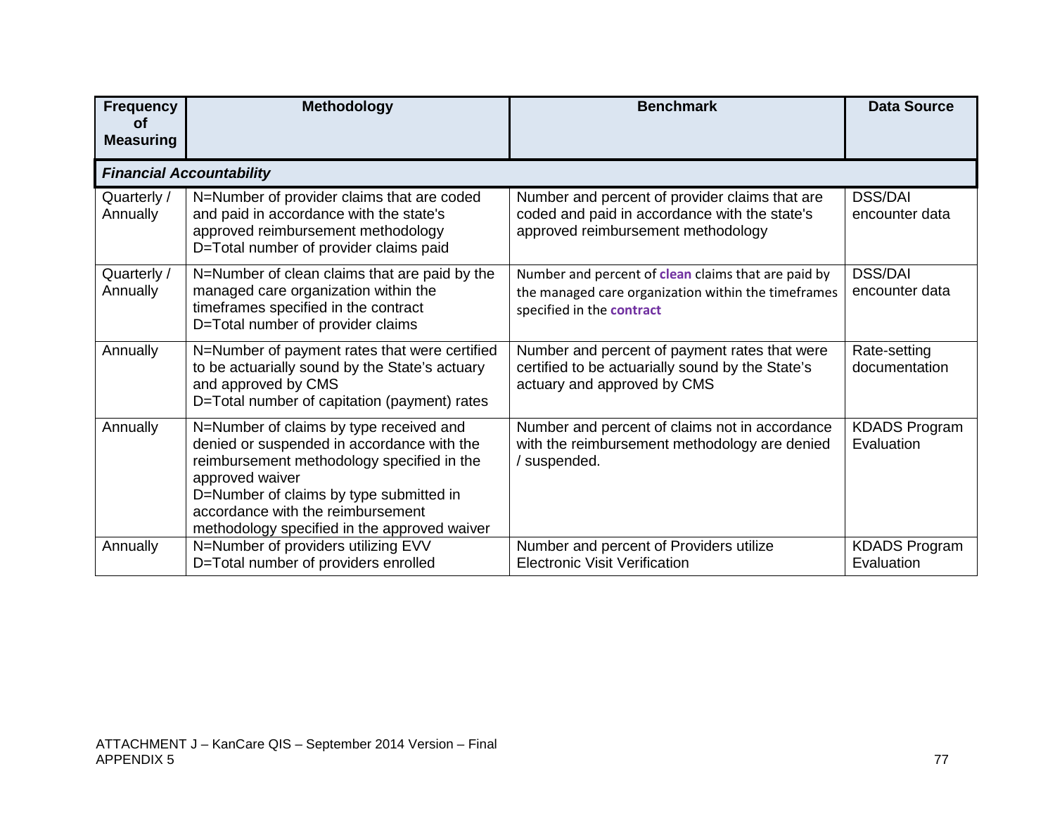| Frequency of Measuring | Methodology | Benchmark | Data Source |
|---|---|---|---|
| ***Financial Accountability*** | | | |
| Quarterly / Annually | N=Number of provider claims that are coded and paid in accordance with the state's approved reimbursement methodology<br>D=Total number of provider claims paid | Number and percent of provider claims that are coded and paid in accordance with the state's approved reimbursement methodology | DSS/DAI encounter data |
| Quarterly / Annually | N=Number of clean claims that are paid by the managed care organization within the timeframes specified in the contract<br>D=Total number of provider claims | Number and percent of **clean** claims that are paid by the managed care organization within the timeframes specified in the **contract** | DSS/DAI encounter data |
| Annually | N=Number of payment rates that were certified to be actuarially sound by the State's actuary and approved by CMS<br>D=Total number of capitation (payment) rates | Number and percent of payment rates that were certified to be actuarially sound by the State's actuary and approved by CMS | Rate-setting documentation |
| Annually | N=Number of claims by type received and denied or suspended in accordance with the reimbursement methodology specified in the approved waiver<br>D=Number of claims by type submitted in accordance with the reimbursement methodology specified in the approved waiver | Number and percent of claims not in accordance with the reimbursement methodology are denied / suspended. | KDADS Program Evaluation |
| Annually | N=Number of providers utilizing EVV<br>D=Total number of providers enrolled | Number and percent of Providers utilize Electronic Visit Verification | KDADS Program Evaluation |

ATTACHMENT J – KanCare QIS – September 2014 Version – Final
APPENDIX 5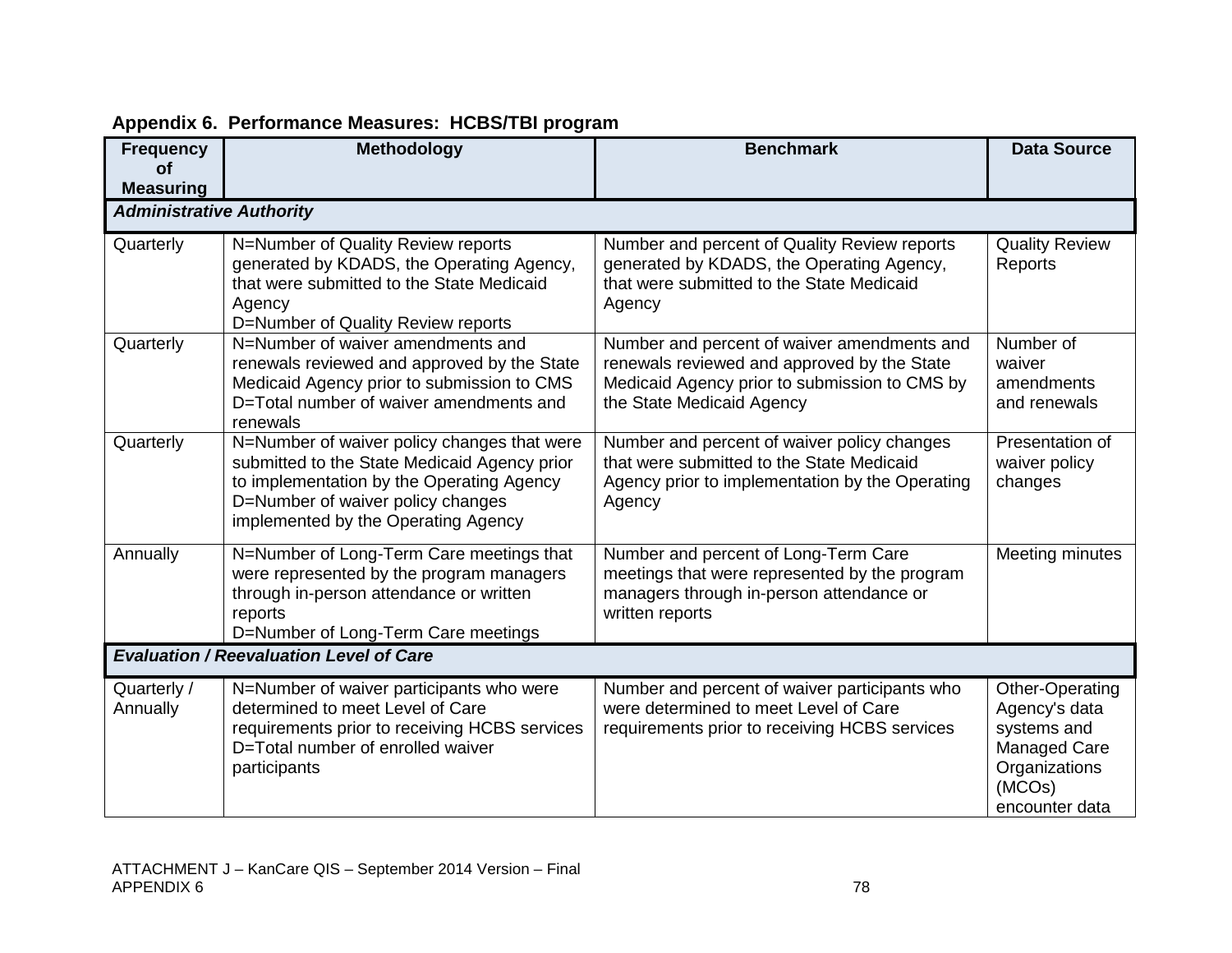**Appendix 6. Performance Measures: HCBS/TBI program**

| Frequency of Measuring | Methodology | Benchmark | Data Source |
|---|---|---|---|
| ***Administrative Authority*** | | | |
| Quarterly | N=Number of Quality Review reports generated by KDADS, the Operating Agency, that were submitted to the State Medicaid Agency<br>D=Number of Quality Review reports | Number and percent of Quality Review reports generated by KDADS, the Operating Agency, that were submitted to the State Medicaid Agency | Quality Review Reports |
| Quarterly | N=Number of waiver amendments and renewals reviewed and approved by the State Medicaid Agency prior to submission to CMS<br>D=Total number of waiver amendments and renewals | Number and percent of waiver amendments and renewals reviewed and approved by the State Medicaid Agency prior to submission to CMS by the State Medicaid Agency | Number of waiver amendments and renewals |
| Quarterly | N=Number of waiver policy changes that were submitted to the State Medicaid Agency prior to implementation by the Operating Agency<br>D=Number of waiver policy changes implemented by the Operating Agency | Number and percent of waiver policy changes that were submitted to the State Medicaid Agency prior to implementation by the Operating Agency | Presentation of waiver policy changes |
| Annually | N=Number of Long-Term Care meetings that were represented by the program managers through in-person attendance or written reports<br>D=Number of Long-Term Care meetings | Number and percent of Long-Term Care meetings that were represented by the program managers through in-person attendance or written reports | Meeting minutes |
| ***Evaluation / Reevaluation Level of Care*** | | | |
| Quarterly / Annually | N=Number of waiver participants who were determined to meet Level of Care requirements prior to receiving HCBS services<br>D=Total number of enrolled waiver participants | Number and percent of waiver participants who were determined to meet Level of Care requirements prior to receiving HCBS services | Other-Operating Agency's data systems and Managed Care Organizations (MCOs) encounter data |

ATTACHMENT J – KanCare QIS – September 2014 Version – Final
APPENDIX 6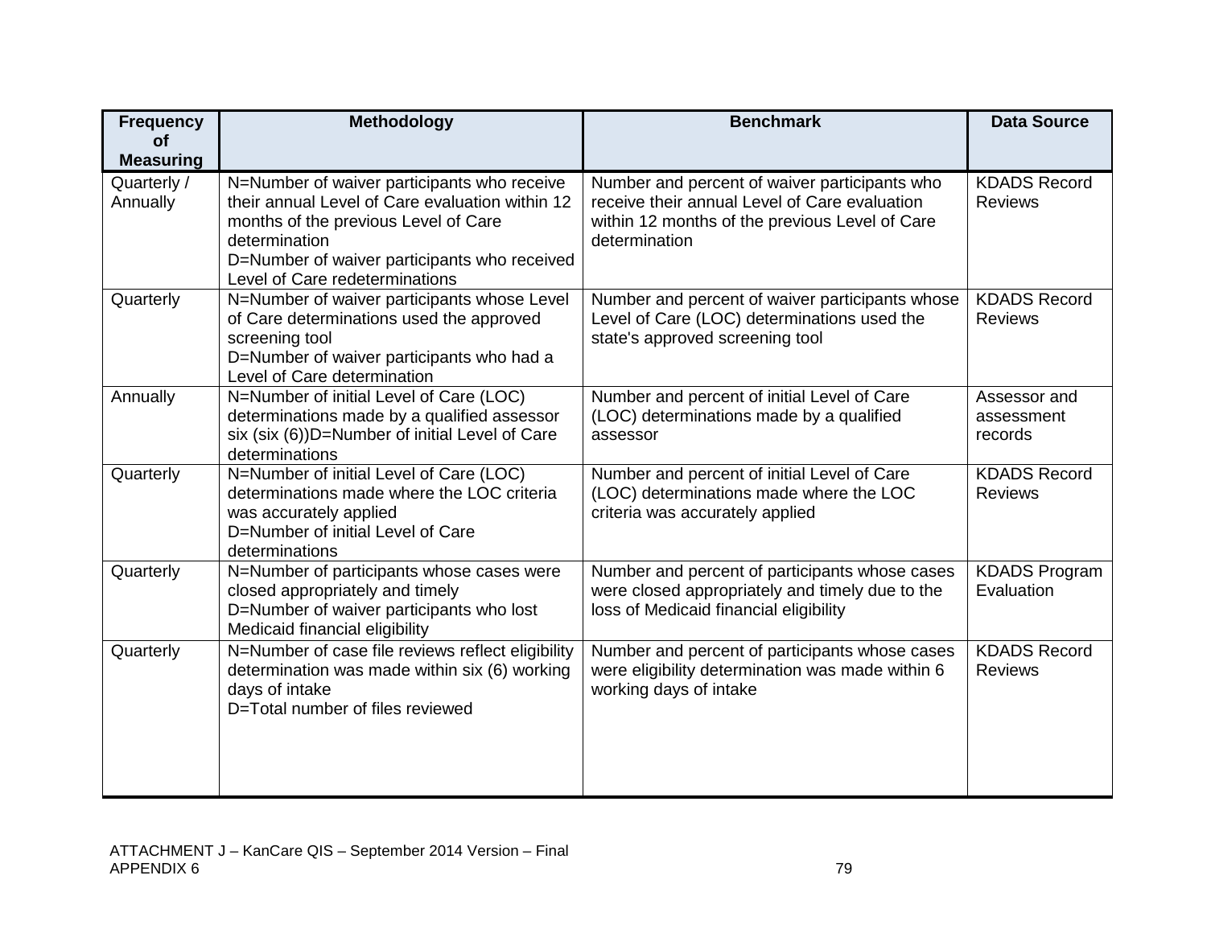| Frequency of Measuring | Methodology | Benchmark | Data Source |
|---|---|---|---|
| Quarterly / Annually | N=Number of waiver participants who receive their annual Level of Care evaluation within 12 months of the previous Level of Care determination<br>D=Number of waiver participants who received Level of Care redeterminations | Number and percent of waiver participants who receive their annual Level of Care evaluation within 12 months of the previous Level of Care determination | KDADS Record Reviews |
| Quarterly | N=Number of waiver participants whose Level of Care determinations used the approved screening tool<br>D=Number of waiver participants who had a Level of Care determination | Number and percent of waiver participants whose Level of Care (LOC) determinations used the state's approved screening tool | KDADS Record Reviews |
| Annually | N=Number of initial Level of Care (LOC) determinations made by a qualified assessor six (six (6))D=Number of initial Level of Care determinations | Number and percent of initial Level of Care (LOC) determinations made by a qualified assessor | Assessor and assessment records |
| Quarterly | N=Number of initial Level of Care (LOC) determinations made where the LOC criteria was accurately applied<br>D=Number of initial Level of Care determinations | Number and percent of initial Level of Care (LOC) determinations made where the LOC criteria was accurately applied | KDADS Record Reviews |
| Quarterly | N=Number of participants whose cases were closed appropriately and timely<br>D=Number of waiver participants who lost Medicaid financial eligibility | Number and percent of participants whose cases were closed appropriately and timely due to the loss of Medicaid financial eligibility | KDADS Program Evaluation |
| Quarterly | N=Number of case file reviews reflect eligibility determination was made within six (6) working days of intake<br>D=Total number of files reviewed | Number and percent of participants whose cases were eligibility determination was made within 6 working days of intake | KDADS Record Reviews |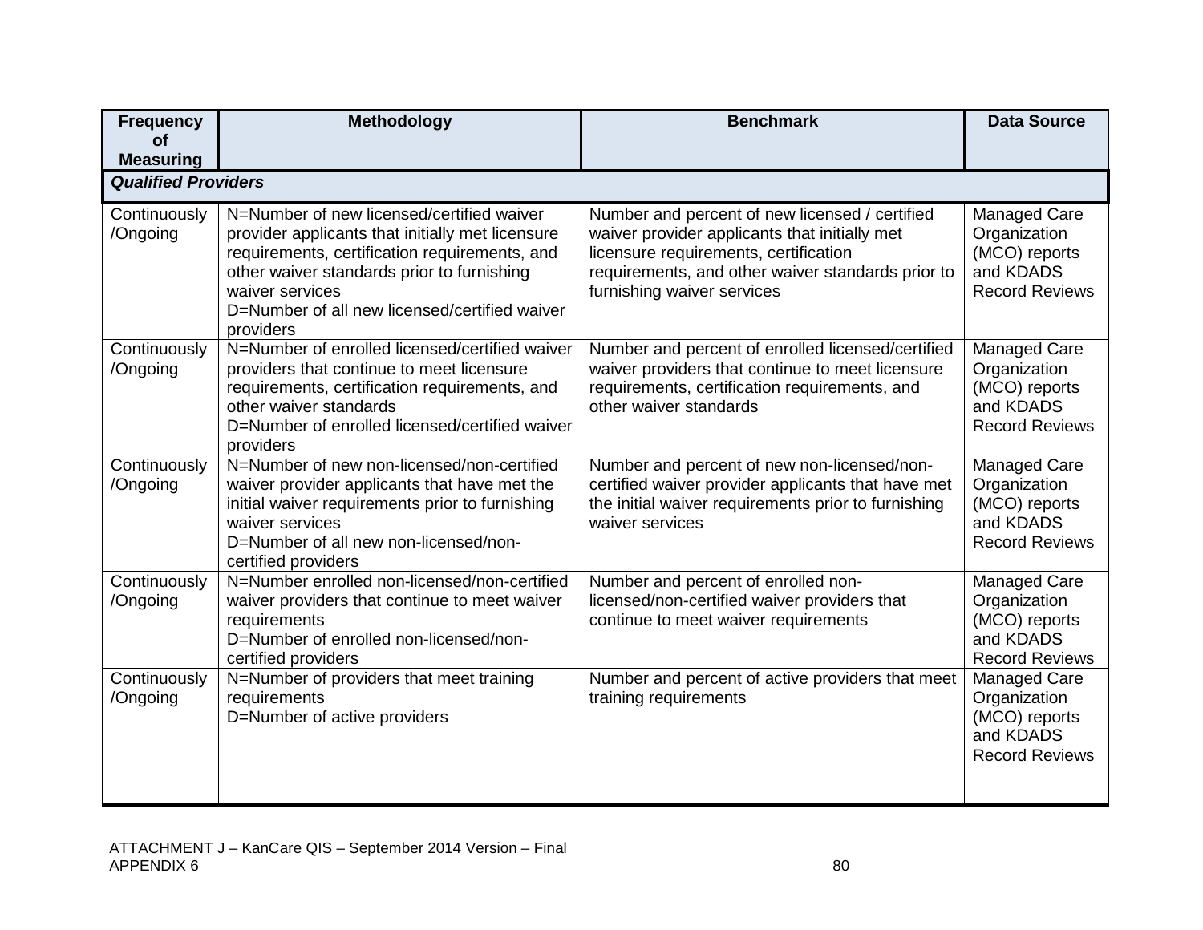| Frequency of Measuring | Methodology | Benchmark | Data Source |
|---|---|---|---|
| ***Qualified Providers*** | | | |
| Continuously /Ongoing | N=Number of new licensed/certified waiver provider applicants that initially met licensure requirements, certification requirements, and other waiver standards prior to furnishing waiver services<br>D=Number of all new licensed/certified waiver providers | Number and percent of new licensed / certified waiver provider applicants that initially met licensure requirements, certification requirements, and other waiver standards prior to furnishing waiver services | Managed Care Organization (MCO) reports and KDADS Record Reviews |
| Continuously /Ongoing | N=Number of enrolled licensed/certified waiver providers that continue to meet licensure requirements, certification requirements, and other waiver standards<br>D=Number of enrolled licensed/certified waiver providers | Number and percent of enrolled licensed/certified waiver providers that continue to meet licensure requirements, certification requirements, and other waiver standards | Managed Care Organization (MCO) reports and KDADS Record Reviews |
| Continuously /Ongoing | N=Number of new non-licensed/non-certified waiver provider applicants that have met the initial waiver requirements prior to furnishing waiver services<br>D=Number of all new non-licensed/non-certified providers | Number and percent of new non-licensed/non-certified waiver provider applicants that have met the initial waiver requirements prior to furnishing waiver services | Managed Care Organization (MCO) reports and KDADS Record Reviews |
| Continuously /Ongoing | N=Number enrolled non-licensed/non-certified waiver providers that continue to meet waiver requirements<br>D=Number of enrolled non-licensed/non-certified providers | Number and percent of enrolled non-licensed/non-certified waiver providers that continue to meet waiver requirements | Managed Care Organization (MCO) reports and KDADS Record Reviews |
| Continuously /Ongoing | N=Number of providers that meet training requirements<br>D=Number of active providers | Number and percent of active providers that meet training requirements | Managed Care Organization (MCO) reports and KDADS Record Reviews |

ATTACHMENT J – KanCare QIS – September 2014 Version – Final
APPENDIX 6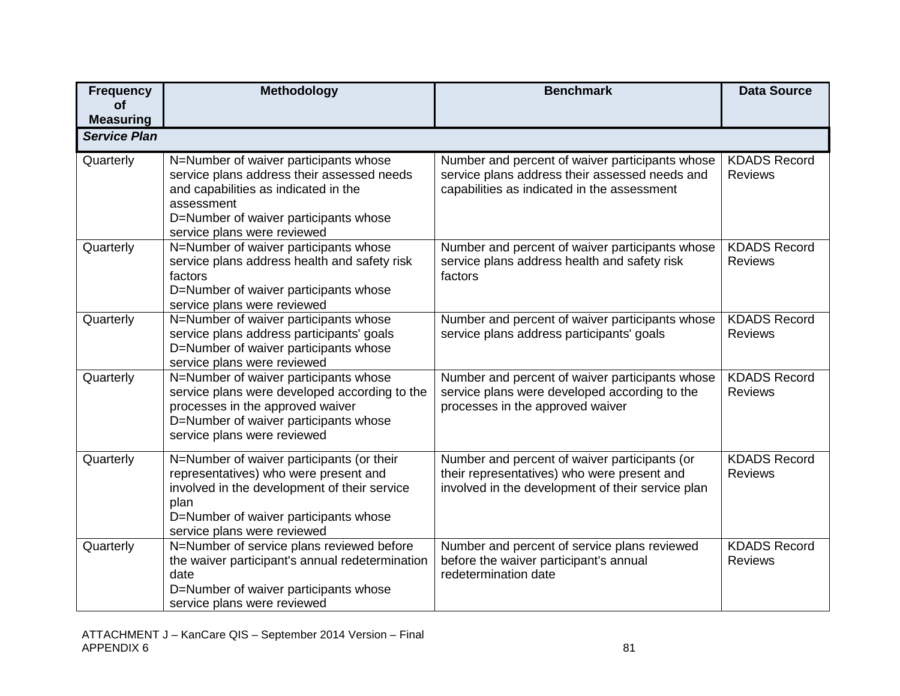| Frequency of Measuring | Methodology | Benchmark | Data Source |
|---|---|---|---|
| ***Service Plan*** | | | |
| Quarterly | N=Number of waiver participants whose service plans address their assessed needs and capabilities as indicated in the assessment<br>D=Number of waiver participants whose service plans were reviewed | Number and percent of waiver participants whose service plans address their assessed needs and capabilities as indicated in the assessment | KDADS Record Reviews |
| Quarterly | N=Number of waiver participants whose service plans address health and safety risk factors<br>D=Number of waiver participants whose service plans were reviewed | Number and percent of waiver participants whose service plans address health and safety risk factors | KDADS Record Reviews |
| Quarterly | N=Number of waiver participants whose service plans address participants' goals<br>D=Number of waiver participants whose service plans were reviewed | Number and percent of waiver participants whose service plans address participants' goals | KDADS Record Reviews |
| Quarterly | N=Number of waiver participants whose service plans were developed according to the processes in the approved waiver<br>D=Number of waiver participants whose service plans were reviewed | Number and percent of waiver participants whose service plans were developed according to the processes in the approved waiver | KDADS Record Reviews |
| Quarterly | N=Number of waiver participants (or their representatives) who were present and involved in the development of their service plan<br>D=Number of waiver participants whose service plans were reviewed | Number and percent of waiver participants (or their representatives) who were present and involved in the development of their service plan | KDADS Record Reviews |
| Quarterly | N=Number of service plans reviewed before the waiver participant's annual redetermination date<br>D=Number of waiver participants whose service plans were reviewed | Number and percent of service plans reviewed before the waiver participant's annual redetermination date | KDADS Record Reviews |

ATTACHMENT J – KanCare QIS – September 2014 Version – Final
APPENDIX 6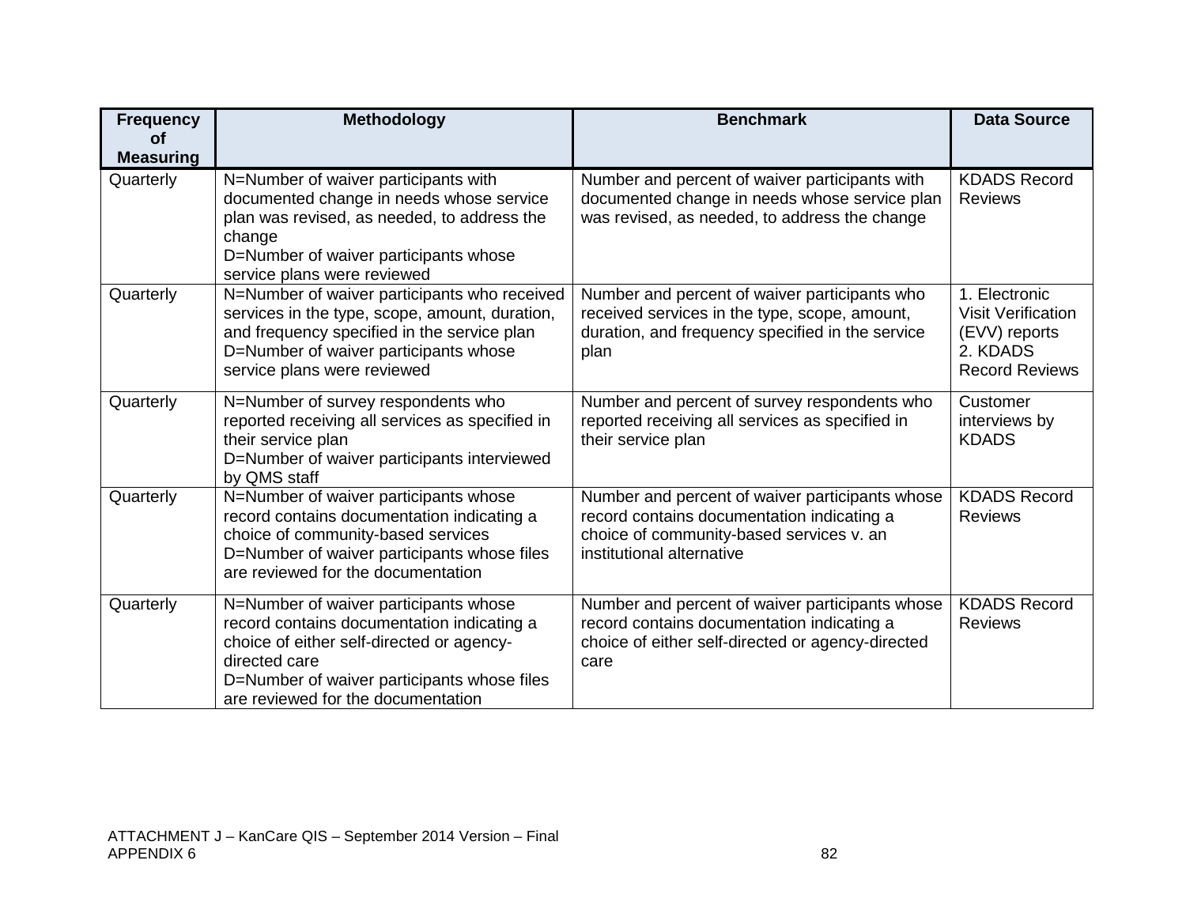| Frequency of Measuring | Methodology | Benchmark | Data Source |
|---|---|---|---|
| Quarterly | N=Number of waiver participants with documented change in needs whose service plan was revised, as needed, to address the change<br>D=Number of waiver participants whose service plans were reviewed | Number and percent of waiver participants with documented change in needs whose service plan was revised, as needed, to address the change | KDADS Record Reviews |
| Quarterly | N=Number of waiver participants who received services in the type, scope, amount, duration, and frequency specified in the service plan<br>D=Number of waiver participants whose service plans were reviewed | Number and percent of waiver participants who received services in the type, scope, amount, duration, and frequency specified in the service plan | 1. Electronic Visit Verification (EVV) reports<br>2. KDADS Record Reviews |
| Quarterly | N=Number of survey respondents who reported receiving all services as specified in their service plan<br>D=Number of waiver participants interviewed by QMS staff | Number and percent of survey respondents who reported receiving all services as specified in their service plan | Customer interviews by KDADS |
| Quarterly | N=Number of waiver participants whose record contains documentation indicating a choice of community-based services<br>D=Number of waiver participants whose files are reviewed for the documentation | Number and percent of waiver participants whose record contains documentation indicating a choice of community-based services v. an institutional alternative | KDADS Record Reviews |
| Quarterly | N=Number of waiver participants whose record contains documentation indicating a choice of either self-directed or agency-directed care<br>D=Number of waiver participants whose files are reviewed for the documentation | Number and percent of waiver participants whose record contains documentation indicating a choice of either self-directed or agency-directed care | KDADS Record Reviews |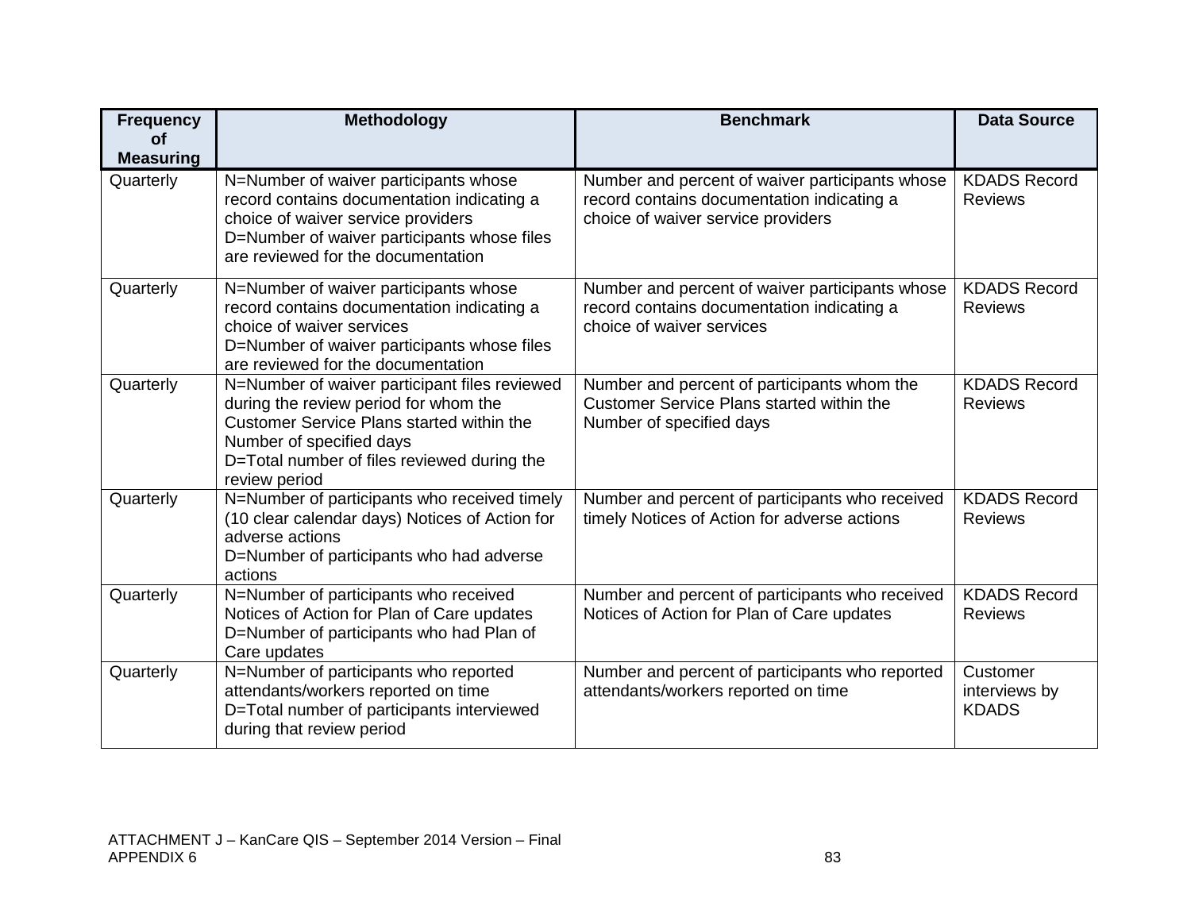| Frequency of Measuring | Methodology | Benchmark | Data Source |
| --- | --- | --- | --- |
| Quarterly | N=Number of waiver participants whose record contains documentation indicating a choice of waiver service providers<br>D=Number of waiver participants whose files are reviewed for the documentation | Number and percent of waiver participants whose record contains documentation indicating a choice of waiver service providers | KDADS Record Reviews |
| Quarterly | N=Number of waiver participants whose record contains documentation indicating a choice of waiver services<br>D=Number of waiver participants whose files are reviewed for the documentation | Number and percent of waiver participants whose record contains documentation indicating a choice of waiver services | KDADS Record Reviews |
| Quarterly | N=Number of waiver participant files reviewed during the review period for whom the Customer Service Plans started within the Number of specified days<br>D=Total number of files reviewed during the review period | Number and percent of participants whom the Customer Service Plans started within the Number of specified days | KDADS Record Reviews |
| Quarterly | N=Number of participants who received timely (10 clear calendar days) Notices of Action for adverse actions<br>D=Number of participants who had adverse actions | Number and percent of participants who received timely Notices of Action for adverse actions | KDADS Record Reviews |
| Quarterly | N=Number of participants who received Notices of Action for Plan of Care updates<br>D=Number of participants who had Plan of Care updates | Number and percent of participants who received Notices of Action for Plan of Care updates | KDADS Record Reviews |
| Quarterly | N=Number of participants who reported attendants/workers reported on time<br>D=Total number of participants interviewed during that review period | Number and percent of participants who reported attendants/workers reported on time | Customer interviews by KDADS |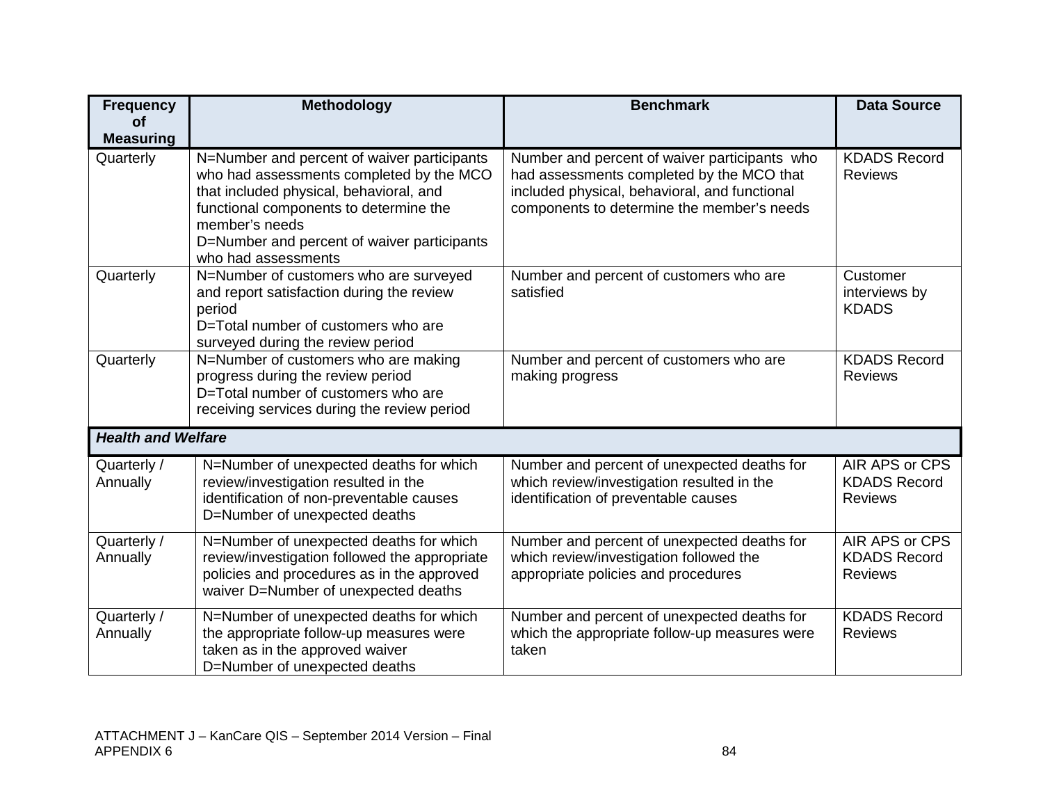| Frequency of Measuring | Methodology | Benchmark | Data Source |
|---|---|---|---|
| Quarterly | N=Number and percent of waiver participants who had assessments completed by the MCO that included physical, behavioral, and functional components to determine the member's needs<br>D=Number and percent of waiver participants who had assessments | Number and percent of waiver participants who had assessments completed by the MCO that included physical, behavioral, and functional components to determine the member's needs | KDADS Record Reviews |
| Quarterly | N=Number of customers who are surveyed and report satisfaction during the review period<br>D=Total number of customers who are surveyed during the review period | Number and percent of customers who are satisfied | Customer interviews by KDADS |
| Quarterly | N=Number of customers who are making progress during the review period<br>D=Total number of customers who are receiving services during the review period | Number and percent of customers who are making progress | KDADS Record Reviews |
| ***Health and Welfare*** | | | |
| Quarterly / Annually | N=Number of unexpected deaths for which review/investigation resulted in the identification of non-preventable causes<br>D=Number of unexpected deaths | Number and percent of unexpected deaths for which review/investigation resulted in the identification of preventable causes | AIR APS or CPS KDADS Record Reviews |
| Quarterly / Annually | N=Number of unexpected deaths for which review/investigation followed the appropriate policies and procedures as in the approved waiver D=Number of unexpected deaths | Number and percent of unexpected deaths for which review/investigation followed the appropriate policies and procedures | AIR APS or CPS KDADS Record Reviews |
| Quarterly / Annually | N=Number of unexpected deaths for which the appropriate follow-up measures were taken as in the approved waiver<br>D=Number of unexpected deaths | Number and percent of unexpected deaths for which the appropriate follow-up measures were taken | KDADS Record Reviews |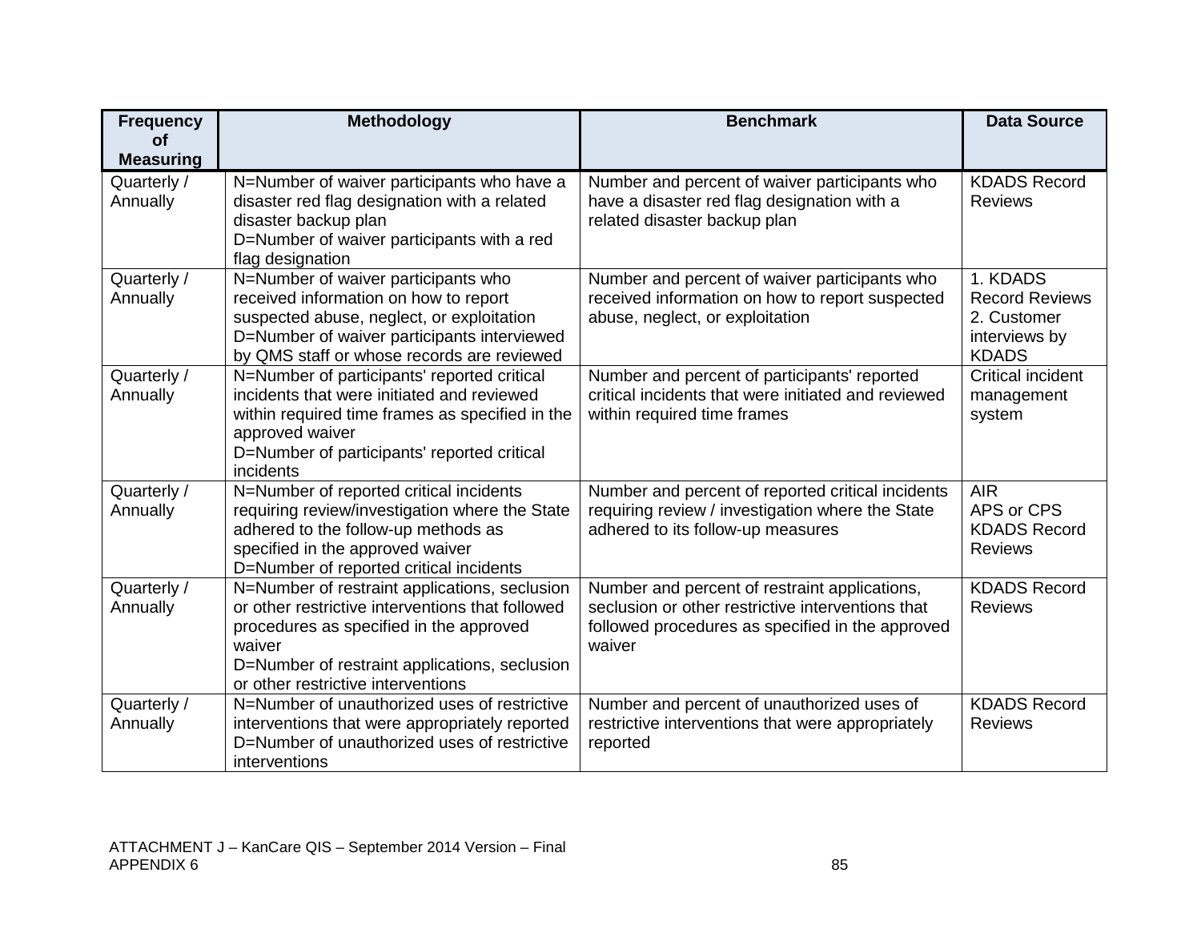| Frequency of Measuring | Methodology | Benchmark | Data Source |
|---|---|---|---|
| Quarterly / Annually | N=Number of waiver participants who have a disaster red flag designation with a related disaster backup plan<br>D=Number of waiver participants with a red flag designation | Number and percent of waiver participants who have a disaster red flag designation with a related disaster backup plan | KDADS Record Reviews |
| Quarterly / Annually | N=Number of waiver participants who received information on how to report suspected abuse, neglect, or exploitation<br>D=Number of waiver participants interviewed by QMS staff or whose records are reviewed | Number and percent of waiver participants who received information on how to report suspected abuse, neglect, or exploitation | 1. KDADS Record Reviews<br>2. Customer interviews by KDADS |
| Quarterly / Annually | N=Number of participants' reported critical incidents that were initiated and reviewed within required time frames as specified in the approved waiver<br>D=Number of participants' reported critical incidents | Number and percent of participants' reported critical incidents that were initiated and reviewed within required time frames | Critical incident management system |
| Quarterly / Annually | N=Number of reported critical incidents requiring review/investigation where the State adhered to the follow-up methods as specified in the approved waiver<br>D=Number of reported critical incidents | Number and percent of reported critical incidents requiring review / investigation where the State adhered to its follow-up measures | AIR<br>APS or CPS<br>KDADS Record Reviews |
| Quarterly / Annually | N=Number of restraint applications, seclusion or other restrictive interventions that followed procedures as specified in the approved waiver<br>D=Number of restraint applications, seclusion or other restrictive interventions | Number and percent of restraint applications, seclusion or other restrictive interventions that followed procedures as specified in the approved waiver | KDADS Record Reviews |
| Quarterly / Annually | N=Number of unauthorized uses of restrictive interventions that were appropriately reported<br>D=Number of unauthorized uses of restrictive interventions | Number and percent of unauthorized uses of restrictive interventions that were appropriately reported | KDADS Record Reviews |

ATTACHMENT J – KanCare QIS – September 2014 Version – Final
APPENDIX 6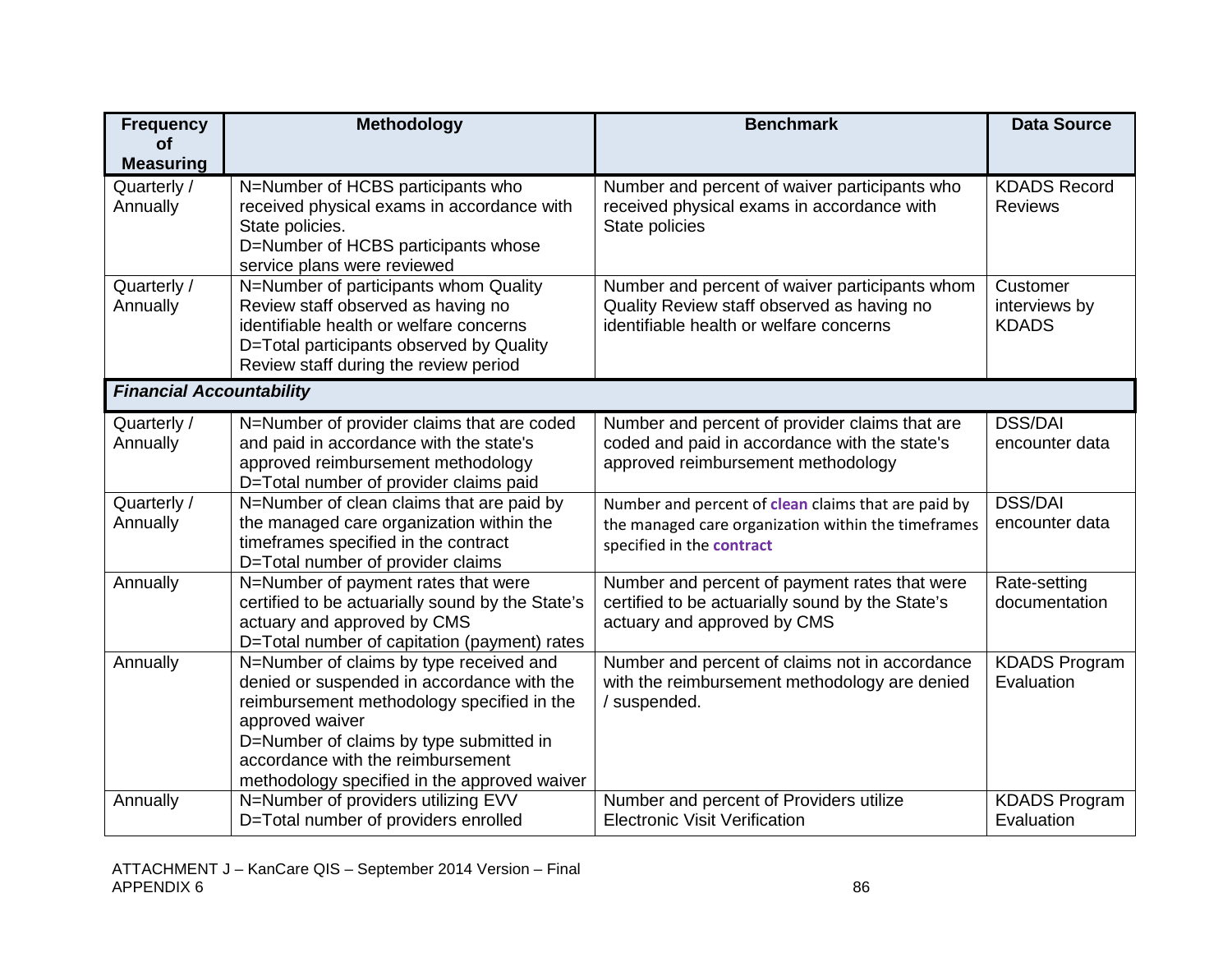| Frequency of Measuring | Methodology | Benchmark | Data Source |
|---|---|---|---|
| Quarterly / Annually | N=Number of HCBS participants who received physical exams in accordance with State policies.<br>D=Number of HCBS participants whose service plans were reviewed | Number and percent of waiver participants who received physical exams in accordance with State policies | KDADS Record Reviews |
| Quarterly / Annually | N=Number of participants whom Quality Review staff observed as having no identifiable health or welfare concerns<br>D=Total participants observed by Quality Review staff during the review period | Number and percent of waiver participants whom Quality Review staff observed as having no identifiable health or welfare concerns | Customer interviews by KDADS |
| ***Financial Accountability*** | | | |
| Quarterly / Annually | N=Number of provider claims that are coded and paid in accordance with the state's approved reimbursement methodology<br>D=Total number of provider claims paid | Number and percent of provider claims that are coded and paid in accordance with the state's approved reimbursement methodology | DSS/DAI encounter data |
| Quarterly / Annually | N=Number of clean claims that are paid by the managed care organization within the timeframes specified in the contract<br>D=Total number of provider claims | Number and percent of **clean** claims that are paid by the managed care organization within the timeframes specified in the **contract** | DSS/DAI encounter data |
| Annually | N=Number of payment rates that were certified to be actuarially sound by the State's actuary and approved by CMS<br>D=Total number of capitation (payment) rates | Number and percent of payment rates that were certified to be actuarially sound by the State's actuary and approved by CMS | Rate-setting documentation |
| Annually | N=Number of claims by type received and denied or suspended in accordance with the reimbursement methodology specified in the approved waiver<br>D=Number of claims by type submitted in accordance with the reimbursement methodology specified in the approved waiver | Number and percent of claims not in accordance with the reimbursement methodology are denied / suspended. | KDADS Program Evaluation |
| Annually | N=Number of providers utilizing EVV<br>D=Total number of providers enrolled | Number and percent of Providers utilize Electronic Visit Verification | KDADS Program Evaluation |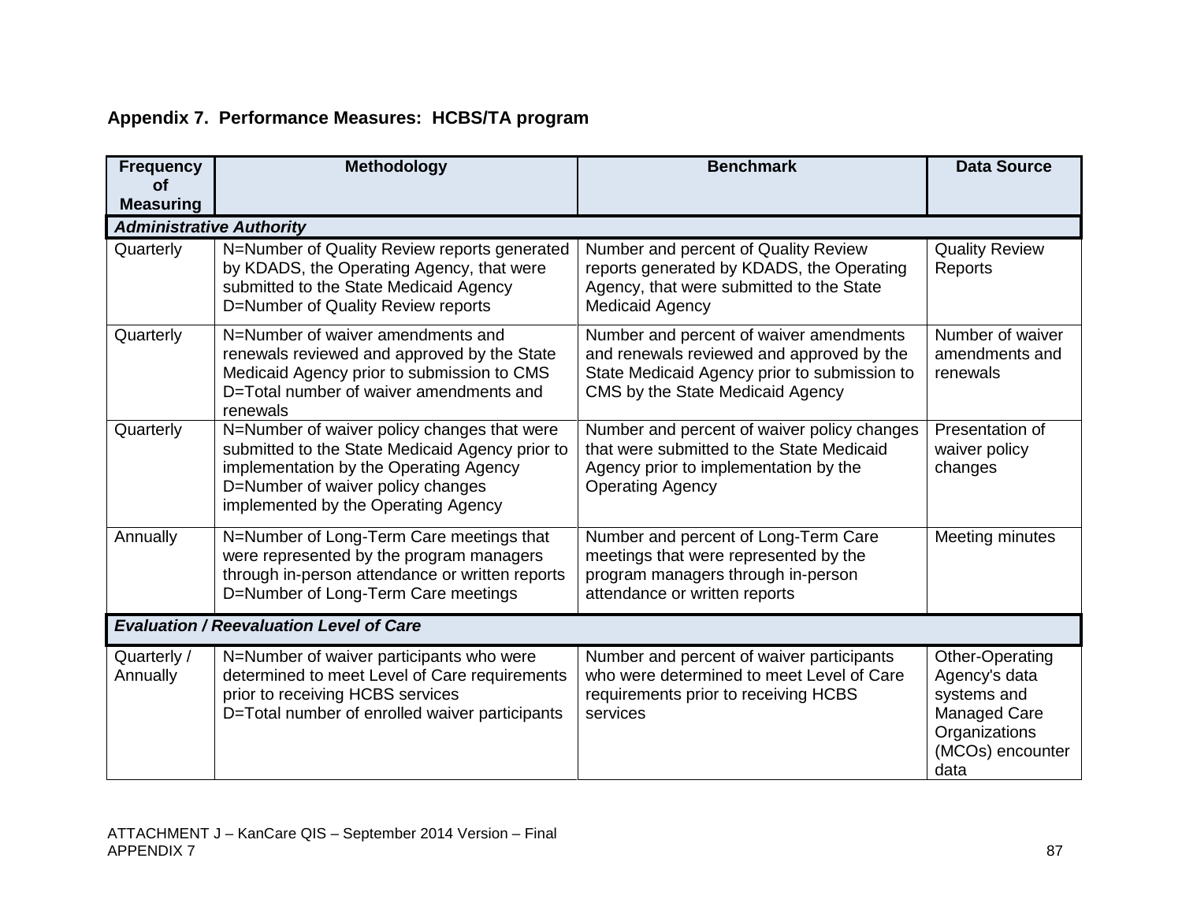## Appendix 7. Performance Measures: HCBS/TA program

| Frequency of Measuring | Methodology | Benchmark | Data Source |
|---|---|---|---|
| ***Administrative Authority*** | | | |
| Quarterly | N=Number of Quality Review reports generated by KDADS, the Operating Agency, that were submitted to the State Medicaid Agency<br>D=Number of Quality Review reports | Number and percent of Quality Review reports generated by KDADS, the Operating Agency, that were submitted to the State Medicaid Agency | Quality Review Reports |
| Quarterly | N=Number of waiver amendments and renewals reviewed and approved by the State Medicaid Agency prior to submission to CMS<br>D=Total number of waiver amendments and renewals | Number and percent of waiver amendments and renewals reviewed and approved by the State Medicaid Agency prior to submission to CMS by the State Medicaid Agency | Number of waiver amendments and renewals |
| Quarterly | N=Number of waiver policy changes that were submitted to the State Medicaid Agency prior to implementation by the Operating Agency<br>D=Number of waiver policy changes implemented by the Operating Agency | Number and percent of waiver policy changes that were submitted to the State Medicaid Agency prior to implementation by the Operating Agency | Presentation of waiver policy changes |
| Annually | N=Number of Long-Term Care meetings that were represented by the program managers through in-person attendance or written reports<br>D=Number of Long-Term Care meetings | Number and percent of Long-Term Care meetings that were represented by the program managers through in-person attendance or written reports | Meeting minutes |
| ***Evaluation / Reevaluation Level of Care*** | | | |
| Quarterly / Annually | N=Number of waiver participants who were determined to meet Level of Care requirements prior to receiving HCBS services<br>D=Total number of enrolled waiver participants | Number and percent of waiver participants who were determined to meet Level of Care requirements prior to receiving HCBS services | Other-Operating Agency's data systems and Managed Care Organizations (MCOs) encounter data |

ATTACHMENT J – KanCare QIS – September 2014 Version – Final
APPENDIX 7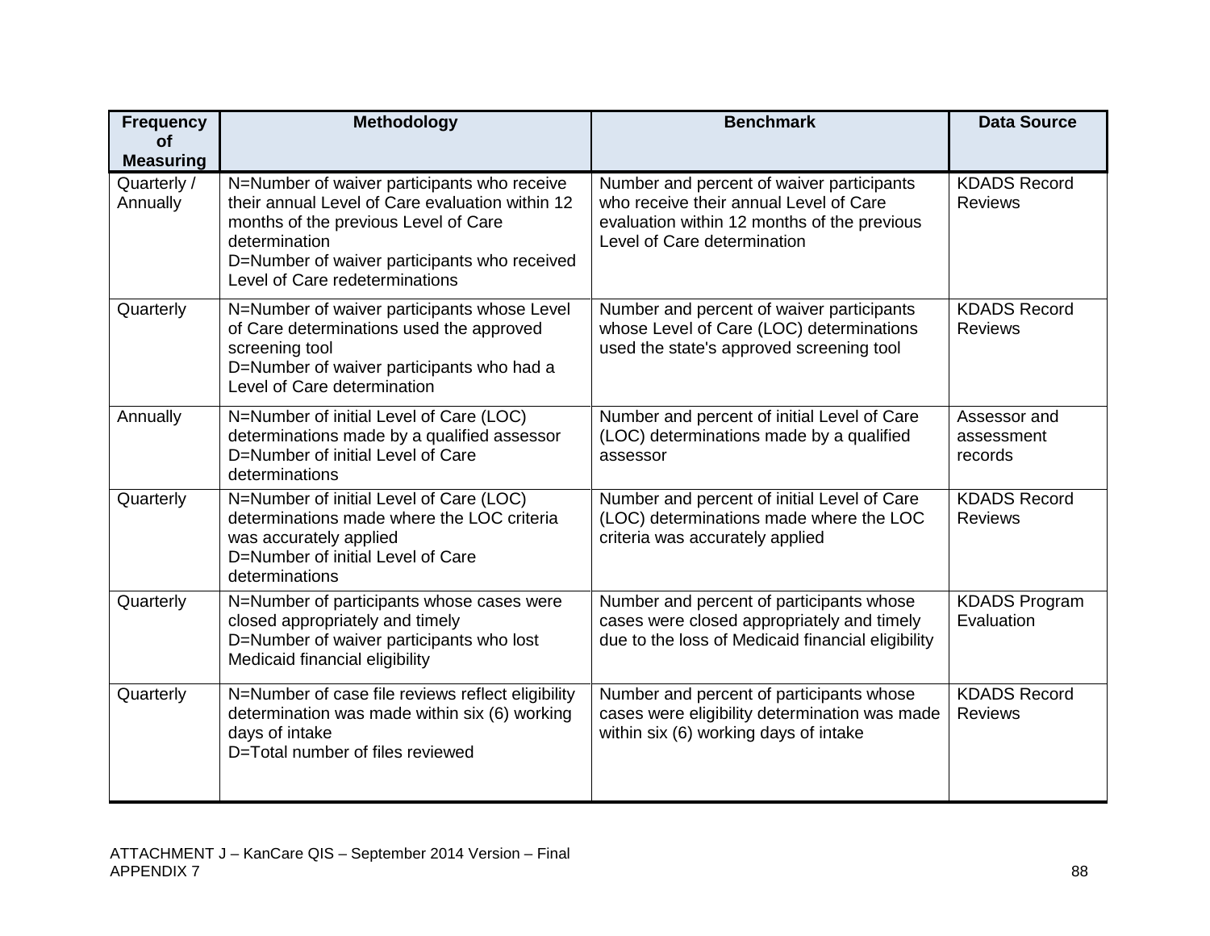| Frequency of Measuring | Methodology | Benchmark | Data Source |
|---|---|---|---|
| Quarterly / Annually | N=Number of waiver participants who receive their annual Level of Care evaluation within 12 months of the previous Level of Care determination<br>D=Number of waiver participants who received Level of Care redeterminations | Number and percent of waiver participants who receive their annual Level of Care evaluation within 12 months of the previous Level of Care determination | KDADS Record Reviews |
| Quarterly | N=Number of waiver participants whose Level of Care determinations used the approved screening tool<br>D=Number of waiver participants who had a Level of Care determination | Number and percent of waiver participants whose Level of Care (LOC) determinations used the state's approved screening tool | KDADS Record Reviews |
| Annually | N=Number of initial Level of Care (LOC) determinations made by a qualified assessor<br>D=Number of initial Level of Care determinations | Number and percent of initial Level of Care (LOC) determinations made by a qualified assessor | Assessor and assessment records |
| Quarterly | N=Number of initial Level of Care (LOC) determinations made where the LOC criteria was accurately applied<br>D=Number of initial Level of Care determinations | Number and percent of initial Level of Care (LOC) determinations made where the LOC criteria was accurately applied | KDADS Record Reviews |
| Quarterly | N=Number of participants whose cases were closed appropriately and timely<br>D=Number of waiver participants who lost Medicaid financial eligibility | Number and percent of participants whose cases were closed appropriately and timely due to the loss of Medicaid financial eligibility | KDADS Program Evaluation |
| Quarterly | N=Number of case file reviews reflect eligibility determination was made within six (6) working days of intake<br>D=Total number of files reviewed | Number and percent of participants whose cases were eligibility determination was made within six (6) working days of intake | KDADS Record Reviews |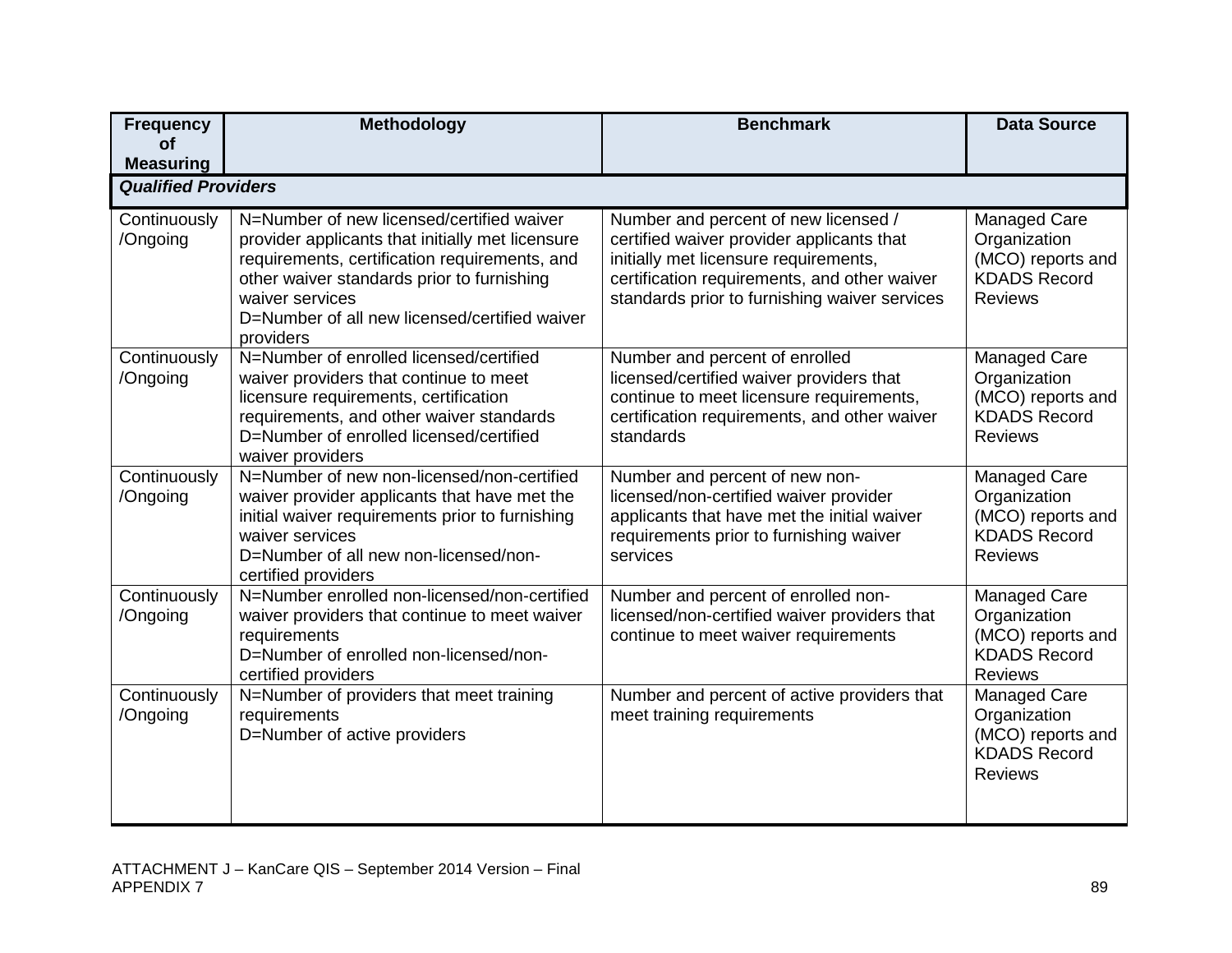| Frequency of Measuring | Methodology | Benchmark | Data Source |
|---|---|---|---|
| ***Qualified Providers*** | | | |
| Continuously /Ongoing | N=Number of new licensed/certified waiver provider applicants that initially met licensure requirements, certification requirements, and other waiver standards prior to furnishing waiver services<br>D=Number of all new licensed/certified waiver providers | Number and percent of new licensed / certified waiver provider applicants that initially met licensure requirements, certification requirements, and other waiver standards prior to furnishing waiver services | Managed Care Organization (MCO) reports and KDADS Record Reviews |
| Continuously /Ongoing | N=Number of enrolled licensed/certified waiver providers that continue to meet licensure requirements, certification requirements, and other waiver standards<br>D=Number of enrolled licensed/certified waiver providers | Number and percent of enrolled licensed/certified waiver providers that continue to meet licensure requirements, certification requirements, and other waiver standards | Managed Care Organization (MCO) reports and KDADS Record Reviews |
| Continuously /Ongoing | N=Number of new non-licensed/non-certified waiver provider applicants that have met the initial waiver requirements prior to furnishing waiver services<br>D=Number of all new non-licensed/non-certified providers | Number and percent of new non-licensed/non-certified waiver provider applicants that have met the initial waiver requirements prior to furnishing waiver services | Managed Care Organization (MCO) reports and KDADS Record Reviews |
| Continuously /Ongoing | N=Number enrolled non-licensed/non-certified waiver providers that continue to meet waiver requirements<br>D=Number of enrolled non-licensed/non-certified providers | Number and percent of enrolled non-licensed/non-certified waiver providers that continue to meet waiver requirements | Managed Care Organization (MCO) reports and KDADS Record Reviews |
| Continuously /Ongoing | N=Number of providers that meet training requirements<br>D=Number of active providers | Number and percent of active providers that meet training requirements | Managed Care Organization (MCO) reports and KDADS Record Reviews |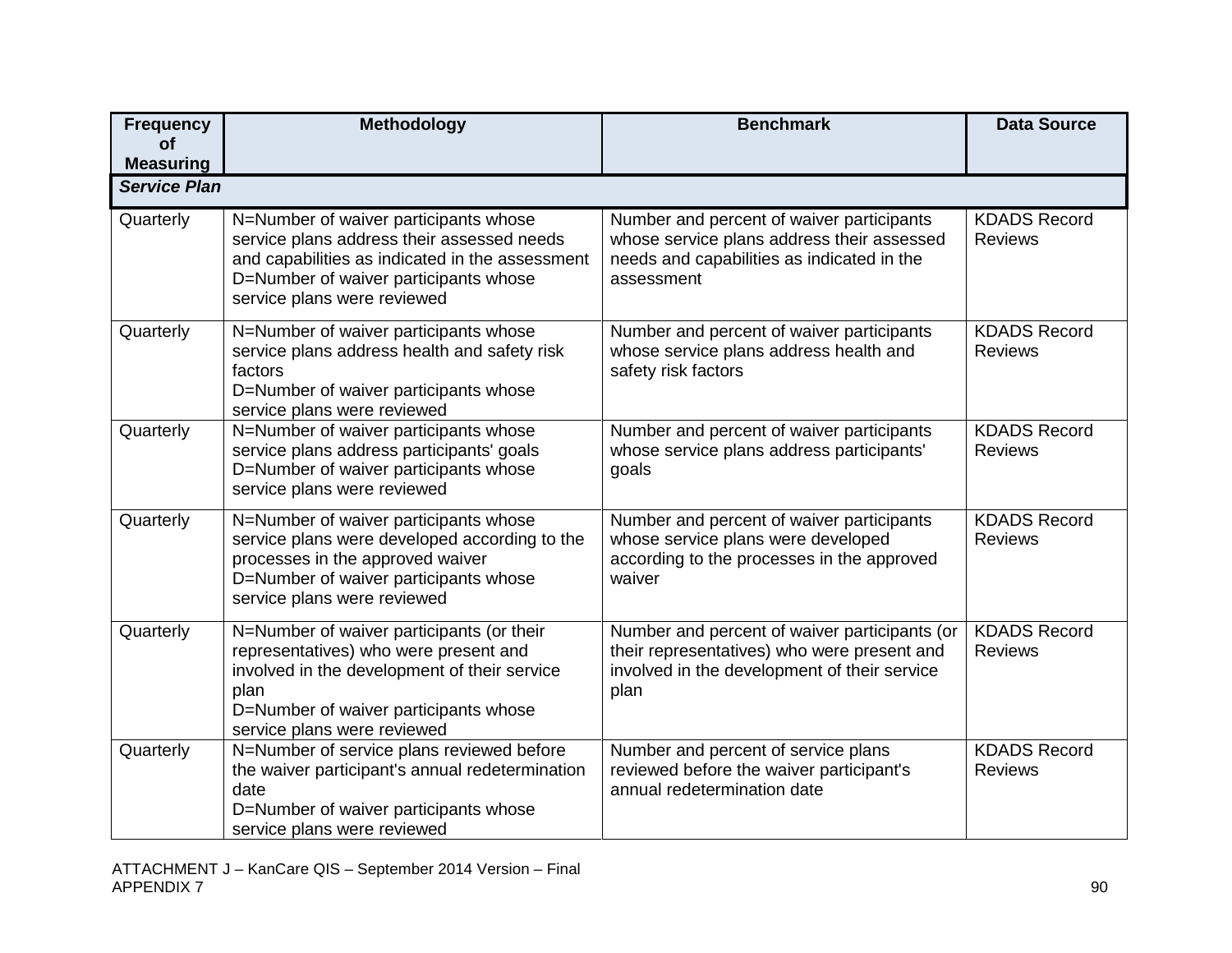| Frequency of Measuring | Methodology | Benchmark | Data Source |
|---|---|---|---|
| ***Service Plan*** | | | |
| Quarterly | N=Number of waiver participants whose service plans address their assessed needs and capabilities as indicated in the assessment<br>D=Number of waiver participants whose service plans were reviewed | Number and percent of waiver participants whose service plans address their assessed needs and capabilities as indicated in the assessment | KDADS Record Reviews |
| Quarterly | N=Number of waiver participants whose service plans address health and safety risk factors<br>D=Number of waiver participants whose service plans were reviewed | Number and percent of waiver participants whose service plans address health and safety risk factors | KDADS Record Reviews |
| Quarterly | N=Number of waiver participants whose service plans address participants' goals<br>D=Number of waiver participants whose service plans were reviewed | Number and percent of waiver participants whose service plans address participants' goals | KDADS Record Reviews |
| Quarterly | N=Number of waiver participants whose service plans were developed according to the processes in the approved waiver<br>D=Number of waiver participants whose service plans were reviewed | Number and percent of waiver participants whose service plans were developed according to the processes in the approved waiver | KDADS Record Reviews |
| Quarterly | N=Number of waiver participants (or their representatives) who were present and involved in the development of their service plan<br>D=Number of waiver participants whose service plans were reviewed | Number and percent of waiver participants (or their representatives) who were present and involved in the development of their service plan | KDADS Record Reviews |
| Quarterly | N=Number of service plans reviewed before the waiver participant's annual redetermination date<br>D=Number of waiver participants whose service plans were reviewed | Number and percent of service plans reviewed before the waiver participant's annual redetermination date | KDADS Record Reviews |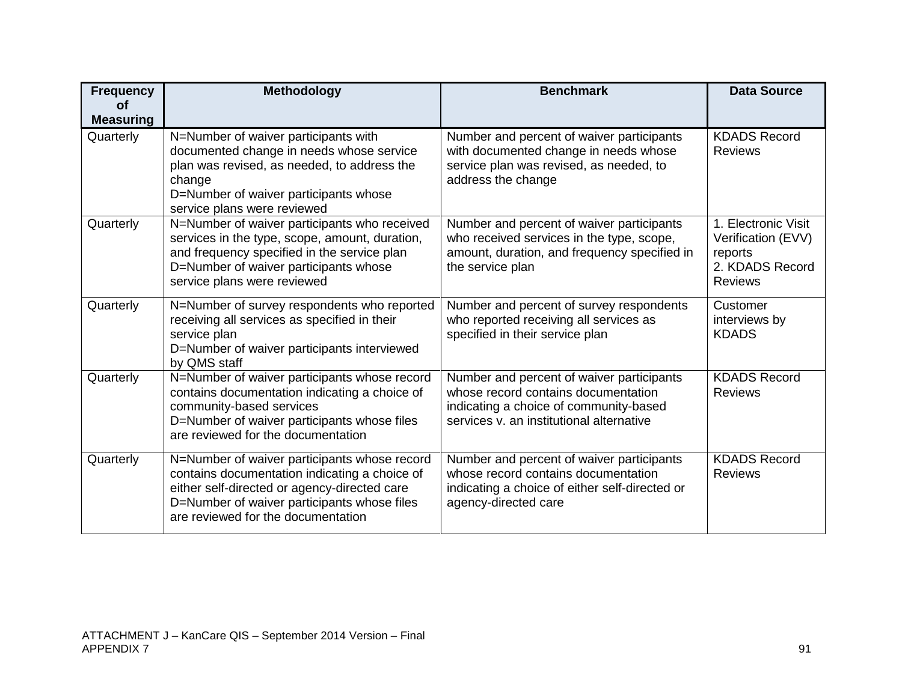| Frequency of Measuring | Methodology | Benchmark | Data Source |
|---|---|---|---|
| Quarterly | N=Number of waiver participants with documented change in needs whose service plan was revised, as needed, to address the change<br>D=Number of waiver participants whose service plans were reviewed | Number and percent of waiver participants with documented change in needs whose service plan was revised, as needed, to address the change | KDADS Record Reviews |
| Quarterly | N=Number of waiver participants who received services in the type, scope, amount, duration, and frequency specified in the service plan<br>D=Number of waiver participants whose service plans were reviewed | Number and percent of waiver participants who received services in the type, scope, amount, duration, and frequency specified in the service plan | 1. Electronic Visit Verification (EVV) reports<br>2. KDADS Record Reviews |
| Quarterly | N=Number of survey respondents who reported receiving all services as specified in their service plan<br>D=Number of waiver participants interviewed by QMS staff | Number and percent of survey respondents who reported receiving all services as specified in their service plan | Customer interviews by KDADS |
| Quarterly | N=Number of waiver participants whose record contains documentation indicating a choice of community-based services<br>D=Number of waiver participants whose files are reviewed for the documentation | Number and percent of waiver participants whose record contains documentation indicating a choice of community-based services v. an institutional alternative | KDADS Record Reviews |
| Quarterly | N=Number of waiver participants whose record contains documentation indicating a choice of either self-directed or agency-directed care<br>D=Number of waiver participants whose files are reviewed for the documentation | Number and percent of waiver participants whose record contains documentation indicating a choice of either self-directed or agency-directed care | KDADS Record Reviews |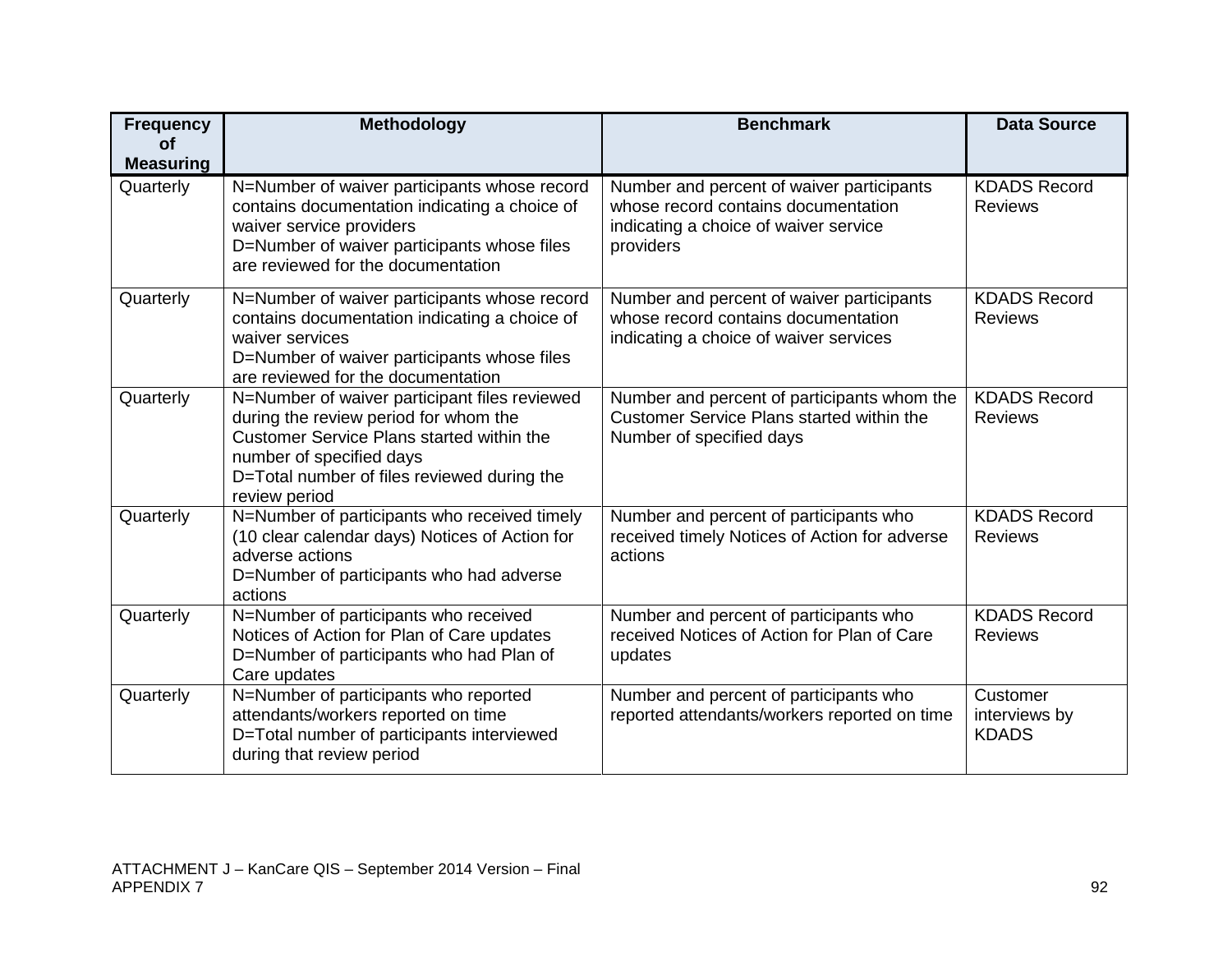| Frequency of Measuring | Methodology | Benchmark | Data Source |
|---|---|---|---|
| Quarterly | N=Number of waiver participants whose record contains documentation indicating a choice of waiver service providers<br>D=Number of waiver participants whose files are reviewed for the documentation | Number and percent of waiver participants whose record contains documentation indicating a choice of waiver service providers | KDADS Record Reviews |
| Quarterly | N=Number of waiver participants whose record contains documentation indicating a choice of waiver services<br>D=Number of waiver participants whose files are reviewed for the documentation | Number and percent of waiver participants whose record contains documentation indicating a choice of waiver services | KDADS Record Reviews |
| Quarterly | N=Number of waiver participant files reviewed during the review period for whom the Customer Service Plans started within the number of specified days<br>D=Total number of files reviewed during the review period | Number and percent of participants whom the Customer Service Plans started within the Number of specified days | KDADS Record Reviews |
| Quarterly | N=Number of participants who received timely (10 clear calendar days) Notices of Action for adverse actions<br>D=Number of participants who had adverse actions | Number and percent of participants who received timely Notices of Action for adverse actions | KDADS Record Reviews |
| Quarterly | N=Number of participants who received Notices of Action for Plan of Care updates<br>D=Number of participants who had Plan of Care updates | Number and percent of participants who received Notices of Action for Plan of Care updates | KDADS Record Reviews |
| Quarterly | N=Number of participants who reported attendants/workers reported on time<br>D=Total number of participants interviewed during that review period | Number and percent of participants who reported attendants/workers reported on time | Customer interviews by KDADS |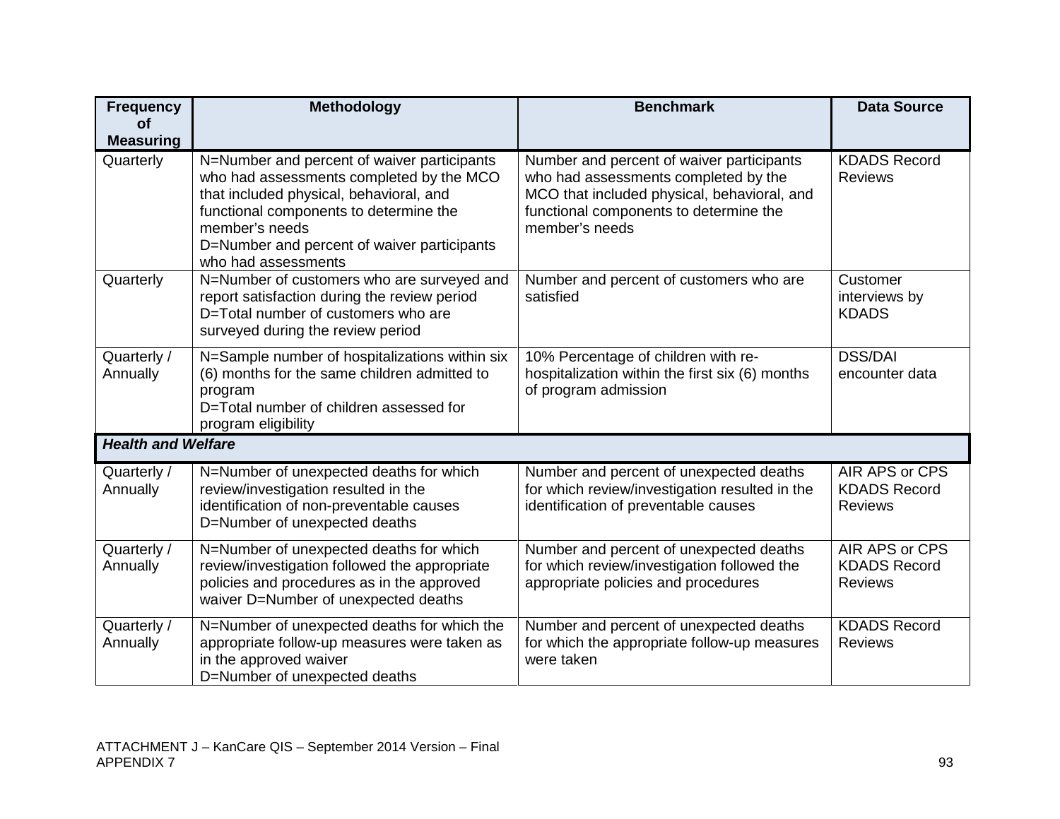| Frequency of Measuring | Methodology | Benchmark | Data Source |
|---|---|---|---|
| Quarterly | N=Number and percent of waiver participants who had assessments completed by the MCO that included physical, behavioral, and functional components to determine the member's needs<br>D=Number and percent of waiver participants who had assessments | Number and percent of waiver participants who had assessments completed by the MCO that included physical, behavioral, and functional components to determine the member's needs | KDADS Record Reviews |
| Quarterly | N=Number of customers who are surveyed and report satisfaction during the review period<br>D=Total number of customers who are surveyed during the review period | Number and percent of customers who are satisfied | Customer interviews by KDADS |
| Quarterly / Annually | N=Sample number of hospitalizations within six (6) months for the same children admitted to program<br>D=Total number of children assessed for program eligibility | 10% Percentage of children with re-hospitalization within the first six (6) months of program admission | DSS/DAI encounter data |
| ***Health and Welfare*** | | | |
| Quarterly / Annually | N=Number of unexpected deaths for which review/investigation resulted in the identification of non-preventable causes<br>D=Number of unexpected deaths | Number and percent of unexpected deaths for which review/investigation resulted in the identification of preventable causes | AIR APS or CPS KDADS Record Reviews |
| Quarterly / Annually | N=Number of unexpected deaths for which review/investigation followed the appropriate policies and procedures as in the approved waiver D=Number of unexpected deaths | Number and percent of unexpected deaths for which review/investigation followed the appropriate policies and procedures | AIR APS or CPS KDADS Record Reviews |
| Quarterly / Annually | N=Number of unexpected deaths for which the appropriate follow-up measures were taken as in the approved waiver<br>D=Number of unexpected deaths | Number and percent of unexpected deaths for which the appropriate follow-up measures were taken | KDADS Record Reviews |

ATTACHMENT J – KanCare QIS – September 2014 Version – Final
APPENDIX 7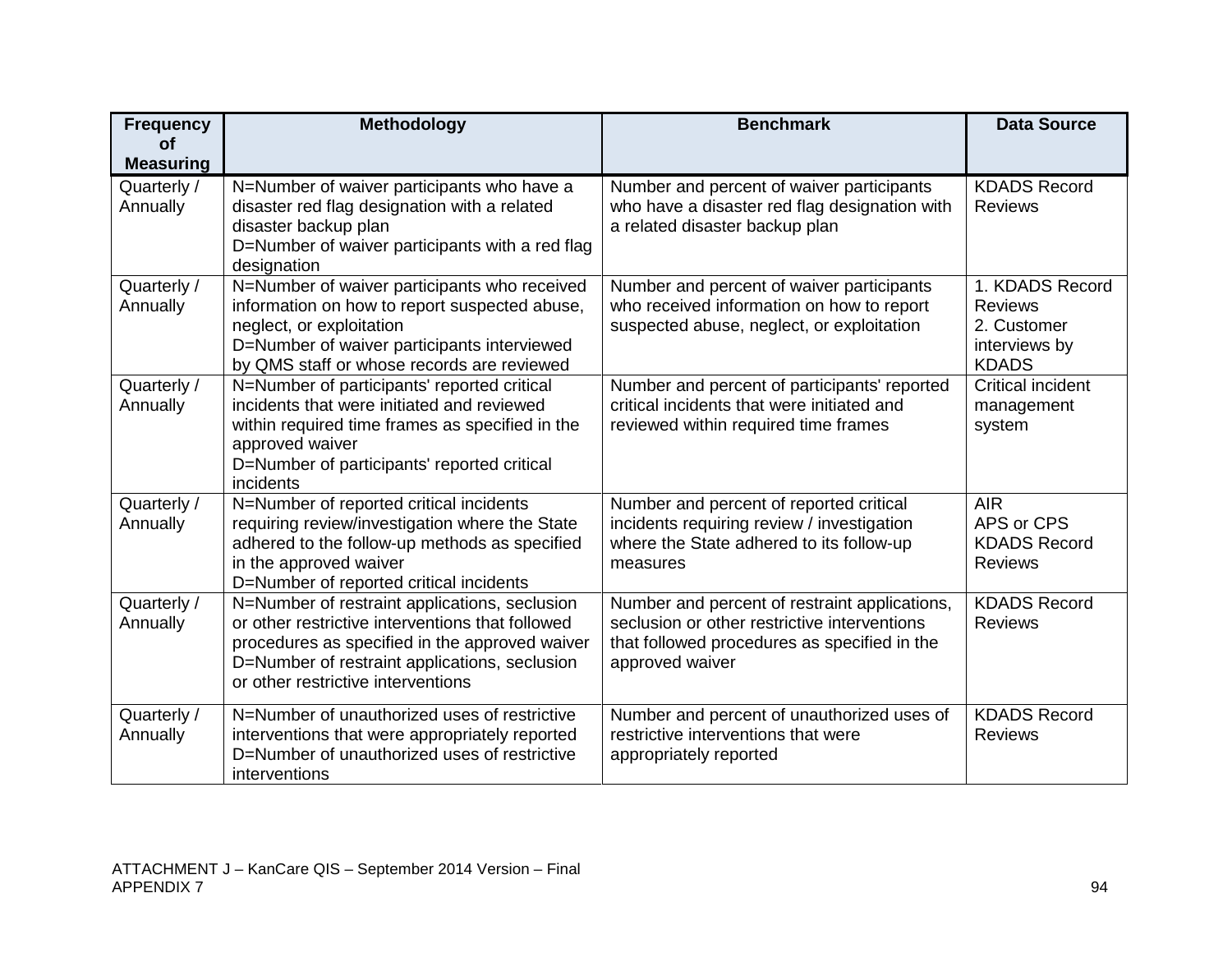| Frequency of Measuring | Methodology | Benchmark | Data Source |
|---|---|---|---|
| Quarterly / Annually | N=Number of waiver participants who have a disaster red flag designation with a related disaster backup plan<br>D=Number of waiver participants with a red flag designation | Number and percent of waiver participants who have a disaster red flag designation with a related disaster backup plan | KDADS Record Reviews |
| Quarterly / Annually | N=Number of waiver participants who received information on how to report suspected abuse, neglect, or exploitation<br>D=Number of waiver participants interviewed by QMS staff or whose records are reviewed | Number and percent of waiver participants who received information on how to report suspected abuse, neglect, or exploitation | 1. KDADS Record Reviews<br>2. Customer interviews by KDADS |
| Quarterly / Annually | N=Number of participants' reported critical incidents that were initiated and reviewed within required time frames as specified in the approved waiver<br>D=Number of participants' reported critical incidents | Number and percent of participants' reported critical incidents that were initiated and reviewed within required time frames | Critical incident management system |
| Quarterly / Annually | N=Number of reported critical incidents requiring review/investigation where the State adhered to the follow-up methods as specified in the approved waiver<br>D=Number of reported critical incidents | Number and percent of reported critical incidents requiring review / investigation where the State adhered to its follow-up measures | AIR<br>APS or CPS<br>KDADS Record Reviews |
| Quarterly / Annually | N=Number of restraint applications, seclusion or other restrictive interventions that followed procedures as specified in the approved waiver<br>D=Number of restraint applications, seclusion or other restrictive interventions | Number and percent of restraint applications, seclusion or other restrictive interventions that followed procedures as specified in the approved waiver | KDADS Record Reviews |
| Quarterly / Annually | N=Number of unauthorized uses of restrictive interventions that were appropriately reported<br>D=Number of unauthorized uses of restrictive interventions | Number and percent of unauthorized uses of restrictive interventions that were appropriately reported | KDADS Record Reviews |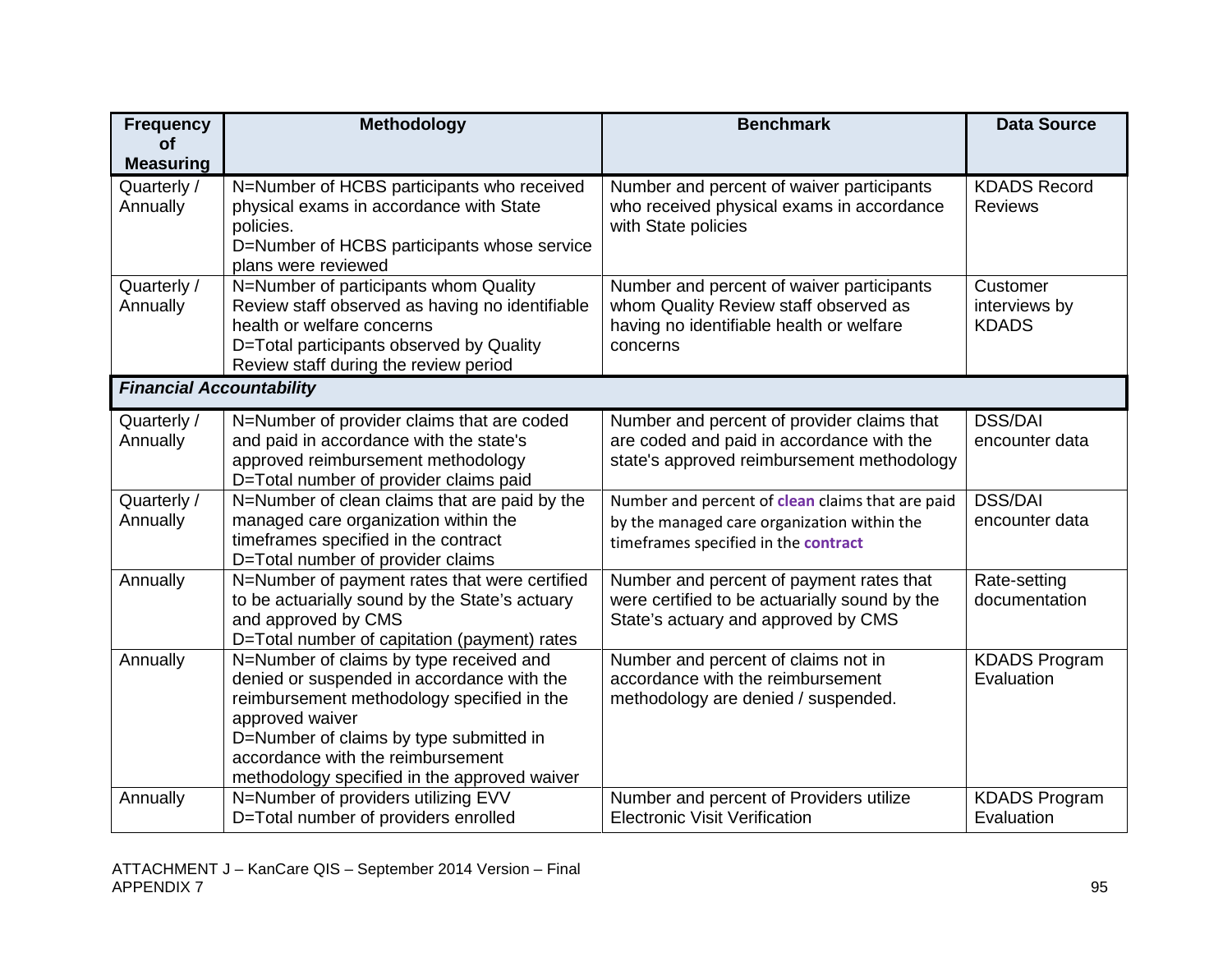| Frequency of Measuring | Methodology | Benchmark | Data Source |
|---|---|---|---|
| Quarterly / Annually | N=Number of HCBS participants who received physical exams in accordance with State policies.<br>D=Number of HCBS participants whose service plans were reviewed | Number and percent of waiver participants who received physical exams in accordance with State policies | KDADS Record Reviews |
| Quarterly / Annually | N=Number of participants whom Quality Review staff observed as having no identifiable health or welfare concerns<br>D=Total participants observed by Quality Review staff during the review period | Number and percent of waiver participants whom Quality Review staff observed as having no identifiable health or welfare concerns | Customer interviews by KDADS |
| ***Financial Accountability*** | | | |
| Quarterly / Annually | N=Number of provider claims that are coded and paid in accordance with the state's approved reimbursement methodology<br>D=Total number of provider claims paid | Number and percent of provider claims that are coded and paid in accordance with the state's approved reimbursement methodology | DSS/DAI encounter data |
| Quarterly / Annually | N=Number of clean claims that are paid by the managed care organization within the timeframes specified in the contract<br>D=Total number of provider claims | Number and percent of **clean** claims that are paid by the managed care organization within the timeframes specified in the **contract** | DSS/DAI encounter data |
| Annually | N=Number of payment rates that were certified to be actuarially sound by the State's actuary and approved by CMS<br>D=Total number of capitation (payment) rates | Number and percent of payment rates that were certified to be actuarially sound by the State's actuary and approved by CMS | Rate-setting documentation |
| Annually | N=Number of claims by type received and denied or suspended in accordance with the reimbursement methodology specified in the approved waiver<br>D=Number of claims by type submitted in accordance with the reimbursement methodology specified in the approved waiver | Number and percent of claims not in accordance with the reimbursement methodology are denied / suspended. | KDADS Program Evaluation |
| Annually | N=Number of providers utilizing EVV<br>D=Total number of providers enrolled | Number and percent of Providers utilize Electronic Visit Verification | KDADS Program Evaluation |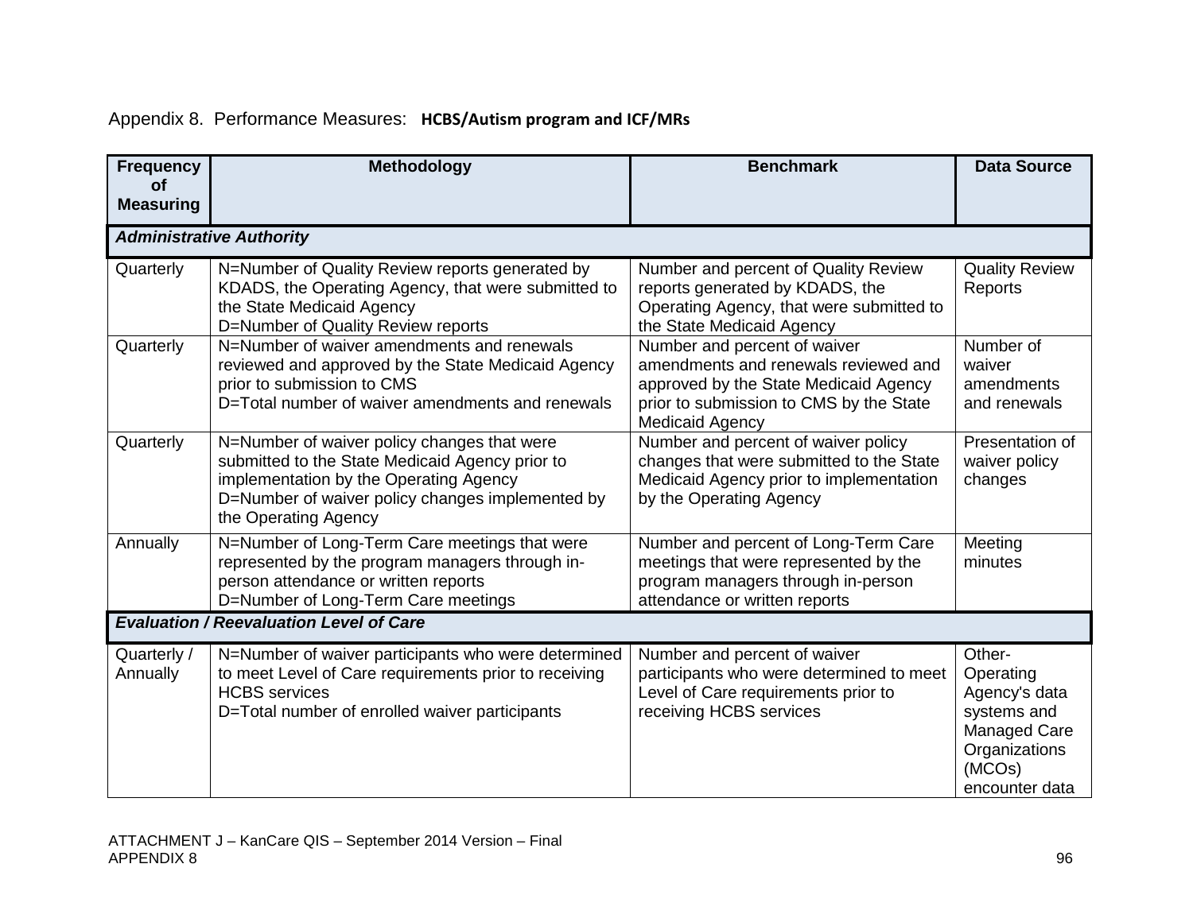Appendix 8. Performance Measures: **HCBS/Autism program and ICF/MRs**

| Frequency of Measuring | Methodology | Benchmark | Data Source |
|---|---|---|---|
| ***Administrative Authority*** | | | |
| Quarterly | N=Number of Quality Review reports generated by KDADS, the Operating Agency, that were submitted to the State Medicaid Agency<br>D=Number of Quality Review reports | Number and percent of Quality Review reports generated by KDADS, the Operating Agency, that were submitted to the State Medicaid Agency | Quality Review Reports |
| Quarterly | N=Number of waiver amendments and renewals reviewed and approved by the State Medicaid Agency prior to submission to CMS<br>D=Total number of waiver amendments and renewals | Number and percent of waiver amendments and renewals reviewed and approved by the State Medicaid Agency prior to submission to CMS by the State Medicaid Agency | Number of waiver amendments and renewals |
| Quarterly | N=Number of waiver policy changes that were submitted to the State Medicaid Agency prior to implementation by the Operating Agency<br>D=Number of waiver policy changes implemented by the Operating Agency | Number and percent of waiver policy changes that were submitted to the State Medicaid Agency prior to implementation by the Operating Agency | Presentation of waiver policy changes |
| Annually | N=Number of Long-Term Care meetings that were represented by the program managers through in-person attendance or written reports<br>D=Number of Long-Term Care meetings | Number and percent of Long-Term Care meetings that were represented by the program managers through in-person attendance or written reports | Meeting minutes |
| ***Evaluation / Reevaluation Level of Care*** | | | |
| Quarterly / Annually | N=Number of waiver participants who were determined to meet Level of Care requirements prior to receiving HCBS services<br>D=Total number of enrolled waiver participants | Number and percent of waiver participants who were determined to meet Level of Care requirements prior to receiving HCBS services | Other- Operating Agency's data systems and Managed Care Organizations (MCOs) encounter data |

ATTACHMENT J – KanCare QIS – September 2014 Version – Final
APPENDIX 8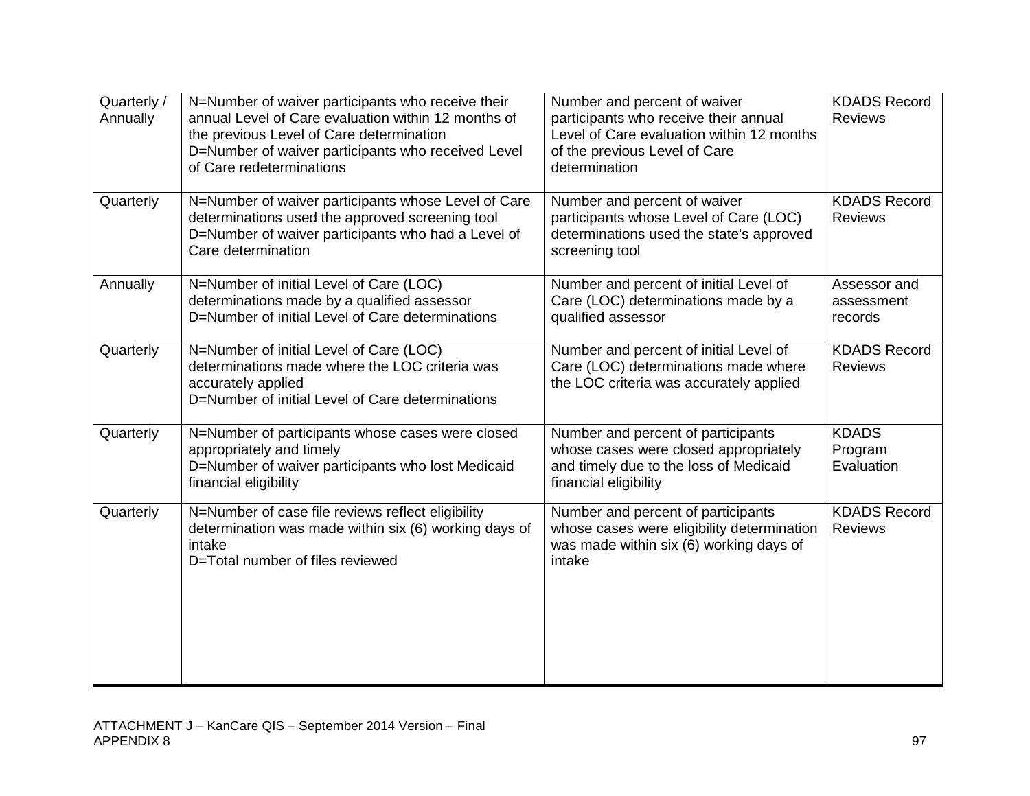| | | | |
|---|---|---|---|
| Quarterly / Annually | N=Number of waiver participants who receive their annual Level of Care evaluation within 12 months of the previous Level of Care determination<br>D=Number of waiver participants who received Level of Care redeterminations | Number and percent of waiver participants who receive their annual Level of Care evaluation within 12 months of the previous Level of Care determination | KDADS Record Reviews |
| Quarterly | N=Number of waiver participants whose Level of Care determinations used the approved screening tool<br>D=Number of waiver participants who had a Level of Care determination | Number and percent of waiver participants whose Level of Care (LOC) determinations used the state's approved screening tool | KDADS Record Reviews |
| Annually | N=Number of initial Level of Care (LOC) determinations made by a qualified assessor<br>D=Number of initial Level of Care determinations | Number and percent of initial Level of Care (LOC) determinations made by a qualified assessor | Assessor and assessment records |
| Quarterly | N=Number of initial Level of Care (LOC) determinations made where the LOC criteria was accurately applied<br>D=Number of initial Level of Care determinations | Number and percent of initial Level of Care (LOC) determinations made where the LOC criteria was accurately applied | KDADS Record Reviews |
| Quarterly | N=Number of participants whose cases were closed appropriately and timely<br>D=Number of waiver participants who lost Medicaid financial eligibility | Number and percent of participants whose cases were closed appropriately and timely due to the loss of Medicaid financial eligibility | KDADS Program Evaluation |
| Quarterly | N=Number of case file reviews reflect eligibility determination was made within six (6) working days of intake<br>D=Total number of files reviewed | Number and percent of participants whose cases were eligibility determination was made within six (6) working days of intake | KDADS Record Reviews |

ATTACHMENT J – KanCare QIS – September 2014 Version – Final
APPENDIX 8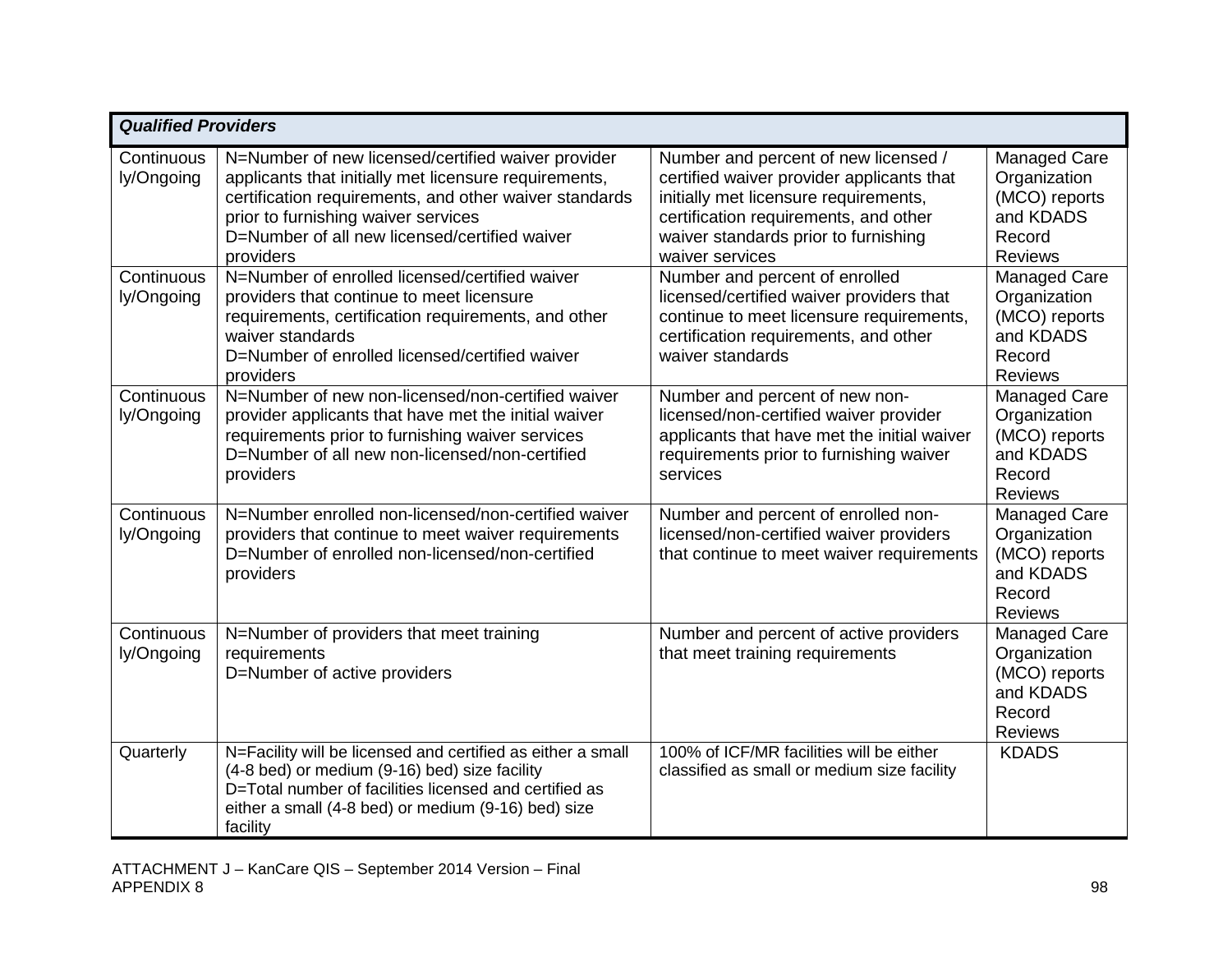| *Qualified Providers* | | | |
|---|---|---|---|
| Continuously/Ongoing | N=Number of new licensed/certified waiver provider applicants that initially met licensure requirements, certification requirements, and other waiver standards prior to furnishing waiver services<br>D=Number of all new licensed/certified waiver providers | Number and percent of new licensed / certified waiver provider applicants that initially met licensure requirements, certification requirements, and other waiver standards prior to furnishing waiver services | Managed Care Organization (MCO) reports and KDADS Record Reviews |
| Continuously/Ongoing | N=Number of enrolled licensed/certified waiver providers that continue to meet licensure requirements, certification requirements, and other waiver standards<br>D=Number of enrolled licensed/certified waiver providers | Number and percent of enrolled licensed/certified waiver providers that continue to meet licensure requirements, certification requirements, and other waiver standards | Managed Care Organization (MCO) reports and KDADS Record Reviews |
| Continuously/Ongoing | N=Number of new non-licensed/non-certified waiver provider applicants that have met the initial waiver requirements prior to furnishing waiver services<br>D=Number of all new non-licensed/non-certified providers | Number and percent of new non-licensed/non-certified waiver provider applicants that have met the initial waiver requirements prior to furnishing waiver services | Managed Care Organization (MCO) reports and KDADS Record Reviews |
| Continuously/Ongoing | N=Number enrolled non-licensed/non-certified waiver providers that continue to meet waiver requirements<br>D=Number of enrolled non-licensed/non-certified providers | Number and percent of enrolled non-licensed/non-certified waiver providers that continue to meet waiver requirements | Managed Care Organization (MCO) reports and KDADS Record Reviews |
| Continuously/Ongoing | N=Number of providers that meet training requirements<br>D=Number of active providers | Number and percent of active providers that meet training requirements | Managed Care Organization (MCO) reports and KDADS Record Reviews |
| Quarterly | N=Facility will be licensed and certified as either a small (4-8 bed) or medium (9-16) bed) size facility<br>D=Total number of facilities licensed and certified as either a small (4-8 bed) or medium (9-16) bed) size facility | 100% of ICF/MR facilities will be either classified as small or medium size facility | KDADS |

ATTACHMENT J – KanCare QIS – September 2014 Version – Final
APPENDIX 8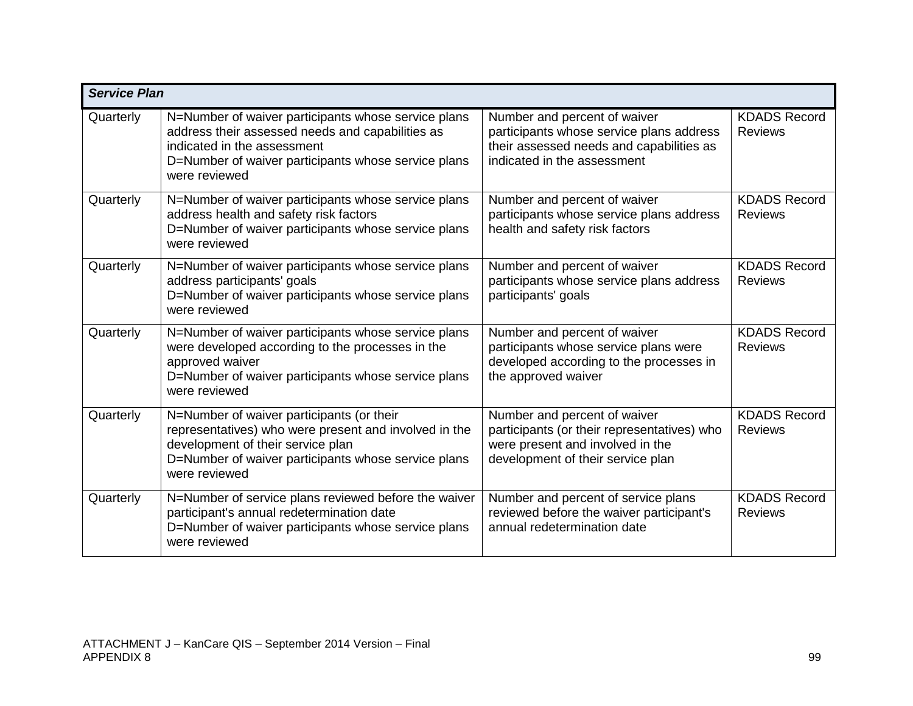| ***Service Plan*** | | | |
|---|---|---|---|
| Quarterly | N=Number of waiver participants whose service plans address their assessed needs and capabilities as indicated in the assessment<br>D=Number of waiver participants whose service plans were reviewed | Number and percent of waiver participants whose service plans address their assessed needs and capabilities as indicated in the assessment | KDADS Record Reviews |
| Quarterly | N=Number of waiver participants whose service plans address health and safety risk factors<br>D=Number of waiver participants whose service plans were reviewed | Number and percent of waiver participants whose service plans address health and safety risk factors | KDADS Record Reviews |
| Quarterly | N=Number of waiver participants whose service plans address participants' goals<br>D=Number of waiver participants whose service plans were reviewed | Number and percent of waiver participants whose service plans address participants' goals | KDADS Record Reviews |
| Quarterly | N=Number of waiver participants whose service plans were developed according to the processes in the approved waiver<br>D=Number of waiver participants whose service plans were reviewed | Number and percent of waiver participants whose service plans were developed according to the processes in the approved waiver | KDADS Record Reviews |
| Quarterly | N=Number of waiver participants (or their representatives) who were present and involved in the development of their service plan<br>D=Number of waiver participants whose service plans were reviewed | Number and percent of waiver participants (or their representatives) who were present and involved in the development of their service plan | KDADS Record Reviews |
| Quarterly | N=Number of service plans reviewed before the waiver participant's annual redetermination date<br>D=Number of waiver participants whose service plans were reviewed | Number and percent of service plans reviewed before the waiver participant's annual redetermination date | KDADS Record Reviews |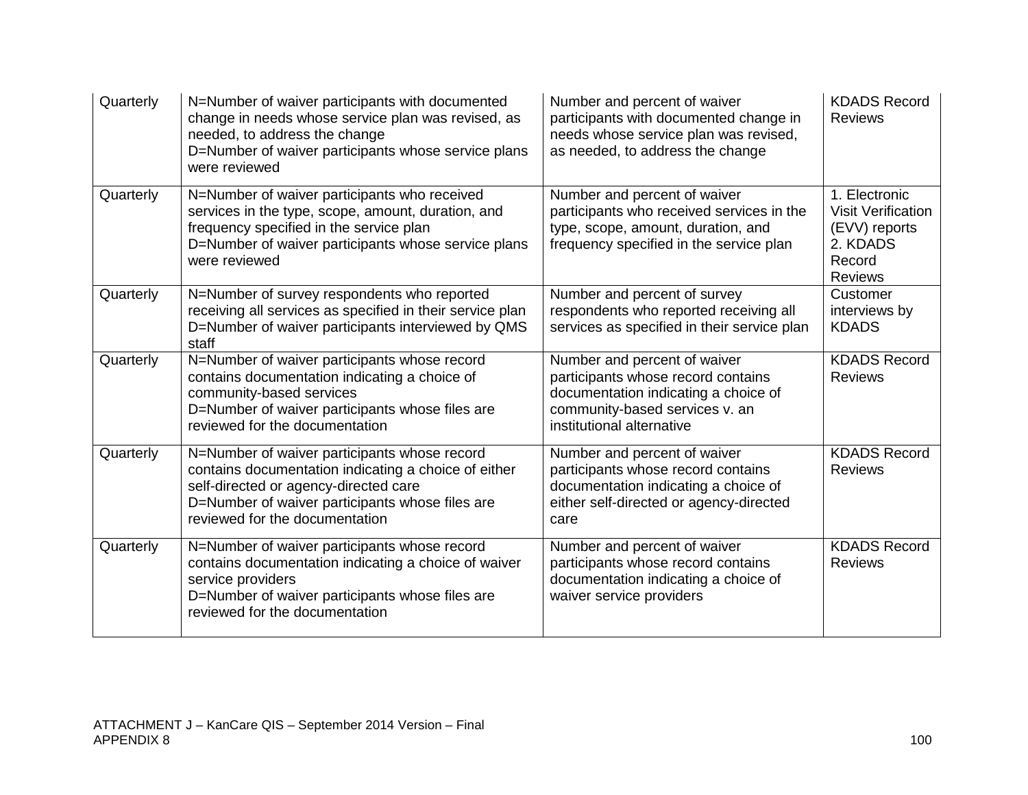| Quarterly | N=Number of waiver participants with documented change in needs whose service plan was revised, as needed, to address the change<br>D=Number of waiver participants whose service plans were reviewed | Number and percent of waiver participants with documented change in needs whose service plan was revised, as needed, to address the change | KDADS Record Reviews |
|---|---|---|---|
| Quarterly | N=Number of waiver participants who received services in the type, scope, amount, duration, and frequency specified in the service plan<br>D=Number of waiver participants whose service plans were reviewed | Number and percent of waiver participants who received services in the type, scope, amount, duration, and frequency specified in the service plan | 1. Electronic Visit Verification (EVV) reports<br>2. KDADS Record Reviews |
| Quarterly | N=Number of survey respondents who reported receiving all services as specified in their service plan<br>D=Number of waiver participants interviewed by QMS staff | Number and percent of survey respondents who reported receiving all services as specified in their service plan | Customer interviews by KDADS |
| Quarterly | N=Number of waiver participants whose record contains documentation indicating a choice of community-based services<br>D=Number of waiver participants whose files are reviewed for the documentation | Number and percent of waiver participants whose record contains documentation indicating a choice of community-based services v. an institutional alternative | KDADS Record Reviews |
| Quarterly | N=Number of waiver participants whose record contains documentation indicating a choice of either self-directed or agency-directed care<br>D=Number of waiver participants whose files are reviewed for the documentation | Number and percent of waiver participants whose record contains documentation indicating a choice of either self-directed or agency-directed care | KDADS Record Reviews |
| Quarterly | N=Number of waiver participants whose record contains documentation indicating a choice of waiver service providers<br>D=Number of waiver participants whose files are reviewed for the documentation | Number and percent of waiver participants whose record contains documentation indicating a choice of waiver service providers | KDADS Record Reviews |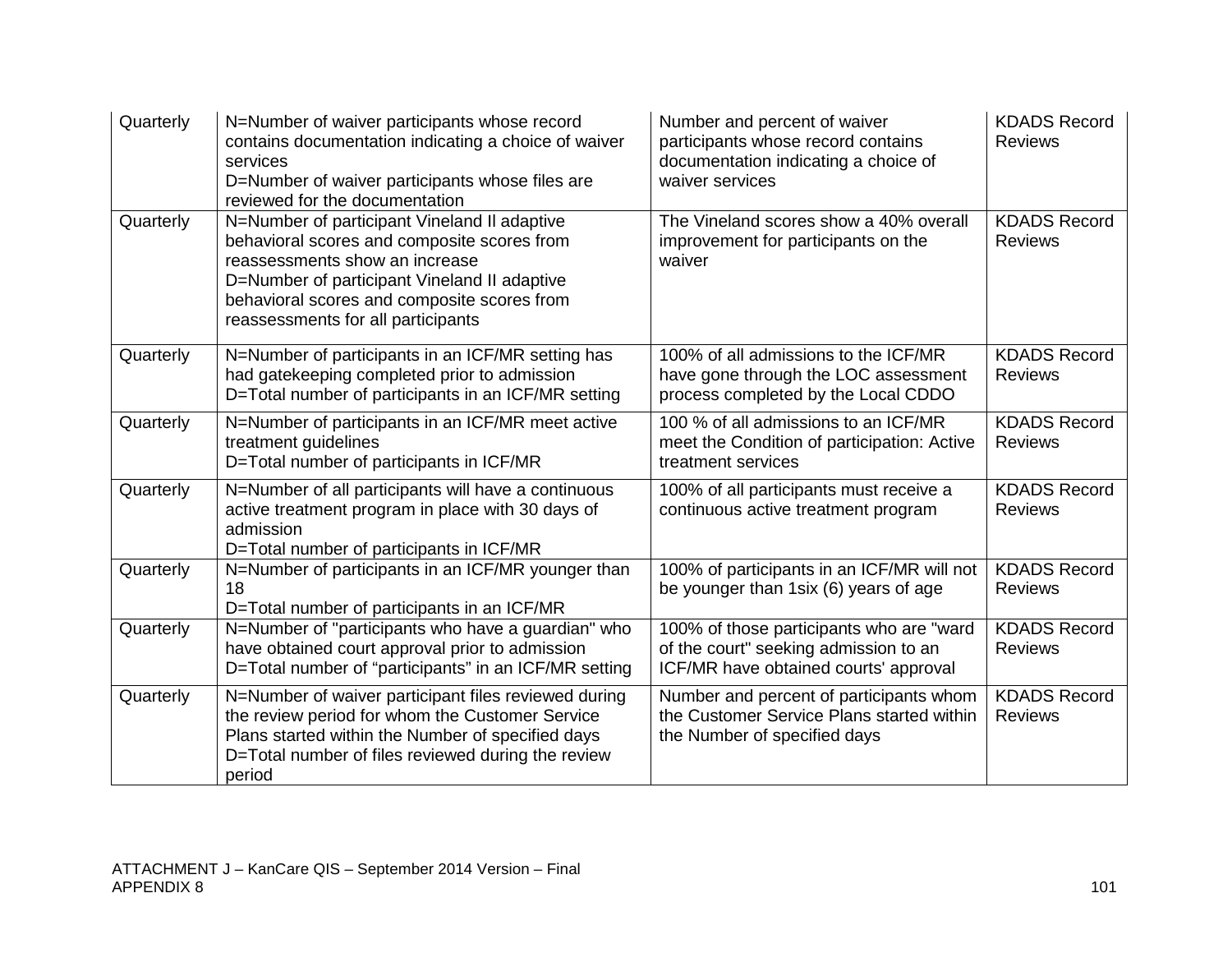| | | | |
|---|---|---|---|
| Quarterly | N=Number of waiver participants whose record contains documentation indicating a choice of waiver services<br>D=Number of waiver participants whose files are reviewed for the documentation | Number and percent of waiver participants whose record contains documentation indicating a choice of waiver services | KDADS Record Reviews |
| Quarterly | N=Number of participant Vineland II adaptive behavioral scores and composite scores from reassessments show an increase<br>D=Number of participant Vineland II adaptive behavioral scores and composite scores from reassessments for all participants | The Vineland scores show a 40% overall improvement for participants on the waiver | KDADS Record Reviews |
| Quarterly | N=Number of participants in an ICF/MR setting has had gatekeeping completed prior to admission<br>D=Total number of participants in an ICF/MR setting | 100% of all admissions to the ICF/MR have gone through the LOC assessment process completed by the Local CDDO | KDADS Record Reviews |
| Quarterly | N=Number of participants in an ICF/MR meet active treatment guidelines<br>D=Total number of participants in ICF/MR | 100 % of all admissions to an ICF/MR meet the Condition of participation: Active treatment services | KDADS Record Reviews |
| Quarterly | N=Number of all participants will have a continuous active treatment program in place with 30 days of admission<br>D=Total number of participants in ICF/MR | 100% of all participants must receive a continuous active treatment program | KDADS Record Reviews |
| Quarterly | N=Number of participants in an ICF/MR younger than 18<br>D=Total number of participants in an ICF/MR | 100% of participants in an ICF/MR will not be younger than 1six (6) years of age | KDADS Record Reviews |
| Quarterly | N=Number of "participants who have a guardian" who have obtained court approval prior to admission<br>D=Total number of "participants" in an ICF/MR setting | 100% of those participants who are "ward of the court" seeking admission to an ICF/MR have obtained courts' approval | KDADS Record Reviews |
| Quarterly | N=Number of waiver participant files reviewed during the review period for whom the Customer Service Plans started within the Number of specified days<br>D=Total number of files reviewed during the review period | Number and percent of participants whom the Customer Service Plans started within the Number of specified days | KDADS Record Reviews |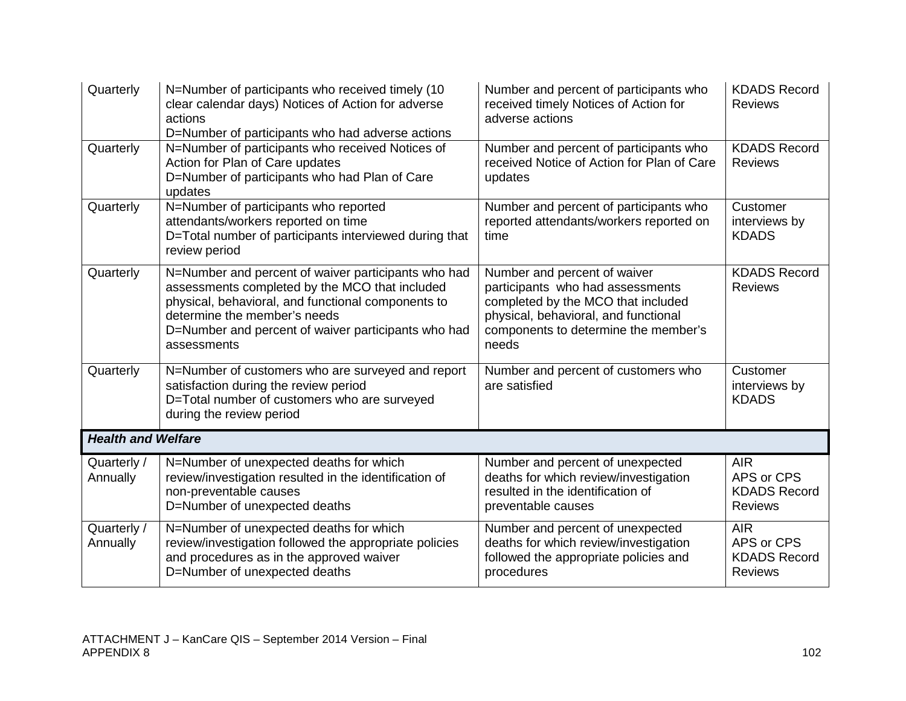| | | | |
|---|---|---|---|
| Quarterly | N=Number of participants who received timely (10 clear calendar days) Notices of Action for adverse actions<br>D=Number of participants who had adverse actions | Number and percent of participants who received timely Notices of Action for adverse actions | KDADS Record Reviews |
| Quarterly | N=Number of participants who received Notices of Action for Plan of Care updates<br>D=Number of participants who had Plan of Care updates | Number and percent of participants who received Notice of Action for Plan of Care updates | KDADS Record Reviews |
| Quarterly | N=Number of participants who reported attendants/workers reported on time<br>D=Total number of participants interviewed during that review period | Number and percent of participants who reported attendants/workers reported on time | Customer interviews by KDADS |
| Quarterly | N=Number and percent of waiver participants who had assessments completed by the MCO that included physical, behavioral, and functional components to determine the member's needs<br>D=Number and percent of waiver participants who had assessments | Number and percent of waiver participants who had assessments completed by the MCO that included physical, behavioral, and functional components to determine the member's needs | KDADS Record Reviews |
| Quarterly | N=Number of customers who are surveyed and report satisfaction during the review period<br>D=Total number of customers who are surveyed during the review period | Number and percent of customers who are satisfied | Customer interviews by KDADS |
| ***Health and Welfare*** | | | |
| Quarterly / Annually | N=Number of unexpected deaths for which review/investigation resulted in the identification of non-preventable causes<br>D=Number of unexpected deaths | Number and percent of unexpected deaths for which review/investigation resulted in the identification of preventable causes | AIR<br>APS or CPS<br>KDADS Record Reviews |
| Quarterly / Annually | N=Number of unexpected deaths for which review/investigation followed the appropriate policies and procedures as in the approved waiver<br>D=Number of unexpected deaths | Number and percent of unexpected deaths for which review/investigation followed the appropriate policies and procedures | AIR<br>APS or CPS<br>KDADS Record Reviews |

ATTACHMENT J – KanCare QIS – September 2014 Version – Final
APPENDIX 8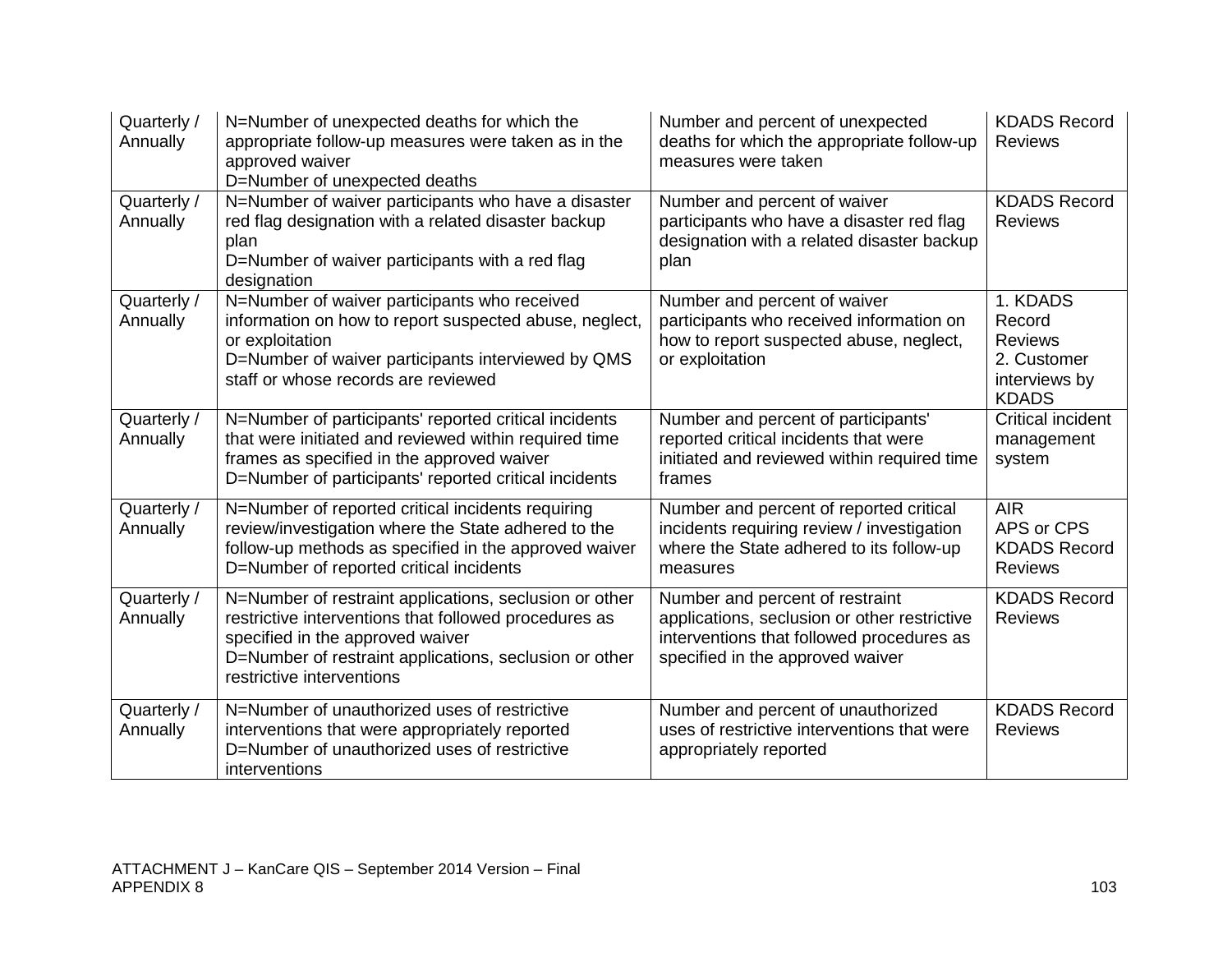| | | | |
|---|---|---|---|
| Quarterly / Annually | N=Number of unexpected deaths for which the appropriate follow-up measures were taken as in the approved waiver<br>D=Number of unexpected deaths | Number and percent of unexpected deaths for which the appropriate follow-up measures were taken | KDADS Record Reviews |
| Quarterly / Annually | N=Number of waiver participants who have a disaster red flag designation with a related disaster backup plan<br>D=Number of waiver participants with a red flag designation | Number and percent of waiver participants who have a disaster red flag designation with a related disaster backup plan | KDADS Record Reviews |
| Quarterly / Annually | N=Number of waiver participants who received information on how to report suspected abuse, neglect, or exploitation<br>D=Number of waiver participants interviewed by QMS staff or whose records are reviewed | Number and percent of waiver participants who received information on how to report suspected abuse, neglect, or exploitation | 1. KDADS Record Reviews<br>2. Customer interviews by KDADS |
| Quarterly / Annually | N=Number of participants' reported critical incidents that were initiated and reviewed within required time frames as specified in the approved waiver<br>D=Number of participants' reported critical incidents | Number and percent of participants' reported critical incidents that were initiated and reviewed within required time frames | Critical incident management system |
| Quarterly / Annually | N=Number of reported critical incidents requiring review/investigation where the State adhered to the follow-up methods as specified in the approved waiver<br>D=Number of reported critical incidents | Number and percent of reported critical incidents requiring review / investigation where the State adhered to its follow-up measures | AIR<br>APS or CPS<br>KDADS Record Reviews |
| Quarterly / Annually | N=Number of restraint applications, seclusion or other restrictive interventions that followed procedures as specified in the approved waiver<br>D=Number of restraint applications, seclusion or other restrictive interventions | Number and percent of restraint applications, seclusion or other restrictive interventions that followed procedures as specified in the approved waiver | KDADS Record Reviews |
| Quarterly / Annually | N=Number of unauthorized uses of restrictive interventions that were appropriately reported<br>D=Number of unauthorized uses of restrictive interventions | Number and percent of unauthorized uses of restrictive interventions that were appropriately reported | KDADS Record Reviews |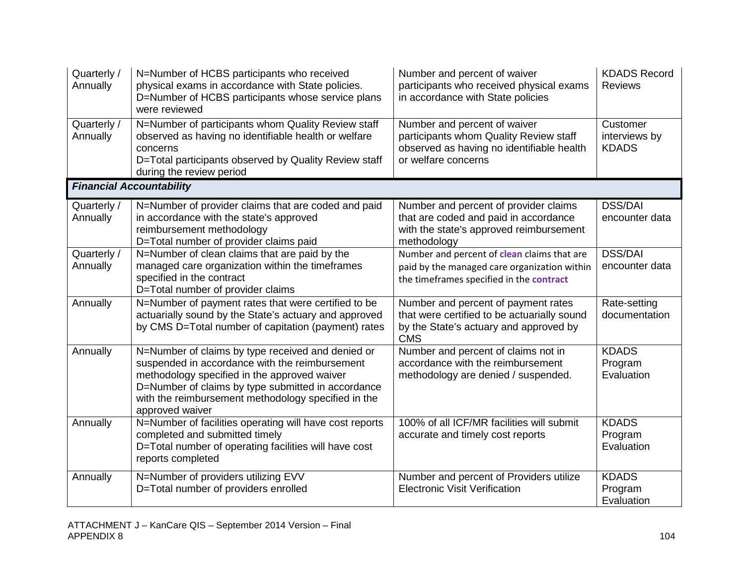| | | | |
|---|---|---|---|
| Quarterly / Annually | N=Number of HCBS participants who received physical exams in accordance with State policies.<br>D=Number of HCBS participants whose service plans were reviewed | Number and percent of waiver participants who received physical exams in accordance with State policies | KDADS Record Reviews |
| Quarterly / Annually | N=Number of participants whom Quality Review staff observed as having no identifiable health or welfare concerns<br>D=Total participants observed by Quality Review staff during the review period | Number and percent of waiver participants whom Quality Review staff observed as having no identifiable health or welfare concerns | Customer interviews by KDADS |
| ***Financial Accountability*** | | | |
| Quarterly / Annually | N=Number of provider claims that are coded and paid in accordance with the state's approved reimbursement methodology<br>D=Total number of provider claims paid | Number and percent of provider claims that are coded and paid in accordance with the state's approved reimbursement methodology | DSS/DAI encounter data |
| Quarterly / Annually | N=Number of clean claims that are paid by the managed care organization within the timeframes specified in the contract<br>D=Total number of provider claims | Number and percent of **clean** claims that are paid by the managed care organization within the timeframes specified in the **contract** | DSS/DAI encounter data |
| Annually | N=Number of payment rates that were certified to be actuarially sound by the State's actuary and approved by CMS D=Total number of capitation (payment) rates | Number and percent of payment rates that were certified to be actuarially sound by the State's actuary and approved by CMS | Rate-setting documentation |
| Annually | N=Number of claims by type received and denied or suspended in accordance with the reimbursement methodology specified in the approved waiver<br>D=Number of claims by type submitted in accordance with the reimbursement methodology specified in the approved waiver | Number and percent of claims not in accordance with the reimbursement methodology are denied / suspended. | KDADS Program Evaluation |
| Annually | N=Number of facilities operating will have cost reports completed and submitted timely<br>D=Total number of operating facilities will have cost reports completed | 100% of all ICF/MR facilities will submit accurate and timely cost reports | KDADS Program Evaluation |
| Annually | N=Number of providers utilizing EVV<br>D=Total number of providers enrolled | Number and percent of Providers utilize Electronic Visit Verification | KDADS Program Evaluation |

ATTACHMENT J – KanCare QIS – September 2014 Version – Final
APPENDIX 8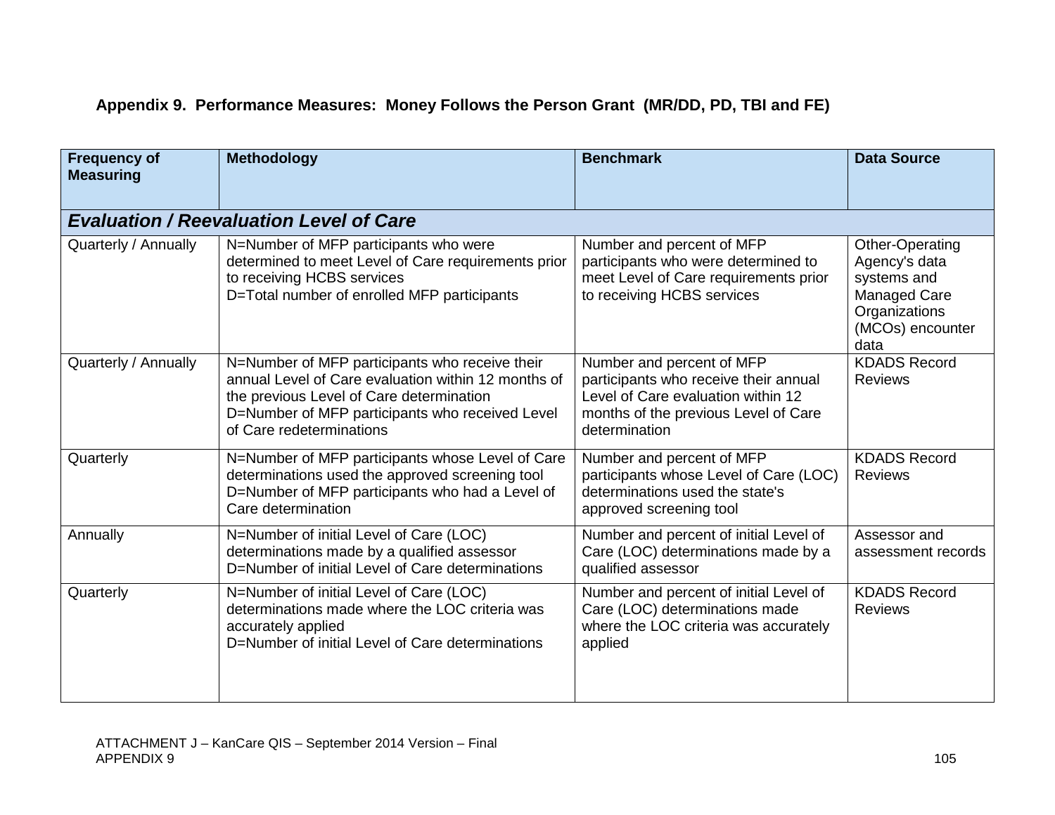### Appendix 9. Performance Measures: Money Follows the Person Grant (MR/DD, PD, TBI and FE)

| Frequency of Measuring | Methodology | Benchmark | Data Source |
|---|---|---|---|
| ***Evaluation / Reevaluation Level of Care*** | | | |
| Quarterly / Annually | N=Number of MFP participants who were determined to meet Level of Care requirements prior to receiving HCBS services<br>D=Total number of enrolled MFP participants | Number and percent of MFP participants who were determined to meet Level of Care requirements prior to receiving HCBS services | Other-Operating Agency's data systems and Managed Care Organizations (MCOs) encounter data |
| Quarterly / Annually | N=Number of MFP participants who receive their annual Level of Care evaluation within 12 months of the previous Level of Care determination<br>D=Number of MFP participants who received Level of Care redeterminations | Number and percent of MFP participants who receive their annual Level of Care evaluation within 12 months of the previous Level of Care determination | KDADS Record Reviews |
| Quarterly | N=Number of MFP participants whose Level of Care determinations used the approved screening tool<br>D=Number of MFP participants who had a Level of Care determination | Number and percent of MFP participants whose Level of Care (LOC) determinations used the state's approved screening tool | KDADS Record Reviews |
| Annually | N=Number of initial Level of Care (LOC) determinations made by a qualified assessor<br>D=Number of initial Level of Care determinations | Number and percent of initial Level of Care (LOC) determinations made by a qualified assessor | Assessor and assessment records |
| Quarterly | N=Number of initial Level of Care (LOC) determinations made where the LOC criteria was accurately applied<br>D=Number of initial Level of Care determinations | Number and percent of initial Level of Care (LOC) determinations made where the LOC criteria was accurately applied | KDADS Record Reviews |

ATTACHMENT J – KanCare QIS – September 2014 Version – Final
APPENDIX 9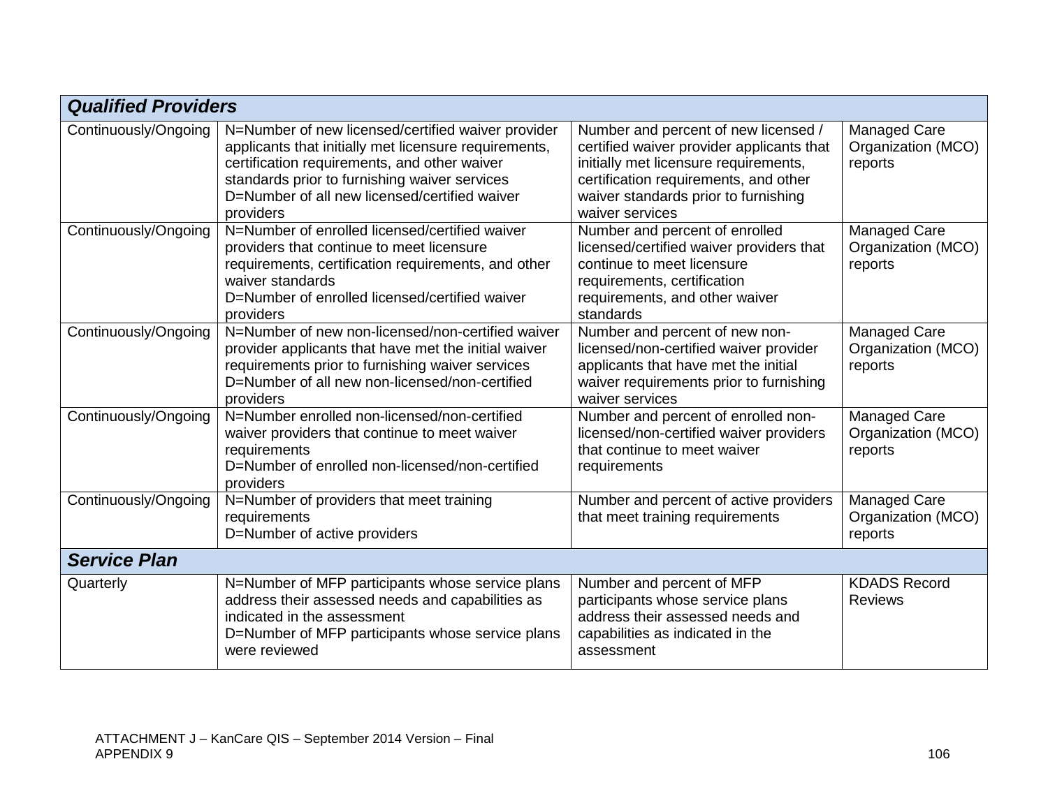| ***Qualified Providers*** | | | |
|---|---|---|---|
| Continuously/Ongoing | N=Number of new licensed/certified waiver provider applicants that initially met licensure requirements, certification requirements, and other waiver standards prior to furnishing waiver services<br>D=Number of all new licensed/certified waiver providers | Number and percent of new licensed / certified waiver provider applicants that initially met licensure requirements, certification requirements, and other waiver standards prior to furnishing waiver services | Managed Care Organization (MCO) reports |
| Continuously/Ongoing | N=Number of enrolled licensed/certified waiver providers that continue to meet licensure requirements, certification requirements, and other waiver standards<br>D=Number of enrolled licensed/certified waiver providers | Number and percent of enrolled licensed/certified waiver providers that continue to meet licensure requirements, certification requirements, and other waiver standards | Managed Care Organization (MCO) reports |
| Continuously/Ongoing | N=Number of new non-licensed/non-certified waiver provider applicants that have met the initial waiver requirements prior to furnishing waiver services<br>D=Number of all new non-licensed/non-certified providers | Number and percent of new non-licensed/non-certified waiver provider applicants that have met the initial waiver requirements prior to furnishing waiver services | Managed Care Organization (MCO) reports |
| Continuously/Ongoing | N=Number enrolled non-licensed/non-certified waiver providers that continue to meet waiver requirements<br>D=Number of enrolled non-licensed/non-certified providers | Number and percent of enrolled non-licensed/non-certified waiver providers that continue to meet waiver requirements | Managed Care Organization (MCO) reports |
| Continuously/Ongoing | N=Number of providers that meet training requirements<br>D=Number of active providers | Number and percent of active providers that meet training requirements | Managed Care Organization (MCO) reports |
| ***Service Plan*** | | | |
| Quarterly | N=Number of MFP participants whose service plans address their assessed needs and capabilities as indicated in the assessment<br>D=Number of MFP participants whose service plans were reviewed | Number and percent of MFP participants whose service plans address their assessed needs and capabilities as indicated in the assessment | KDADS Record Reviews |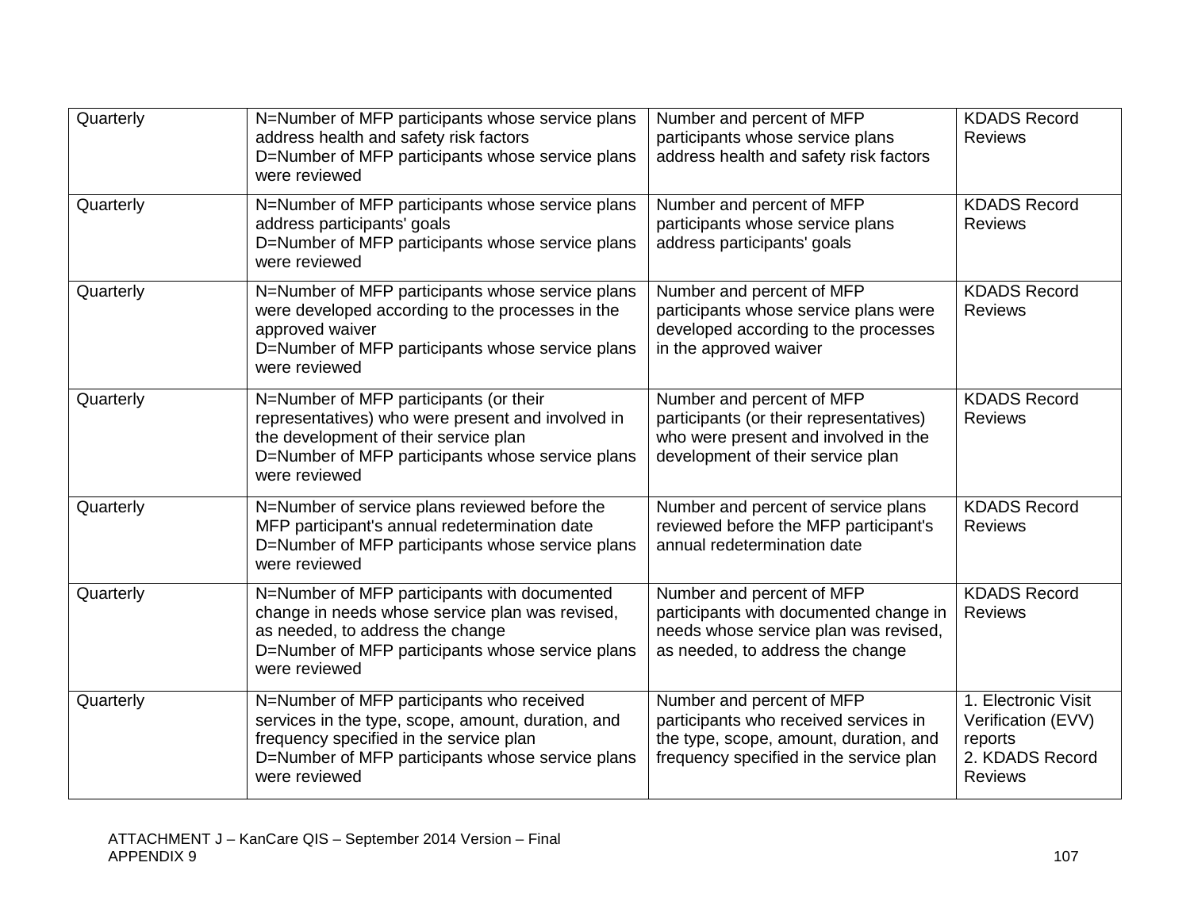| Quarterly | N=Number of MFP participants whose service plans address health and safety risk factors<br>D=Number of MFP participants whose service plans were reviewed | Number and percent of MFP participants whose service plans address health and safety risk factors | KDADS Record Reviews |
|---|---|---|---|
| Quarterly | N=Number of MFP participants whose service plans address participants' goals<br>D=Number of MFP participants whose service plans were reviewed | Number and percent of MFP participants whose service plans address participants' goals | KDADS Record Reviews |
| Quarterly | N=Number of MFP participants whose service plans were developed according to the processes in the approved waiver<br>D=Number of MFP participants whose service plans were reviewed | Number and percent of MFP participants whose service plans were developed according to the processes in the approved waiver | KDADS Record Reviews |
| Quarterly | N=Number of MFP participants (or their representatives) who were present and involved in the development of their service plan<br>D=Number of MFP participants whose service plans were reviewed | Number and percent of MFP participants (or their representatives) who were present and involved in the development of their service plan | KDADS Record Reviews |
| Quarterly | N=Number of service plans reviewed before the MFP participant's annual redetermination date<br>D=Number of MFP participants whose service plans were reviewed | Number and percent of service plans reviewed before the MFP participant's annual redetermination date | KDADS Record Reviews |
| Quarterly | N=Number of MFP participants with documented change in needs whose service plan was revised, as needed, to address the change<br>D=Number of MFP participants whose service plans were reviewed | Number and percent of MFP participants with documented change in needs whose service plan was revised, as needed, to address the change | KDADS Record Reviews |
| Quarterly | N=Number of MFP participants who received services in the type, scope, amount, duration, and frequency specified in the service plan<br>D=Number of MFP participants whose service plans were reviewed | Number and percent of MFP participants who received services in the type, scope, amount, duration, and frequency specified in the service plan | 1. Electronic Visit Verification (EVV) reports<br>2. KDADS Record Reviews |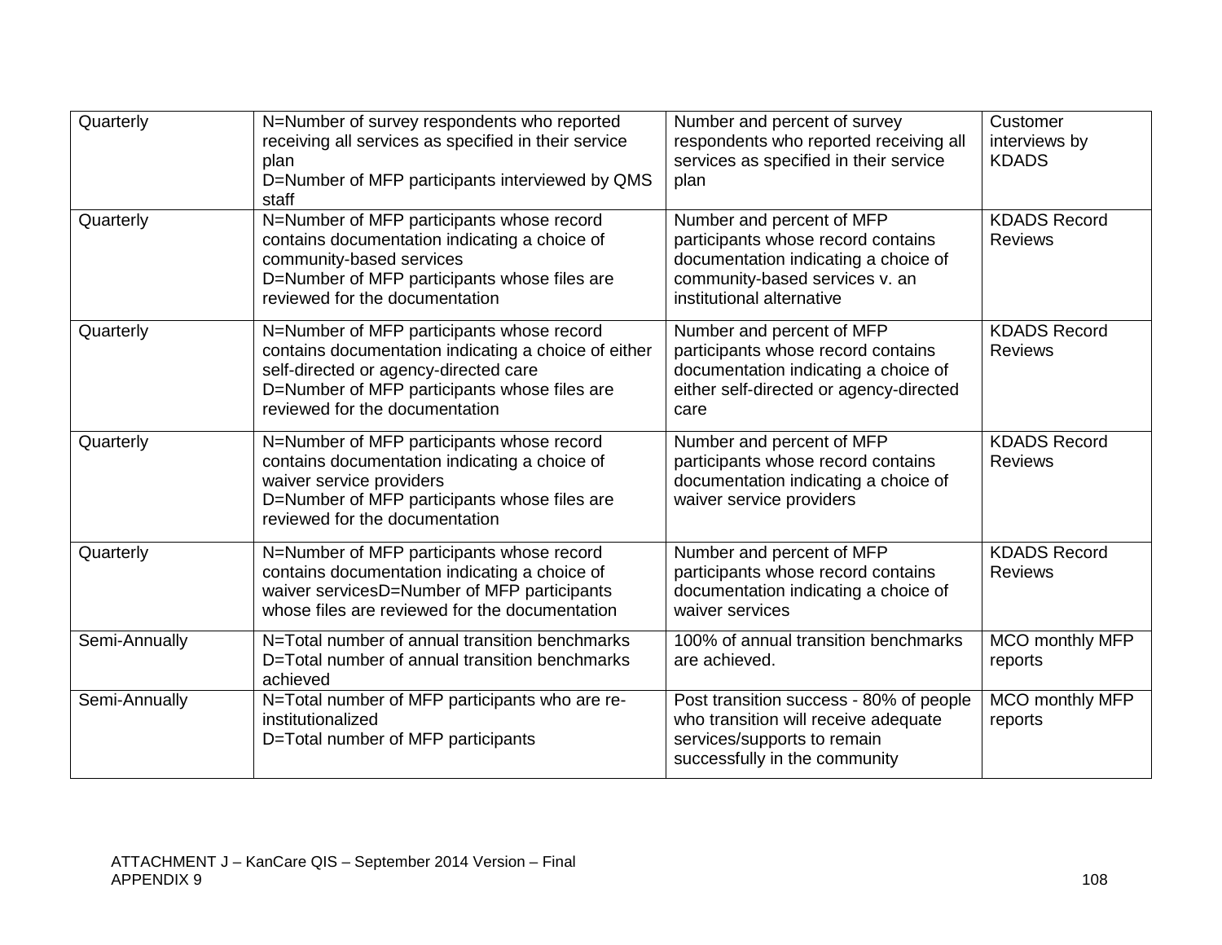| Quarterly | N=Number of survey respondents who reported receiving all services as specified in their service plan<br>D=Number of MFP participants interviewed by QMS staff | Number and percent of survey respondents who reported receiving all services as specified in their service plan | Customer interviews by KDADS |
|---|---|---|---|
| Quarterly | N=Number of MFP participants whose record contains documentation indicating a choice of community-based services<br>D=Number of MFP participants whose files are reviewed for the documentation | Number and percent of MFP participants whose record contains documentation indicating a choice of community-based services v. an institutional alternative | KDADS Record Reviews |
| Quarterly | N=Number of MFP participants whose record contains documentation indicating a choice of either self-directed or agency-directed care<br>D=Number of MFP participants whose files are reviewed for the documentation | Number and percent of MFP participants whose record contains documentation indicating a choice of either self-directed or agency-directed care | KDADS Record Reviews |
| Quarterly | N=Number of MFP participants whose record contains documentation indicating a choice of waiver service providers<br>D=Number of MFP participants whose files are reviewed for the documentation | Number and percent of MFP participants whose record contains documentation indicating a choice of waiver service providers | KDADS Record Reviews |
| Quarterly | N=Number of MFP participants whose record contains documentation indicating a choice of waiver servicesD=Number of MFP participants whose files are reviewed for the documentation | Number and percent of MFP participants whose record contains documentation indicating a choice of waiver services | KDADS Record Reviews |
| Semi-Annually | N=Total number of annual transition benchmarks<br>D=Total number of annual transition benchmarks achieved | 100% of annual transition benchmarks are achieved. | MCO monthly MFP reports |
| Semi-Annually | N=Total number of MFP participants who are re-institutionalized<br>D=Total number of MFP participants | Post transition success - 80% of people who transition will receive adequate services/supports to remain successfully in the community | MCO monthly MFP reports |

ATTACHMENT J – KanCare QIS – September 2014 Version – Final
APPENDIX 9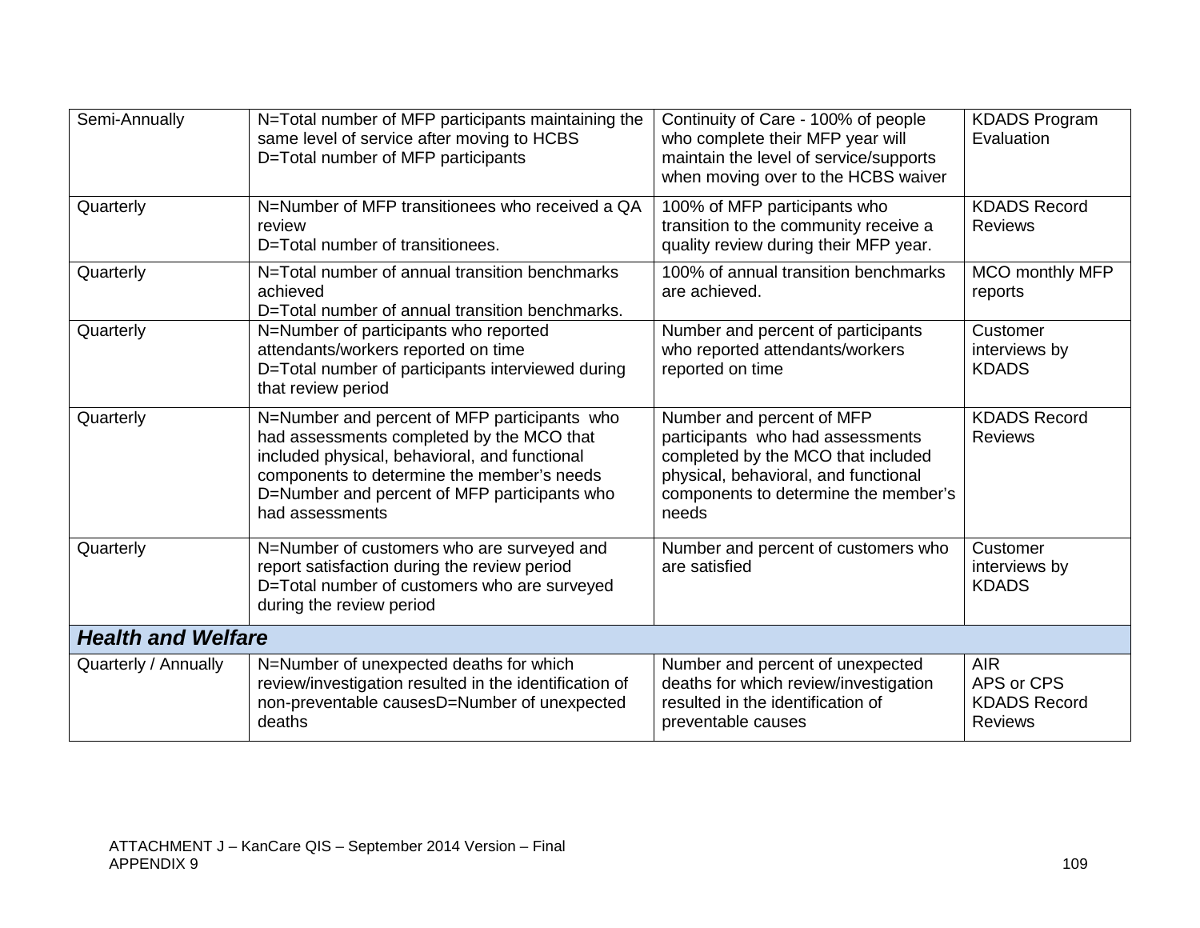| | | | |
|---|---|---|---|
| Semi-Annually | N=Total number of MFP participants maintaining the same level of service after moving to HCBS<br>D=Total number of MFP participants | Continuity of Care - 100% of people who complete their MFP year will maintain the level of service/supports when moving over to the HCBS waiver | KDADS Program Evaluation |
| Quarterly | N=Number of MFP transitionees who received a QA review<br>D=Total number of transitionees. | 100% of MFP participants who transition to the community receive a quality review during their MFP year. | KDADS Record Reviews |
| Quarterly | N=Total number of annual transition benchmarks achieved<br>D=Total number of annual transition benchmarks. | 100% of annual transition benchmarks are achieved. | MCO monthly MFP reports |
| Quarterly | N=Number of participants who reported attendants/workers reported on time<br>D=Total number of participants interviewed during that review period | Number and percent of participants who reported attendants/workers reported on time | Customer interviews by KDADS |
| Quarterly | N=Number and percent of MFP participants who had assessments completed by the MCO that included physical, behavioral, and functional components to determine the member's needs<br>D=Number and percent of MFP participants who had assessments | Number and percent of MFP participants who had assessments completed by the MCO that included physical, behavioral, and functional components to determine the member's needs | KDADS Record Reviews |
| Quarterly | N=Number of customers who are surveyed and report satisfaction during the review period<br>D=Total number of customers who are surveyed during the review period | Number and percent of customers who are satisfied | Customer interviews by KDADS |
| ***Health and Welfare*** | | | |
| Quarterly / Annually | N=Number of unexpected deaths for which review/investigation resulted in the identification of non-preventable causesD=Number of unexpected deaths | Number and percent of unexpected deaths for which review/investigation resulted in the identification of preventable causes | AIR<br>APS or CPS<br>KDADS Record Reviews |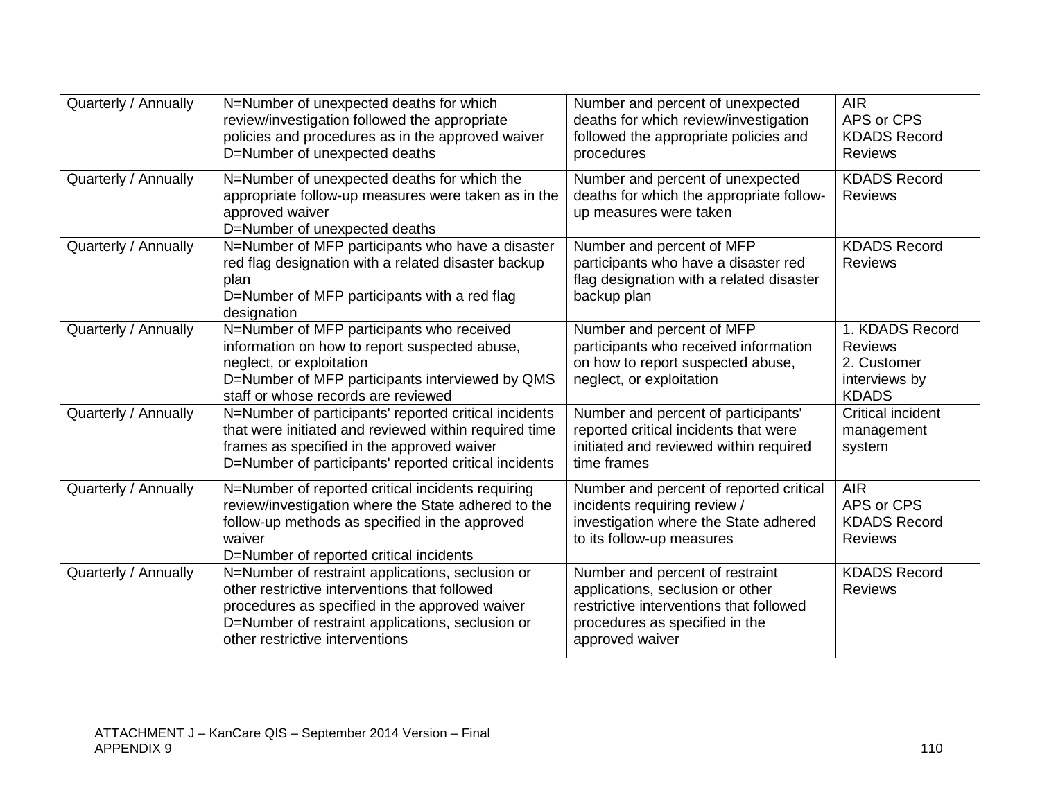| | | | |
|---|---|---|---|
| Quarterly / Annually | N=Number of unexpected deaths for which review/investigation followed the appropriate policies and procedures as in the approved waiver<br>D=Number of unexpected deaths | Number and percent of unexpected deaths for which review/investigation followed the appropriate policies and procedures | AIR<br>APS or CPS<br>KDADS Record Reviews |
| Quarterly / Annually | N=Number of unexpected deaths for which the appropriate follow-up measures were taken as in the approved waiver<br>D=Number of unexpected deaths | Number and percent of unexpected deaths for which the appropriate follow-up measures were taken | KDADS Record Reviews |
| Quarterly / Annually | N=Number of MFP participants who have a disaster red flag designation with a related disaster backup plan<br>D=Number of MFP participants with a red flag designation | Number and percent of MFP participants who have a disaster red flag designation with a related disaster backup plan | KDADS Record Reviews |
| Quarterly / Annually | N=Number of MFP participants who received information on how to report suspected abuse, neglect, or exploitation<br>D=Number of MFP participants interviewed by QMS staff or whose records are reviewed | Number and percent of MFP participants who received information on how to report suspected abuse, neglect, or exploitation | 1. KDADS Record Reviews<br>2. Customer interviews by KDADS |
| Quarterly / Annually | N=Number of participants' reported critical incidents that were initiated and reviewed within required time frames as specified in the approved waiver<br>D=Number of participants' reported critical incidents | Number and percent of participants' reported critical incidents that were initiated and reviewed within required time frames | Critical incident management system |
| Quarterly / Annually | N=Number of reported critical incidents requiring review/investigation where the State adhered to the follow-up methods as specified in the approved waiver<br>D=Number of reported critical incidents | Number and percent of reported critical incidents requiring review / investigation where the State adhered to its follow-up measures | AIR<br>APS or CPS<br>KDADS Record Reviews |
| Quarterly / Annually | N=Number of restraint applications, seclusion or other restrictive interventions that followed procedures as specified in the approved waiver<br>D=Number of restraint applications, seclusion or other restrictive interventions | Number and percent of restraint applications, seclusion or other restrictive interventions that followed procedures as specified in the approved waiver | KDADS Record Reviews |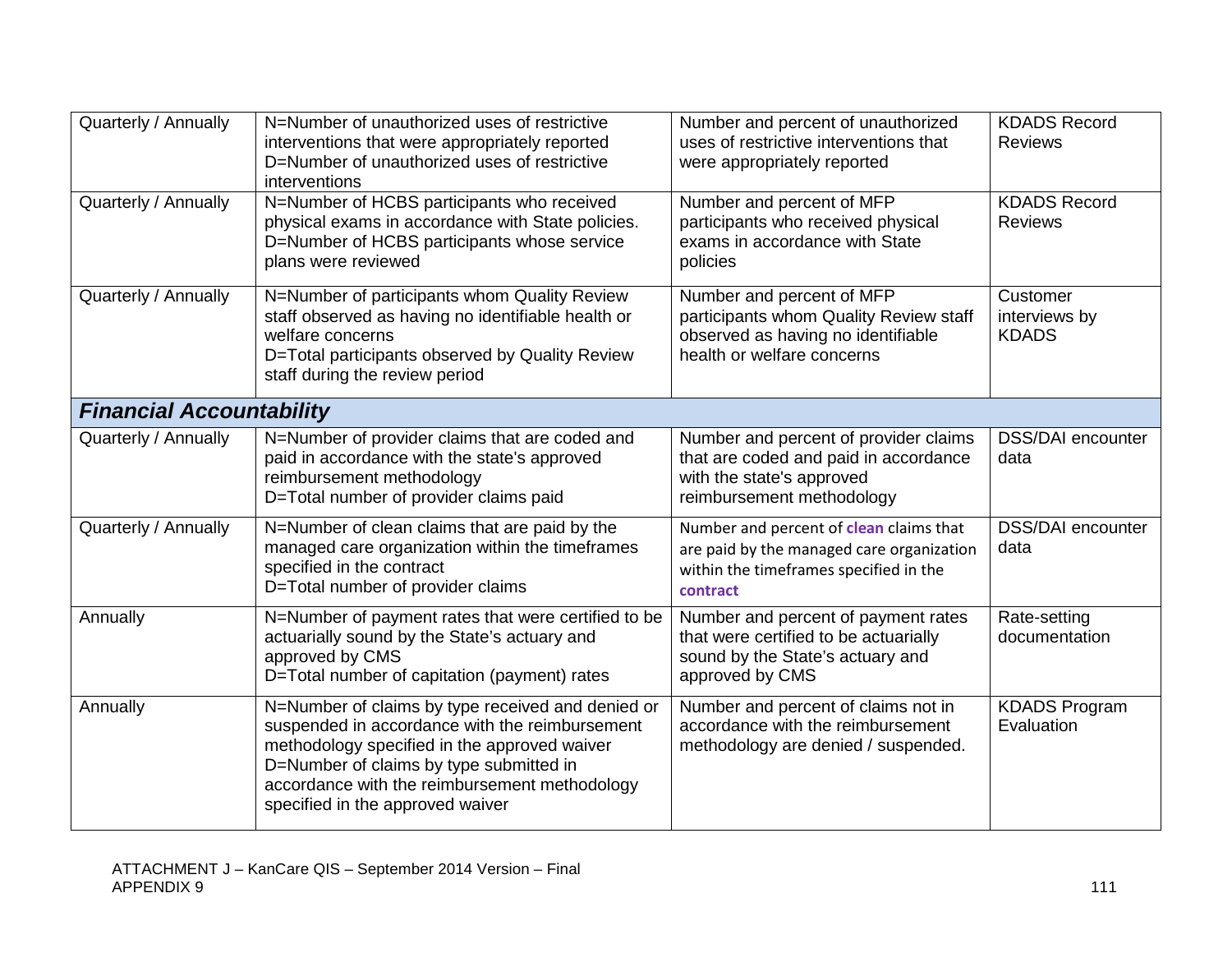| | | | |
|---|---|---|---|
| Quarterly / Annually | N=Number of unauthorized uses of restrictive interventions that were appropriately reported<br>D=Number of unauthorized uses of restrictive interventions | Number and percent of unauthorized uses of restrictive interventions that were appropriately reported | KDADS Record Reviews |
| Quarterly / Annually | N=Number of HCBS participants who received physical exams in accordance with State policies.<br>D=Number of HCBS participants whose service plans were reviewed | Number and percent of MFP participants who received physical exams in accordance with State policies | KDADS Record Reviews |
| Quarterly / Annually | N=Number of participants whom Quality Review staff observed as having no identifiable health or welfare concerns<br>D=Total participants observed by Quality Review staff during the review period | Number and percent of MFP participants whom Quality Review staff observed as having no identifiable health or welfare concerns | Customer interviews by KDADS |
| ***Financial Accountability*** | | | |
| Quarterly / Annually | N=Number of provider claims that are coded and paid in accordance with the state's approved reimbursement methodology<br>D=Total number of provider claims paid | Number and percent of provider claims that are coded and paid in accordance with the state's approved reimbursement methodology | DSS/DAI encounter data |
| Quarterly / Annually | N=Number of clean claims that are paid by the managed care organization within the timeframes specified in the contract<br>D=Total number of provider claims | Number and percent of **clean** claims that are paid by the managed care organization within the timeframes specified in the **contract** | DSS/DAI encounter data |
| Annually | N=Number of payment rates that were certified to be actuarially sound by the State's actuary and approved by CMS<br>D=Total number of capitation (payment) rates | Number and percent of payment rates that were certified to be actuarially sound by the State's actuary and approved by CMS | Rate-setting documentation |
| Annually | N=Number of claims by type received and denied or suspended in accordance with the reimbursement methodology specified in the approved waiver<br>D=Number of claims by type submitted in accordance with the reimbursement methodology specified in the approved waiver | Number and percent of claims not in accordance with the reimbursement methodology are denied / suspended. | KDADS Program Evaluation |

ATTACHMENT J – KanCare QIS – September 2014 Version – Final
APPENDIX 9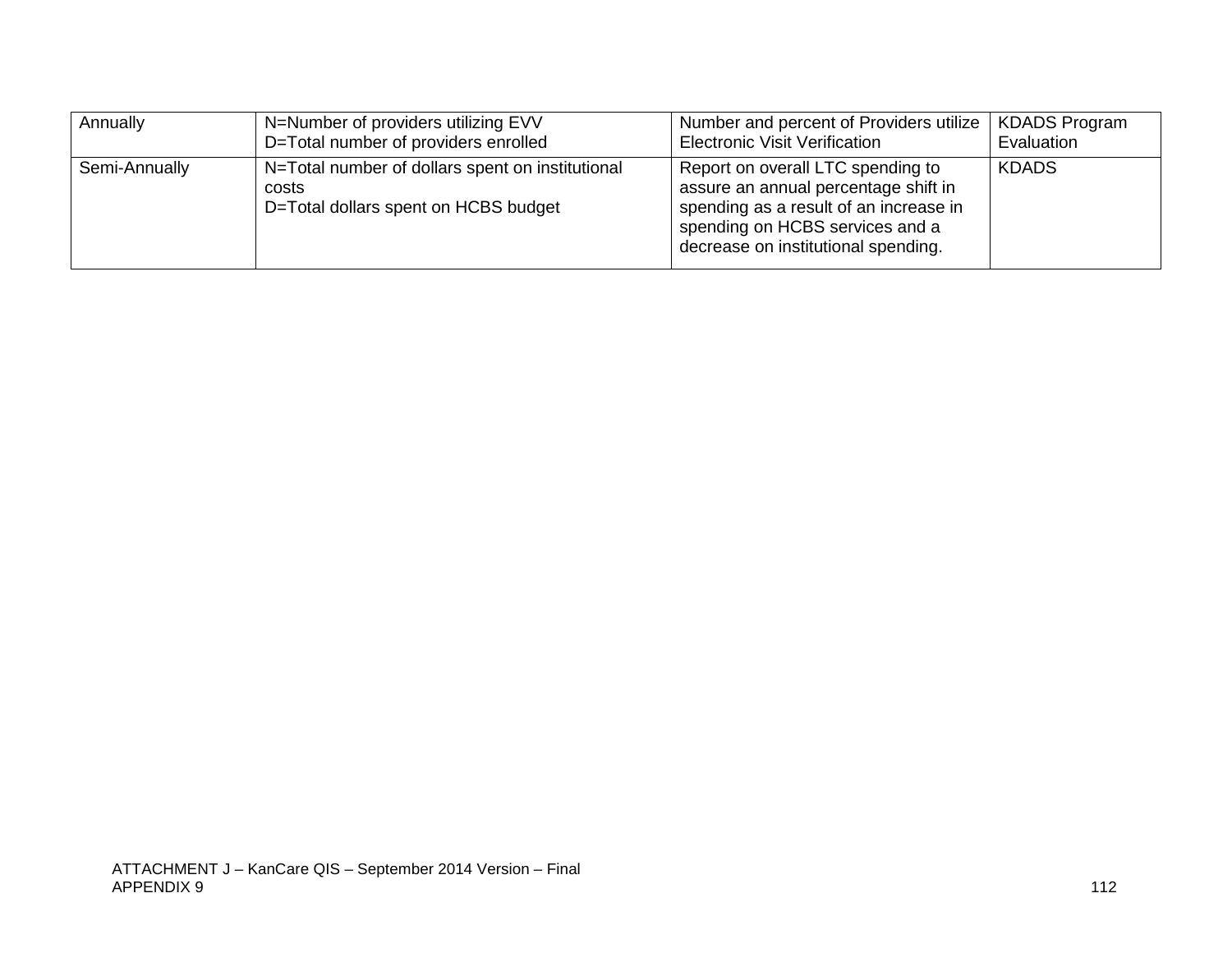| Annually | N=Number of providers utilizing EVV<br>D=Total number of providers enrolled | Number and percent of Providers utilize Electronic Visit Verification | KDADS Program Evaluation |
|---|---|---|---|
| Semi-Annually | N=Total number of dollars spent on institutional costs<br>D=Total dollars spent on HCBS budget | Report on overall LTC spending to assure an annual percentage shift in spending as a result of an increase in spending on HCBS services and a decrease on institutional spending. | KDADS |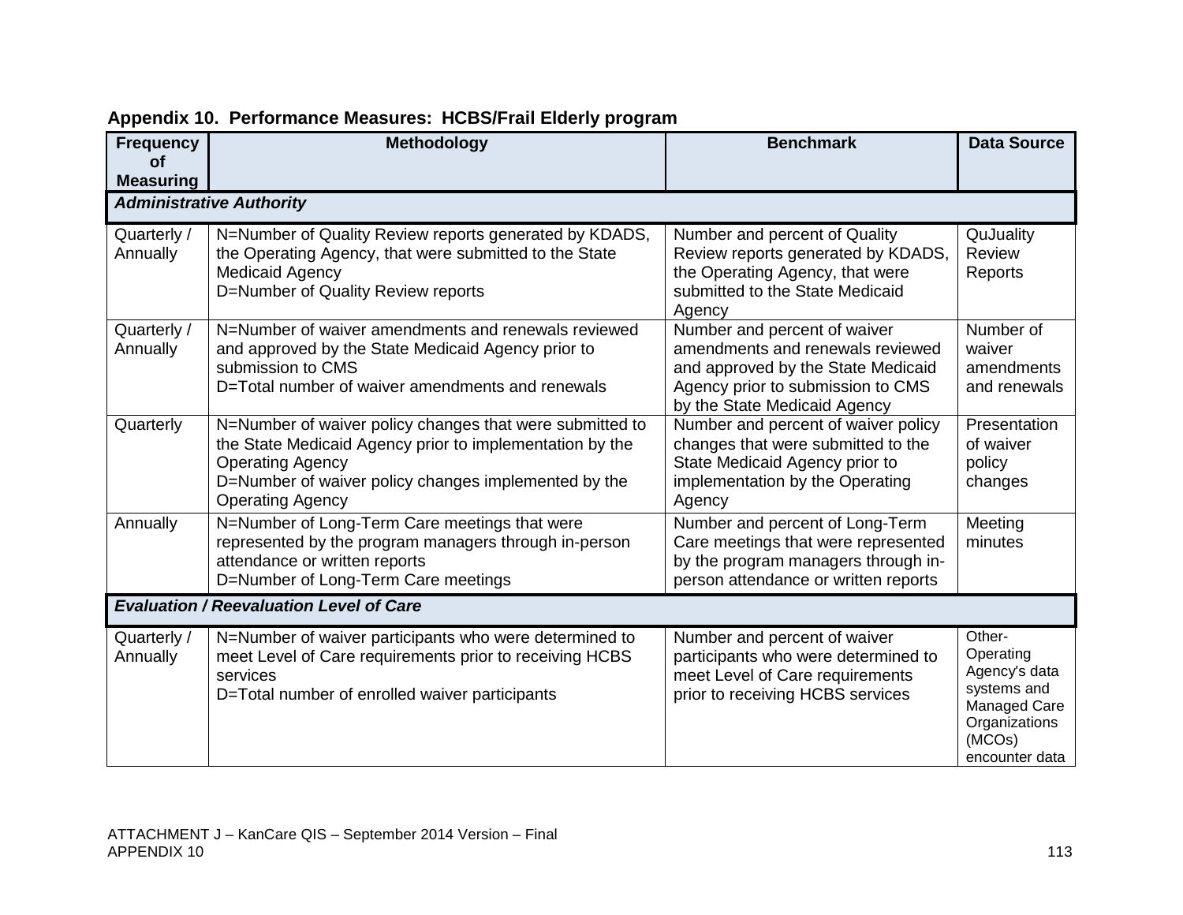**Appendix 10. Performance Measures: HCBS/Frail Elderly program**

| Frequency of Measuring | Methodology | Benchmark | Data Source |
|---|---|---|---|
| ***Administrative Authority*** | | | |
| Quarterly / Annually | N=Number of Quality Review reports generated by KDADS, the Operating Agency, that were submitted to the State Medicaid Agency<br>D=Number of Quality Review reports | Number and percent of Quality Review reports generated by KDADS, the Operating Agency, that were submitted to the State Medicaid Agency | QuJuality Review Reports |
| Quarterly / Annually | N=Number of waiver amendments and renewals reviewed and approved by the State Medicaid Agency prior to submission to CMS<br>D=Total number of waiver amendments and renewals | Number and percent of waiver amendments and renewals reviewed and approved by the State Medicaid Agency prior to submission to CMS by the State Medicaid Agency | Number of waiver amendments and renewals |
| Quarterly | N=Number of waiver policy changes that were submitted to the State Medicaid Agency prior to implementation by the Operating Agency<br>D=Number of waiver policy changes implemented by the Operating Agency | Number and percent of waiver policy changes that were submitted to the State Medicaid Agency prior to implementation by the Operating Agency | Presentation of waiver policy changes |
| Annually | N=Number of Long-Term Care meetings that were represented by the program managers through in-person attendance or written reports<br>D=Number of Long-Term Care meetings | Number and percent of Long-Term Care meetings that were represented by the program managers through in-person attendance or written reports | Meeting minutes |
| ***Evaluation / Reevaluation Level of Care*** | | | |
| Quarterly / Annually | N=Number of waiver participants who were determined to meet Level of Care requirements prior to receiving HCBS services<br>D=Total number of enrolled waiver participants | Number and percent of waiver participants who were determined to meet Level of Care requirements prior to receiving HCBS services | Other-Operating Agency's data systems and Managed Care Organizations (MCOs) encounter data |

ATTACHMENT J – KanCare QIS – September 2014 Version – Final
APPENDIX 10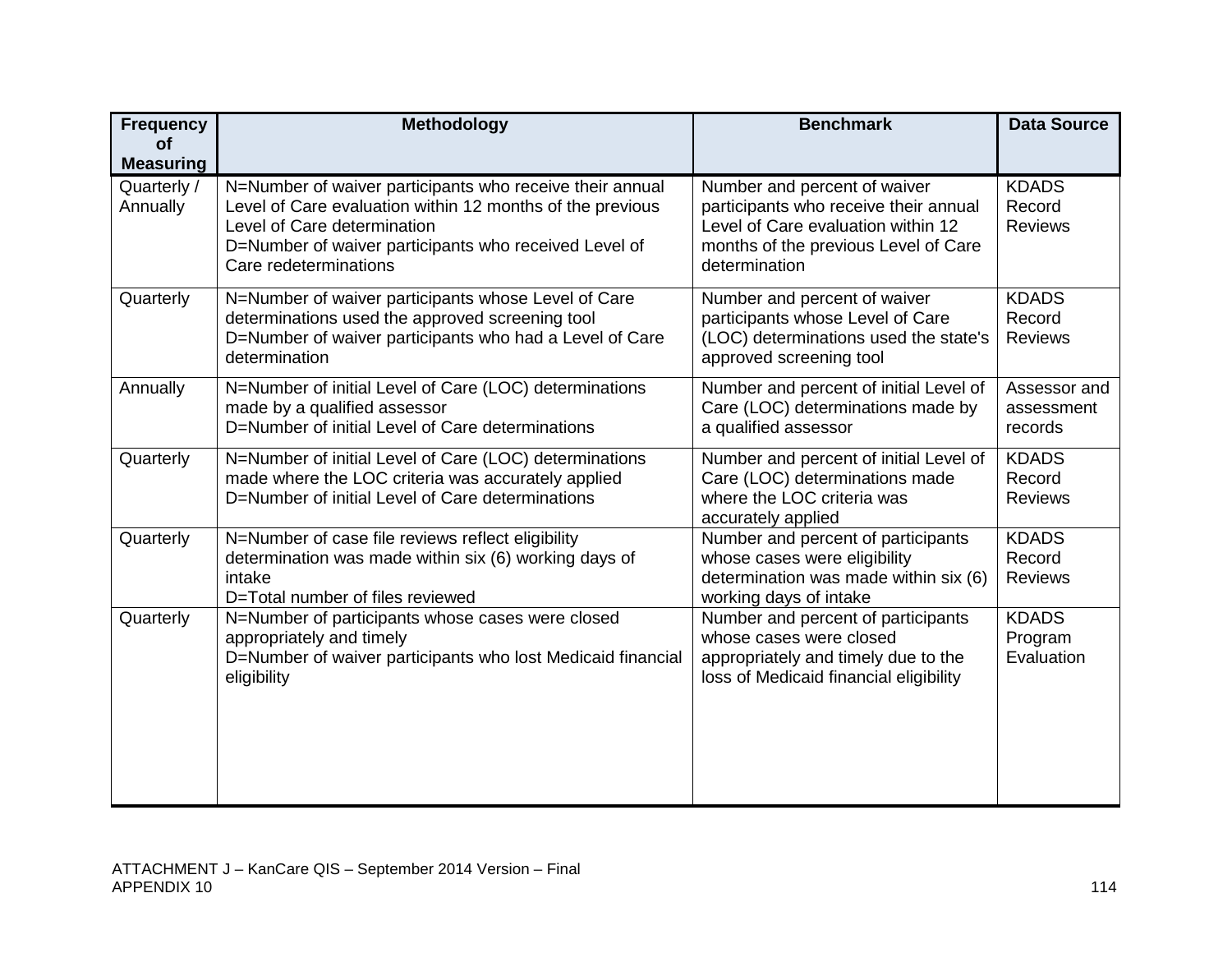| Frequency of Measuring | Methodology | Benchmark | Data Source |
|---|---|---|---|
| Quarterly / Annually | N=Number of waiver participants who receive their annual Level of Care evaluation within 12 months of the previous Level of Care determination<br>D=Number of waiver participants who received Level of Care redeterminations | Number and percent of waiver participants who receive their annual Level of Care evaluation within 12 months of the previous Level of Care determination | KDADS Record Reviews |
| Quarterly | N=Number of waiver participants whose Level of Care determinations used the approved screening tool<br>D=Number of waiver participants who had a Level of Care determination | Number and percent of waiver participants whose Level of Care (LOC) determinations used the state's approved screening tool | KDADS Record Reviews |
| Annually | N=Number of initial Level of Care (LOC) determinations made by a qualified assessor<br>D=Number of initial Level of Care determinations | Number and percent of initial Level of Care (LOC) determinations made by a qualified assessor | Assessor and assessment records |
| Quarterly | N=Number of initial Level of Care (LOC) determinations made where the LOC criteria was accurately applied<br>D=Number of initial Level of Care determinations | Number and percent of initial Level of Care (LOC) determinations made where the LOC criteria was accurately applied | KDADS Record Reviews |
| Quarterly | N=Number of case file reviews reflect eligibility determination was made within six (6) working days of intake<br>D=Total number of files reviewed | Number and percent of participants whose cases were eligibility determination was made within six (6) working days of intake | KDADS Record Reviews |
| Quarterly | N=Number of participants whose cases were closed appropriately and timely<br>D=Number of waiver participants who lost Medicaid financial eligibility | Number and percent of participants whose cases were closed appropriately and timely due to the loss of Medicaid financial eligibility | KDADS Program Evaluation |

ATTACHMENT J – KanCare QIS – September 2014 Version – Final
APPENDIX 10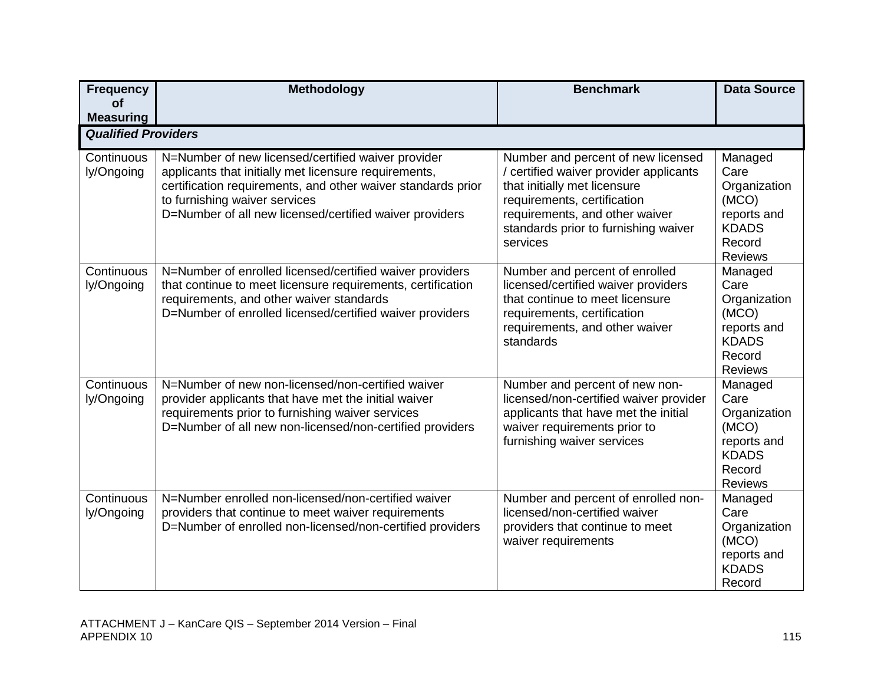| Frequency of Measuring | Methodology | Benchmark | Data Source |
|---|---|---|---|
| ***Qualified Providers*** | | | |
| Continuously/Ongoing | N=Number of new licensed/certified waiver provider applicants that initially met licensure requirements, certification requirements, and other waiver standards prior to furnishing waiver services<br>D=Number of all new licensed/certified waiver providers | Number and percent of new licensed / certified waiver provider applicants that initially met licensure requirements, certification requirements, and other waiver standards prior to furnishing waiver services | Managed Care Organization (MCO) reports and KDADS Record Reviews |
| Continuously/Ongoing | N=Number of enrolled licensed/certified waiver providers that continue to meet licensure requirements, certification requirements, and other waiver standards<br>D=Number of enrolled licensed/certified waiver providers | Number and percent of enrolled licensed/certified waiver providers that continue to meet licensure requirements, certification requirements, and other waiver standards | Managed Care Organization (MCO) reports and KDADS Record Reviews |
| Continuously/Ongoing | N=Number of new non-licensed/non-certified waiver provider applicants that have met the initial waiver requirements prior to furnishing waiver services<br>D=Number of all new non-licensed/non-certified providers | Number and percent of new non-licensed/non-certified waiver provider applicants that have met the initial waiver requirements prior to furnishing waiver services | Managed Care Organization (MCO) reports and KDADS Record Reviews |
| Continuously/Ongoing | N=Number enrolled non-licensed/non-certified waiver providers that continue to meet waiver requirements<br>D=Number of enrolled non-licensed/non-certified providers | Number and percent of enrolled non-licensed/non-certified waiver providers that continue to meet waiver requirements | Managed Care Organization (MCO) reports and KDADS Record |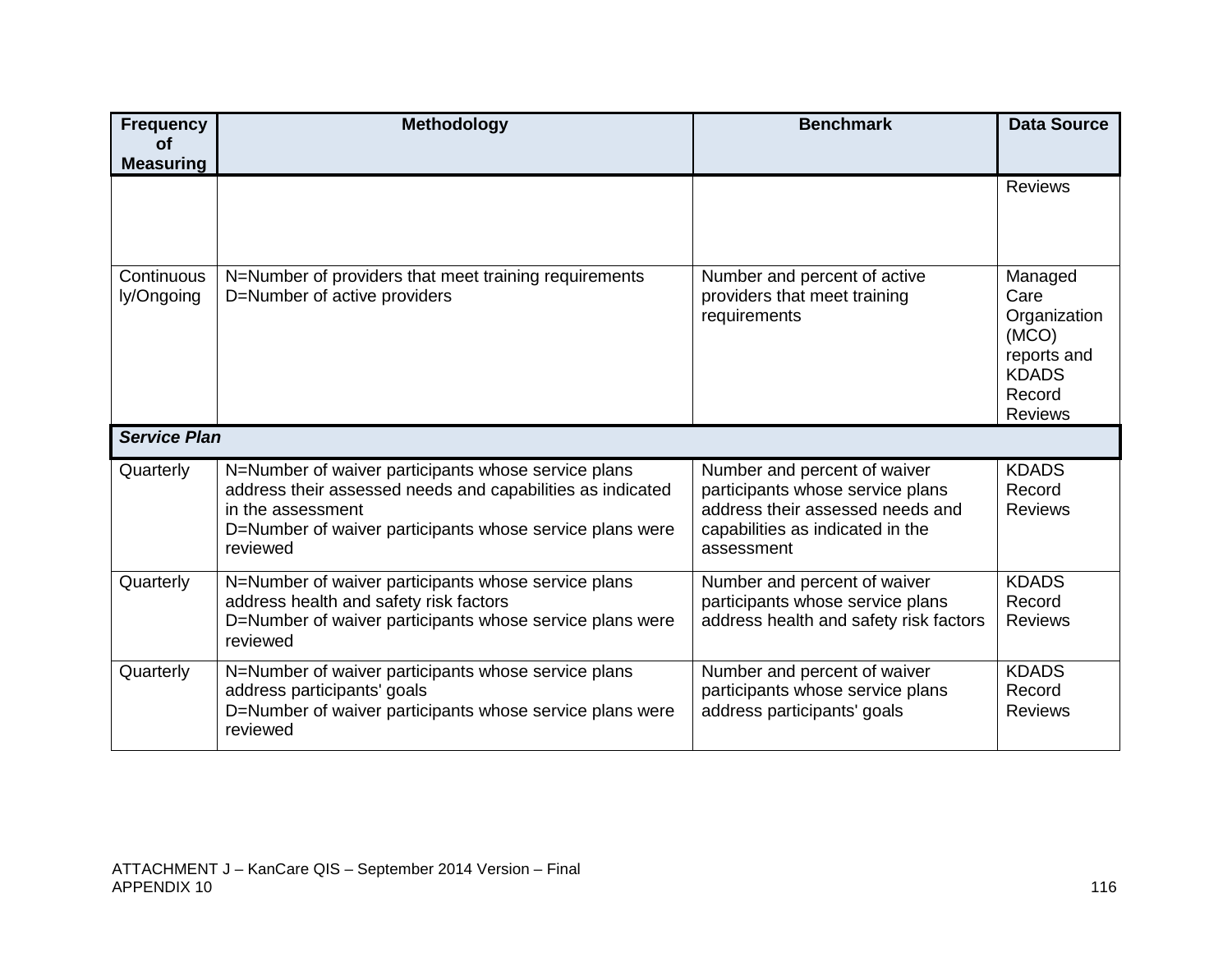| Frequency of Measuring | Methodology | Benchmark | Data Source |
|---|---|---|---|
| | | | Reviews |
| Continuously/Ongoing | N=Number of providers that meet training requirements<br>D=Number of active providers | Number and percent of active providers that meet training requirements | Managed Care Organization (MCO) reports and KDADS Record Reviews |
| ***Service Plan*** | | | |
| Quarterly | N=Number of waiver participants whose service plans address their assessed needs and capabilities as indicated in the assessment<br>D=Number of waiver participants whose service plans were reviewed | Number and percent of waiver participants whose service plans address their assessed needs and capabilities as indicated in the assessment | KDADS Record Reviews |
| Quarterly | N=Number of waiver participants whose service plans address health and safety risk factors<br>D=Number of waiver participants whose service plans were reviewed | Number and percent of waiver participants whose service plans address health and safety risk factors | KDADS Record Reviews |
| Quarterly | N=Number of waiver participants whose service plans address participants' goals<br>D=Number of waiver participants whose service plans were reviewed | Number and percent of waiver participants whose service plans address participants' goals | KDADS Record Reviews |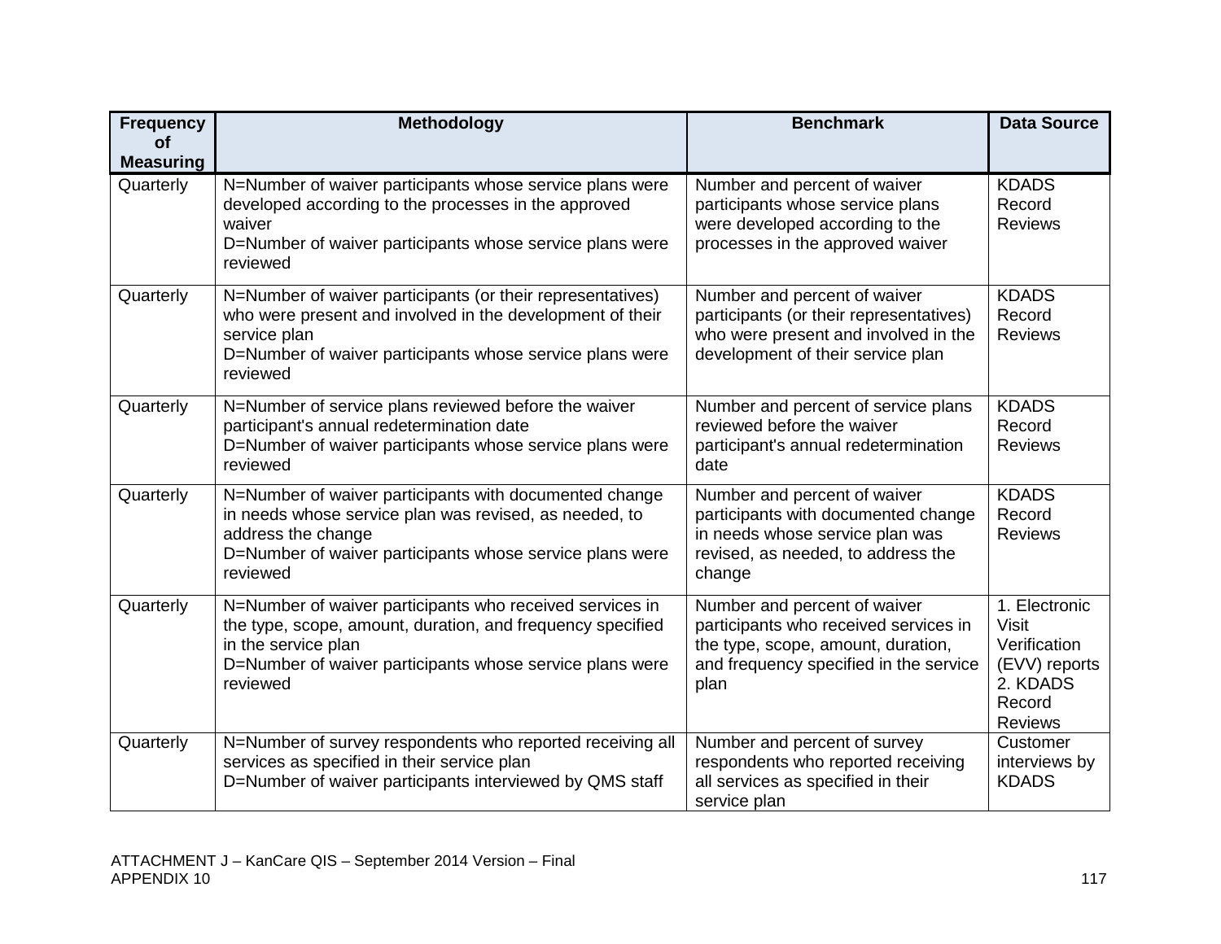| Frequency of Measuring | Methodology | Benchmark | Data Source |
|---|---|---|---|
| Quarterly | N=Number of waiver participants whose service plans were developed according to the processes in the approved waiver<br>D=Number of waiver participants whose service plans were reviewed | Number and percent of waiver participants whose service plans were developed according to the processes in the approved waiver | KDADS Record Reviews |
| Quarterly | N=Number of waiver participants (or their representatives) who were present and involved in the development of their service plan<br>D=Number of waiver participants whose service plans were reviewed | Number and percent of waiver participants (or their representatives) who were present and involved in the development of their service plan | KDADS Record Reviews |
| Quarterly | N=Number of service plans reviewed before the waiver participant's annual redetermination date<br>D=Number of waiver participants whose service plans were reviewed | Number and percent of service plans reviewed before the waiver participant's annual redetermination date | KDADS Record Reviews |
| Quarterly | N=Number of waiver participants with documented change in needs whose service plan was revised, as needed, to address the change<br>D=Number of waiver participants whose service plans were reviewed | Number and percent of waiver participants with documented change in needs whose service plan was revised, as needed, to address the change | KDADS Record Reviews |
| Quarterly | N=Number of waiver participants who received services in the type, scope, amount, duration, and frequency specified in the service plan<br>D=Number of waiver participants whose service plans were reviewed | Number and percent of waiver participants who received services in the type, scope, amount, duration, and frequency specified in the service plan | 1. Electronic Visit Verification (EVV) reports<br>2. KDADS Record Reviews |
| Quarterly | N=Number of survey respondents who reported receiving all services as specified in their service plan<br>D=Number of waiver participants interviewed by QMS staff | Number and percent of survey respondents who reported receiving all services as specified in their service plan | Customer interviews by KDADS |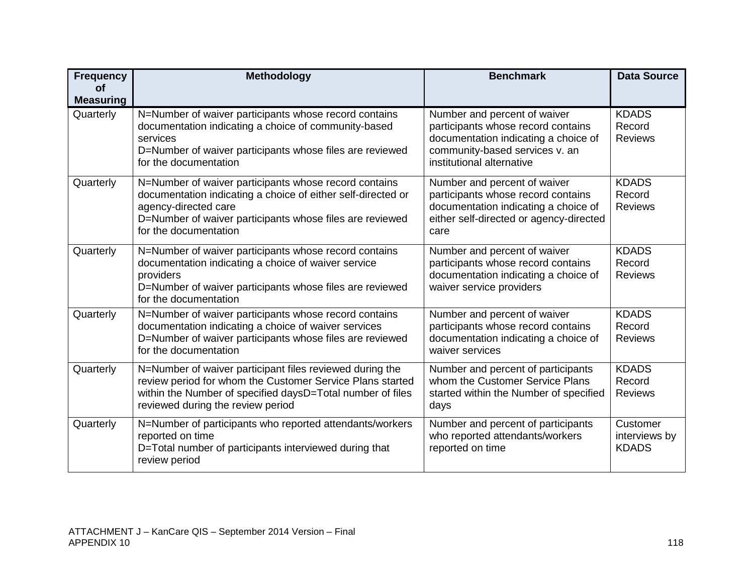| Frequency of Measuring | Methodology | Benchmark | Data Source |
|---|---|---|---|
| Quarterly | N=Number of waiver participants whose record contains documentation indicating a choice of community-based services<br>D=Number of waiver participants whose files are reviewed for the documentation | Number and percent of waiver participants whose record contains documentation indicating a choice of community-based services v. an institutional alternative | KDADS Record Reviews |
| Quarterly | N=Number of waiver participants whose record contains documentation indicating a choice of either self-directed or agency-directed care<br>D=Number of waiver participants whose files are reviewed for the documentation | Number and percent of waiver participants whose record contains documentation indicating a choice of either self-directed or agency-directed care | KDADS Record Reviews |
| Quarterly | N=Number of waiver participants whose record contains documentation indicating a choice of waiver service providers<br>D=Number of waiver participants whose files are reviewed for the documentation | Number and percent of waiver participants whose record contains documentation indicating a choice of waiver service providers | KDADS Record Reviews |
| Quarterly | N=Number of waiver participants whose record contains documentation indicating a choice of waiver services<br>D=Number of waiver participants whose files are reviewed for the documentation | Number and percent of waiver participants whose record contains documentation indicating a choice of waiver services | KDADS Record Reviews |
| Quarterly | N=Number of waiver participant files reviewed during the review period for whom the Customer Service Plans started within the Number of specified daysD=Total number of files reviewed during the review period | Number and percent of participants whom the Customer Service Plans started within the Number of specified days | KDADS Record Reviews |
| Quarterly | N=Number of participants who reported attendants/workers reported on time<br>D=Total number of participants interviewed during that review period | Number and percent of participants who reported attendants/workers reported on time | Customer interviews by KDADS |

ATTACHMENT J – KanCare QIS – September 2014 Version – Final
APPENDIX 10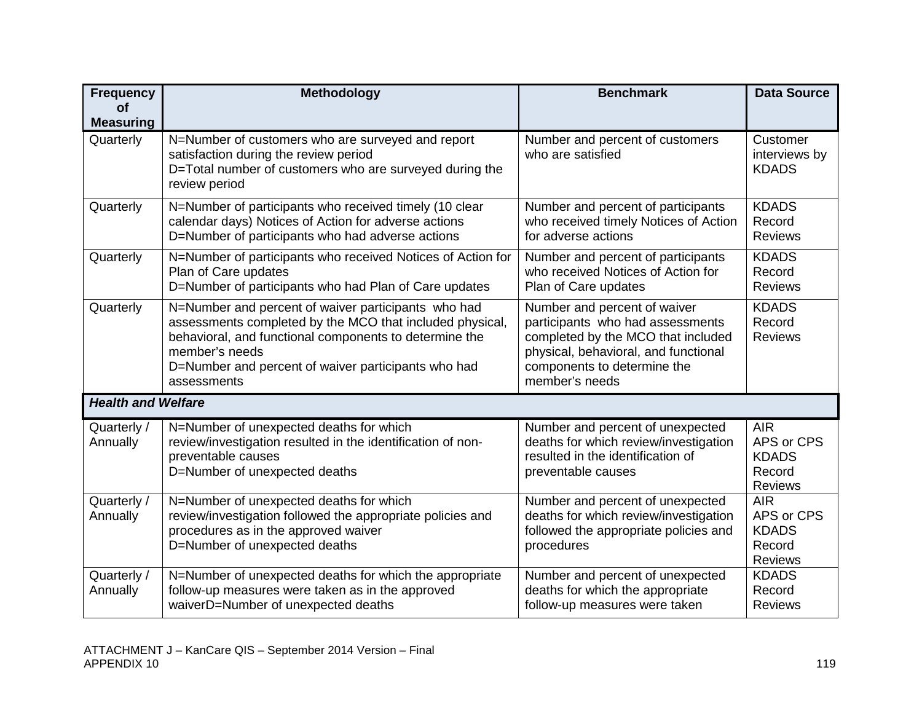| Frequency of Measuring | Methodology | Benchmark | Data Source |
|---|---|---|---|
| Quarterly | N=Number of customers who are surveyed and report satisfaction during the review period<br>D=Total number of customers who are surveyed during the review period | Number and percent of customers who are satisfied | Customer interviews by KDADS |
| Quarterly | N=Number of participants who received timely (10 clear calendar days) Notices of Action for adverse actions<br>D=Number of participants who had adverse actions | Number and percent of participants who received timely Notices of Action for adverse actions | KDADS Record Reviews |
| Quarterly | N=Number of participants who received Notices of Action for Plan of Care updates<br>D=Number of participants who had Plan of Care updates | Number and percent of participants who received Notices of Action for Plan of Care updates | KDADS Record Reviews |
| Quarterly | N=Number and percent of waiver participants who had assessments completed by the MCO that included physical, behavioral, and functional components to determine the member's needs<br>D=Number and percent of waiver participants who had assessments | Number and percent of waiver participants who had assessments completed by the MCO that included physical, behavioral, and functional components to determine the member's needs | KDADS Record Reviews |
| ***Health and Welfare*** | | | |
| Quarterly / Annually | N=Number of unexpected deaths for which review/investigation resulted in the identification of non-preventable causes<br>D=Number of unexpected deaths | Number and percent of unexpected deaths for which review/investigation resulted in the identification of preventable causes | AIR<br>APS or CPS<br>KDADS Record Reviews |
| Quarterly / Annually | N=Number of unexpected deaths for which review/investigation followed the appropriate policies and procedures as in the approved waiver<br>D=Number of unexpected deaths | Number and percent of unexpected deaths for which review/investigation followed the appropriate policies and procedures | AIR<br>APS or CPS<br>KDADS Record Reviews |
| Quarterly / Annually | N=Number of unexpected deaths for which the appropriate follow-up measures were taken as in the approved waiverD=Number of unexpected deaths | Number and percent of unexpected deaths for which the appropriate follow-up measures were taken | KDADS Record Reviews |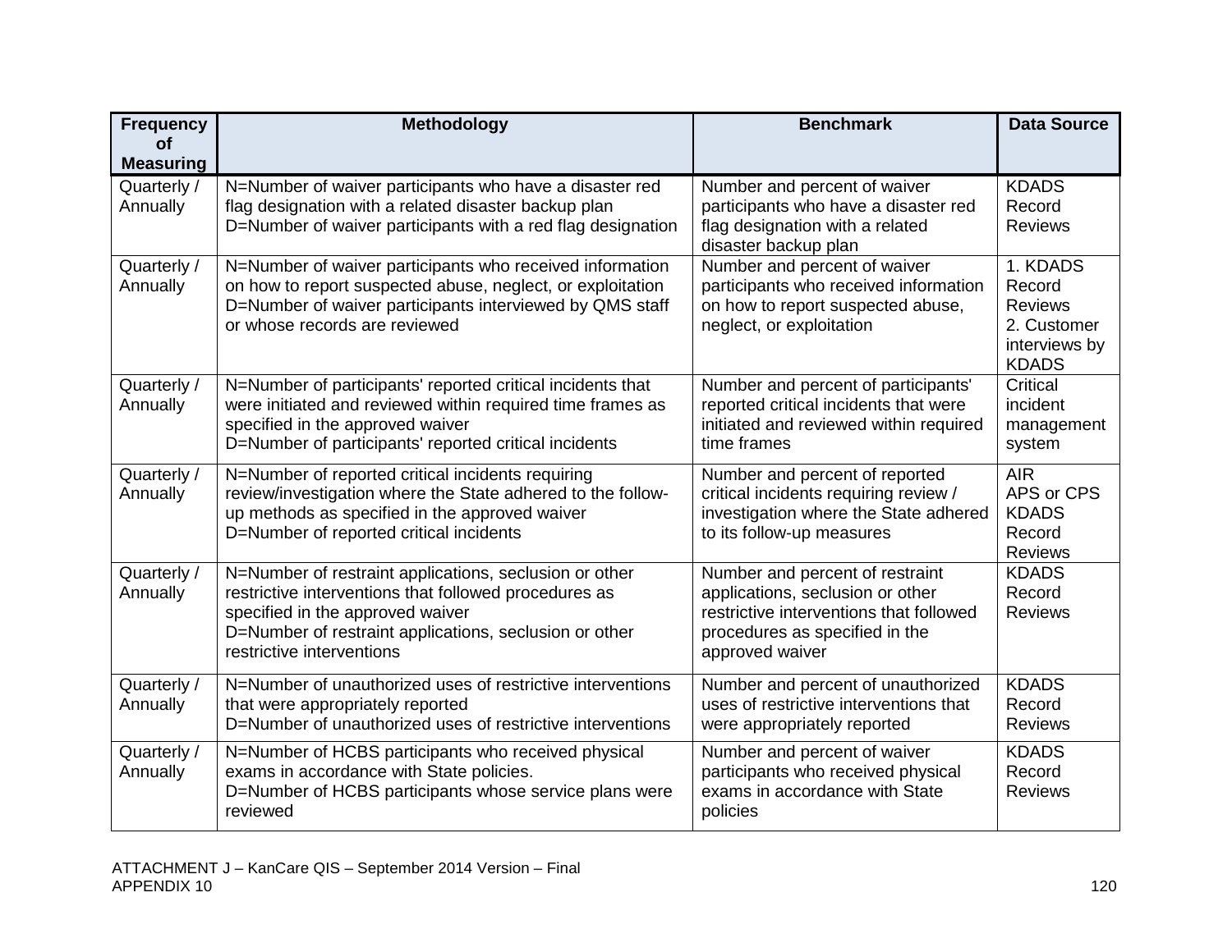| Frequency of Measuring | Methodology | Benchmark | Data Source |
|---|---|---|---|
| Quarterly / Annually | N=Number of waiver participants who have a disaster red flag designation with a related disaster backup plan<br>D=Number of waiver participants with a red flag designation | Number and percent of waiver participants who have a disaster red flag designation with a related disaster backup plan | KDADS Record Reviews |
| Quarterly / Annually | N=Number of waiver participants who received information on how to report suspected abuse, neglect, or exploitation<br>D=Number of waiver participants interviewed by QMS staff or whose records are reviewed | Number and percent of waiver participants who received information on how to report suspected abuse, neglect, or exploitation | 1. KDADS Record Reviews<br>2. Customer interviews by KDADS |
| Quarterly / Annually | N=Number of participants' reported critical incidents that were initiated and reviewed within required time frames as specified in the approved waiver<br>D=Number of participants' reported critical incidents | Number and percent of participants' reported critical incidents that were initiated and reviewed within required time frames | Critical incident management system |
| Quarterly / Annually | N=Number of reported critical incidents requiring review/investigation where the State adhered to the follow-up methods as specified in the approved waiver<br>D=Number of reported critical incidents | Number and percent of reported critical incidents requiring review / investigation where the State adhered to its follow-up measures | AIR<br>APS or CPS<br>KDADS Record Reviews |
| Quarterly / Annually | N=Number of restraint applications, seclusion or other restrictive interventions that followed procedures as specified in the approved waiver<br>D=Number of restraint applications, seclusion or other restrictive interventions | Number and percent of restraint applications, seclusion or other restrictive interventions that followed procedures as specified in the approved waiver | KDADS Record Reviews |
| Quarterly / Annually | N=Number of unauthorized uses of restrictive interventions that were appropriately reported<br>D=Number of unauthorized uses of restrictive interventions | Number and percent of unauthorized uses of restrictive interventions that were appropriately reported | KDADS Record Reviews |
| Quarterly / Annually | N=Number of HCBS participants who received physical exams in accordance with State policies.<br>D=Number of HCBS participants whose service plans were reviewed | Number and percent of waiver participants who received physical exams in accordance with State policies | KDADS Record Reviews |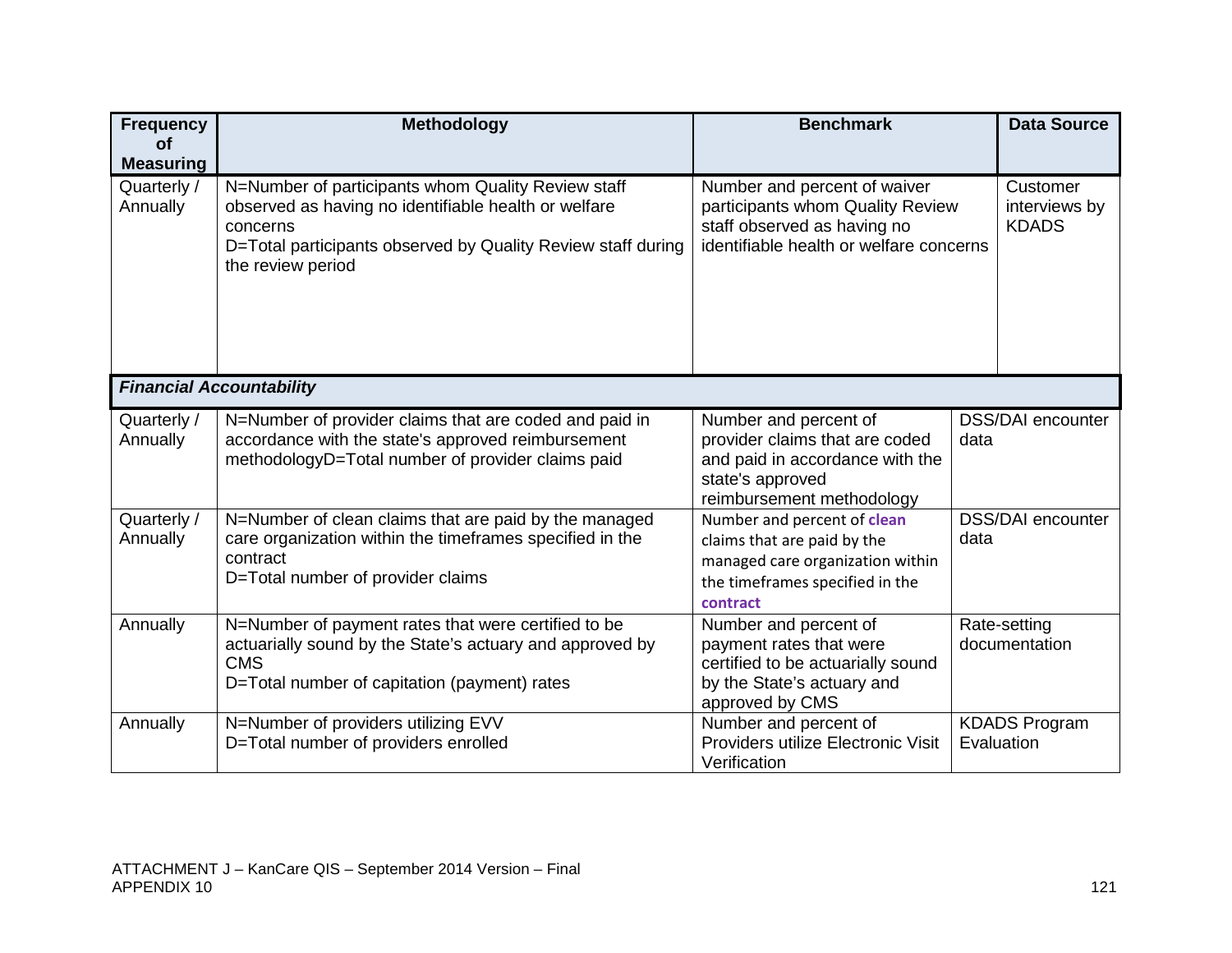| Frequency of Measuring | Methodology | Benchmark | Data Source |
|---|---|---|---|
| Quarterly / Annually | N=Number of participants whom Quality Review staff observed as having no identifiable health or welfare concerns<br>D=Total participants observed by Quality Review staff during the review period | Number and percent of waiver participants whom Quality Review staff observed as having no identifiable health or welfare concerns | Customer interviews by KDADS |
| ***Financial Accountability*** | | | |
| Quarterly / Annually | N=Number of provider claims that are coded and paid in accordance with the state's approved reimbursement methodologyD=Total number of provider claims paid | Number and percent of provider claims that are coded and paid in accordance with the state's approved reimbursement methodology | DSS/DAI encounter data |
| Quarterly / Annually | N=Number of clean claims that are paid by the managed care organization within the timeframes specified in the contract<br>D=Total number of provider claims | Number and percent of **clean** claims that are paid by the managed care organization within the timeframes specified in the **contract** | DSS/DAI encounter data |
| Annually | N=Number of payment rates that were certified to be actuarially sound by the State's actuary and approved by CMS<br>D=Total number of capitation (payment) rates | Number and percent of payment rates that were certified to be actuarially sound by the State's actuary and approved by CMS | Rate-setting documentation |
| Annually | N=Number of providers utilizing EVV<br>D=Total number of providers enrolled | Number and percent of Providers utilize Electronic Visit Verification | KDADS Program Evaluation |

ATTACHMENT J – KanCare QIS – September 2014 Version – Final
APPENDIX 10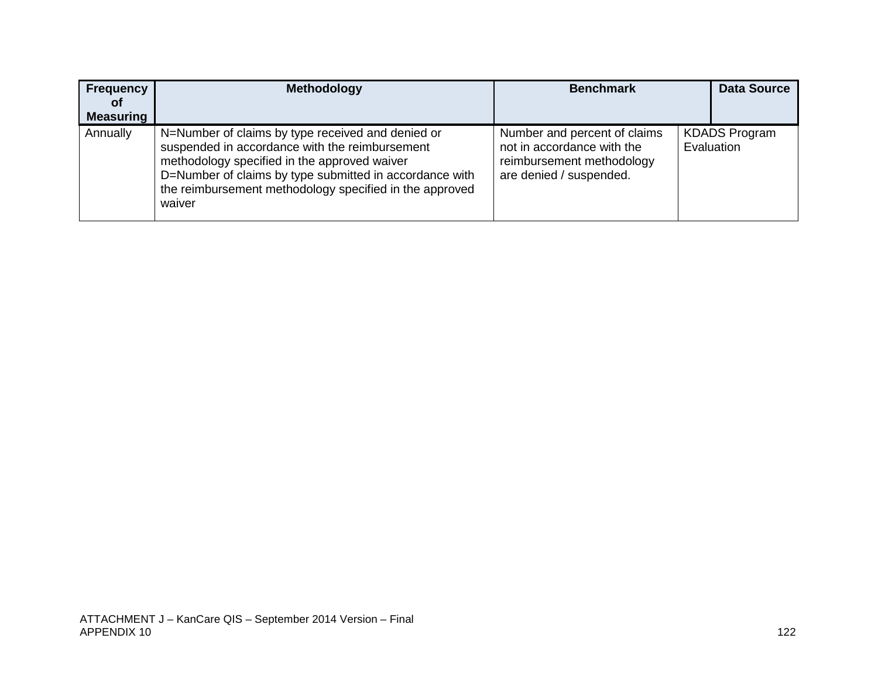| Frequency of Measuring | Methodology | Benchmark | Data Source |
|---|---|---|---|
| Annually | N=Number of claims by type received and denied or suspended in accordance with the reimbursement methodology specified in the approved waiver<br>D=Number of claims by type submitted in accordance with the reimbursement methodology specified in the approved waiver | Number and percent of claims not in accordance with the reimbursement methodology are denied / suspended. | KDADS Program Evaluation |

ATTACHMENT J – KanCare QIS – September 2014 Version – Final
APPENDIX 10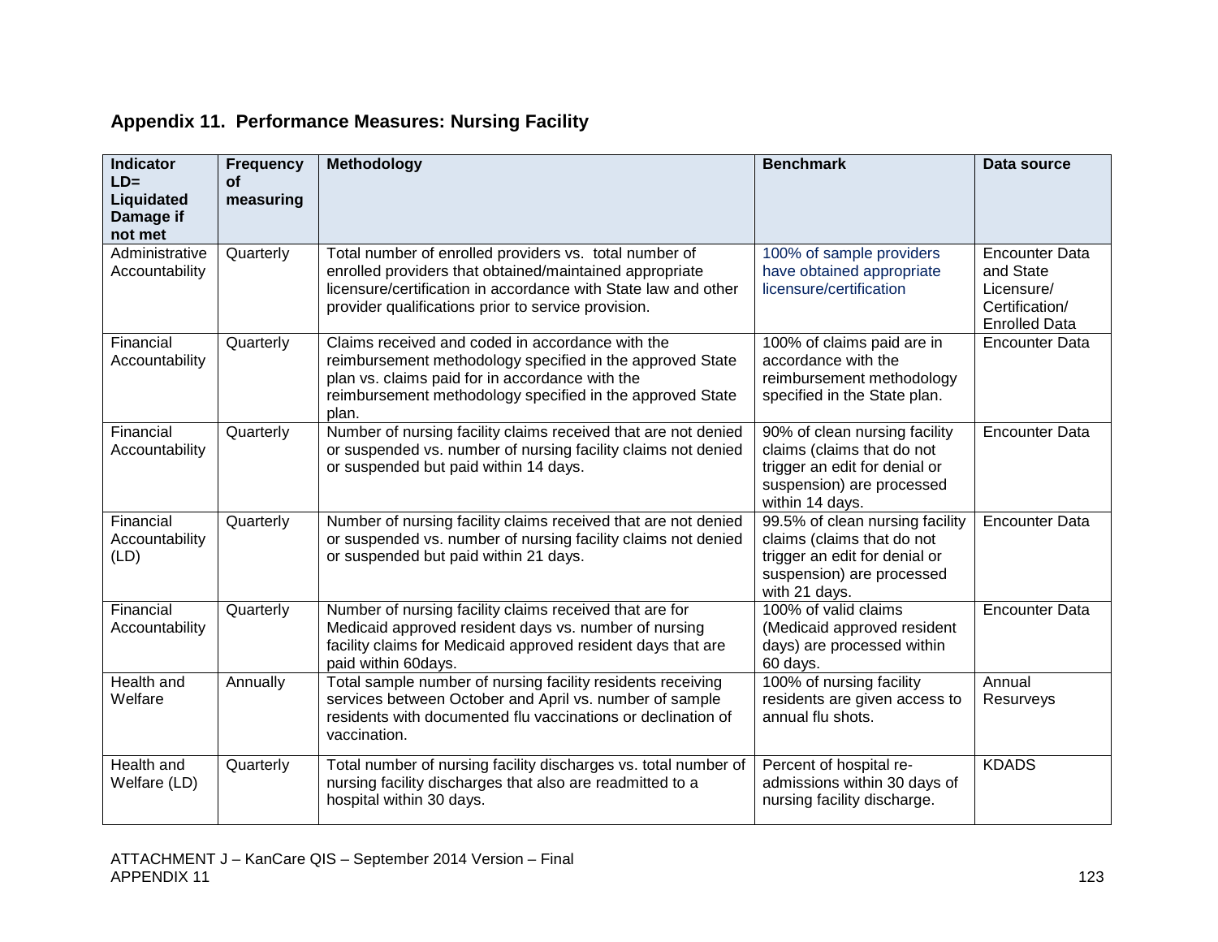## Appendix 11. Performance Measures: Nursing Facility

| Indicator LD= Liquidated Damage if not met | Frequency of measuring | Methodology | Benchmark | Data source |
|---|---|---|---|---|
| Administrative Accountability | Quarterly | Total number of enrolled providers vs. total number of enrolled providers that obtained/maintained appropriate licensure/certification in accordance with State law and other provider qualifications prior to service provision. | 100% of sample providers have obtained appropriate licensure/certification | Encounter Data and State Licensure/ Certification/ Enrolled Data |
| Financial Accountability | Quarterly | Claims received and coded in accordance with the reimbursement methodology specified in the approved State plan vs. claims paid for in accordance with the reimbursement methodology specified in the approved State plan. | 100% of claims paid are in accordance with the reimbursement methodology specified in the State plan. | Encounter Data |
| Financial Accountability | Quarterly | Number of nursing facility claims received that are not denied or suspended vs. number of nursing facility claims not denied or suspended but paid within 14 days. | 90% of clean nursing facility claims (claims that do not trigger an edit for denial or suspension) are processed within 14 days. | Encounter Data |
| Financial Accountability (LD) | Quarterly | Number of nursing facility claims received that are not denied or suspended vs. number of nursing facility claims not denied or suspended but paid within 21 days. | 99.5% of clean nursing facility claims (claims that do not trigger an edit for denial or suspension) are processed with 21 days. | Encounter Data |
| Financial Accountability | Quarterly | Number of nursing facility claims received that are for Medicaid approved resident days vs. number of nursing facility claims for Medicaid approved resident days that are paid within 60days. | 100% of valid claims (Medicaid approved resident days) are processed within 60 days. | Encounter Data |
| Health and Welfare | Annually | Total sample number of nursing facility residents receiving services between October and April vs. number of sample residents with documented flu vaccinations or declination of vaccination. | 100% of nursing facility residents are given access to annual flu shots. | Annual Resurveys |
| Health and Welfare (LD) | Quarterly | Total number of nursing facility discharges vs. total number of nursing facility discharges that also are readmitted to a hospital within 30 days. | Percent of hospital re-admissions within 30 days of nursing facility discharge. | KDADS |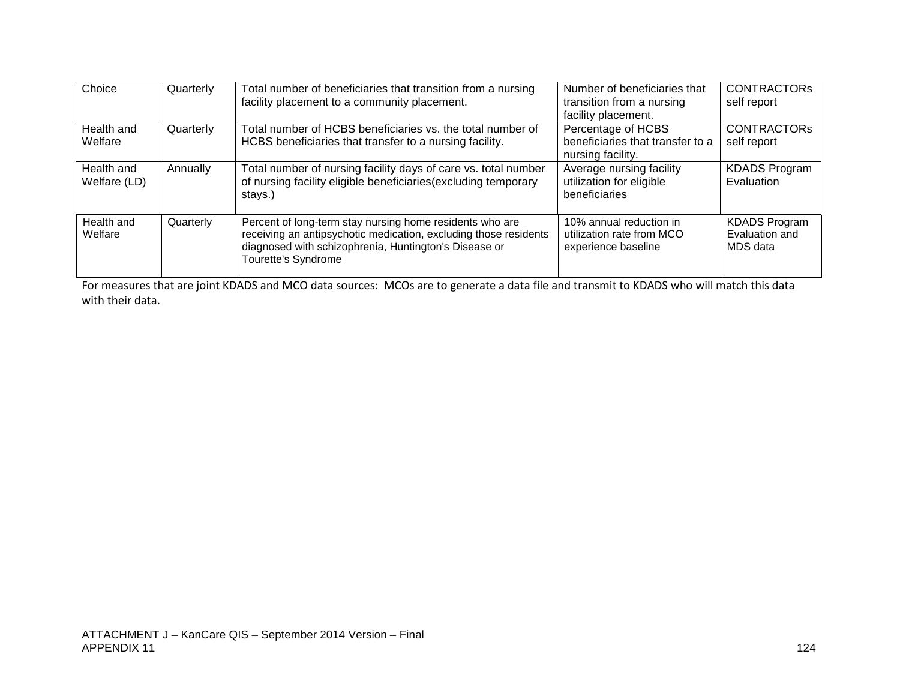| Choice | Quarterly | Total number of beneficiaries that transition from a nursing facility placement to a community placement. | Number of beneficiaries that transition from a nursing facility placement. | CONTRACTORs self report |
|---|---|---|---|---|
| Health and Welfare | Quarterly | Total number of HCBS beneficiaries vs. the total number of HCBS beneficiaries that transfer to a nursing facility. | Percentage of HCBS beneficiaries that transfer to a nursing facility. | CONTRACTORs self report |
| Health and Welfare (LD) | Annually | Total number of nursing facility days of care vs. total number of nursing facility eligible beneficiaries(excluding temporary stays.) | Average nursing facility utilization for eligible beneficiaries | KDADS Program Evaluation |
| Health and Welfare | Quarterly | Percent of long-term stay nursing home residents who are receiving an antipsychotic medication, excluding those residents diagnosed with schizophrenia, Huntington's Disease or Tourette's Syndrome | 10% annual reduction in utilization rate from MCO experience baseline | KDADS Program Evaluation and MDS data |

For measures that are joint KDADS and MCO data sources: MCOs are to generate a data file and transmit to KDADS who will match this data with their data.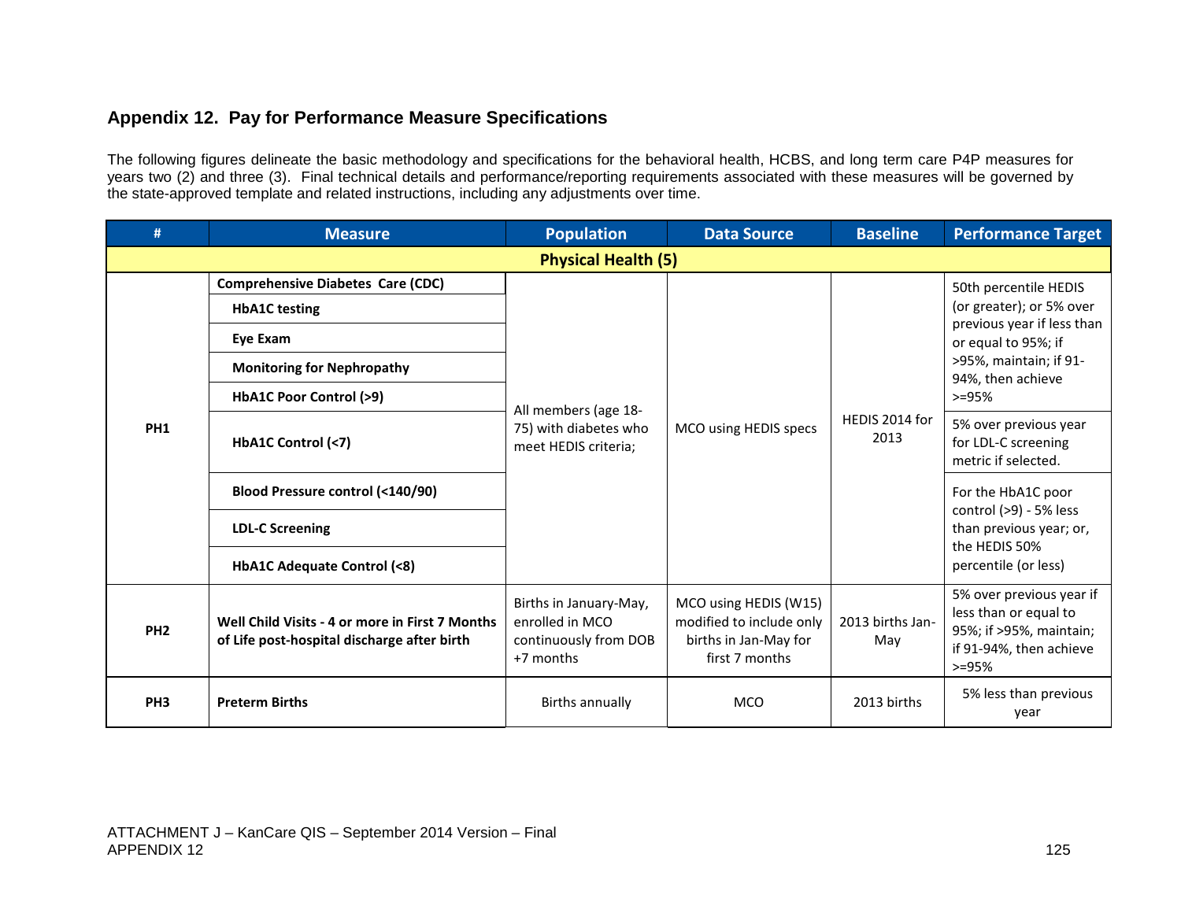## Appendix 12. Pay for Performance Measure Specifications

The following figures delineate the basic methodology and specifications for the behavioral health, HCBS, and long term care P4P measures for years two (2) and three (3). Final technical details and performance/reporting requirements associated with these measures will be governed by the state-approved template and related instructions, including any adjustments over time.

| # | Measure | Population | Data Source | Baseline | Performance Target |
|---|---|---|---|---|---|
| **Physical Health (5)** | | | | | |
| PH1 | **Comprehensive Diabetes Care (CDC)** | All members (age 18-75) with diabetes who meet HEDIS criteria; | MCO using HEDIS specs | HEDIS 2014 for 2013 | 50th percentile HEDIS (or greater); or 5% over previous year if less than or equal to 95%; if >95%, maintain; if 91-94%, then achieve >=95% |
| | **HbA1C testing** | | | | |
| | **Eye Exam** | | | | |
| | **Monitoring for Nephropathy** | | | | |
| | **HbA1C Poor Control (>9)** | | | | |
| | **HbA1C Control (<7)** | | | | 5% over previous year for LDL-C screening metric if selected. |
| | **Blood Pressure control (<140/90)** | | | | For the HbA1C poor control (>9) - 5% less than previous year; or, the HEDIS 50% percentile (or less) |
| | **LDL-C Screening** | | | | |
| | **HbA1C Adequate Control (<8)** | | | | |
| PH2 | **Well Child Visits - 4 or more in First 7 Months of Life post-hospital discharge after birth** | Births in January-May, enrolled in MCO continuously from DOB +7 months | MCO using HEDIS (W15) modified to include only births in Jan-May for first 7 months | 2013 births Jan-May | 5% over previous year if less than or equal to 95%; if >95%, maintain; if 91-94%, then achieve >=95% |
| PH3 | **Preterm Births** | Births annually | MCO | 2013 births | 5% less than previous year |

ATTACHMENT J – KanCare QIS – September 2014 Version – Final
APPENDIX 12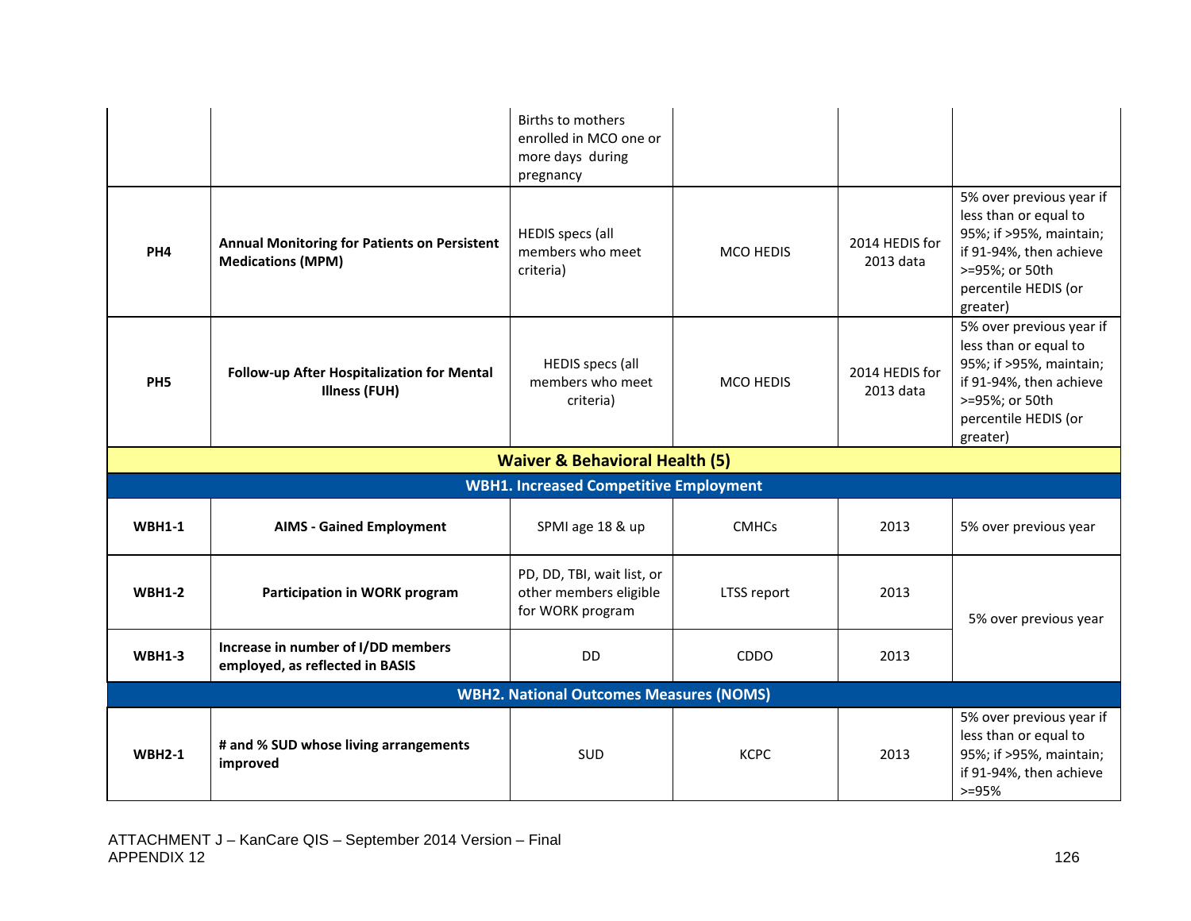| | | | | | |
|---|---|---|---|---|---|
| | | Births to mothers enrolled in MCO one or more days during pregnancy | | | |
| **PH4** | **Annual Monitoring for Patients on Persistent Medications (MPM)** | HEDIS specs (all members who meet criteria) | MCO HEDIS | 2014 HEDIS for 2013 data | 5% over previous year if less than or equal to 95%; if >95%, maintain; if 91-94%, then achieve >=95%; or 50th percentile HEDIS (or greater) |
| **PH5** | **Follow-up After Hospitalization for Mental Illness (FUH)** | HEDIS specs (all members who meet criteria) | MCO HEDIS | 2014 HEDIS for 2013 data | 5% over previous year if less than or equal to 95%; if >95%, maintain; if 91-94%, then achieve >=95%; or 50th percentile HEDIS (or greater) |
| **Waiver & Behavioral Health (5)** | | | | | |
| **WBH1. Increased Competitive Employment** | | | | | |
| **WBH1-1** | **AIMS - Gained Employment** | SPMI age 18 & up | CMHCs | 2013 | 5% over previous year |
| **WBH1-2** | **Participation in WORK program** | PD, DD, TBI, wait list, or other members eligible for WORK program | LTSS report | 2013 | 5% over previous year |
| **WBH1-3** | **Increase in number of I/DD members employed, as reflected in BASIS** | DD | CDDO | 2013 | |
| **WBH2. National Outcomes Measures (NOMS)** | | | | | |
| **WBH2-1** | **# and % SUD whose living arrangements improved** | SUD | KCPC | 2013 | 5% over previous year if less than or equal to 95%; if >95%, maintain; if 91-94%, then achieve >=95% |

ATTACHMENT J – KanCare QIS – September 2014 Version – Final
APPENDIX 12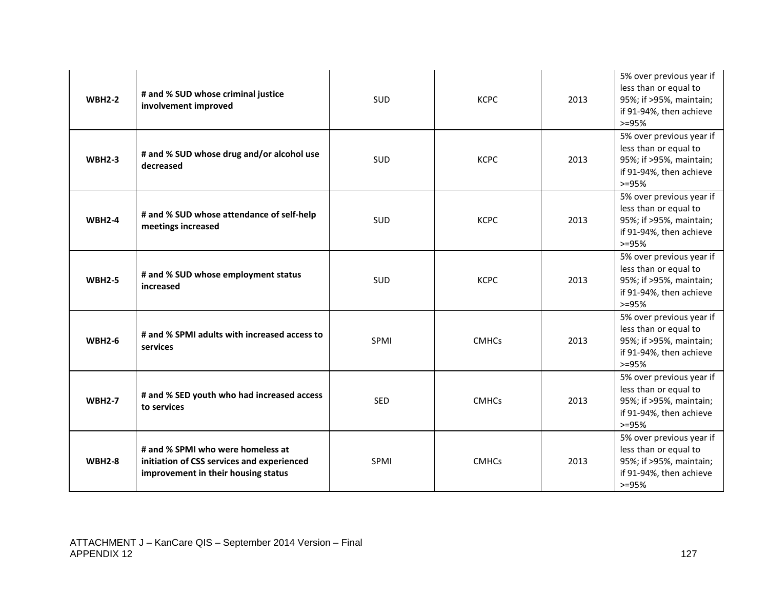| | | | | | |
|---|---|---|---|---|---|
| **WBH2-2** | **# and % SUD whose criminal justice involvement improved** | SUD | KCPC | 2013 | 5% over previous year if less than or equal to 95%; if >95%, maintain; if 91-94%, then achieve >=95% |
| **WBH2-3** | **# and % SUD whose drug and/or alcohol use decreased** | SUD | KCPC | 2013 | 5% over previous year if less than or equal to 95%; if >95%, maintain; if 91-94%, then achieve >=95% |
| **WBH2-4** | **# and % SUD whose attendance of self-help meetings increased** | SUD | KCPC | 2013 | 5% over previous year if less than or equal to 95%; if >95%, maintain; if 91-94%, then achieve >=95% |
| **WBH2-5** | **# and % SUD whose employment status increased** | SUD | KCPC | 2013 | 5% over previous year if less than or equal to 95%; if >95%, maintain; if 91-94%, then achieve >=95% |
| **WBH2-6** | **# and % SPMI adults with increased access to services** | SPMI | CMHCs | 2013 | 5% over previous year if less than or equal to 95%; if >95%, maintain; if 91-94%, then achieve >=95% |
| **WBH2-7** | **# and % SED youth who had increased access to services** | SED | CMHCs | 2013 | 5% over previous year if less than or equal to 95%; if >95%, maintain; if 91-94%, then achieve >=95% |
| **WBH2-8** | **# and % SPMI who were homeless at initiation of CSS services and experienced improvement in their housing status** | SPMI | CMHCs | 2013 | 5% over previous year if less than or equal to 95%; if >95%, maintain; if 91-94%, then achieve >=95% |

ATTACHMENT J – KanCare QIS – September 2014 Version – Final
APPENDIX 12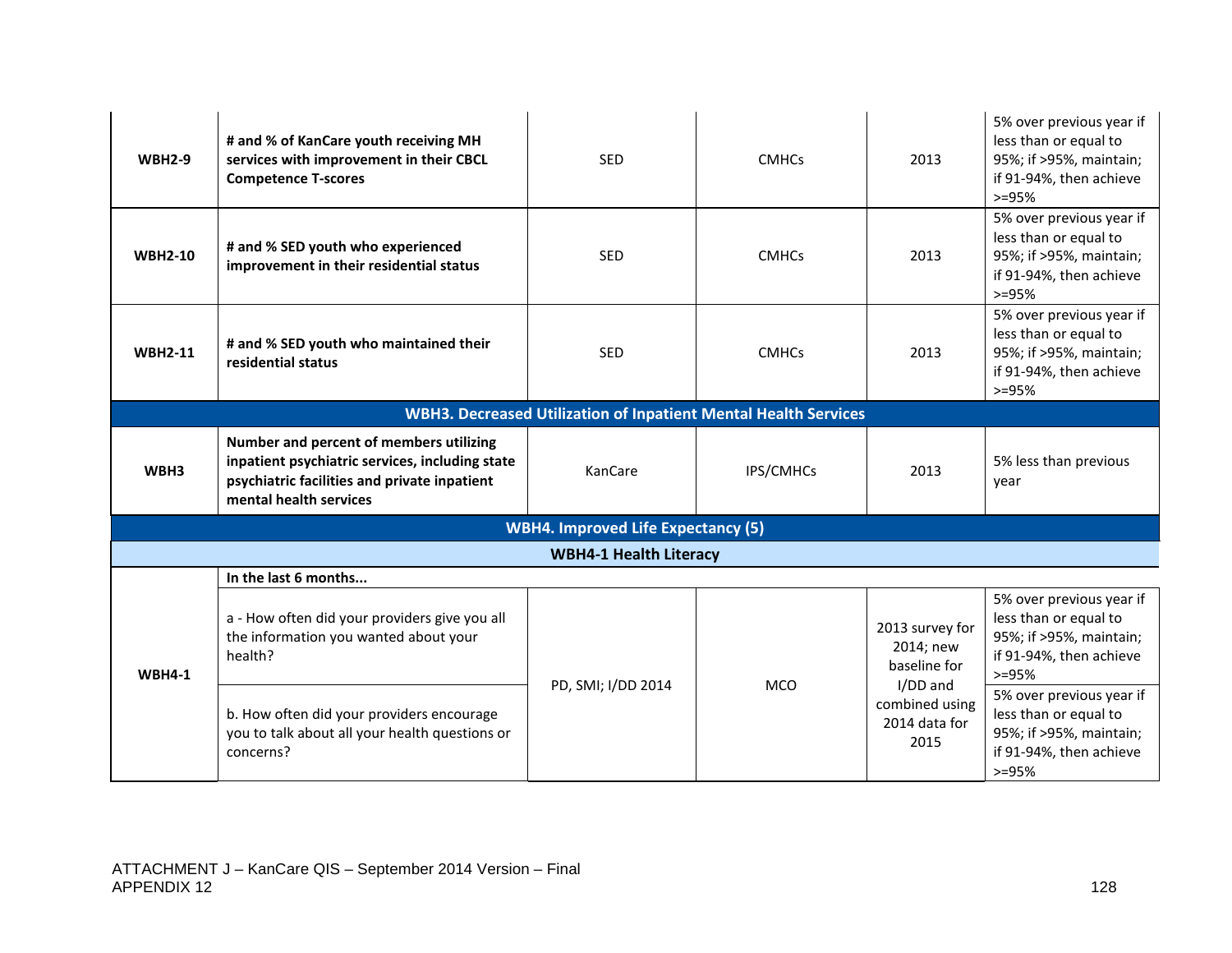| | | | | | |
|---|---|---|---|---|---|
| **WBH2-9** | **# and % of KanCare youth receiving MH services with improvement in their CBCL Competence T-scores** | SED | CMHCs | 2013 | 5% over previous year if less than or equal to 95%; if >95%, maintain; if 91-94%, then achieve >=95% |
| **WBH2-10** | **# and % SED youth who experienced improvement in their residential status** | SED | CMHCs | 2013 | 5% over previous year if less than or equal to 95%; if >95%, maintain; if 91-94%, then achieve >=95% |
| **WBH2-11** | **# and % SED youth who maintained their residential status** | SED | CMHCs | 2013 | 5% over previous year if less than or equal to 95%; if >95%, maintain; if 91-94%, then achieve >=95% |
| **WBH3. Decreased Utilization of Inpatient Mental Health Services** | | | | | |
| **WBH3** | **Number and percent of members utilizing inpatient psychiatric services, including state psychiatric facilities and private inpatient mental health services** | KanCare | IPS/CMHCs | 2013 | 5% less than previous year |
| **WBH4. Improved Life Expectancy (5)** | | | | | |
| **WBH4-1 Health Literacy** | | | | | |
| **WBH4-1** | **In the last 6 months...** | | | | |
| | a - How often did your providers give you all the information you wanted about your health? | PD, SMI; I/DD 2014 | MCO | 2013 survey for 2014; new baseline for I/DD and combined using 2014 data for 2015 | 5% over previous year if less than or equal to 95%; if >95%, maintain; if 91-94%, then achieve >=95% |
| | b. How often did your providers encourage you to talk about all your health questions or concerns? | | | | 5% over previous year if less than or equal to 95%; if >95%, maintain; if 91-94%, then achieve >=95% |

ATTACHMENT J – KanCare QIS – September 2014 Version – Final
APPENDIX 12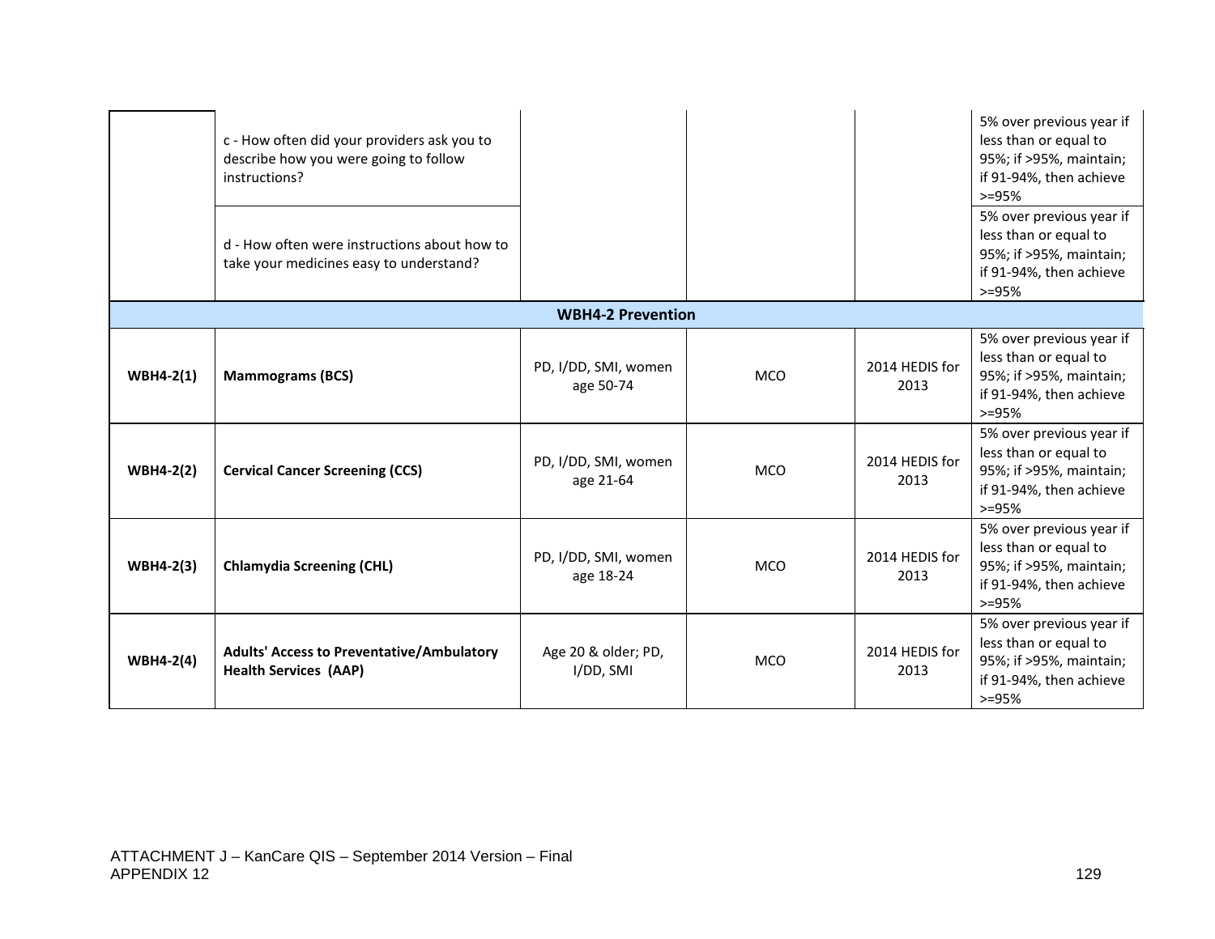| | | | | | |
|---|---|---|---|---|---|
| | c - How often did your providers ask you to describe how you were going to follow instructions? | | | | 5% over previous year if less than or equal to 95%; if >95%, maintain; if 91-94%, then achieve >=95% |
| | d - How often were instructions about how to take your medicines easy to understand? | | | | 5% over previous year if less than or equal to 95%; if >95%, maintain; if 91-94%, then achieve >=95% |
| **WBH4-2 Prevention** | | | | | |
| **WBH4-2(1)** | **Mammograms (BCS)** | PD, I/DD, SMI, women age 50-74 | MCO | 2014 HEDIS for 2013 | 5% over previous year if less than or equal to 95%; if >95%, maintain; if 91-94%, then achieve >=95% |
| **WBH4-2(2)** | **Cervical Cancer Screening (CCS)** | PD, I/DD, SMI, women age 21-64 | MCO | 2014 HEDIS for 2013 | 5% over previous year if less than or equal to 95%; if >95%, maintain; if 91-94%, then achieve >=95% |
| **WBH4-2(3)** | **Chlamydia Screening (CHL)** | PD, I/DD, SMI, women age 18-24 | MCO | 2014 HEDIS for 2013 | 5% over previous year if less than or equal to 95%; if >95%, maintain; if 91-94%, then achieve >=95% |
| **WBH4-2(4)** | **Adults' Access to Preventative/Ambulatory Health Services (AAP)** | Age 20 & older; PD, I/DD, SMI | MCO | 2014 HEDIS for 2013 | 5% over previous year if less than or equal to 95%; if >95%, maintain; if 91-94%, then achieve >=95% |

ATTACHMENT J – KanCare QIS – September 2014 Version – Final
APPENDIX 12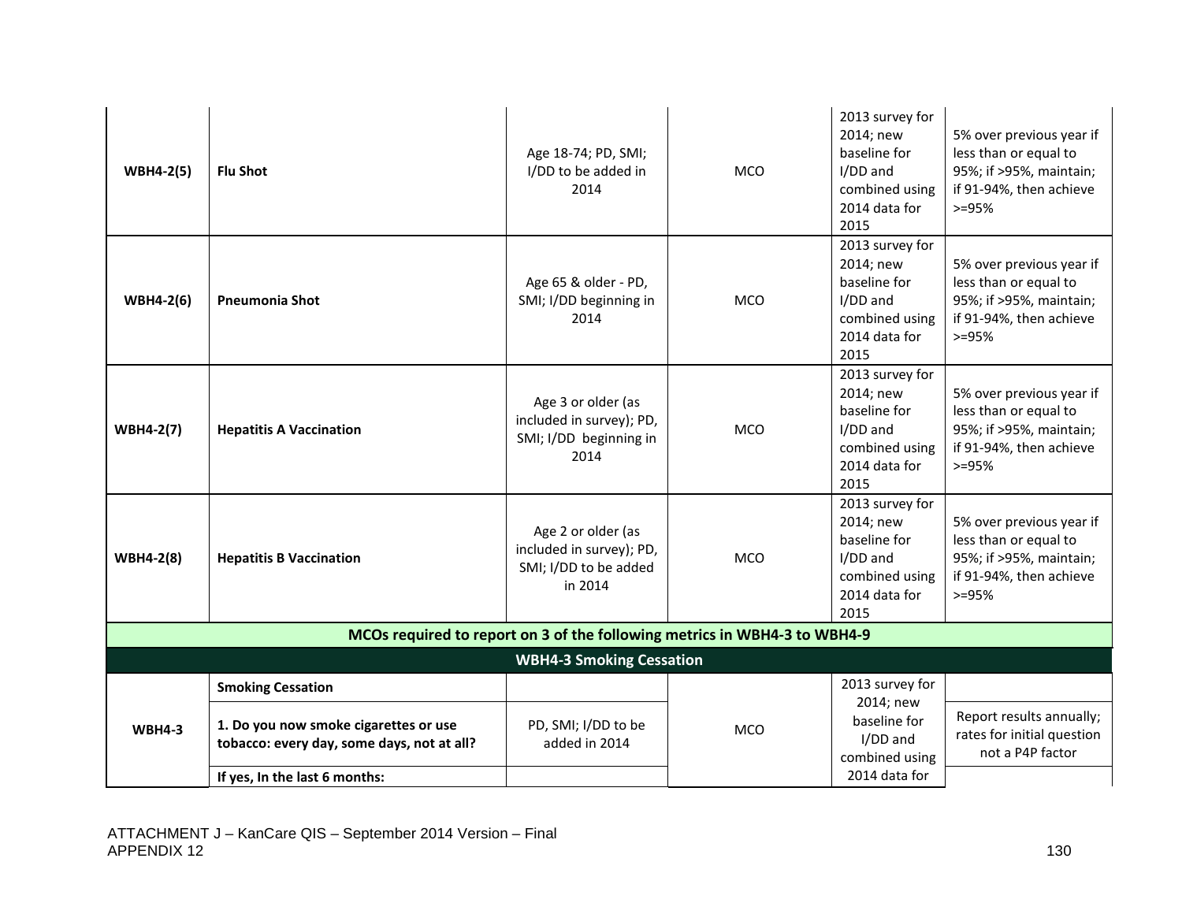| | | | | | |
|---|---|---|---|---|---|
| **WBH4-2(5)** | **Flu Shot** | Age 18-74; PD, SMI; I/DD to be added in 2014 | MCO | 2013 survey for 2014; new baseline for I/DD and combined using 2014 data for 2015 | 5% over previous year if less than or equal to 95%; if >95%, maintain; if 91-94%, then achieve >=95% |
| **WBH4-2(6)** | **Pneumonia Shot** | Age 65 & older - PD, SMI; I/DD beginning in 2014 | MCO | 2013 survey for 2014; new baseline for I/DD and combined using 2014 data for 2015 | 5% over previous year if less than or equal to 95%; if >95%, maintain; if 91-94%, then achieve >=95% |
| **WBH4-2(7)** | **Hepatitis A Vaccination** | Age 3 or older (as included in survey); PD, SMI; I/DD beginning in 2014 | MCO | 2013 survey for 2014; new baseline for I/DD and combined using 2014 data for 2015 | 5% over previous year if less than or equal to 95%; if >95%, maintain; if 91-94%, then achieve >=95% |
| **WBH4-2(8)** | **Hepatitis B Vaccination** | Age 2 or older (as included in survey); PD, SMI; I/DD to be added in 2014 | MCO | 2013 survey for 2014; new baseline for I/DD and combined using 2014 data for 2015 | 5% over previous year if less than or equal to 95%; if >95%, maintain; if 91-94%, then achieve >=95% |
| **MCOs required to report on 3 of the following metrics in WBH4-3 to WBH4-9** | | | | | |
| **WBH4-3 Smoking Cessation** | | | | | |
| **WBH4-3** | **Smoking Cessation** | | MCO | 2013 survey for 2014; new baseline for I/DD and combined using 2014 data for | Report results annually; rates for initial question not a P4P factor |
| | **1. Do you now smoke cigarettes or use tobacco: every day, some days, not at all?** | PD, SMI; I/DD to be added in 2014 | | | |
| | **If yes, In the last 6 months:** | | | | |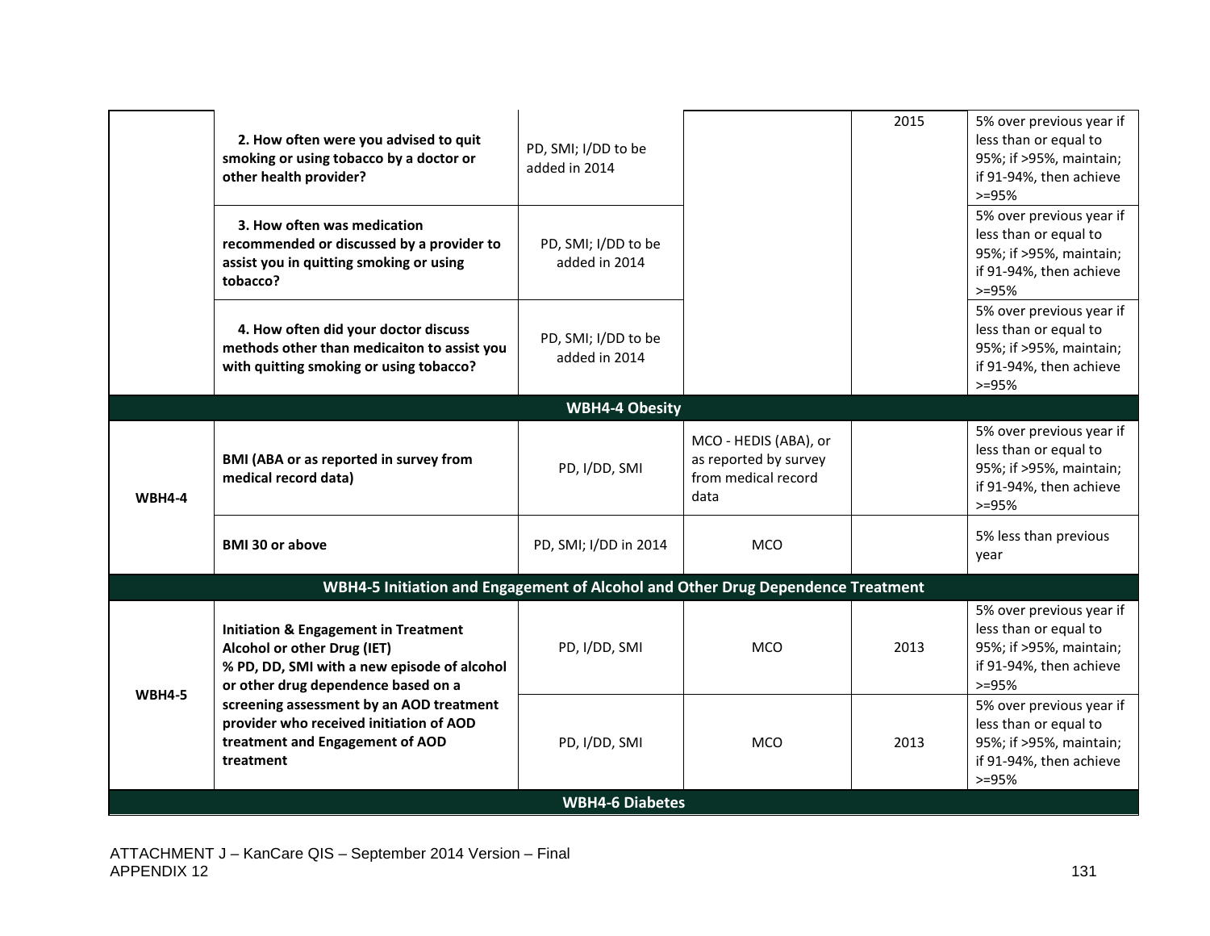| | | | | | |
|---|---|---|---|---|---|
| | **2. How often were you advised to quit smoking or using tobacco by a doctor or other health provider?** | PD, SMI; I/DD to be added in 2014 | | 2015 | 5% over previous year if less than or equal to 95%; if >95%, maintain; if 91-94%, then achieve >=95% |
| | **3. How often was medication recommended or discussed by a provider to assist you in quitting smoking or using tobacco?** | PD, SMI; I/DD to be added in 2014 | | | 5% over previous year if less than or equal to 95%; if >95%, maintain; if 91-94%, then achieve >=95% |
| | **4. How often did your doctor discuss methods other than medicaiton to assist you with quitting smoking or using tobacco?** | PD, SMI; I/DD to be added in 2014 | | | 5% over previous year if less than or equal to 95%; if >95%, maintain; if 91-94%, then achieve >=95% |
| **WBH4-4 Obesity** | | | | | |
| **WBH4-4** | **BMI (ABA or as reported in survey from medical record data)** | PD, I/DD, SMI | MCO - HEDIS (ABA), or as reported by survey from medical record data | | 5% over previous year if less than or equal to 95%; if >95%, maintain; if 91-94%, then achieve >=95% |
| | **BMI 30 or above** | PD, SMI; I/DD in 2014 | MCO | | 5% less than previous year |
| **WBH4-5 Initiation and Engagement of Alcohol and Other Drug Dependence Treatment** | | | | | |
| **WBH4-5** | **Initiation & Engagement in Treatment Alcohol or other Drug (IET)<br>% PD, DD, SMI with a new episode of alcohol or other drug dependence based on a screening assessment by an AOD treatment provider who received initiation of AOD treatment and Engagement of AOD treatment** | PD, I/DD, SMI | MCO | 2013 | 5% over previous year if less than or equal to 95%; if >95%, maintain; if 91-94%, then achieve >=95% |
| | | PD, I/DD, SMI | MCO | 2013 | 5% over previous year if less than or equal to 95%; if >95%, maintain; if 91-94%, then achieve >=95% |
| **WBH4-6 Diabetes** | | | | | |

ATTACHMENT J – KanCare QIS – September 2014 Version – Final
APPENDIX 12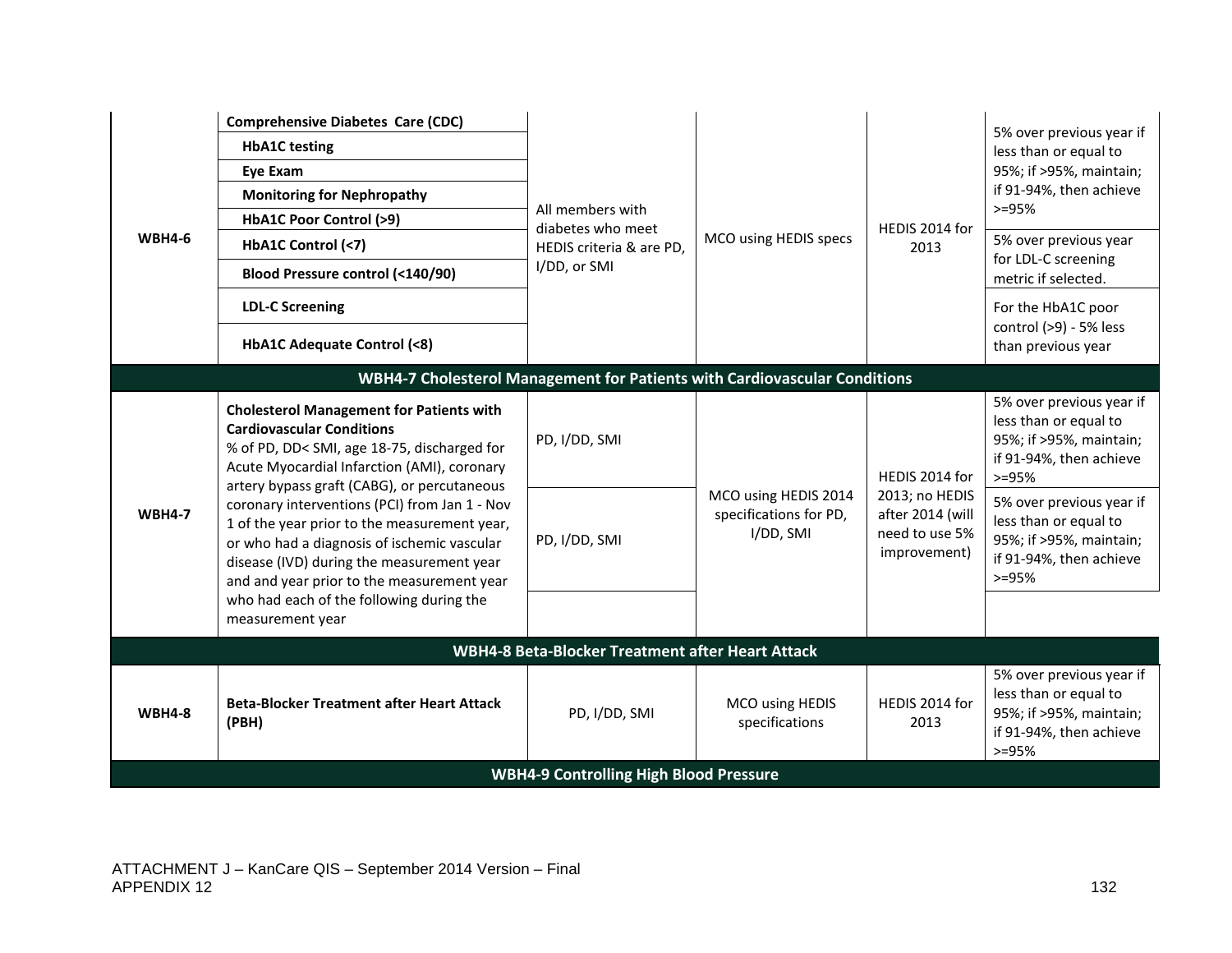| | | | | | |
|---|---|---|---|---|---|
| WBH4-6 | **Comprehensive Diabetes Care (CDC)**<br>**HbA1C testing**<br>**Eye Exam**<br>**Monitoring for Nephropathy**<br>**HbA1C Poor Control (>9)**<br>**HbA1C Control (<7)**<br>**Blood Pressure control (<140/90)** | All members with diabetes who meet HEDIS criteria & are PD, I/DD, or SMI | MCO using HEDIS specs | HEDIS 2014 for 2013 | 5% over previous year if less than or equal to 95%; if >95%, maintain; if 91-94%, then achieve >=95% |
| | **LDL-C Screening** | | | | 5% over previous year for LDL-C screening metric if selected. |
| | **HbA1C Adequate Control (<8)** | | | | For the HbA1C poor control (>9) - 5% less than previous year |
| **WBH4-7 Cholesterol Management for Patients with Cardiovascular Conditions** | | | | | |
| WBH4-7 | **Cholesterol Management for Patients with Cardiovascular Conditions**<br>% of PD, DD< SMI, age 18-75, discharged for Acute Myocardial Infarction (AMI), coronary artery bypass graft (CABG), or percutaneous coronary interventions (PCI) from Jan 1 - Nov 1 of the year prior to the measurement year, or who had a diagnosis of ischemic vascular disease (IVD) during the measurement year and and year prior to the measurement year who had each of the following during the measurement year | PD, I/DD, SMI | MCO using HEDIS 2014 specifications for PD, I/DD, SMI | HEDIS 2014 for 2013; no HEDIS after 2014 (will need to use 5% improvement) | 5% over previous year if less than or equal to 95%; if >95%, maintain; if 91-94%, then achieve >=95% |
| | | PD, I/DD, SMI | | | 5% over previous year if less than or equal to 95%; if >95%, maintain; if 91-94%, then achieve >=95% |
| | | | | | |
| **WBH4-8 Beta-Blocker Treatment after Heart Attack** | | | | | |
| WBH4-8 | **Beta-Blocker Treatment after Heart Attack (PBH)** | PD, I/DD, SMI | MCO using HEDIS specifications | HEDIS 2014 for 2013 | 5% over previous year if less than or equal to 95%; if >95%, maintain; if 91-94%, then achieve >=95% |
| **WBH4-9 Controlling High Blood Pressure** | | | | | |

ATTACHMENT J – KanCare QIS – September 2014 Version – Final
APPENDIX 12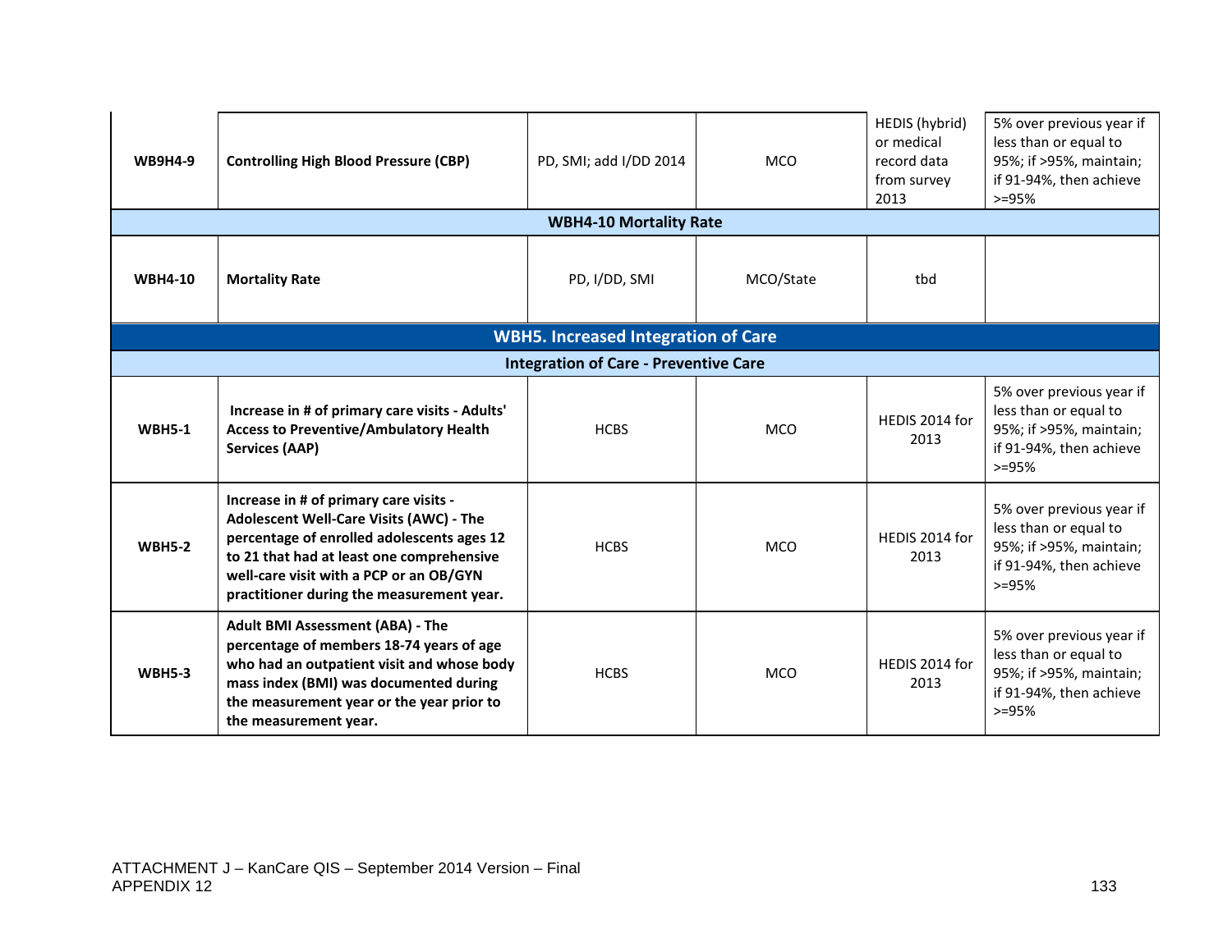| | | | | | |
|---|---|---|---|---|---|
| **WB9H4-9** | **Controlling High Blood Pressure (CBP)** | PD, SMI; add I/DD 2014 | MCO | HEDIS (hybrid) or medical record data from survey 2013 | 5% over previous year if less than or equal to 95%; if >95%, maintain; if 91-94%, then achieve >=95% |
| **WBH4-10 Mortality Rate** | | | | | |
| **WBH4-10** | **Mortality Rate** | PD, I/DD, SMI | MCO/State | tbd | |
| **WBH5. Increased Integration of Care** | | | | | |
| **Integration of Care - Preventive Care** | | | | | |
| **WBH5-1** | **Increase in # of primary care visits - Adults' Access to Preventive/Ambulatory Health Services (AAP)** | HCBS | MCO | HEDIS 2014 for 2013 | 5% over previous year if less than or equal to 95%; if >95%, maintain; if 91-94%, then achieve >=95% |
| **WBH5-2** | **Increase in # of primary care visits - Adolescent Well-Care Visits (AWC) - The percentage of enrolled adolescents ages 12 to 21 that had at least one comprehensive well-care visit with a PCP or an OB/GYN practitioner during the measurement year.** | HCBS | MCO | HEDIS 2014 for 2013 | 5% over previous year if less than or equal to 95%; if >95%, maintain; if 91-94%, then achieve >=95% |
| **WBH5-3** | **Adult BMI Assessment (ABA) - The percentage of members 18-74 years of age who had an outpatient visit and whose body mass index (BMI) was documented during the measurement year or the year prior to the measurement year.** | HCBS | MCO | HEDIS 2014 for 2013 | 5% over previous year if less than or equal to 95%; if >95%, maintain; if 91-94%, then achieve >=95% |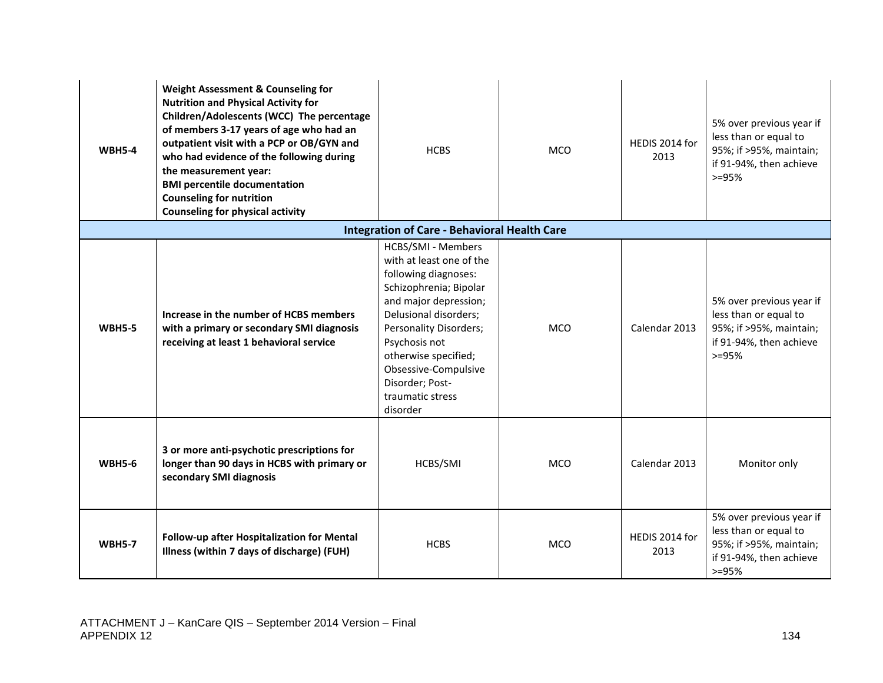| | | | | | |
|---|---|---|---|---|---|
| **WBH5-4** | **Weight Assessment & Counseling for Nutrition and Physical Activity for Children/Adolescents (WCC) The percentage of members 3-17 years of age who had an outpatient visit with a PCP or OB/GYN and who had evidence of the following during the measurement year:** **BMI percentile documentation** **Counseling for nutrition** **Counseling for physical activity** | HCBS | MCO | HEDIS 2014 for 2013 | 5% over previous year if less than or equal to 95%; if >95%, maintain; if 91-94%, then achieve >=95% |
| **Integration of Care - Behavioral Health Care** | | | | | |
| **WBH5-5** | **Increase in the number of HCBS members with a primary or secondary SMI diagnosis receiving at least 1 behavioral service** | HCBS/SMI - Members with at least one of the following diagnoses: Schizophrenia; Bipolar and major depression; Delusional disorders; Personality Disorders; Psychosis not otherwise specified; Obsessive-Compulsive Disorder; Post-traumatic stress disorder | MCO | Calendar 2013 | 5% over previous year if less than or equal to 95%; if >95%, maintain; if 91-94%, then achieve >=95% |
| **WBH5-6** | **3 or more anti-psychotic prescriptions for longer than 90 days in HCBS with primary or secondary SMI diagnosis** | HCBS/SMI | MCO | Calendar 2013 | Monitor only |
| **WBH5-7** | **Follow-up after Hospitalization for Mental Illness (within 7 days of discharge) (FUH)** | HCBS | MCO | HEDIS 2014 for 2013 | 5% over previous year if less than or equal to 95%; if >95%, maintain; if 91-94%, then achieve >=95% |

ATTACHMENT J – KanCare QIS – September 2014 Version – Final
APPENDIX 12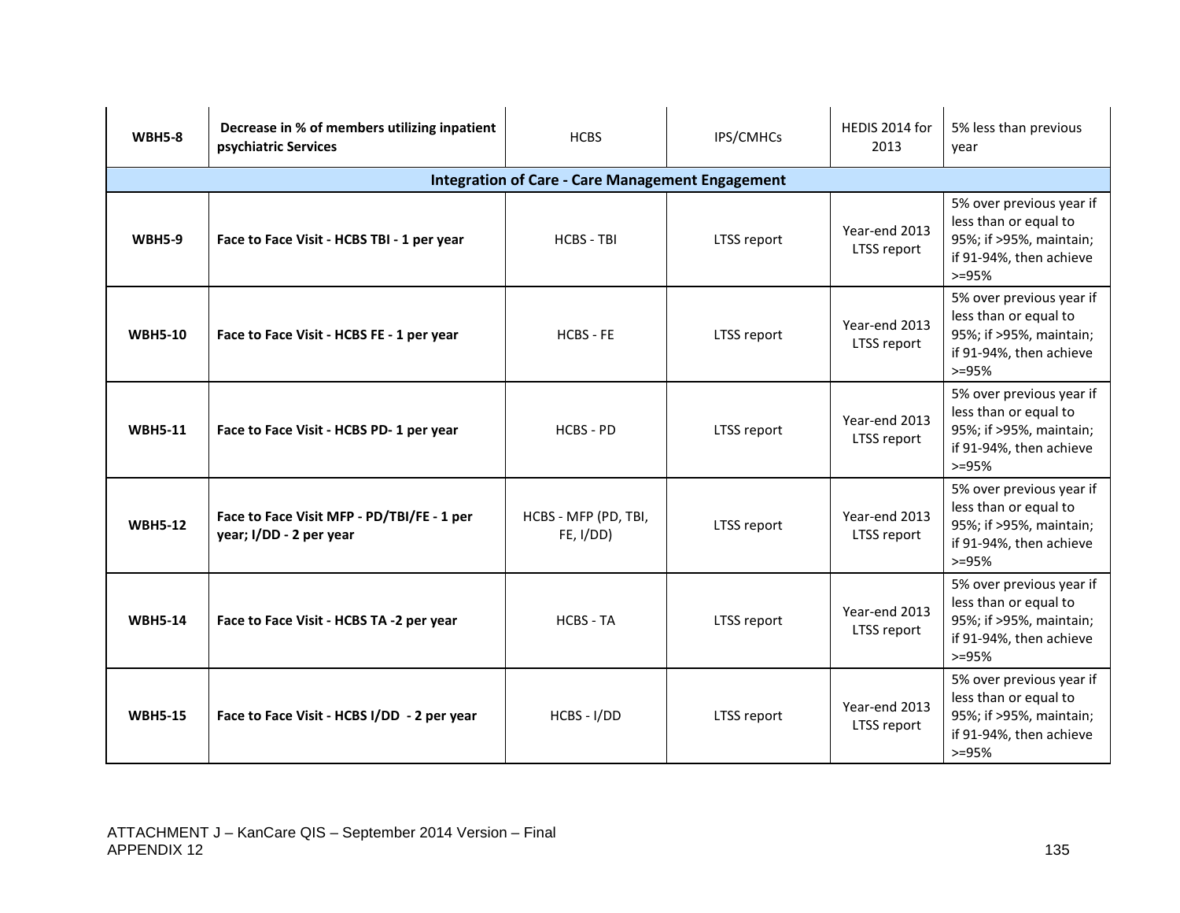| WBH5-8 | **Decrease in % of members utilizing inpatient psychiatric Services** | HCBS | IPS/CMHCs | HEDIS 2014 for 2013 | 5% less than previous year |
|---|---|---|---|---|---|
| **Integration of Care - Care Management Engagement** | | | | | |
| **WBH5-9** | **Face to Face Visit - HCBS TBI - 1 per year** | HCBS - TBI | LTSS report | Year-end 2013 LTSS report | 5% over previous year if less than or equal to 95%; if >95%, maintain; if 91-94%, then achieve >=95% |
| **WBH5-10** | **Face to Face Visit - HCBS FE - 1 per year** | HCBS - FE | LTSS report | Year-end 2013 LTSS report | 5% over previous year if less than or equal to 95%; if >95%, maintain; if 91-94%, then achieve >=95% |
| **WBH5-11** | **Face to Face Visit - HCBS PD- 1 per year** | HCBS - PD | LTSS report | Year-end 2013 LTSS report | 5% over previous year if less than or equal to 95%; if >95%, maintain; if 91-94%, then achieve >=95% |
| **WBH5-12** | **Face to Face Visit MFP - PD/TBI/FE - 1 per year; I/DD - 2 per year** | HCBS - MFP (PD, TBI, FE, I/DD) | LTSS report | Year-end 2013 LTSS report | 5% over previous year if less than or equal to 95%; if >95%, maintain; if 91-94%, then achieve >=95% |
| **WBH5-14** | **Face to Face Visit - HCBS TA -2 per year** | HCBS - TA | LTSS report | Year-end 2013 LTSS report | 5% over previous year if less than or equal to 95%; if >95%, maintain; if 91-94%, then achieve >=95% |
| **WBH5-15** | **Face to Face Visit - HCBS I/DD - 2 per year** | HCBS - I/DD | LTSS report | Year-end 2013 LTSS report | 5% over previous year if less than or equal to 95%; if >95%, maintain; if 91-94%, then achieve >=95% |

ATTACHMENT J – KanCare QIS – September 2014 Version – Final
APPENDIX 12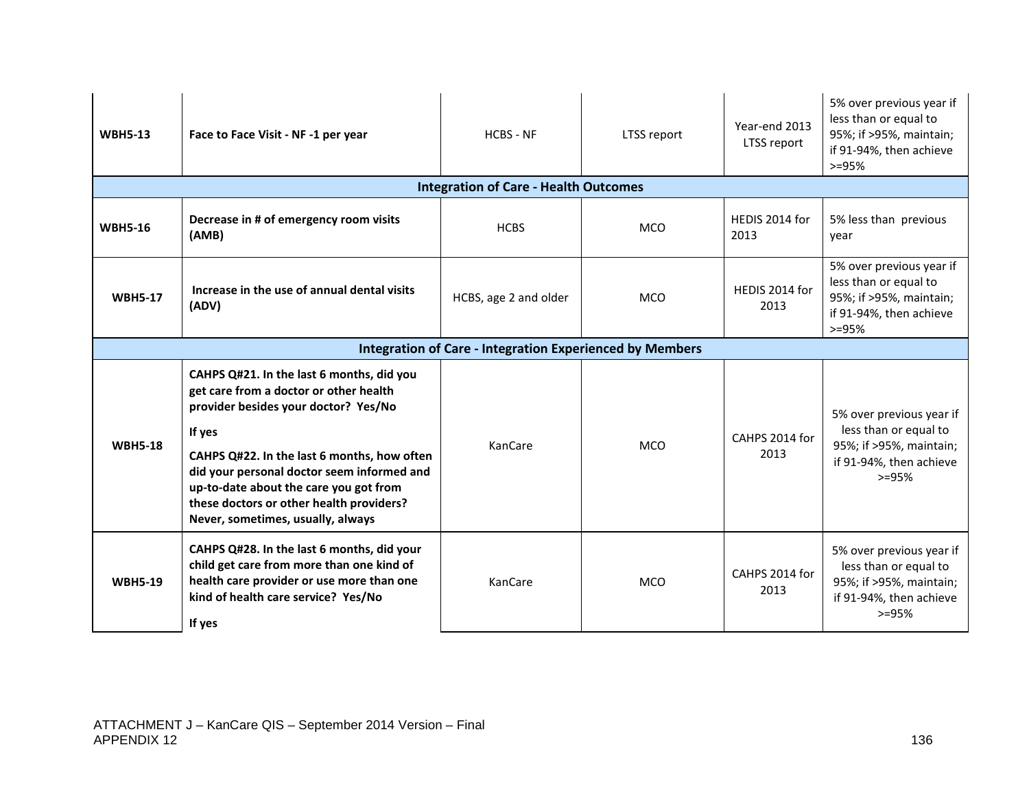| | | | | | |
|---|---|---|---|---|---|
| **WBH5-13** | **Face to Face Visit - NF -1 per year** | HCBS - NF | LTSS report | Year-end 2013 LTSS report | 5% over previous year if less than or equal to 95%; if >95%, maintain; if 91-94%, then achieve >=95% |
| **Integration of Care - Health Outcomes** | | | | | |
| **WBH5-16** | **Decrease in # of emergency room visits (AMB)** | HCBS | MCO | HEDIS 2014 for 2013 | 5% less than previous year |
| **WBH5-17** | **Increase in the use of annual dental visits (ADV)** | HCBS, age 2 and older | MCO | HEDIS 2014 for 2013 | 5% over previous year if less than or equal to 95%; if >95%, maintain; if 91-94%, then achieve >=95% |
| **Integration of Care - Integration Experienced by Members** | | | | | |
| **WBH5-18** | **CAHPS Q#21. In the last 6 months, did you get care from a doctor or other health provider besides your doctor? Yes/No**<br><br>**If yes**<br><br>**CAHPS Q#22. In the last 6 months, how often did your personal doctor seem informed and up-to-date about the care you got from these doctors or other health providers? Never, sometimes, usually, always** | KanCare | MCO | CAHPS 2014 for 2013 | 5% over previous year if less than or equal to 95%; if >95%, maintain; if 91-94%, then achieve >=95% |
| **WBH5-19** | **CAHPS Q#28. In the last 6 months, did your child get care from more than one kind of health care provider or use more than one kind of health care service? Yes/No**<br><br>**If yes** | KanCare | MCO | CAHPS 2014 for 2013 | 5% over previous year if less than or equal to 95%; if >95%, maintain; if 91-94%, then achieve >=95% |

ATTACHMENT J – KanCare QIS – September 2014 Version – Final
APPENDIX 12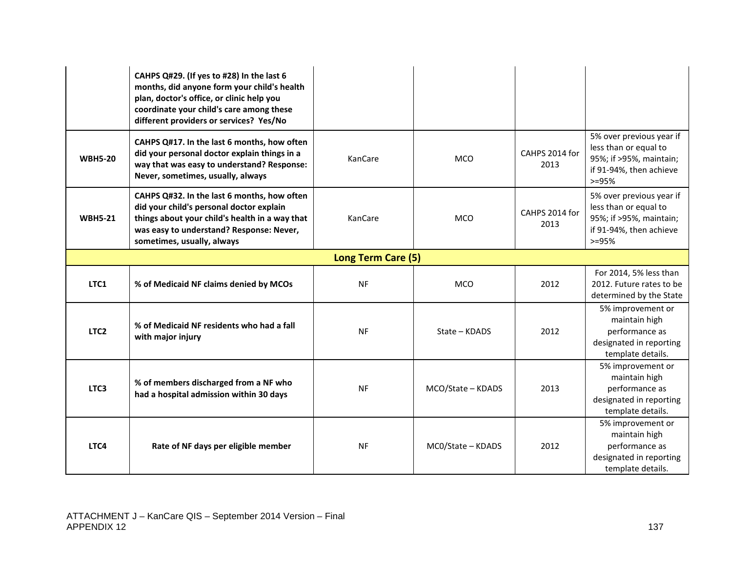| | | | | | |
|---|---|---|---|---|---|
| | **CAHPS Q#29. (If yes to #28) In the last 6 months, did anyone form your child's health plan, doctor's office, or clinic help you coordinate your child's care among these different providers or services? Yes/No** | | | | |
| **WBH5-20** | **CAHPS Q#17. In the last 6 months, how often did your personal doctor explain things in a way that was easy to understand? Response: Never, sometimes, usually, always** | KanCare | MCO | CAHPS 2014 for 2013 | 5% over previous year if less than or equal to 95%; if >95%, maintain; if 91-94%, then achieve >=95% |
| **WBH5-21** | **CAHPS Q#32. In the last 6 months, how often did your child's personal doctor explain things about your child's health in a way that was easy to understand? Response: Never, sometimes, usually, always** | KanCare | MCO | CAHPS 2014 for 2013 | 5% over previous year if less than or equal to 95%; if >95%, maintain; if 91-94%, then achieve >=95% |
| **Long Term Care (5)** | | | | | |
| **LTC1** | **% of Medicaid NF claims denied by MCOs** | NF | MCO | 2012 | For 2014, 5% less than 2012. Future rates to be determined by the State |
| **LTC2** | **% of Medicaid NF residents who had a fall with major injury** | NF | State – KDADS | 2012 | 5% improvement or maintain high performance as designated in reporting template details. |
| **LTC3** | **% of members discharged from a NF who had a hospital admission within 30 days** | NF | MCO/State – KDADS | 2013 | 5% improvement or maintain high performance as designated in reporting template details. |
| **LTC4** | **Rate of NF days per eligible member** | NF | MC0/State – KDADS | 2012 | 5% improvement or maintain high performance as designated in reporting template details. |

ATTACHMENT J – KanCare QIS – September 2014 Version – Final
APPENDIX 12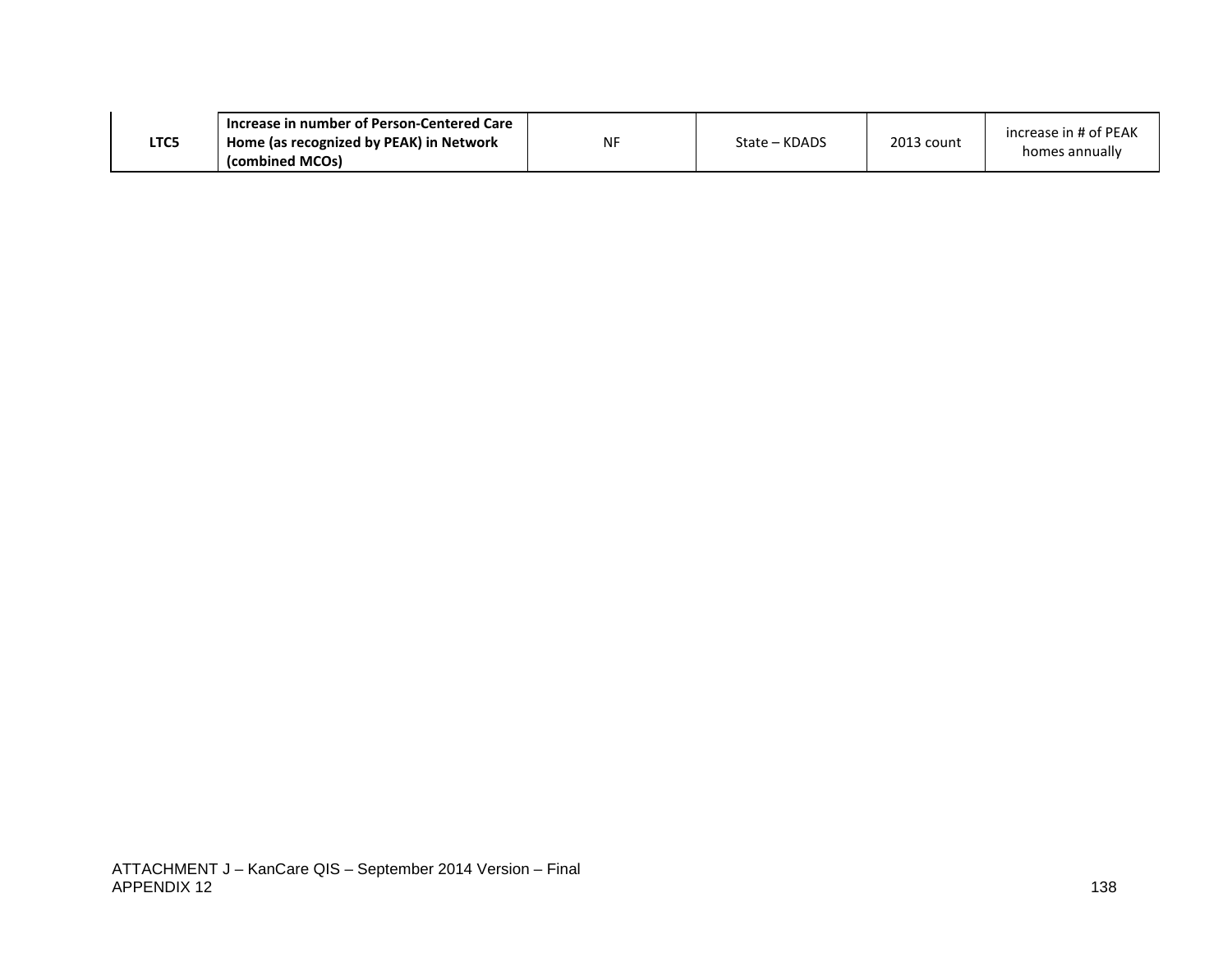| | | | | | |
|---|---|---|---|---|---|
| **LTC5** | **Increase in number of Person-Centered Care Home (as recognized by PEAK) in Network (combined MCOs)** | NF | State – KDADS | 2013 count | increase in # of PEAK homes annually |